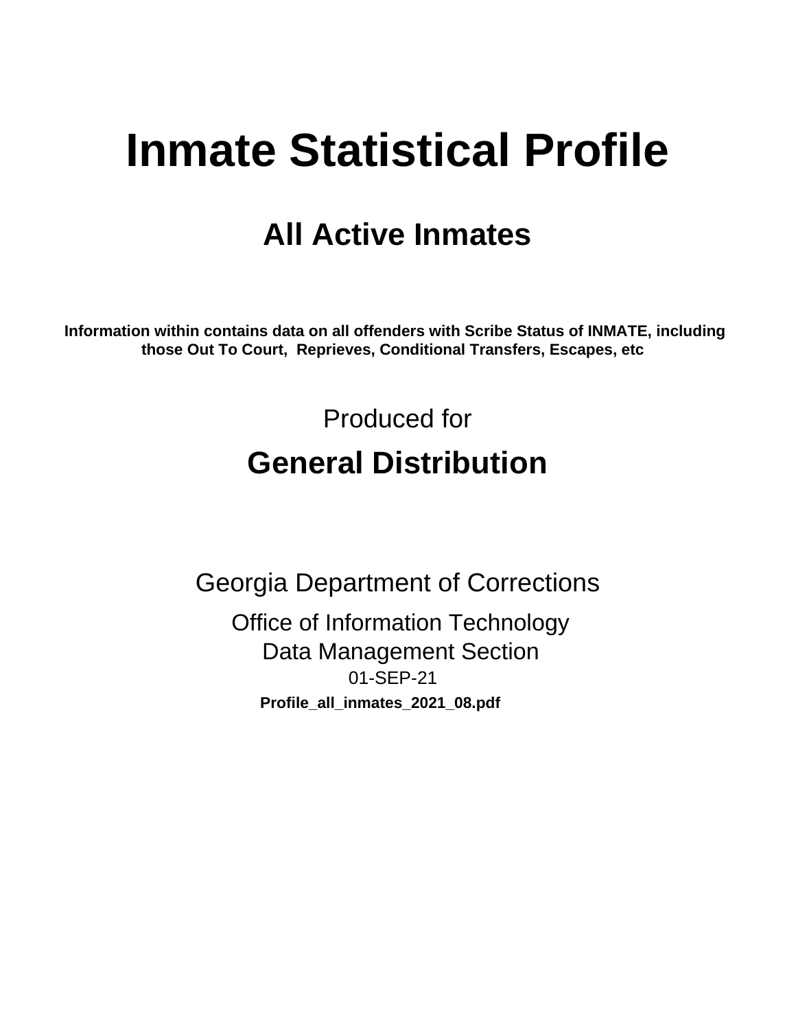# Inmate Statistical Profile

## All Active Inmates

**Information within contains data on all offenders with Scribe Status of INMATE, including those Out To Court, Reprieves, Conditional Transfers, Escapes, etc**

Produced for

## General Distribution

Georgia Department of Corrections

Office of Information Technology

Data Management Section

01-SEP-21

**Profile_all_inmates_2021_08.pdf**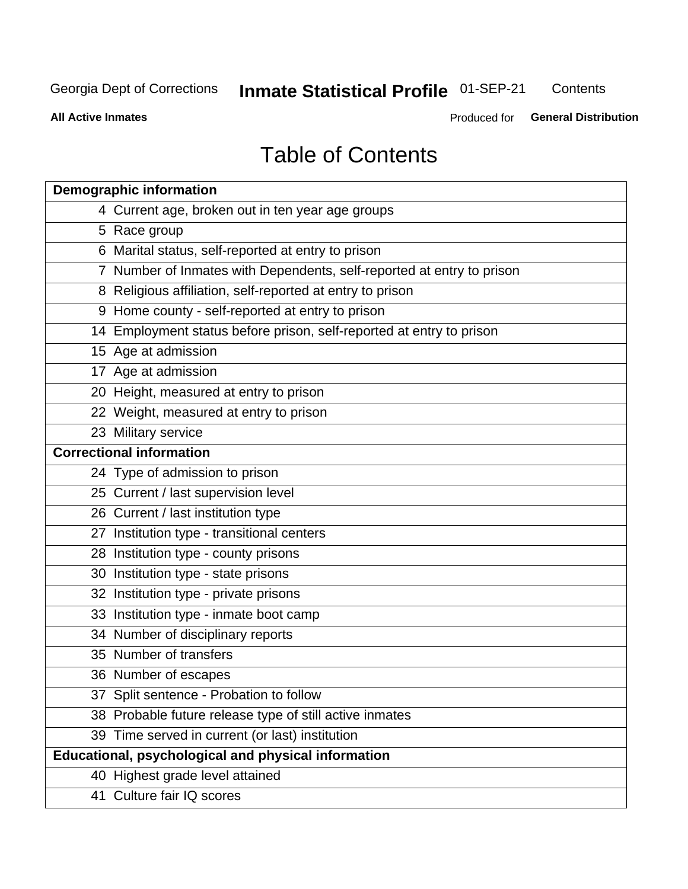# Table of Contents

| Demographic information | |
|---|---|
| 4 | Current age, broken out in ten year age groups |
| 5 | Race group |
| 6 | Marital status, self-reported at entry to prison |
| 7 | Number of Inmates with Dependents, self-reported at entry to prison |
| 8 | Religious affiliation, self-reported at entry to prison |
| 9 | Home county - self-reported at entry to prison |
| 14 | Employment status before prison, self-reported at entry to prison |
| 15 | Age at admission |
| 17 | Age at admission |
| 20 | Height, measured at entry to prison |
| 22 | Weight, measured at entry to prison |
| 23 | Military service |
| **Correctional information** | |
| 24 | Type of admission to prison |
| 25 | Current / last supervision level |
| 26 | Current / last institution type |
| 27 | Institution type - transitional centers |
| 28 | Institution type - county prisons |
| 30 | Institution type - state prisons |
| 32 | Institution type - private prisons |
| 33 | Institution type - inmate boot camp |
| 34 | Number of disciplinary reports |
| 35 | Number of transfers |
| 36 | Number of escapes |
| 37 | Split sentence - Probation to follow |
| 38 | Probable future release type of still active inmates |
| 39 | Time served in current (or last) institution |
| **Educational, psychological and physical information** | |
| 40 | Highest grade level attained |
| 41 | Culture fair IQ scores |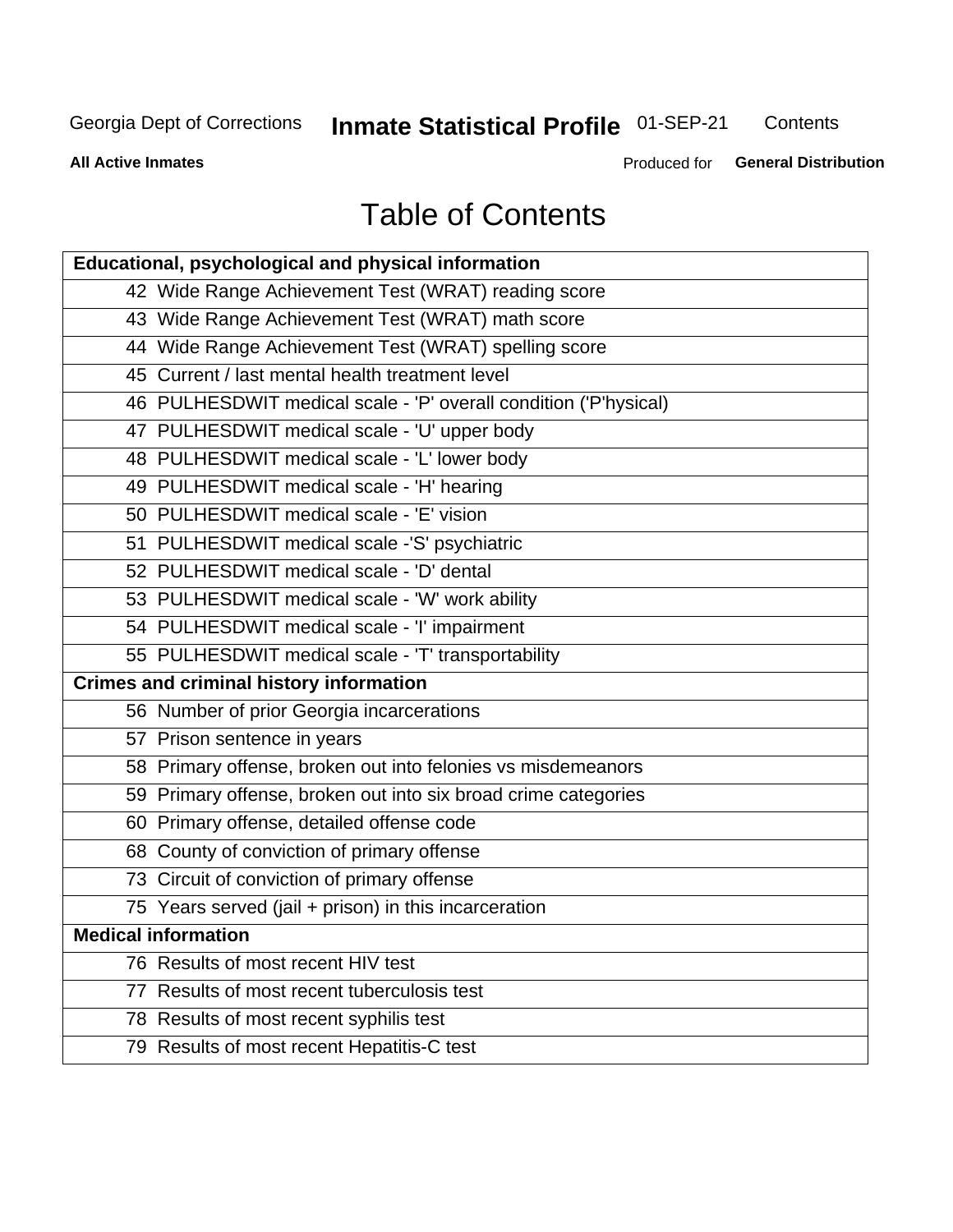# Table of Contents

| Educational, psychological and physical information | |
|---|---|
| 42 | Wide Range Achievement Test (WRAT) reading score |
| 43 | Wide Range Achievement Test (WRAT) math score |
| 44 | Wide Range Achievement Test (WRAT) spelling score |
| 45 | Current / last mental health treatment level |
| 46 | PULHESDWIT medical scale - 'P' overall condition ('P'hysical) |
| 47 | PULHESDWIT medical scale - 'U' upper body |
| 48 | PULHESDWIT medical scale - 'L' lower body |
| 49 | PULHESDWIT medical scale - 'H' hearing |
| 50 | PULHESDWIT medical scale - 'E' vision |
| 51 | PULHESDWIT medical scale -'S' psychiatric |
| 52 | PULHESDWIT medical scale - 'D' dental |
| 53 | PULHESDWIT medical scale - 'W' work ability |
| 54 | PULHESDWIT medical scale - 'I' impairment |
| 55 | PULHESDWIT medical scale - 'T' transportability |
| **Crimes and criminal history information** | |
| 56 | Number of prior Georgia incarcerations |
| 57 | Prison sentence in years |
| 58 | Primary offense, broken out into felonies vs misdemeanors |
| 59 | Primary offense, broken out into six broad crime categories |
| 60 | Primary offense, detailed offense code |
| 68 | County of conviction of primary offense |
| 73 | Circuit of conviction of primary offense |
| 75 | Years served (jail + prison) in this incarceration |
| **Medical information** | |
| 76 | Results of most recent HIV test |
| 77 | Results of most recent tuberculosis test |
| 78 | Results of most recent syphilis test |
| 79 | Results of most recent Hepatitis-C test |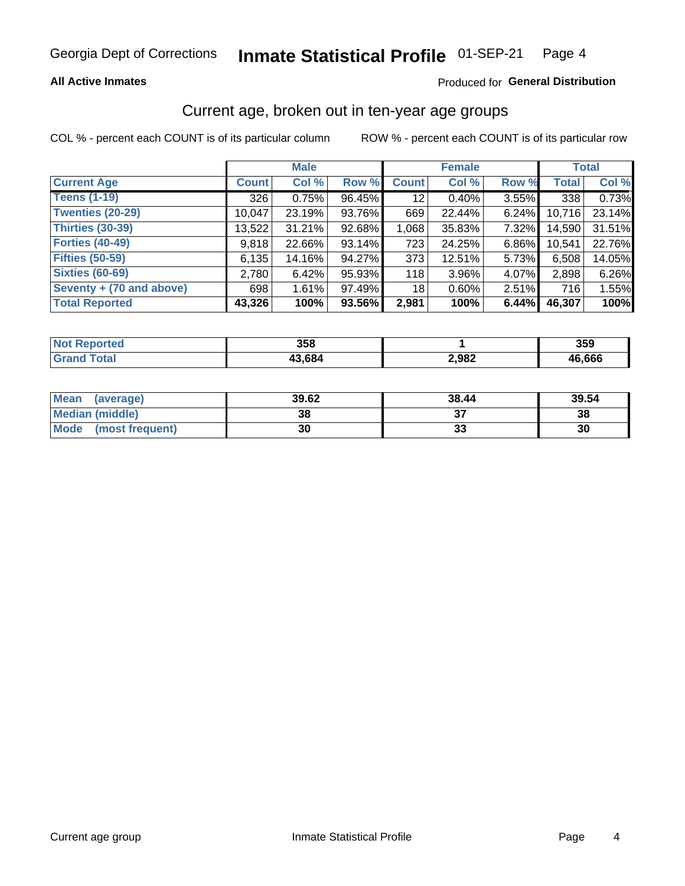Georgia Dept of Corrections **Inmate Statistical Profile** 01-SEP-21

**All Active Inmates**

Produced for **General Distribution**

## Current age, broken out in ten-year age groups

COL % - percent each COUNT is of its particular column

ROW % - percent each COUNT is of its particular row

| | Male | | | Female | | | Total | |
|---|---|---|---|---|---|---|---|---|
| **Current Age** | **Count** | **Col %** | **Row %** | **Count** | **Col %** | **Row %** | **Total** | **Col %** |
| **Teens (1-19)** | 326 | 0.75% | 96.45% | 12 | 0.40% | 3.55% | 338 | 0.73% |
| **Twenties (20-29)** | 10,047 | 23.19% | 93.76% | 669 | 22.44% | 6.24% | 10,716 | 23.14% |
| **Thirties (30-39)** | 13,522 | 31.21% | 92.68% | 1,068 | 35.83% | 7.32% | 14,590 | 31.51% |
| **Forties (40-49)** | 9,818 | 22.66% | 93.14% | 723 | 24.25% | 6.86% | 10,541 | 22.76% |
| **Fifties (50-59)** | 6,135 | 14.16% | 94.27% | 373 | 12.51% | 5.73% | 6,508 | 14.05% |
| **Sixties (60-69)** | 2,780 | 6.42% | 95.93% | 118 | 3.96% | 4.07% | 2,898 | 6.26% |
| **Seventy + (70 and above)** | 698 | 1.61% | 97.49% | 18 | 0.60% | 2.51% | 716 | 1.55% |
| **Total Reported** | **43,326** | **100%** | **93.56%** | **2,981** | **100%** | **6.44%** | **46,307** | **100%** |

| | Male | Female | Total |
|---|---|---|---|
| **Not Reported** | **358** | **1** | **359** |
| **Grand Total** | **43,684** | **2,982** | **46,666** |

| | Male | Female | Total |
|---|---|---|---|
| **Mean (average)** | **39.62** | **38.44** | **39.54** |
| **Median (middle)** | **38** | **37** | **38** |
| **Mode (most frequent)** | **30** | **33** | **30** |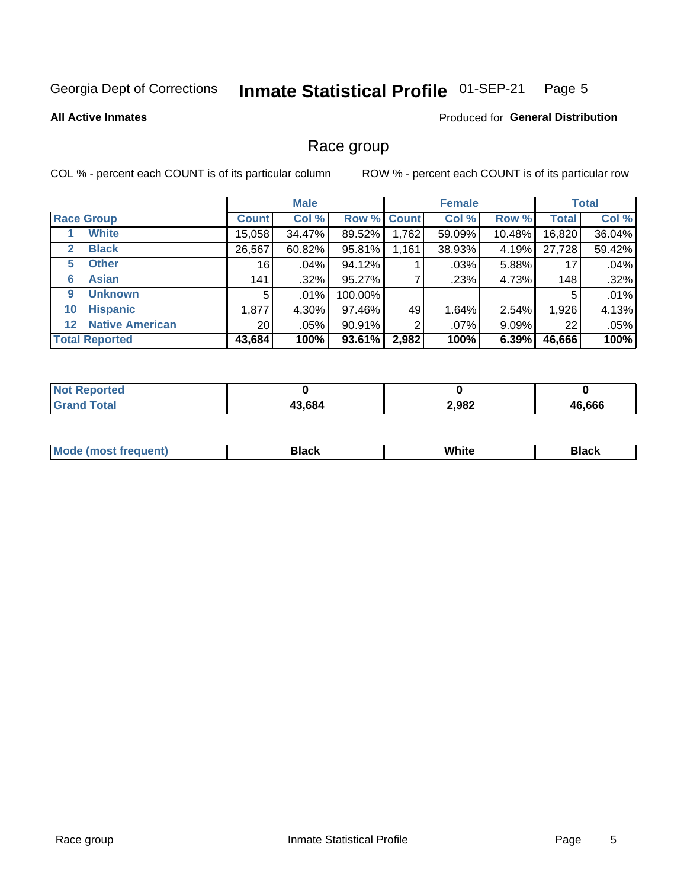# Georgia Dept of Corrections — Inmate Statistical Profile 01-SEP-21

**All Active Inmates** — Produced for **General Distribution**

## Race group

COL % - percent each COUNT is of its particular column    ROW % - percent each COUNT is of its particular row

| | Male | | | Female | | | Total | |
|---|---|---|---|---|---|---|---|---|
| **Race Group** | **Count** | **Col %** | **Row %** | **Count** | **Col %** | **Row %** | **Total** | **Col %** |
| 1 White | 15,058 | 34.47% | 89.52% | 1,762 | 59.09% | 10.48% | 16,820 | 36.04% |
| 2 Black | 26,567 | 60.82% | 95.81% | 1,161 | 38.93% | 4.19% | 27,728 | 59.42% |
| 5 Other | 16 | .04% | 94.12% | 1 | .03% | 5.88% | 17 | .04% |
| 6 Asian | 141 | .32% | 95.27% | 7 | .23% | 4.73% | 148 | .32% |
| 9 Unknown | 5 | .01% | 100.00% | | | | 5 | .01% |
| 10 Hispanic | 1,877 | 4.30% | 97.46% | 49 | 1.64% | 2.54% | 1,926 | 4.13% |
| 12 Native American | 20 | .05% | 90.91% | 2 | .07% | 9.09% | 22 | .05% |
| **Total Reported** | **43,684** | **100%** | **93.61%** | **2,982** | **100%** | **6.39%** | **46,666** | **100%** |

| | Male | Female | Total |
|---|---|---|---|
| Not Reported | 0 | 0 | 0 |
| Grand Total | 43,684 | 2,982 | 46,666 |

| | Male | Female | Total |
|---|---|---|---|
| Mode (most frequent) | Black | White | Black |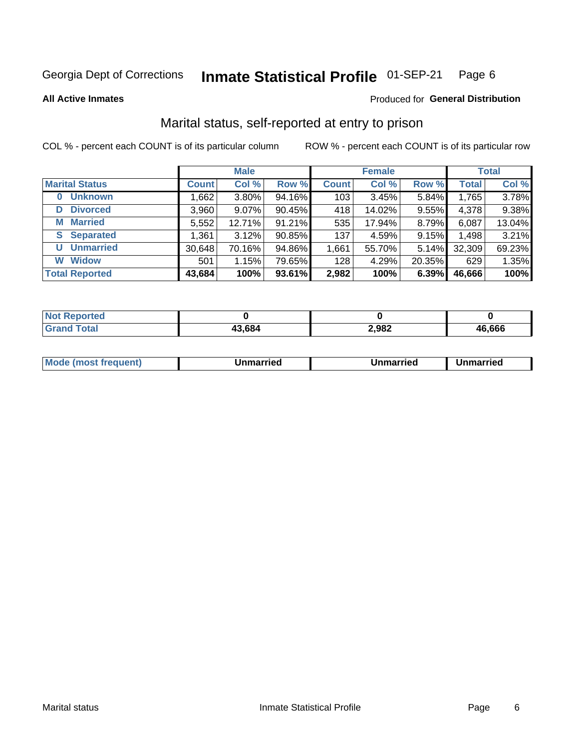Georgia Dept of Corrections **Inmate Statistical Profile** 01-SEP-21

**All Active Inmates**

Produced for **General Distribution**

## Marital status, self-reported at entry to prison

COL % - percent each COUNT is of its particular column

ROW % - percent each COUNT is of its particular row

| | Male | | | Female | | | Total | |
|---|---|---|---|---|---|---|---|---|
| **Marital Status** | **Count** | **Col %** | **Row %** | **Count** | **Col %** | **Row %** | **Total** | **Col %** |
| **0 Unknown** | 1,662 | 3.80% | 94.16% | 103 | 3.45% | 5.84% | 1,765 | 3.78% |
| **D Divorced** | 3,960 | 9.07% | 90.45% | 418 | 14.02% | 9.55% | 4,378 | 9.38% |
| **M Married** | 5,552 | 12.71% | 91.21% | 535 | 17.94% | 8.79% | 6,087 | 13.04% |
| **S Separated** | 1,361 | 3.12% | 90.85% | 137 | 4.59% | 9.15% | 1,498 | 3.21% |
| **U Unmarried** | 30,648 | 70.16% | 94.86% | 1,661 | 55.70% | 5.14% | 32,309 | 69.23% |
| **W Widow** | 501 | 1.15% | 79.65% | 128 | 4.29% | 20.35% | 629 | 1.35% |
| **Total Reported** | **43,684** | **100%** | **93.61%** | **2,982** | **100%** | **6.39%** | **46,666** | **100%** |

| | Male | Female | Total |
|---|---|---|---|
| **Not Reported** | **0** | **0** | **0** |
| **Grand Total** | **43,684** | **2,982** | **46,666** |

| | Male | Female | Total |
|---|---|---|---|
| **Mode (most frequent)** | **Unmarried** | **Unmarried** | **Unmarried** |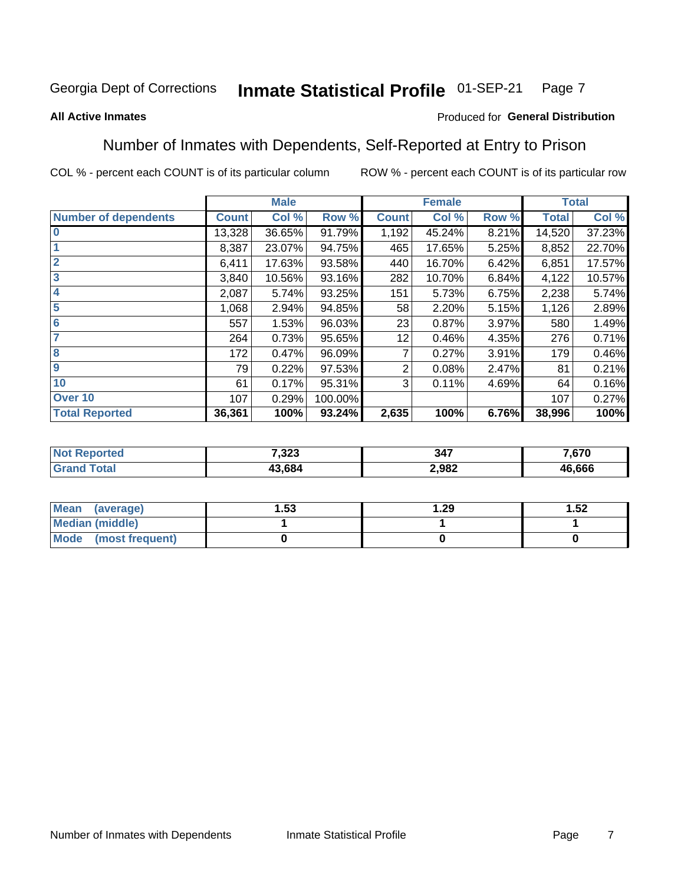Georgia Dept of Corrections **Inmate Statistical Profile** 01-SEP-21

**All Active Inmates**

Produced for **General Distribution**

## Number of Inmates with Dependents, Self-Reported at Entry to Prison

COL % - percent each COUNT is of its particular column

ROW % - percent each COUNT is of its particular row

| | Male | | | Female | | | Total | |
|---|---|---|---|---|---|---|---|---|
| Number of dependents | Count | Col % | Row % | Count | Col % | Row % | Total | Col % |
| 0 | 13,328 | 36.65% | 91.79% | 1,192 | 45.24% | 8.21% | 14,520 | 37.23% |
| 1 | 8,387 | 23.07% | 94.75% | 465 | 17.65% | 5.25% | 8,852 | 22.70% |
| 2 | 6,411 | 17.63% | 93.58% | 440 | 16.70% | 6.42% | 6,851 | 17.57% |
| 3 | 3,840 | 10.56% | 93.16% | 282 | 10.70% | 6.84% | 4,122 | 10.57% |
| 4 | 2,087 | 5.74% | 93.25% | 151 | 5.73% | 6.75% | 2,238 | 5.74% |
| 5 | 1,068 | 2.94% | 94.85% | 58 | 2.20% | 5.15% | 1,126 | 2.89% |
| 6 | 557 | 1.53% | 96.03% | 23 | 0.87% | 3.97% | 580 | 1.49% |
| 7 | 264 | 0.73% | 95.65% | 12 | 0.46% | 4.35% | 276 | 0.71% |
| 8 | 172 | 0.47% | 96.09% | 7 | 0.27% | 3.91% | 179 | 0.46% |
| 9 | 79 | 0.22% | 97.53% | 2 | 0.08% | 2.47% | 81 | 0.21% |
| 10 | 61 | 0.17% | 95.31% | 3 | 0.11% | 4.69% | 64 | 0.16% |
| Over 10 | 107 | 0.29% | 100.00% | | | | 107 | 0.27% |
| **Total Reported** | **36,361** | **100%** | **93.24%** | **2,635** | **100%** | **6.76%** | **38,996** | **100%** |

| | Male | Female | Total |
|---|---|---|---|
| Not Reported | **7,323** | **347** | **7,670** |
| Grand Total | **43,684** | **2,982** | **46,666** |

| | Male | Female | Total |
|---|---|---|---|
| Mean (average) | **1.53** | **1.29** | **1.52** |
| Median (middle) | **1** | **1** | **1** |
| Mode (most frequent) | **0** | **0** | **0** |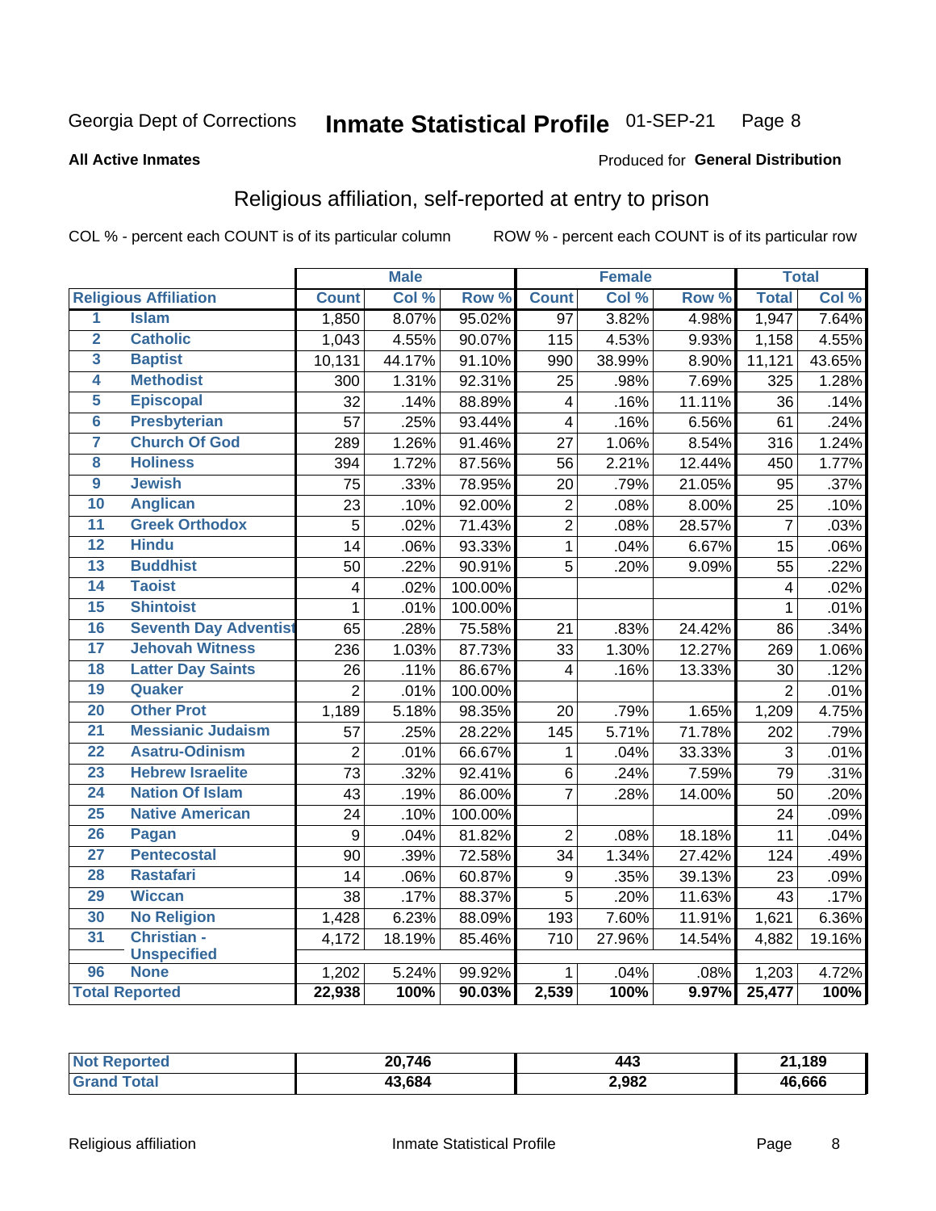Georgia Dept of Corrections **Inmate Statistical Profile** 01-SEP-21

**All Active Inmates** Produced for **General Distribution**

## Religious affiliation, self-reported at entry to prison

COL % - percent each COUNT is of its particular column ROW % - percent each COUNT is of its particular row

| | | Male | | | Female | | | Total | |
|---|---|---|---|---|---|---|---|---|---|
| **Religious Affiliation** | | **Count** | **Col %** | **Row %** | **Count** | **Col %** | **Row %** | **Total** | **Col %** |
| 1 | Islam | 1,850 | 8.07% | 95.02% | 97 | 3.82% | 4.98% | 1,947 | 7.64% |
| 2 | Catholic | 1,043 | 4.55% | 90.07% | 115 | 4.53% | 9.93% | 1,158 | 4.55% |
| 3 | Baptist | 10,131 | 44.17% | 91.10% | 990 | 38.99% | 8.90% | 11,121 | 43.65% |
| 4 | Methodist | 300 | 1.31% | 92.31% | 25 | .98% | 7.69% | 325 | 1.28% |
| 5 | Episcopal | 32 | .14% | 88.89% | 4 | .16% | 11.11% | 36 | .14% |
| 6 | Presbyterian | 57 | .25% | 93.44% | 4 | .16% | 6.56% | 61 | .24% |
| 7 | Church Of God | 289 | 1.26% | 91.46% | 27 | 1.06% | 8.54% | 316 | 1.24% |
| 8 | Holiness | 394 | 1.72% | 87.56% | 56 | 2.21% | 12.44% | 450 | 1.77% |
| 9 | Jewish | 75 | .33% | 78.95% | 20 | .79% | 21.05% | 95 | .37% |
| 10 | Anglican | 23 | .10% | 92.00% | 2 | .08% | 8.00% | 25 | .10% |
| 11 | Greek Orthodox | 5 | .02% | 71.43% | 2 | .08% | 28.57% | 7 | .03% |
| 12 | Hindu | 14 | .06% | 93.33% | 1 | .04% | 6.67% | 15 | .06% |
| 13 | Buddhist | 50 | .22% | 90.91% | 5 | .20% | 9.09% | 55 | .22% |
| 14 | Taoist | 4 | .02% | 100.00% | | | | 4 | .02% |
| 15 | Shintoist | 1 | .01% | 100.00% | | | | 1 | .01% |
| 16 | Seventh Day Adventist | 65 | .28% | 75.58% | 21 | .83% | 24.42% | 86 | .34% |
| 17 | Jehovah Witness | 236 | 1.03% | 87.73% | 33 | 1.30% | 12.27% | 269 | 1.06% |
| 18 | Latter Day Saints | 26 | .11% | 86.67% | 4 | .16% | 13.33% | 30 | .12% |
| 19 | Quaker | 2 | .01% | 100.00% | | | | 2 | .01% |
| 20 | Other Prot | 1,189 | 5.18% | 98.35% | 20 | .79% | 1.65% | 1,209 | 4.75% |
| 21 | Messianic Judaism | 57 | .25% | 28.22% | 145 | 5.71% | 71.78% | 202 | .79% |
| 22 | Asatru-Odinism | 2 | .01% | 66.67% | 1 | .04% | 33.33% | 3 | .01% |
| 23 | Hebrew Israelite | 73 | .32% | 92.41% | 6 | .24% | 7.59% | 79 | .31% |
| 24 | Nation Of Islam | 43 | .19% | 86.00% | 7 | .28% | 14.00% | 50 | .20% |
| 25 | Native American | 24 | .10% | 100.00% | | | | 24 | .09% |
| 26 | Pagan | 9 | .04% | 81.82% | 2 | .08% | 18.18% | 11 | .04% |
| 27 | Pentecostal | 90 | .39% | 72.58% | 34 | 1.34% | 27.42% | 124 | .49% |
| 28 | Rastafari | 14 | .06% | 60.87% | 9 | .35% | 39.13% | 23 | .09% |
| 29 | Wiccan | 38 | .17% | 88.37% | 5 | .20% | 11.63% | 43 | .17% |
| 30 | No Religion | 1,428 | 6.23% | 88.09% | 193 | 7.60% | 11.91% | 1,621 | 6.36% |
| 31 | Christian - Unspecified | 4,172 | 18.19% | 85.46% | 710 | 27.96% | 14.54% | 4,882 | 19.16% |
| 96 | None | 1,202 | 5.24% | 99.92% | 1 | .04% | .08% | 1,203 | 4.72% |
| **Total Reported** | | **22,938** | **100%** | **90.03%** | **2,539** | **100%** | **9.97%** | **25,477** | **100%** |

| | Male | Female | Total |
|---|---|---|---|
| **Not Reported** | **20,746** | **443** | **21,189** |
| **Grand Total** | **43,684** | **2,982** | **46,666** |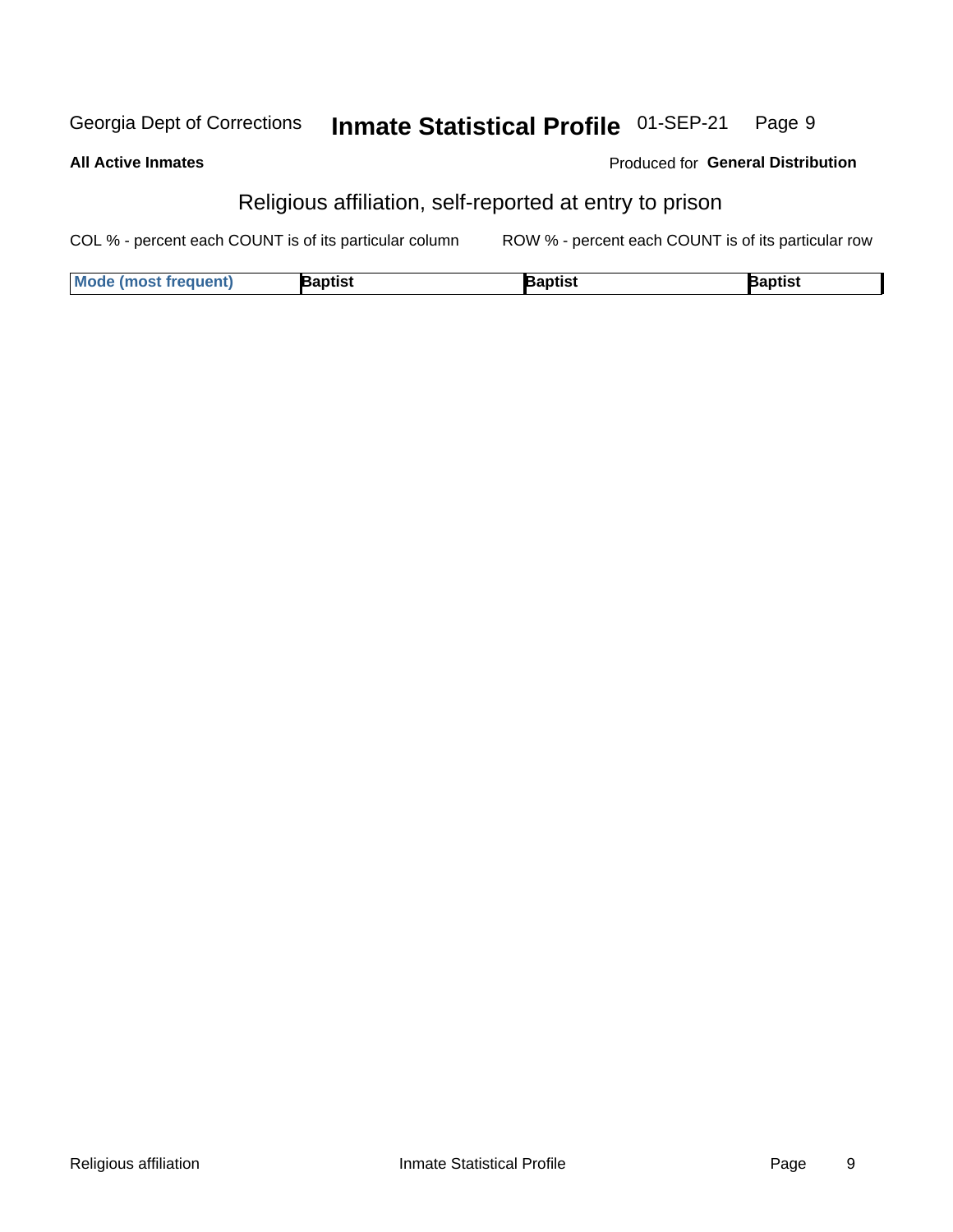**All Active Inmates**

Produced for **General Distribution**

## Religious affiliation, self-reported at entry to prison

COL % - percent each COUNT is of its particular column

ROW % - percent each COUNT is of its particular row

| Mode (most frequent) | Baptist | Baptist | Baptist |
|---|---|---|---|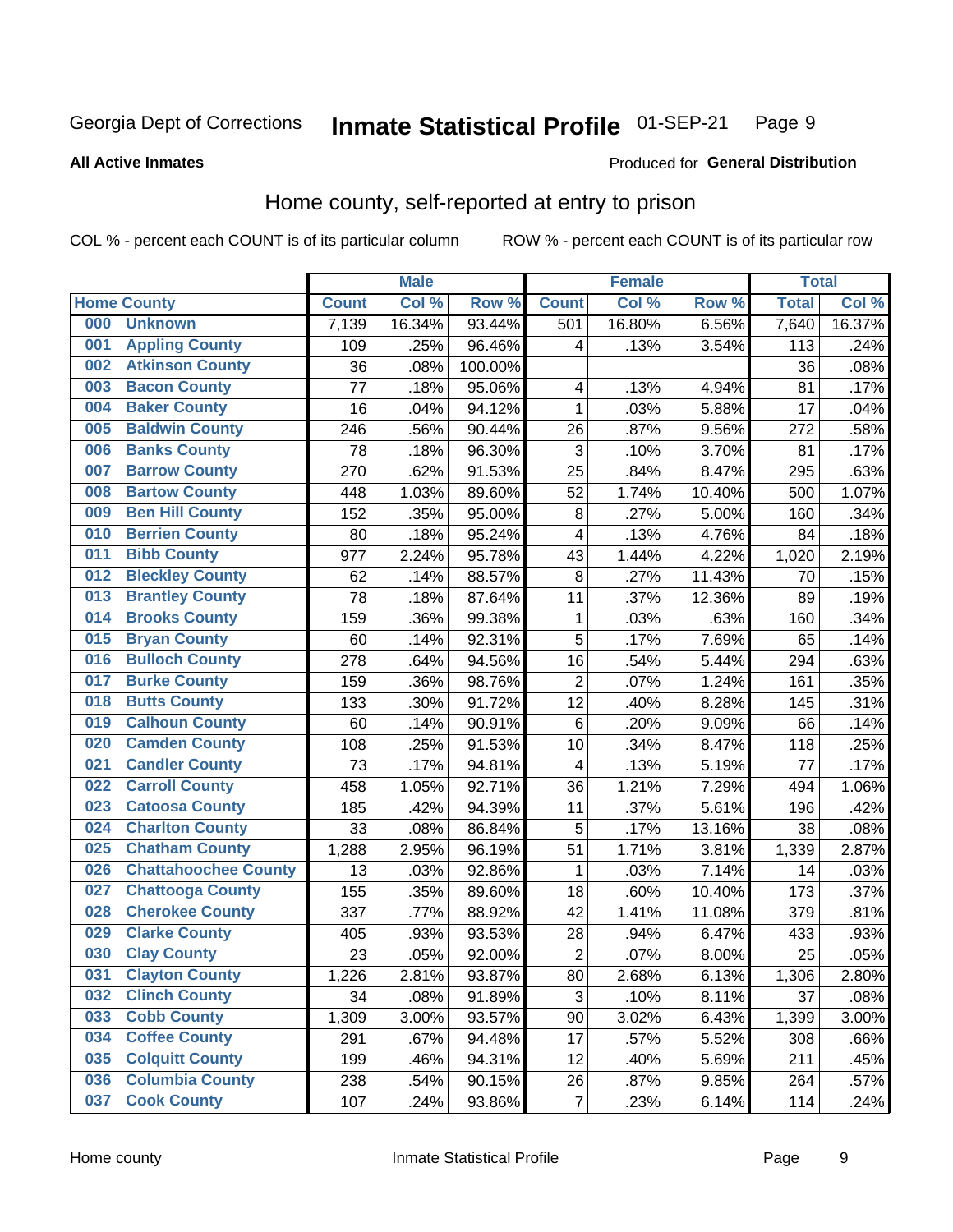Georgia Dept of Corrections **Inmate Statistical Profile** 01-SEP-21

**All Active Inmates**

Produced for **General Distribution**

## Home county, self-reported at entry to prison

COL % - percent each COUNT is of its particular column ROW % - percent each COUNT is of its particular row

| Home County | | Male | | | Female | | | Total | |
|---|---|---|---|---|---|---|---|---|---|
| | | Count | Col % | Row % | Count | Col % | Row % | Total | Col % |
| 000 | Unknown | 7,139 | 16.34% | 93.44% | 501 | 16.80% | 6.56% | 7,640 | 16.37% |
| 001 | Appling County | 109 | .25% | 96.46% | 4 | .13% | 3.54% | 113 | .24% |
| 002 | Atkinson County | 36 | .08% | 100.00% | | | | 36 | .08% |
| 003 | Bacon County | 77 | .18% | 95.06% | 4 | .13% | 4.94% | 81 | .17% |
| 004 | Baker County | 16 | .04% | 94.12% | 1 | .03% | 5.88% | 17 | .04% |
| 005 | Baldwin County | 246 | .56% | 90.44% | 26 | .87% | 9.56% | 272 | .58% |
| 006 | Banks County | 78 | .18% | 96.30% | 3 | .10% | 3.70% | 81 | .17% |
| 007 | Barrow County | 270 | .62% | 91.53% | 25 | .84% | 8.47% | 295 | .63% |
| 008 | Bartow County | 448 | 1.03% | 89.60% | 52 | 1.74% | 10.40% | 500 | 1.07% |
| 009 | Ben Hill County | 152 | .35% | 95.00% | 8 | .27% | 5.00% | 160 | .34% |
| 010 | Berrien County | 80 | .18% | 95.24% | 4 | .13% | 4.76% | 84 | .18% |
| 011 | Bibb County | 977 | 2.24% | 95.78% | 43 | 1.44% | 4.22% | 1,020 | 2.19% |
| 012 | Bleckley County | 62 | .14% | 88.57% | 8 | .27% | 11.43% | 70 | .15% |
| 013 | Brantley County | 78 | .18% | 87.64% | 11 | .37% | 12.36% | 89 | .19% |
| 014 | Brooks County | 159 | .36% | 99.38% | 1 | .03% | .63% | 160 | .34% |
| 015 | Bryan County | 60 | .14% | 92.31% | 5 | .17% | 7.69% | 65 | .14% |
| 016 | Bulloch County | 278 | .64% | 94.56% | 16 | .54% | 5.44% | 294 | .63% |
| 017 | Burke County | 159 | .36% | 98.76% | 2 | .07% | 1.24% | 161 | .35% |
| 018 | Butts County | 133 | .30% | 91.72% | 12 | .40% | 8.28% | 145 | .31% |
| 019 | Calhoun County | 60 | .14% | 90.91% | 6 | .20% | 9.09% | 66 | .14% |
| 020 | Camden County | 108 | .25% | 91.53% | 10 | .34% | 8.47% | 118 | .25% |
| 021 | Candler County | 73 | .17% | 94.81% | 4 | .13% | 5.19% | 77 | .17% |
| 022 | Carroll County | 458 | 1.05% | 92.71% | 36 | 1.21% | 7.29% | 494 | 1.06% |
| 023 | Catoosa County | 185 | .42% | 94.39% | 11 | .37% | 5.61% | 196 | .42% |
| 024 | Charlton County | 33 | .08% | 86.84% | 5 | .17% | 13.16% | 38 | .08% |
| 025 | Chatham County | 1,288 | 2.95% | 96.19% | 51 | 1.71% | 3.81% | 1,339 | 2.87% |
| 026 | Chattahoochee County | 13 | .03% | 92.86% | 1 | .03% | 7.14% | 14 | .03% |
| 027 | Chattooga County | 155 | .35% | 89.60% | 18 | .60% | 10.40% | 173 | .37% |
| 028 | Cherokee County | 337 | .77% | 88.92% | 42 | 1.41% | 11.08% | 379 | .81% |
| 029 | Clarke County | 405 | .93% | 93.53% | 28 | .94% | 6.47% | 433 | .93% |
| 030 | Clay County | 23 | .05% | 92.00% | 2 | .07% | 8.00% | 25 | .05% |
| 031 | Clayton County | 1,226 | 2.81% | 93.87% | 80 | 2.68% | 6.13% | 1,306 | 2.80% |
| 032 | Clinch County | 34 | .08% | 91.89% | 3 | .10% | 8.11% | 37 | .08% |
| 033 | Cobb County | 1,309 | 3.00% | 93.57% | 90 | 3.02% | 6.43% | 1,399 | 3.00% |
| 034 | Coffee County | 291 | .67% | 94.48% | 17 | .57% | 5.52% | 308 | .66% |
| 035 | Colquitt County | 199 | .46% | 94.31% | 12 | .40% | 5.69% | 211 | .45% |
| 036 | Columbia County | 238 | .54% | 90.15% | 26 | .87% | 9.85% | 264 | .57% |
| 037 | Cook County | 107 | .24% | 93.86% | 7 | .23% | 6.14% | 114 | .24% |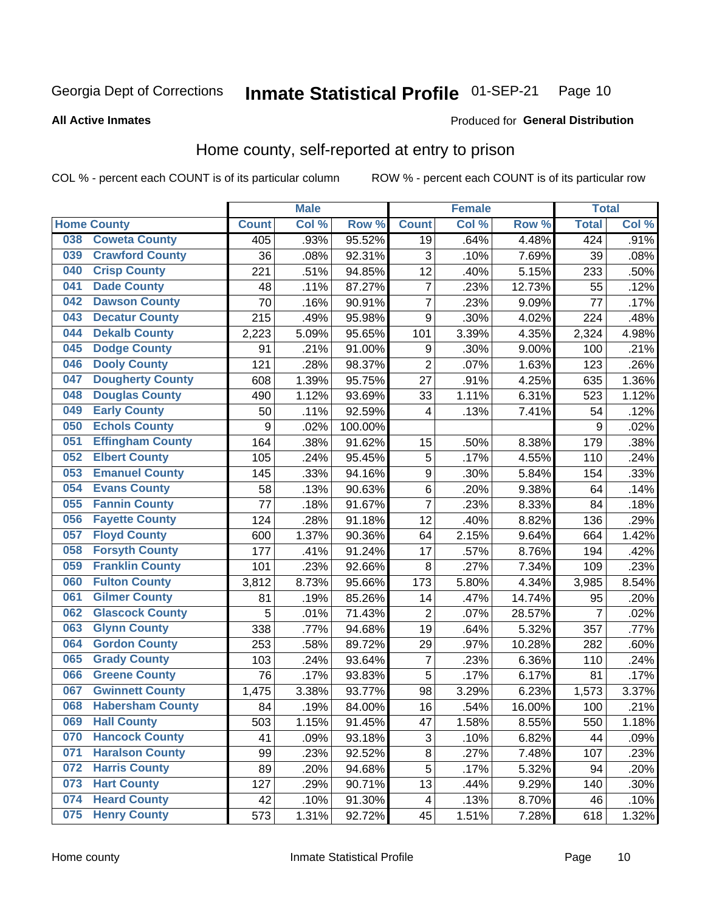Georgia Dept of Corrections **Inmate Statistical Profile** 01-SEP-21

**All Active Inmates**

Produced for **General Distribution**

## Home county, self-reported at entry to prison

COL % - percent each COUNT is of its particular column ROW % - percent each COUNT is of its particular row

| Home County | | Male | | | Female | | | Total | |
|---|---|---|---|---|---|---|---|---|---|
| | | Count | Col % | Row % | Count | Col % | Row % | Total | Col % |
| 038 | Coweta County | 405 | .93% | 95.52% | 19 | .64% | 4.48% | 424 | .91% |
| 039 | Crawford County | 36 | .08% | 92.31% | 3 | .10% | 7.69% | 39 | .08% |
| 040 | Crisp County | 221 | .51% | 94.85% | 12 | .40% | 5.15% | 233 | .50% |
| 041 | Dade County | 48 | .11% | 87.27% | 7 | .23% | 12.73% | 55 | .12% |
| 042 | Dawson County | 70 | .16% | 90.91% | 7 | .23% | 9.09% | 77 | .17% |
| 043 | Decatur County | 215 | .49% | 95.98% | 9 | .30% | 4.02% | 224 | .48% |
| 044 | Dekalb County | 2,223 | 5.09% | 95.65% | 101 | 3.39% | 4.35% | 2,324 | 4.98% |
| 045 | Dodge County | 91 | .21% | 91.00% | 9 | .30% | 9.00% | 100 | .21% |
| 046 | Dooly County | 121 | .28% | 98.37% | 2 | .07% | 1.63% | 123 | .26% |
| 047 | Dougherty County | 608 | 1.39% | 95.75% | 27 | .91% | 4.25% | 635 | 1.36% |
| 048 | Douglas County | 490 | 1.12% | 93.69% | 33 | 1.11% | 6.31% | 523 | 1.12% |
| 049 | Early County | 50 | .11% | 92.59% | 4 | .13% | 7.41% | 54 | .12% |
| 050 | Echols County | 9 | .02% | 100.00% | | | | 9 | .02% |
| 051 | Effingham County | 164 | .38% | 91.62% | 15 | .50% | 8.38% | 179 | .38% |
| 052 | Elbert County | 105 | .24% | 95.45% | 5 | .17% | 4.55% | 110 | .24% |
| 053 | Emanuel County | 145 | .33% | 94.16% | 9 | .30% | 5.84% | 154 | .33% |
| 054 | Evans County | 58 | .13% | 90.63% | 6 | .20% | 9.38% | 64 | .14% |
| 055 | Fannin County | 77 | .18% | 91.67% | 7 | .23% | 8.33% | 84 | .18% |
| 056 | Fayette County | 124 | .28% | 91.18% | 12 | .40% | 8.82% | 136 | .29% |
| 057 | Floyd County | 600 | 1.37% | 90.36% | 64 | 2.15% | 9.64% | 664 | 1.42% |
| 058 | Forsyth County | 177 | .41% | 91.24% | 17 | .57% | 8.76% | 194 | .42% |
| 059 | Franklin County | 101 | .23% | 92.66% | 8 | .27% | 7.34% | 109 | .23% |
| 060 | Fulton County | 3,812 | 8.73% | 95.66% | 173 | 5.80% | 4.34% | 3,985 | 8.54% |
| 061 | Gilmer County | 81 | .19% | 85.26% | 14 | .47% | 14.74% | 95 | .20% |
| 062 | Glascock County | 5 | .01% | 71.43% | 2 | .07% | 28.57% | 7 | .02% |
| 063 | Glynn County | 338 | .77% | 94.68% | 19 | .64% | 5.32% | 357 | .77% |
| 064 | Gordon County | 253 | .58% | 89.72% | 29 | .97% | 10.28% | 282 | .60% |
| 065 | Grady County | 103 | .24% | 93.64% | 7 | .23% | 6.36% | 110 | .24% |
| 066 | Greene County | 76 | .17% | 93.83% | 5 | .17% | 6.17% | 81 | .17% |
| 067 | Gwinnett County | 1,475 | 3.38% | 93.77% | 98 | 3.29% | 6.23% | 1,573 | 3.37% |
| 068 | Habersham County | 84 | .19% | 84.00% | 16 | .54% | 16.00% | 100 | .21% |
| 069 | Hall County | 503 | 1.15% | 91.45% | 47 | 1.58% | 8.55% | 550 | 1.18% |
| 070 | Hancock County | 41 | .09% | 93.18% | 3 | .10% | 6.82% | 44 | .09% |
| 071 | Haralson County | 99 | .23% | 92.52% | 8 | .27% | 7.48% | 107 | .23% |
| 072 | Harris County | 89 | .20% | 94.68% | 5 | .17% | 5.32% | 94 | .20% |
| 073 | Hart County | 127 | .29% | 90.71% | 13 | .44% | 9.29% | 140 | .30% |
| 074 | Heard County | 42 | .10% | 91.30% | 4 | .13% | 8.70% | 46 | .10% |
| 075 | Henry County | 573 | 1.31% | 92.72% | 45 | 1.51% | 7.28% | 618 | 1.32% |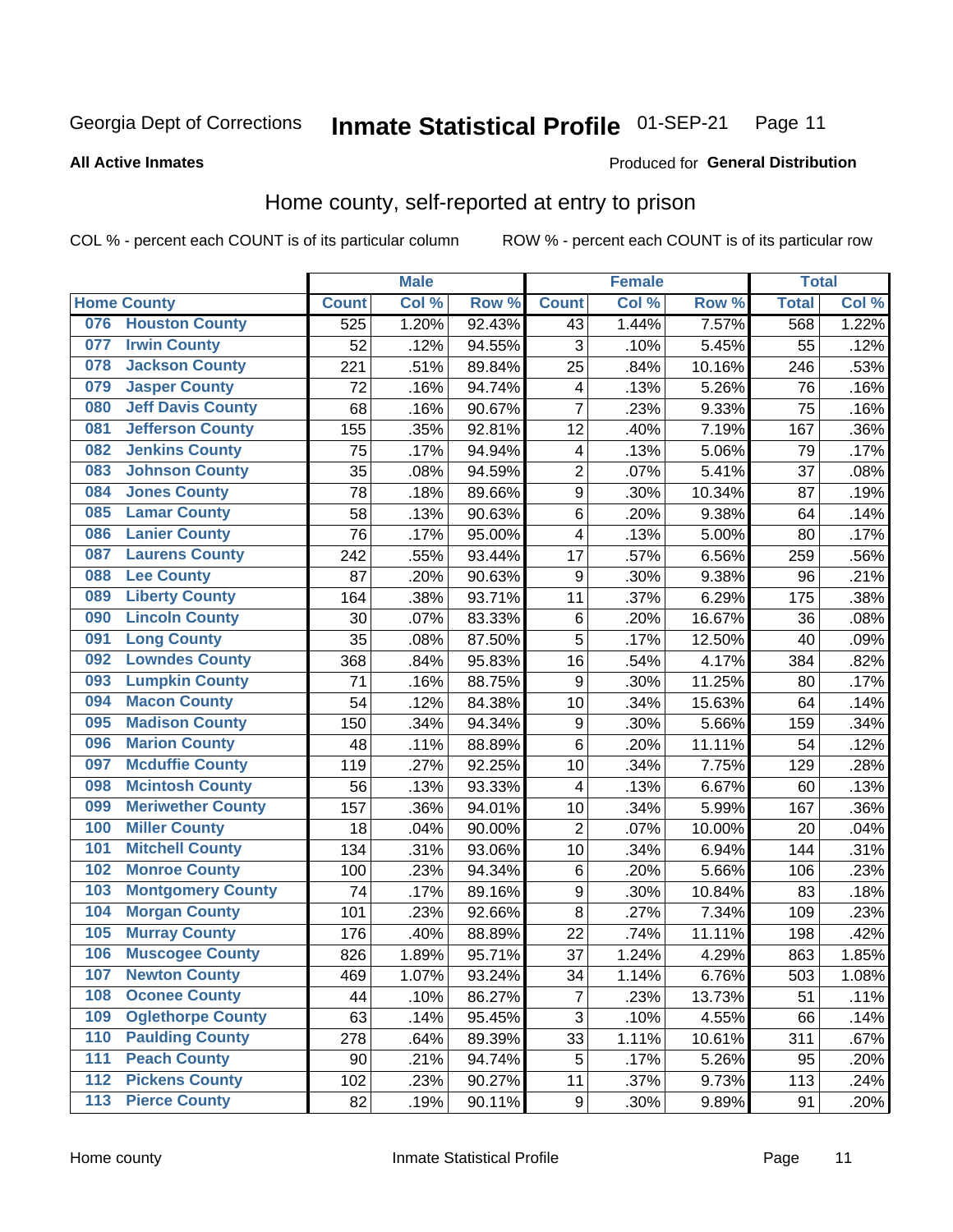Georgia Dept of Corrections **Inmate Statistical Profile** 01-SEP-21

**All Active Inmates**

Produced for **General Distribution**

## Home county, self-reported at entry to prison

COL % - percent each COUNT is of its particular column ROW % - percent each COUNT is of its particular row

| Home County | | Male | | | Female | | | Total | |
|---|---|---|---|---|---|---|---|---|---|
| | | Count | Col % | Row % | Count | Col % | Row % | Total | Col % |
| 076 | Houston County | 525 | 1.20% | 92.43% | 43 | 1.44% | 7.57% | 568 | 1.22% |
| 077 | Irwin County | 52 | .12% | 94.55% | 3 | .10% | 5.45% | 55 | .12% |
| 078 | Jackson County | 221 | .51% | 89.84% | 25 | .84% | 10.16% | 246 | .53% |
| 079 | Jasper County | 72 | .16% | 94.74% | 4 | .13% | 5.26% | 76 | .16% |
| 080 | Jeff Davis County | 68 | .16% | 90.67% | 7 | .23% | 9.33% | 75 | .16% |
| 081 | Jefferson County | 155 | .35% | 92.81% | 12 | .40% | 7.19% | 167 | .36% |
| 082 | Jenkins County | 75 | .17% | 94.94% | 4 | .13% | 5.06% | 79 | .17% |
| 083 | Johnson County | 35 | .08% | 94.59% | 2 | .07% | 5.41% | 37 | .08% |
| 084 | Jones County | 78 | .18% | 89.66% | 9 | .30% | 10.34% | 87 | .19% |
| 085 | Lamar County | 58 | .13% | 90.63% | 6 | .20% | 9.38% | 64 | .14% |
| 086 | Lanier County | 76 | .17% | 95.00% | 4 | .13% | 5.00% | 80 | .17% |
| 087 | Laurens County | 242 | .55% | 93.44% | 17 | .57% | 6.56% | 259 | .56% |
| 088 | Lee County | 87 | .20% | 90.63% | 9 | .30% | 9.38% | 96 | .21% |
| 089 | Liberty County | 164 | .38% | 93.71% | 11 | .37% | 6.29% | 175 | .38% |
| 090 | Lincoln County | 30 | .07% | 83.33% | 6 | .20% | 16.67% | 36 | .08% |
| 091 | Long County | 35 | .08% | 87.50% | 5 | .17% | 12.50% | 40 | .09% |
| 092 | Lowndes County | 368 | .84% | 95.83% | 16 | .54% | 4.17% | 384 | .82% |
| 093 | Lumpkin County | 71 | .16% | 88.75% | 9 | .30% | 11.25% | 80 | .17% |
| 094 | Macon County | 54 | .12% | 84.38% | 10 | .34% | 15.63% | 64 | .14% |
| 095 | Madison County | 150 | .34% | 94.34% | 9 | .30% | 5.66% | 159 | .34% |
| 096 | Marion County | 48 | .11% | 88.89% | 6 | .20% | 11.11% | 54 | .12% |
| 097 | Mcduffie County | 119 | .27% | 92.25% | 10 | .34% | 7.75% | 129 | .28% |
| 098 | Mcintosh County | 56 | .13% | 93.33% | 4 | .13% | 6.67% | 60 | .13% |
| 099 | Meriwether County | 157 | .36% | 94.01% | 10 | .34% | 5.99% | 167 | .36% |
| 100 | Miller County | 18 | .04% | 90.00% | 2 | .07% | 10.00% | 20 | .04% |
| 101 | Mitchell County | 134 | .31% | 93.06% | 10 | .34% | 6.94% | 144 | .31% |
| 102 | Monroe County | 100 | .23% | 94.34% | 6 | .20% | 5.66% | 106 | .23% |
| 103 | Montgomery County | 74 | .17% | 89.16% | 9 | .30% | 10.84% | 83 | .18% |
| 104 | Morgan County | 101 | .23% | 92.66% | 8 | .27% | 7.34% | 109 | .23% |
| 105 | Murray County | 176 | .40% | 88.89% | 22 | .74% | 11.11% | 198 | .42% |
| 106 | Muscogee County | 826 | 1.89% | 95.71% | 37 | 1.24% | 4.29% | 863 | 1.85% |
| 107 | Newton County | 469 | 1.07% | 93.24% | 34 | 1.14% | 6.76% | 503 | 1.08% |
| 108 | Oconee County | 44 | .10% | 86.27% | 7 | .23% | 13.73% | 51 | .11% |
| 109 | Oglethorpe County | 63 | .14% | 95.45% | 3 | .10% | 4.55% | 66 | .14% |
| 110 | Paulding County | 278 | .64% | 89.39% | 33 | 1.11% | 10.61% | 311 | .67% |
| 111 | Peach County | 90 | .21% | 94.74% | 5 | .17% | 5.26% | 95 | .20% |
| 112 | Pickens County | 102 | .23% | 90.27% | 11 | .37% | 9.73% | 113 | .24% |
| 113 | Pierce County | 82 | .19% | 90.11% | 9 | .30% | 9.89% | 91 | .20% |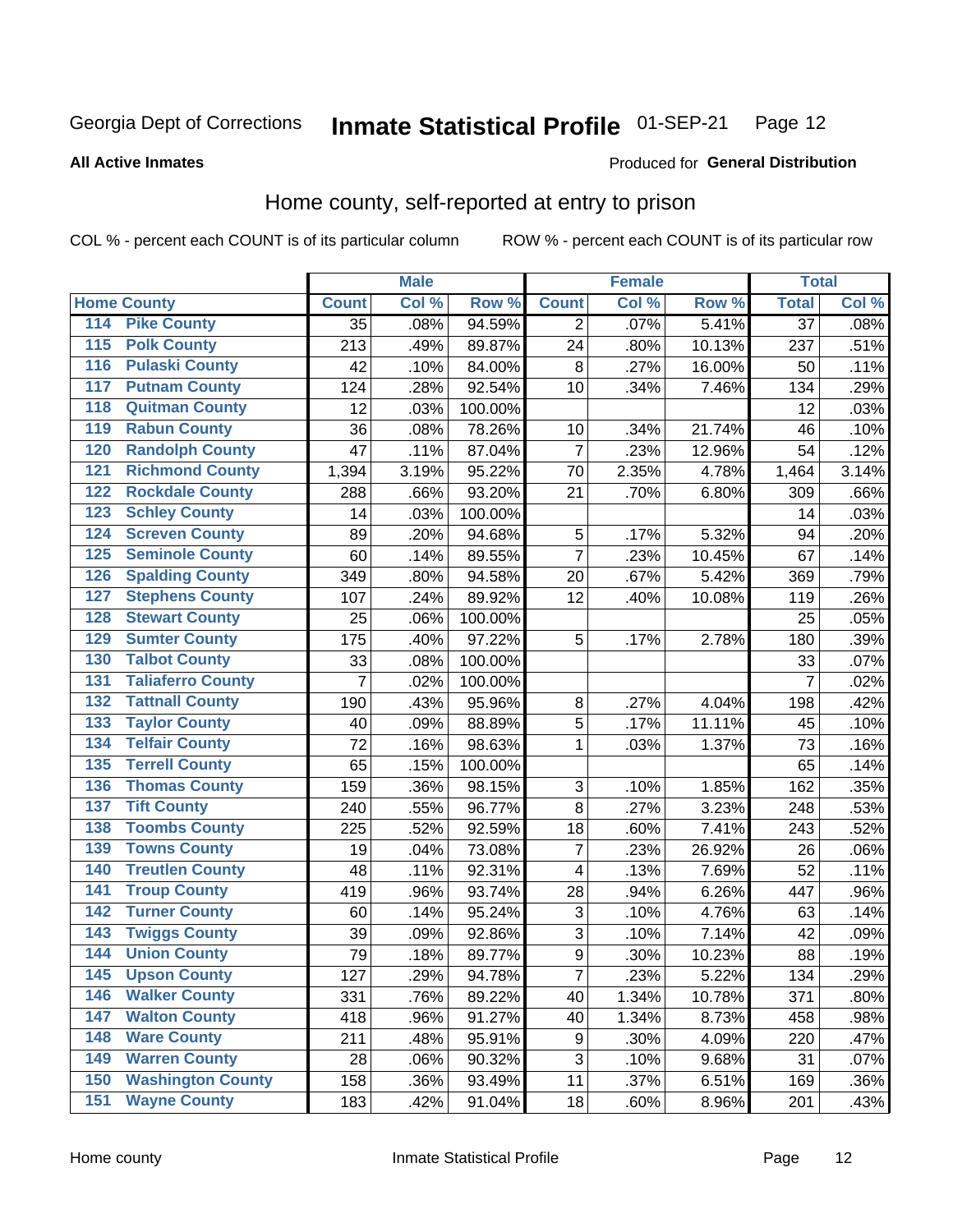Georgia Dept of Corrections **Inmate Statistical Profile** 01-SEP-21

**All Active Inmates**

Produced for **General Distribution**

## Home county, self-reported at entry to prison

COL % - percent each COUNT is of its particular column ROW % - percent each COUNT is of its particular row

| Home County | | Male | | | Female | | | Total | |
|---|---|---|---|---|---|---|---|---|---|
| | | Count | Col % | Row % | Count | Col % | Row % | Total | Col % |
| 114 | Pike County | 35 | .08% | 94.59% | 2 | .07% | 5.41% | 37 | .08% |
| 115 | Polk County | 213 | .49% | 89.87% | 24 | .80% | 10.13% | 237 | .51% |
| 116 | Pulaski County | 42 | .10% | 84.00% | 8 | .27% | 16.00% | 50 | .11% |
| 117 | Putnam County | 124 | .28% | 92.54% | 10 | .34% | 7.46% | 134 | .29% |
| 118 | Quitman County | 12 | .03% | 100.00% | | | | 12 | .03% |
| 119 | Rabun County | 36 | .08% | 78.26% | 10 | .34% | 21.74% | 46 | .10% |
| 120 | Randolph County | 47 | .11% | 87.04% | 7 | .23% | 12.96% | 54 | .12% |
| 121 | Richmond County | 1,394 | 3.19% | 95.22% | 70 | 2.35% | 4.78% | 1,464 | 3.14% |
| 122 | Rockdale County | 288 | .66% | 93.20% | 21 | .70% | 6.80% | 309 | .66% |
| 123 | Schley County | 14 | .03% | 100.00% | | | | 14 | .03% |
| 124 | Screven County | 89 | .20% | 94.68% | 5 | .17% | 5.32% | 94 | .20% |
| 125 | Seminole County | 60 | .14% | 89.55% | 7 | .23% | 10.45% | 67 | .14% |
| 126 | Spalding County | 349 | .80% | 94.58% | 20 | .67% | 5.42% | 369 | .79% |
| 127 | Stephens County | 107 | .24% | 89.92% | 12 | .40% | 10.08% | 119 | .26% |
| 128 | Stewart County | 25 | .06% | 100.00% | | | | 25 | .05% |
| 129 | Sumter County | 175 | .40% | 97.22% | 5 | .17% | 2.78% | 180 | .39% |
| 130 | Talbot County | 33 | .08% | 100.00% | | | | 33 | .07% |
| 131 | Taliaferro County | 7 | .02% | 100.00% | | | | 7 | .02% |
| 132 | Tattnall County | 190 | .43% | 95.96% | 8 | .27% | 4.04% | 198 | .42% |
| 133 | Taylor County | 40 | .09% | 88.89% | 5 | .17% | 11.11% | 45 | .10% |
| 134 | Telfair County | 72 | .16% | 98.63% | 1 | .03% | 1.37% | 73 | .16% |
| 135 | Terrell County | 65 | .15% | 100.00% | | | | 65 | .14% |
| 136 | Thomas County | 159 | .36% | 98.15% | 3 | .10% | 1.85% | 162 | .35% |
| 137 | Tift County | 240 | .55% | 96.77% | 8 | .27% | 3.23% | 248 | .53% |
| 138 | Toombs County | 225 | .52% | 92.59% | 18 | .60% | 7.41% | 243 | .52% |
| 139 | Towns County | 19 | .04% | 73.08% | 7 | .23% | 26.92% | 26 | .06% |
| 140 | Treutlen County | 48 | .11% | 92.31% | 4 | .13% | 7.69% | 52 | .11% |
| 141 | Troup County | 419 | .96% | 93.74% | 28 | .94% | 6.26% | 447 | .96% |
| 142 | Turner County | 60 | .14% | 95.24% | 3 | .10% | 4.76% | 63 | .14% |
| 143 | Twiggs County | 39 | .09% | 92.86% | 3 | .10% | 7.14% | 42 | .09% |
| 144 | Union County | 79 | .18% | 89.77% | 9 | .30% | 10.23% | 88 | .19% |
| 145 | Upson County | 127 | .29% | 94.78% | 7 | .23% | 5.22% | 134 | .29% |
| 146 | Walker County | 331 | .76% | 89.22% | 40 | 1.34% | 10.78% | 371 | .80% |
| 147 | Walton County | 418 | .96% | 91.27% | 40 | 1.34% | 8.73% | 458 | .98% |
| 148 | Ware County | 211 | .48% | 95.91% | 9 | .30% | 4.09% | 220 | .47% |
| 149 | Warren County | 28 | .06% | 90.32% | 3 | .10% | 9.68% | 31 | .07% |
| 150 | Washington County | 158 | .36% | 93.49% | 11 | .37% | 6.51% | 169 | .36% |
| 151 | Wayne County | 183 | .42% | 91.04% | 18 | .60% | 8.96% | 201 | .43% |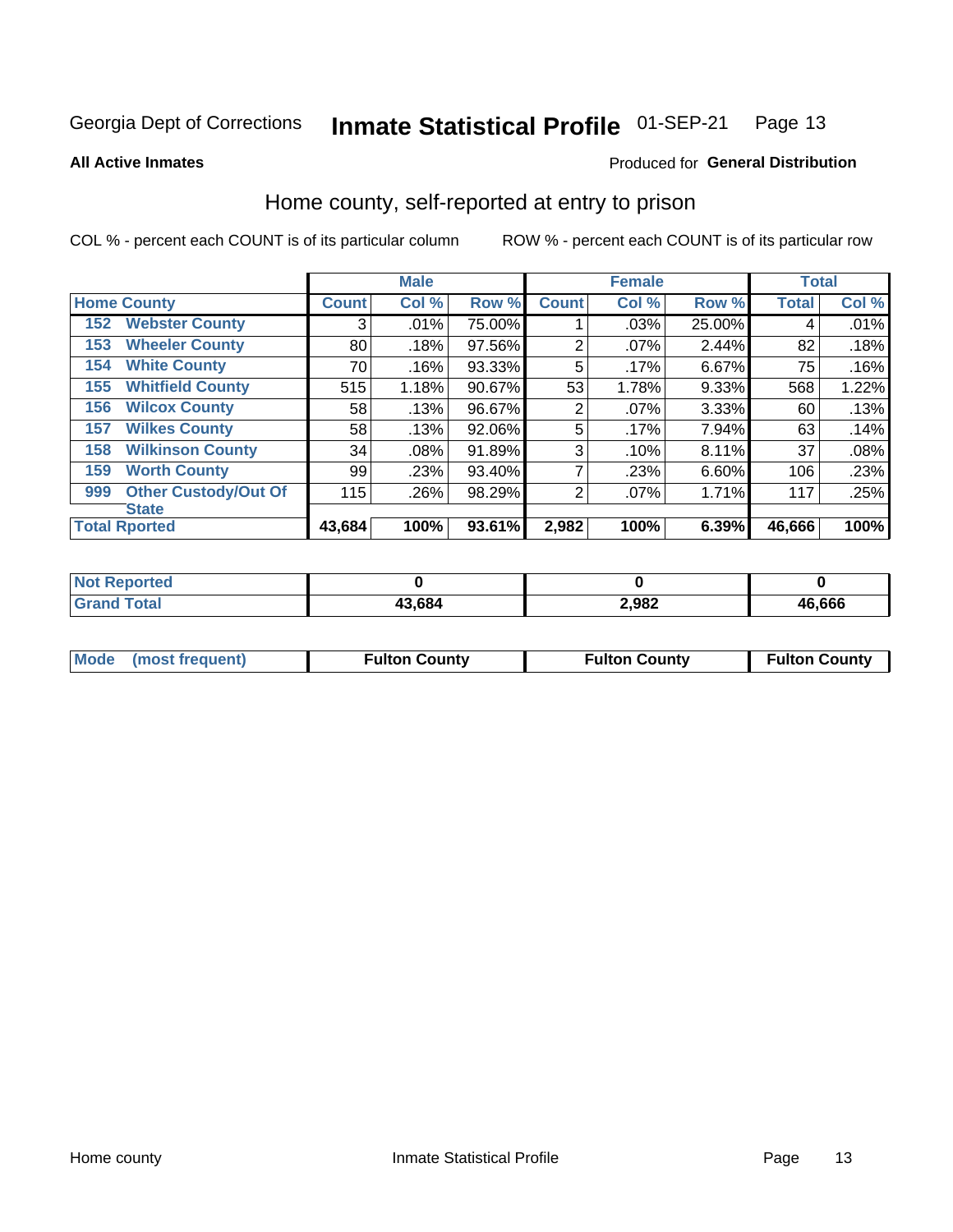Georgia Dept of Corrections **Inmate Statistical Profile** 01-SEP-21

**All Active Inmates**

Produced for **General Distribution**

## Home county, self-reported at entry to prison

COL % - percent each COUNT is of its particular column

ROW % - percent each COUNT is of its particular row

| Home County | | Male | | | Female | | | Total | |
|---|---|---|---|---|---|---|---|---|---|
| | | Count | Col % | Row % | Count | Col % | Row % | Total | Col % |
| 152 | Webster County | 3 | .01% | 75.00% | 1 | .03% | 25.00% | 4 | .01% |
| 153 | Wheeler County | 80 | .18% | 97.56% | 2 | .07% | 2.44% | 82 | .18% |
| 154 | White County | 70 | .16% | 93.33% | 5 | .17% | 6.67% | 75 | .16% |
| 155 | Whitfield County | 515 | 1.18% | 90.67% | 53 | 1.78% | 9.33% | 568 | 1.22% |
| 156 | Wilcox County | 58 | .13% | 96.67% | 2 | .07% | 3.33% | 60 | .13% |
| 157 | Wilkes County | 58 | .13% | 92.06% | 5 | .17% | 7.94% | 63 | .14% |
| 158 | Wilkinson County | 34 | .08% | 91.89% | 3 | .10% | 8.11% | 37 | .08% |
| 159 | Worth County | 99 | .23% | 93.40% | 7 | .23% | 6.60% | 106 | .23% |
| 999 | Other Custody/Out Of State | 115 | .26% | 98.29% | 2 | .07% | 1.71% | 117 | .25% |
| Total Rported | | 43,684 | 100% | 93.61% | 2,982 | 100% | 6.39% | 46,666 | 100% |

| | Male | Female | Total |
|---|---|---|---|
| Not Reported | 0 | 0 | 0 |
| Grand Total | 43,684 | 2,982 | 46,666 |

| | Male | Female | Total |
|---|---|---|---|
| Mode (most frequent) | Fulton County | Fulton County | Fulton County |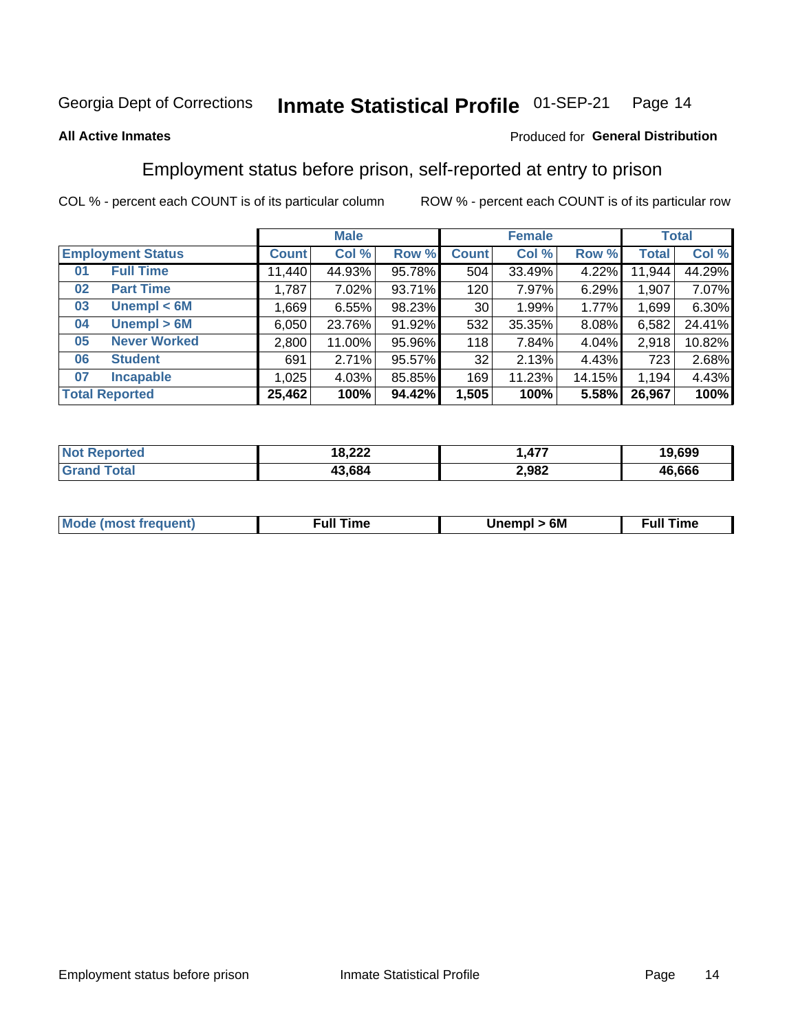Georgia Dept of Corrections **Inmate Statistical Profile** 01-SEP-21

**All Active Inmates**

Produced for **General Distribution**

## Employment status before prison, self-reported at entry to prison

COL % - percent each COUNT is of its particular column    ROW % - percent each COUNT is of its particular row

| Employment Status | | Male | | | Female | | | Total | |
|---|---|---|---|---|---|---|---|---|---|
| | | Count | Col % | Row % | Count | Col % | Row % | Total | Col % |
| 01 | Full Time | 11,440 | 44.93% | 95.78% | 504 | 33.49% | 4.22% | 11,944 | 44.29% |
| 02 | Part Time | 1,787 | 7.02% | 93.71% | 120 | 7.97% | 6.29% | 1,907 | 7.07% |
| 03 | Unempl < 6M | 1,669 | 6.55% | 98.23% | 30 | 1.99% | 1.77% | 1,699 | 6.30% |
| 04 | Unempl > 6M | 6,050 | 23.76% | 91.92% | 532 | 35.35% | 8.08% | 6,582 | 24.41% |
| 05 | Never Worked | 2,800 | 11.00% | 95.96% | 118 | 7.84% | 4.04% | 2,918 | 10.82% |
| 06 | Student | 691 | 2.71% | 95.57% | 32 | 2.13% | 4.43% | 723 | 2.68% |
| 07 | Incapable | 1,025 | 4.03% | 85.85% | 169 | 11.23% | 14.15% | 1,194 | 4.43% |
| **Total Reported** | | **25,462** | **100%** | **94.42%** | **1,505** | **100%** | **5.58%** | **26,967** | **100%** |

| | Male | Female | Total |
|---|---|---|---|
| Not Reported | **18,222** | **1,477** | **19,699** |
| Grand Total | **43,684** | **2,982** | **46,666** |

| | Male | Female | Total |
|---|---|---|---|
| Mode (most frequent) | **Full Time** | **Unempl > 6M** | **Full Time** |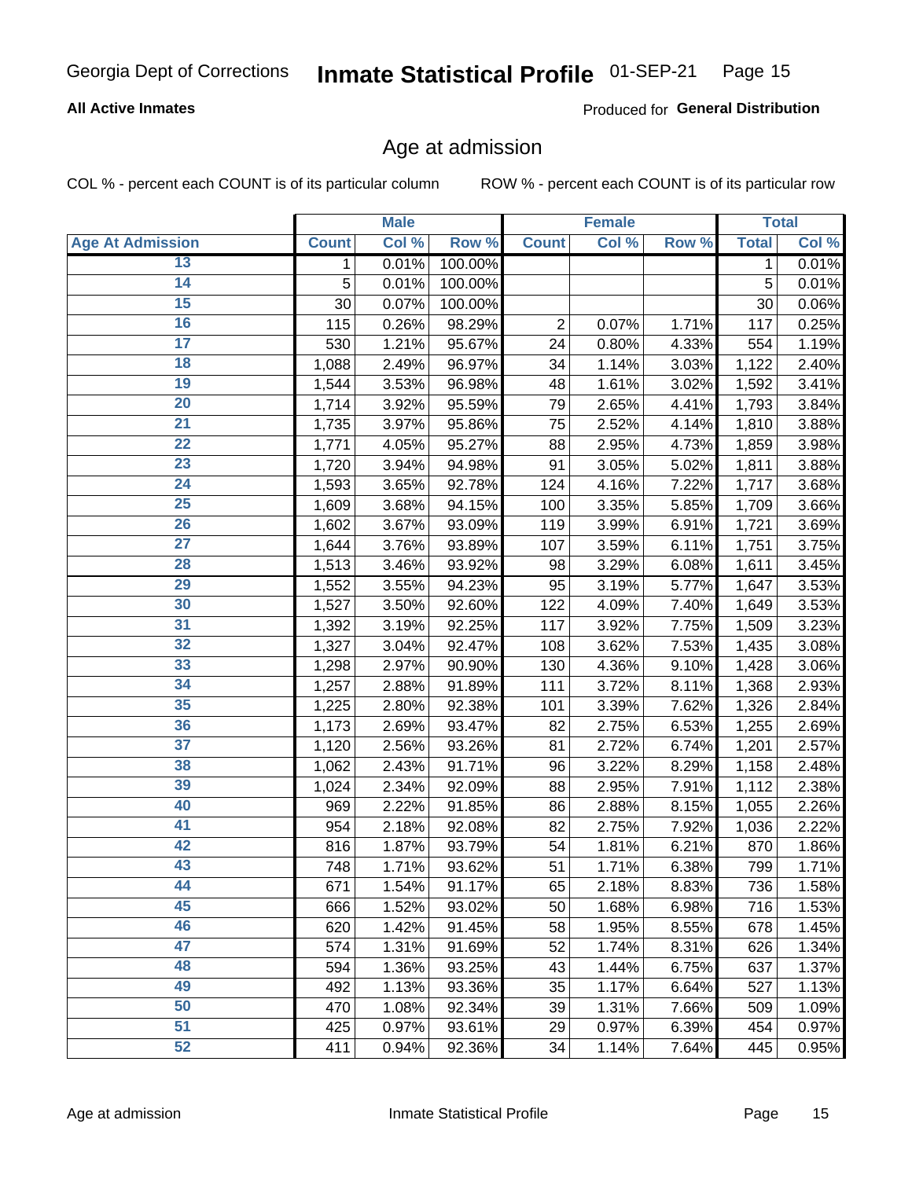Georgia Dept of Corrections **Inmate Statistical Profile** 01-SEP-21

**All Active Inmates**

Produced for **General Distribution**

## Age at admission

COL % - percent each COUNT is of its particular column    ROW % - percent each COUNT is of its particular row

| | Male | | | Female | | | Total | |
|---|---|---|---|---|---|---|---|---|
| **Age At Admission** | **Count** | **Col %** | **Row %** | **Count** | **Col %** | **Row %** | **Total** | **Col %** |
| 13 | 1 | 0.01% | 100.00% | | | | 1 | 0.01% |
| 14 | 5 | 0.01% | 100.00% | | | | 5 | 0.01% |
| 15 | 30 | 0.07% | 100.00% | | | | 30 | 0.06% |
| 16 | 115 | 0.26% | 98.29% | 2 | 0.07% | 1.71% | 117 | 0.25% |
| 17 | 530 | 1.21% | 95.67% | 24 | 0.80% | 4.33% | 554 | 1.19% |
| 18 | 1,088 | 2.49% | 96.97% | 34 | 1.14% | 3.03% | 1,122 | 2.40% |
| 19 | 1,544 | 3.53% | 96.98% | 48 | 1.61% | 3.02% | 1,592 | 3.41% |
| 20 | 1,714 | 3.92% | 95.59% | 79 | 2.65% | 4.41% | 1,793 | 3.84% |
| 21 | 1,735 | 3.97% | 95.86% | 75 | 2.52% | 4.14% | 1,810 | 3.88% |
| 22 | 1,771 | 4.05% | 95.27% | 88 | 2.95% | 4.73% | 1,859 | 3.98% |
| 23 | 1,720 | 3.94% | 94.98% | 91 | 3.05% | 5.02% | 1,811 | 3.88% |
| 24 | 1,593 | 3.65% | 92.78% | 124 | 4.16% | 7.22% | 1,717 | 3.68% |
| 25 | 1,609 | 3.68% | 94.15% | 100 | 3.35% | 5.85% | 1,709 | 3.66% |
| 26 | 1,602 | 3.67% | 93.09% | 119 | 3.99% | 6.91% | 1,721 | 3.69% |
| 27 | 1,644 | 3.76% | 93.89% | 107 | 3.59% | 6.11% | 1,751 | 3.75% |
| 28 | 1,513 | 3.46% | 93.92% | 98 | 3.29% | 6.08% | 1,611 | 3.45% |
| 29 | 1,552 | 3.55% | 94.23% | 95 | 3.19% | 5.77% | 1,647 | 3.53% |
| 30 | 1,527 | 3.50% | 92.60% | 122 | 4.09% | 7.40% | 1,649 | 3.53% |
| 31 | 1,392 | 3.19% | 92.25% | 117 | 3.92% | 7.75% | 1,509 | 3.23% |
| 32 | 1,327 | 3.04% | 92.47% | 108 | 3.62% | 7.53% | 1,435 | 3.08% |
| 33 | 1,298 | 2.97% | 90.90% | 130 | 4.36% | 9.10% | 1,428 | 3.06% |
| 34 | 1,257 | 2.88% | 91.89% | 111 | 3.72% | 8.11% | 1,368 | 2.93% |
| 35 | 1,225 | 2.80% | 92.38% | 101 | 3.39% | 7.62% | 1,326 | 2.84% |
| 36 | 1,173 | 2.69% | 93.47% | 82 | 2.75% | 6.53% | 1,255 | 2.69% |
| 37 | 1,120 | 2.56% | 93.26% | 81 | 2.72% | 6.74% | 1,201 | 2.57% |
| 38 | 1,062 | 2.43% | 91.71% | 96 | 3.22% | 8.29% | 1,158 | 2.48% |
| 39 | 1,024 | 2.34% | 92.09% | 88 | 2.95% | 7.91% | 1,112 | 2.38% |
| 40 | 969 | 2.22% | 91.85% | 86 | 2.88% | 8.15% | 1,055 | 2.26% |
| 41 | 954 | 2.18% | 92.08% | 82 | 2.75% | 7.92% | 1,036 | 2.22% |
| 42 | 816 | 1.87% | 93.79% | 54 | 1.81% | 6.21% | 870 | 1.86% |
| 43 | 748 | 1.71% | 93.62% | 51 | 1.71% | 6.38% | 799 | 1.71% |
| 44 | 671 | 1.54% | 91.17% | 65 | 2.18% | 8.83% | 736 | 1.58% |
| 45 | 666 | 1.52% | 93.02% | 50 | 1.68% | 6.98% | 716 | 1.53% |
| 46 | 620 | 1.42% | 91.45% | 58 | 1.95% | 8.55% | 678 | 1.45% |
| 47 | 574 | 1.31% | 91.69% | 52 | 1.74% | 8.31% | 626 | 1.34% |
| 48 | 594 | 1.36% | 93.25% | 43 | 1.44% | 6.75% | 637 | 1.37% |
| 49 | 492 | 1.13% | 93.36% | 35 | 1.17% | 6.64% | 527 | 1.13% |
| 50 | 470 | 1.08% | 92.34% | 39 | 1.31% | 7.66% | 509 | 1.09% |
| 51 | 425 | 0.97% | 93.61% | 29 | 0.97% | 6.39% | 454 | 0.97% |
| 52 | 411 | 0.94% | 92.36% | 34 | 1.14% | 7.64% | 445 | 0.95% |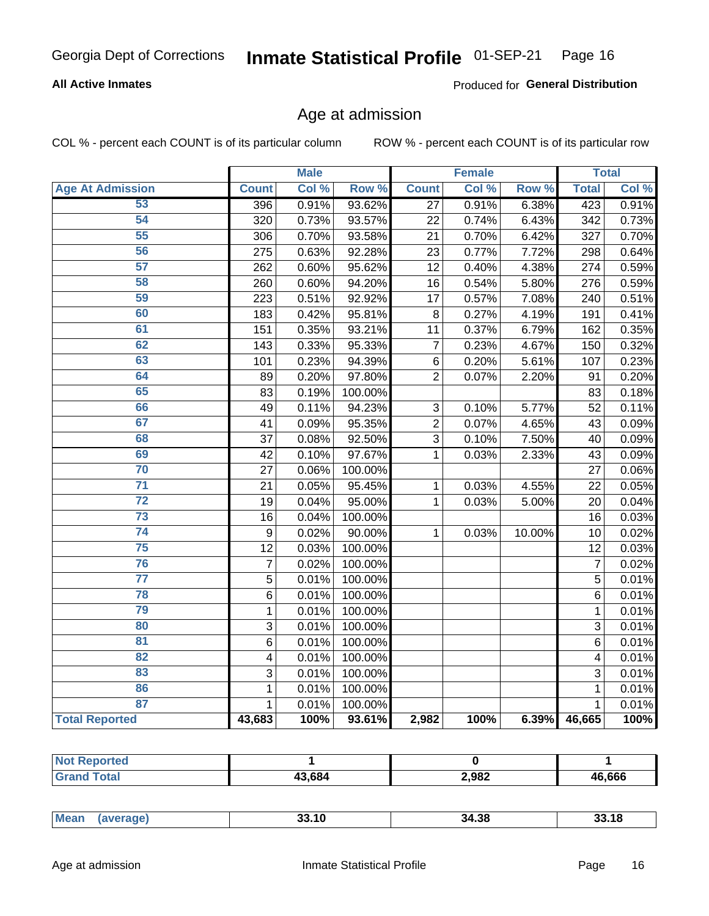Georgia Dept of Corrections **Inmate Statistical Profile** 01-SEP-21

**All Active Inmates**

Produced for **General Distribution**

## Age at admission

COL % - percent each COUNT is of its particular column ROW % - percent each COUNT is of its particular row

| | Male | | | Female | | | Total | |
|---|---|---|---|---|---|---|---|---|
| Age At Admission | Count | Col % | Row % | Count | Col % | Row % | Total | Col % |
| 53 | 396 | 0.91% | 93.62% | 27 | 0.91% | 6.38% | 423 | 0.91% |
| 54 | 320 | 0.73% | 93.57% | 22 | 0.74% | 6.43% | 342 | 0.73% |
| 55 | 306 | 0.70% | 93.58% | 21 | 0.70% | 6.42% | 327 | 0.70% |
| 56 | 275 | 0.63% | 92.28% | 23 | 0.77% | 7.72% | 298 | 0.64% |
| 57 | 262 | 0.60% | 95.62% | 12 | 0.40% | 4.38% | 274 | 0.59% |
| 58 | 260 | 0.60% | 94.20% | 16 | 0.54% | 5.80% | 276 | 0.59% |
| 59 | 223 | 0.51% | 92.92% | 17 | 0.57% | 7.08% | 240 | 0.51% |
| 60 | 183 | 0.42% | 95.81% | 8 | 0.27% | 4.19% | 191 | 0.41% |
| 61 | 151 | 0.35% | 93.21% | 11 | 0.37% | 6.79% | 162 | 0.35% |
| 62 | 143 | 0.33% | 95.33% | 7 | 0.23% | 4.67% | 150 | 0.32% |
| 63 | 101 | 0.23% | 94.39% | 6 | 0.20% | 5.61% | 107 | 0.23% |
| 64 | 89 | 0.20% | 97.80% | 2 | 0.07% | 2.20% | 91 | 0.20% |
| 65 | 83 | 0.19% | 100.00% | | | | 83 | 0.18% |
| 66 | 49 | 0.11% | 94.23% | 3 | 0.10% | 5.77% | 52 | 0.11% |
| 67 | 41 | 0.09% | 95.35% | 2 | 0.07% | 4.65% | 43 | 0.09% |
| 68 | 37 | 0.08% | 92.50% | 3 | 0.10% | 7.50% | 40 | 0.09% |
| 69 | 42 | 0.10% | 97.67% | 1 | 0.03% | 2.33% | 43 | 0.09% |
| 70 | 27 | 0.06% | 100.00% | | | | 27 | 0.06% |
| 71 | 21 | 0.05% | 95.45% | 1 | 0.03% | 4.55% | 22 | 0.05% |
| 72 | 19 | 0.04% | 95.00% | 1 | 0.03% | 5.00% | 20 | 0.04% |
| 73 | 16 | 0.04% | 100.00% | | | | 16 | 0.03% |
| 74 | 9 | 0.02% | 90.00% | 1 | 0.03% | 10.00% | 10 | 0.02% |
| 75 | 12 | 0.03% | 100.00% | | | | 12 | 0.03% |
| 76 | 7 | 0.02% | 100.00% | | | | 7 | 0.02% |
| 77 | 5 | 0.01% | 100.00% | | | | 5 | 0.01% |
| 78 | 6 | 0.01% | 100.00% | | | | 6 | 0.01% |
| 79 | 1 | 0.01% | 100.00% | | | | 1 | 0.01% |
| 80 | 3 | 0.01% | 100.00% | | | | 3 | 0.01% |
| 81 | 6 | 0.01% | 100.00% | | | | 6 | 0.01% |
| 82 | 4 | 0.01% | 100.00% | | | | 4 | 0.01% |
| 83 | 3 | 0.01% | 100.00% | | | | 3 | 0.01% |
| 86 | 1 | 0.01% | 100.00% | | | | 1 | 0.01% |
| 87 | 1 | 0.01% | 100.00% | | | | 1 | 0.01% |
| **Total Reported** | **43,683** | **100%** | **93.61%** | **2,982** | **100%** | **6.39%** | **46,665** | **100%** |

| | Male | Female | Total |
|---|---|---|---|
| Not Reported | 1 | 0 | 1 |
| Grand Total | 43,684 | 2,982 | 46,666 |

| | Male | Female | Total |
|---|---|---|---|
| Mean (average) | 33.10 | 34.38 | 33.18 |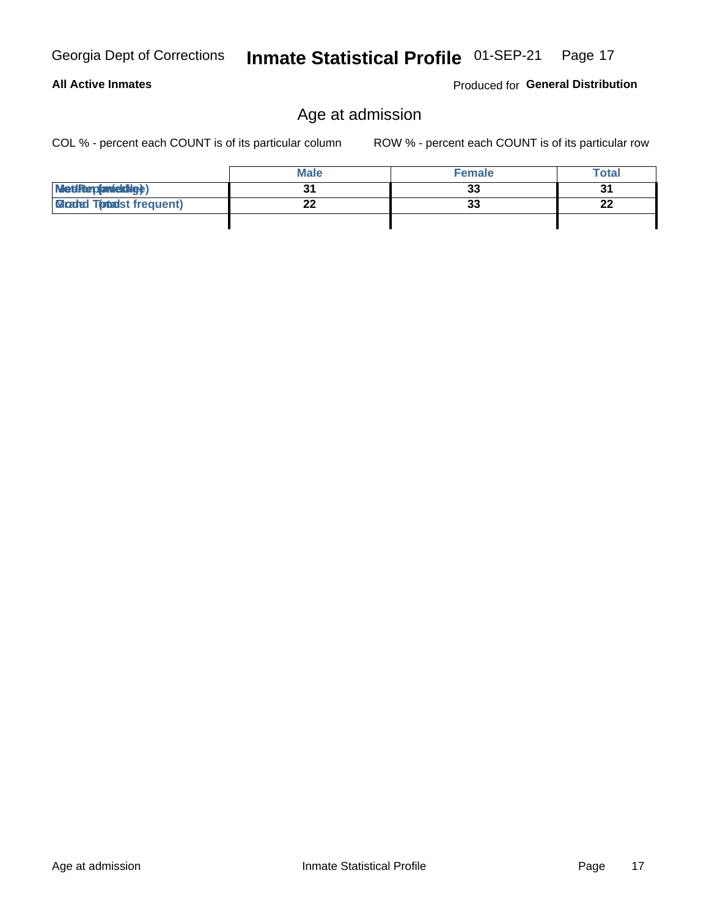## Age at admission

COL % - percent each COUNT is of its particular column

ROW % - percent each COUNT is of its particular row

| | Male | Female | Total |
|---|---|---|---|
| Median (middle) | 31 | 33 | 31 |
| Mode (most frequent) | 22 | 33 | 22 |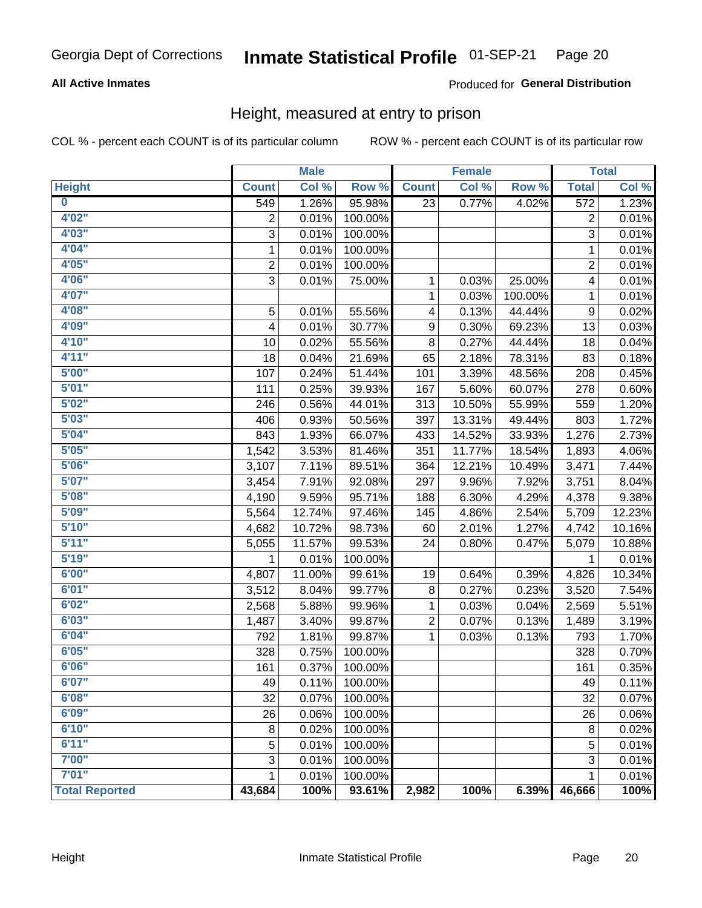Georgia Dept of Corrections **Inmate Statistical Profile** 01-SEP-21 Page 20

**All Active Inmates**

Produced for **General Distribution**

## Height, measured at entry to prison

COL % - percent each COUNT is of its particular column ROW % - percent each COUNT is of its particular row

| | Male | | | Female | | | Total | |
|---|---|---|---|---|---|---|---|---|
| **Height** | **Count** | **Col %** | **Row %** | **Count** | **Col %** | **Row %** | **Total** | **Col %** |
| **0** | 549 | 1.26% | 95.98% | 23 | 0.77% | 4.02% | 572 | 1.23% |
| **4'02"** | 2 | 0.01% | 100.00% | | | | 2 | 0.01% |
| **4'03"** | 3 | 0.01% | 100.00% | | | | 3 | 0.01% |
| **4'04"** | 1 | 0.01% | 100.00% | | | | 1 | 0.01% |
| **4'05"** | 2 | 0.01% | 100.00% | | | | 2 | 0.01% |
| **4'06"** | 3 | 0.01% | 75.00% | 1 | 0.03% | 25.00% | 4 | 0.01% |
| **4'07"** | | | | 1 | 0.03% | 100.00% | 1 | 0.01% |
| **4'08"** | 5 | 0.01% | 55.56% | 4 | 0.13% | 44.44% | 9 | 0.02% |
| **4'09"** | 4 | 0.01% | 30.77% | 9 | 0.30% | 69.23% | 13 | 0.03% |
| **4'10"** | 10 | 0.02% | 55.56% | 8 | 0.27% | 44.44% | 18 | 0.04% |
| **4'11"** | 18 | 0.04% | 21.69% | 65 | 2.18% | 78.31% | 83 | 0.18% |
| **5'00"** | 107 | 0.24% | 51.44% | 101 | 3.39% | 48.56% | 208 | 0.45% |
| **5'01"** | 111 | 0.25% | 39.93% | 167 | 5.60% | 60.07% | 278 | 0.60% |
| **5'02"** | 246 | 0.56% | 44.01% | 313 | 10.50% | 55.99% | 559 | 1.20% |
| **5'03"** | 406 | 0.93% | 50.56% | 397 | 13.31% | 49.44% | 803 | 1.72% |
| **5'04"** | 843 | 1.93% | 66.07% | 433 | 14.52% | 33.93% | 1,276 | 2.73% |
| **5'05"** | 1,542 | 3.53% | 81.46% | 351 | 11.77% | 18.54% | 1,893 | 4.06% |
| **5'06"** | 3,107 | 7.11% | 89.51% | 364 | 12.21% | 10.49% | 3,471 | 7.44% |
| **5'07"** | 3,454 | 7.91% | 92.08% | 297 | 9.96% | 7.92% | 3,751 | 8.04% |
| **5'08"** | 4,190 | 9.59% | 95.71% | 188 | 6.30% | 4.29% | 4,378 | 9.38% |
| **5'09"** | 5,564 | 12.74% | 97.46% | 145 | 4.86% | 2.54% | 5,709 | 12.23% |
| **5'10"** | 4,682 | 10.72% | 98.73% | 60 | 2.01% | 1.27% | 4,742 | 10.16% |
| **5'11"** | 5,055 | 11.57% | 99.53% | 24 | 0.80% | 0.47% | 5,079 | 10.88% |
| **5'19"** | 1 | 0.01% | 100.00% | | | | 1 | 0.01% |
| **6'00"** | 4,807 | 11.00% | 99.61% | 19 | 0.64% | 0.39% | 4,826 | 10.34% |
| **6'01"** | 3,512 | 8.04% | 99.77% | 8 | 0.27% | 0.23% | 3,520 | 7.54% |
| **6'02"** | 2,568 | 5.88% | 99.96% | 1 | 0.03% | 0.04% | 2,569 | 5.51% |
| **6'03"** | 1,487 | 3.40% | 99.87% | 2 | 0.07% | 0.13% | 1,489 | 3.19% |
| **6'04"** | 792 | 1.81% | 99.87% | 1 | 0.03% | 0.13% | 793 | 1.70% |
| **6'05"** | 328 | 0.75% | 100.00% | | | | 328 | 0.70% |
| **6'06"** | 161 | 0.37% | 100.00% | | | | 161 | 0.35% |
| **6'07"** | 49 | 0.11% | 100.00% | | | | 49 | 0.11% |
| **6'08"** | 32 | 0.07% | 100.00% | | | | 32 | 0.07% |
| **6'09"** | 26 | 0.06% | 100.00% | | | | 26 | 0.06% |
| **6'10"** | 8 | 0.02% | 100.00% | | | | 8 | 0.02% |
| **6'11"** | 5 | 0.01% | 100.00% | | | | 5 | 0.01% |
| **7'00"** | 3 | 0.01% | 100.00% | | | | 3 | 0.01% |
| **7'01"** | 1 | 0.01% | 100.00% | | | | 1 | 0.01% |
| **Total Reported** | **43,684** | **100%** | **93.61%** | **2,982** | **100%** | **6.39%** | **46,666** | **100%** |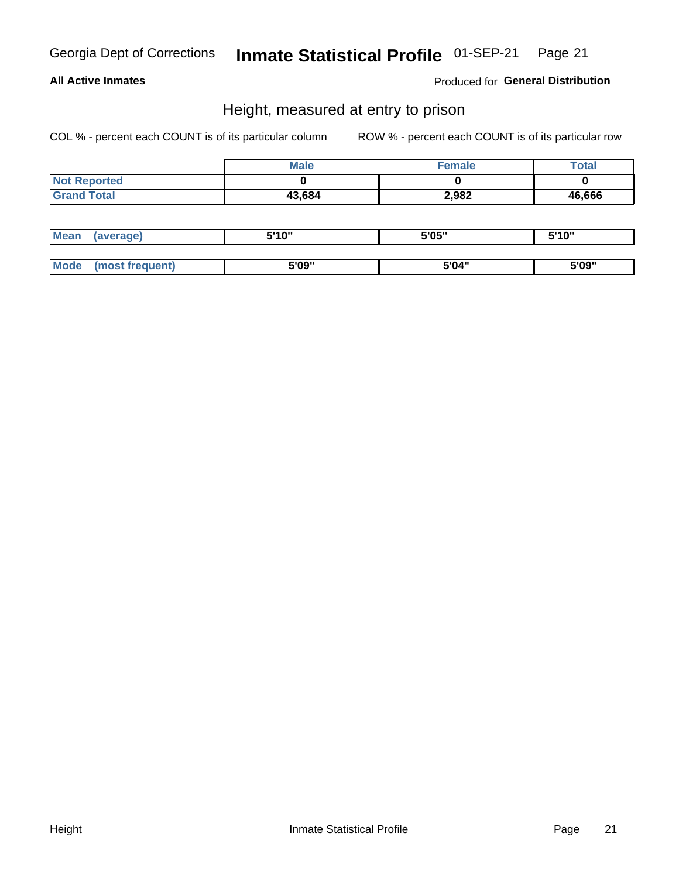Georgia Dept of Corrections **Inmate Statistical Profile** 01-SEP-21

**All Active Inmates** Produced for **General Distribution**

## Height, measured at entry to prison

COL % - percent each COUNT is of its particular column ROW % - percent each COUNT is of its particular row

| | Male | Female | Total |
|---|---|---|---|
| Not Reported | 0 | 0 | 0 |
| Grand Total | 43,684 | 2,982 | 46,666 |

| | Male | Female | Total |
|---|---|---|---|
| Mean (average) | 5'10" | 5'05" | 5'10" |
| Mode (most frequent) | 5'09" | 5'04" | 5'09" |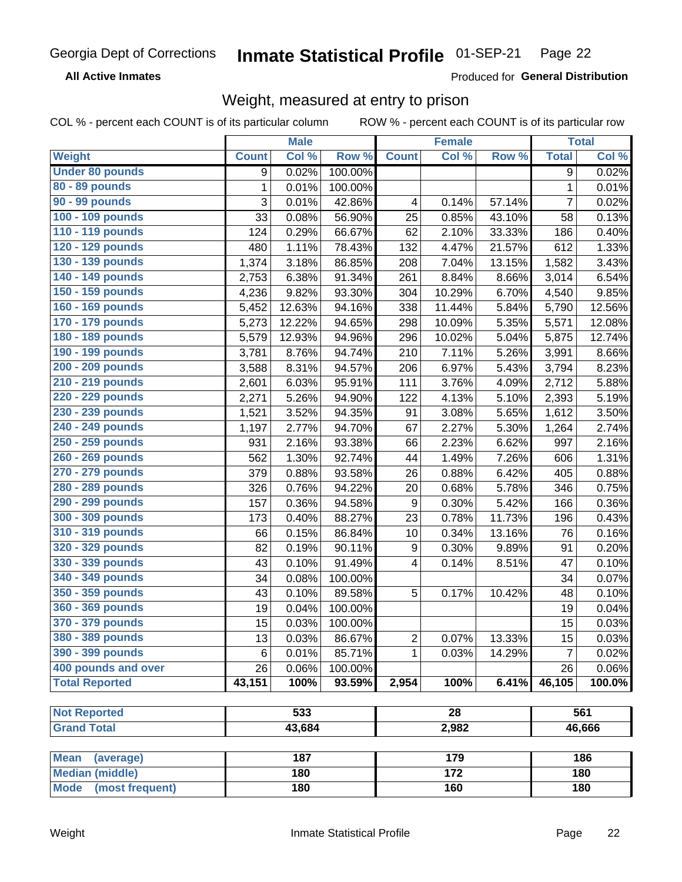Georgia Dept of Corrections **Inmate Statistical Profile** 01-SEP-21

**All Active Inmates**

Produced for **General Distribution**

## Weight, measured at entry to prison

COL % - percent each COUNT is of its particular column ROW % - percent each COUNT is of its particular row

| | Male | | | Female | | | Total | |
|---|---|---|---|---|---|---|---|---|
| **Weight** | **Count** | **Col %** | **Row %** | **Count** | **Col %** | **Row %** | **Total** | **Col %** |
| **Under 80 pounds** | 9 | 0.02% | 100.00% | | | | 9 | 0.02% |
| **80 - 89 pounds** | 1 | 0.01% | 100.00% | | | | 1 | 0.01% |
| **90 - 99 pounds** | 3 | 0.01% | 42.86% | 4 | 0.14% | 57.14% | 7 | 0.02% |
| **100 - 109 pounds** | 33 | 0.08% | 56.90% | 25 | 0.85% | 43.10% | 58 | 0.13% |
| **110 - 119 pounds** | 124 | 0.29% | 66.67% | 62 | 2.10% | 33.33% | 186 | 0.40% |
| **120 - 129 pounds** | 480 | 1.11% | 78.43% | 132 | 4.47% | 21.57% | 612 | 1.33% |
| **130 - 139 pounds** | 1,374 | 3.18% | 86.85% | 208 | 7.04% | 13.15% | 1,582 | 3.43% |
| **140 - 149 pounds** | 2,753 | 6.38% | 91.34% | 261 | 8.84% | 8.66% | 3,014 | 6.54% |
| **150 - 159 pounds** | 4,236 | 9.82% | 93.30% | 304 | 10.29% | 6.70% | 4,540 | 9.85% |
| **160 - 169 pounds** | 5,452 | 12.63% | 94.16% | 338 | 11.44% | 5.84% | 5,790 | 12.56% |
| **170 - 179 pounds** | 5,273 | 12.22% | 94.65% | 298 | 10.09% | 5.35% | 5,571 | 12.08% |
| **180 - 189 pounds** | 5,579 | 12.93% | 94.96% | 296 | 10.02% | 5.04% | 5,875 | 12.74% |
| **190 - 199 pounds** | 3,781 | 8.76% | 94.74% | 210 | 7.11% | 5.26% | 3,991 | 8.66% |
| **200 - 209 pounds** | 3,588 | 8.31% | 94.57% | 206 | 6.97% | 5.43% | 3,794 | 8.23% |
| **210 - 219 pounds** | 2,601 | 6.03% | 95.91% | 111 | 3.76% | 4.09% | 2,712 | 5.88% |
| **220 - 229 pounds** | 2,271 | 5.26% | 94.90% | 122 | 4.13% | 5.10% | 2,393 | 5.19% |
| **230 - 239 pounds** | 1,521 | 3.52% | 94.35% | 91 | 3.08% | 5.65% | 1,612 | 3.50% |
| **240 - 249 pounds** | 1,197 | 2.77% | 94.70% | 67 | 2.27% | 5.30% | 1,264 | 2.74% |
| **250 - 259 pounds** | 931 | 2.16% | 93.38% | 66 | 2.23% | 6.62% | 997 | 2.16% |
| **260 - 269 pounds** | 562 | 1.30% | 92.74% | 44 | 1.49% | 7.26% | 606 | 1.31% |
| **270 - 279 pounds** | 379 | 0.88% | 93.58% | 26 | 0.88% | 6.42% | 405 | 0.88% |
| **280 - 289 pounds** | 326 | 0.76% | 94.22% | 20 | 0.68% | 5.78% | 346 | 0.75% |
| **290 - 299 pounds** | 157 | 0.36% | 94.58% | 9 | 0.30% | 5.42% | 166 | 0.36% |
| **300 - 309 pounds** | 173 | 0.40% | 88.27% | 23 | 0.78% | 11.73% | 196 | 0.43% |
| **310 - 319 pounds** | 66 | 0.15% | 86.84% | 10 | 0.34% | 13.16% | 76 | 0.16% |
| **320 - 329 pounds** | 82 | 0.19% | 90.11% | 9 | 0.30% | 9.89% | 91 | 0.20% |
| **330 - 339 pounds** | 43 | 0.10% | 91.49% | 4 | 0.14% | 8.51% | 47 | 0.10% |
| **340 - 349 pounds** | 34 | 0.08% | 100.00% | | | | 34 | 0.07% |
| **350 - 359 pounds** | 43 | 0.10% | 89.58% | 5 | 0.17% | 10.42% | 48 | 0.10% |
| **360 - 369 pounds** | 19 | 0.04% | 100.00% | | | | 19 | 0.04% |
| **370 - 379 pounds** | 15 | 0.03% | 100.00% | | | | 15 | 0.03% |
| **380 - 389 pounds** | 13 | 0.03% | 86.67% | 2 | 0.07% | 13.33% | 15 | 0.03% |
| **390 - 399 pounds** | 6 | 0.01% | 85.71% | 1 | 0.03% | 14.29% | 7 | 0.02% |
| **400 pounds and over** | 26 | 0.06% | 100.00% | | | | 26 | 0.06% |
| **Total Reported** | **43,151** | **100%** | **93.59%** | **2,954** | **100%** | **6.41%** | **46,105** | **100.0%** |

| | Male | Female | Total |
|---|---|---|---|
| **Not Reported** | **533** | **28** | **561** |
| **Grand Total** | **43,684** | **2,982** | **46,666** |

| | Male | Female | Total |
|---|---|---|---|
| **Mean (average)** | **187** | **179** | **186** |
| **Median (middle)** | **180** | **172** | **180** |
| **Mode (most frequent)** | **180** | **160** | **180** |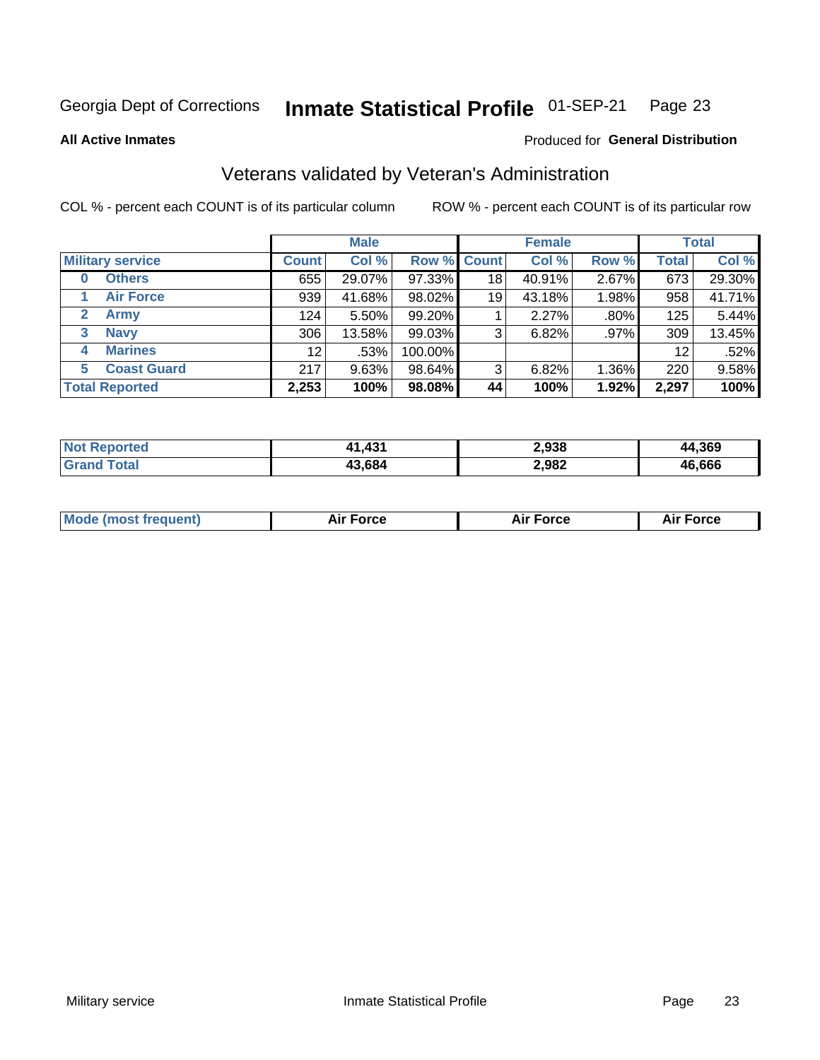Georgia Dept of Corrections **Inmate Statistical Profile** 01-SEP-21

**All Active Inmates**

Produced for **General Distribution**

## Veterans validated by Veteran's Administration

COL % - percent each COUNT is of its particular column

ROW % - percent each COUNT is of its particular row

| | Male | | | Female | | | Total | |
|---|---|---|---|---|---|---|---|---|
| **Military service** | **Count** | **Col %** | **Row %** | **Count** | **Col %** | **Row %** | **Total** | **Col %** |
| 0 **Others** | 655 | 29.07% | 97.33% | 18 | 40.91% | 2.67% | 673 | 29.30% |
| 1 **Air Force** | 939 | 41.68% | 98.02% | 19 | 43.18% | 1.98% | 958 | 41.71% |
| 2 **Army** | 124 | 5.50% | 99.20% | 1 | 2.27% | .80% | 125 | 5.44% |
| 3 **Navy** | 306 | 13.58% | 99.03% | 3 | 6.82% | .97% | 309 | 13.45% |
| 4 **Marines** | 12 | .53% | 100.00% | | | | 12 | .52% |
| 5 **Coast Guard** | 217 | 9.63% | 98.64% | 3 | 6.82% | 1.36% | 220 | 9.58% |
| **Total Reported** | **2,253** | **100%** | **98.08%** | **44** | **100%** | **1.92%** | **2,297** | **100%** |

| | Male | Female | Total |
|---|---|---|---|
| **Not Reported** | **41,431** | **2,938** | **44,369** |
| **Grand Total** | **43,684** | **2,982** | **46,666** |

| | Male | Female | Total |
|---|---|---|---|
| **Mode (most frequent)** | **Air Force** | **Air Force** | **Air Force** |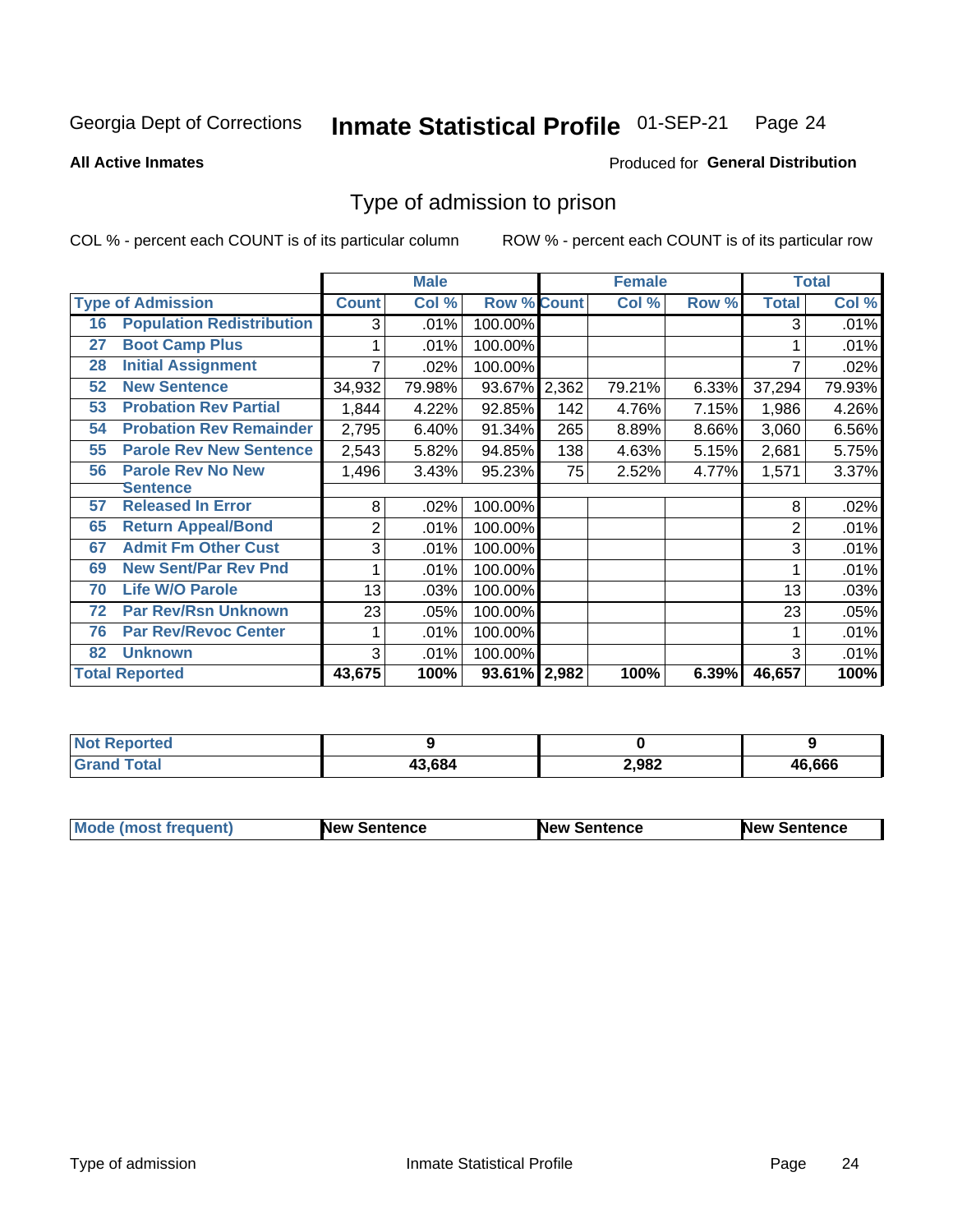Georgia Dept of Corrections **Inmate Statistical Profile** 01-SEP-21

**All Active Inmates**

Produced for **General Distribution**

## Type of admission to prison

COL % - percent each COUNT is of its particular column    ROW % - percent each COUNT is of its particular row

| Type of Admission | | Male | | | Female | | | Total | |
|---|---|---|---|---|---|---|---|---|---|
| | | Count | Col % | Row % | Count | Col % | Row % | Total | Col % |
| 16 | Population Redistribution | 3 | .01% | 100.00% | | | | 3 | .01% |
| 27 | Boot Camp Plus | 1 | .01% | 100.00% | | | | 1 | .01% |
| 28 | Initial Assignment | 7 | .02% | 100.00% | | | | 7 | .02% |
| 52 | New Sentence | 34,932 | 79.98% | 93.67% | 2,362 | 79.21% | 6.33% | 37,294 | 79.93% |
| 53 | Probation Rev Partial | 1,844 | 4.22% | 92.85% | 142 | 4.76% | 7.15% | 1,986 | 4.26% |
| 54 | Probation Rev Remainder | 2,795 | 6.40% | 91.34% | 265 | 8.89% | 8.66% | 3,060 | 6.56% |
| 55 | Parole Rev New Sentence | 2,543 | 5.82% | 94.85% | 138 | 4.63% | 5.15% | 2,681 | 5.75% |
| 56 | Parole Rev No New Sentence | 1,496 | 3.43% | 95.23% | 75 | 2.52% | 4.77% | 1,571 | 3.37% |
| 57 | Released In Error | 8 | .02% | 100.00% | | | | 8 | .02% |
| 65 | Return Appeal/Bond | 2 | .01% | 100.00% | | | | 2 | .01% |
| 67 | Admit Fm Other Cust | 3 | .01% | 100.00% | | | | 3 | .01% |
| 69 | New Sent/Par Rev Pnd | 1 | .01% | 100.00% | | | | 1 | .01% |
| 70 | Life W/O Parole | 13 | .03% | 100.00% | | | | 13 | .03% |
| 72 | Par Rev/Rsn Unknown | 23 | .05% | 100.00% | | | | 23 | .05% |
| 76 | Par Rev/Revoc Center | 1 | .01% | 100.00% | | | | 1 | .01% |
| 82 | Unknown | 3 | .01% | 100.00% | | | | 3 | .01% |
| **Total Reported** | | **43,675** | **100%** | **93.61%** | **2,982** | **100%** | **6.39%** | **46,657** | **100%** |

| | Male | Female | Total |
|---|---|---|---|
| Not Reported | 9 | 0 | 9 |
| Grand Total | 43,684 | 2,982 | 46,666 |

| | Male | Female | Total |
|---|---|---|---|
| Mode (most frequent) | New Sentence | New Sentence | New Sentence |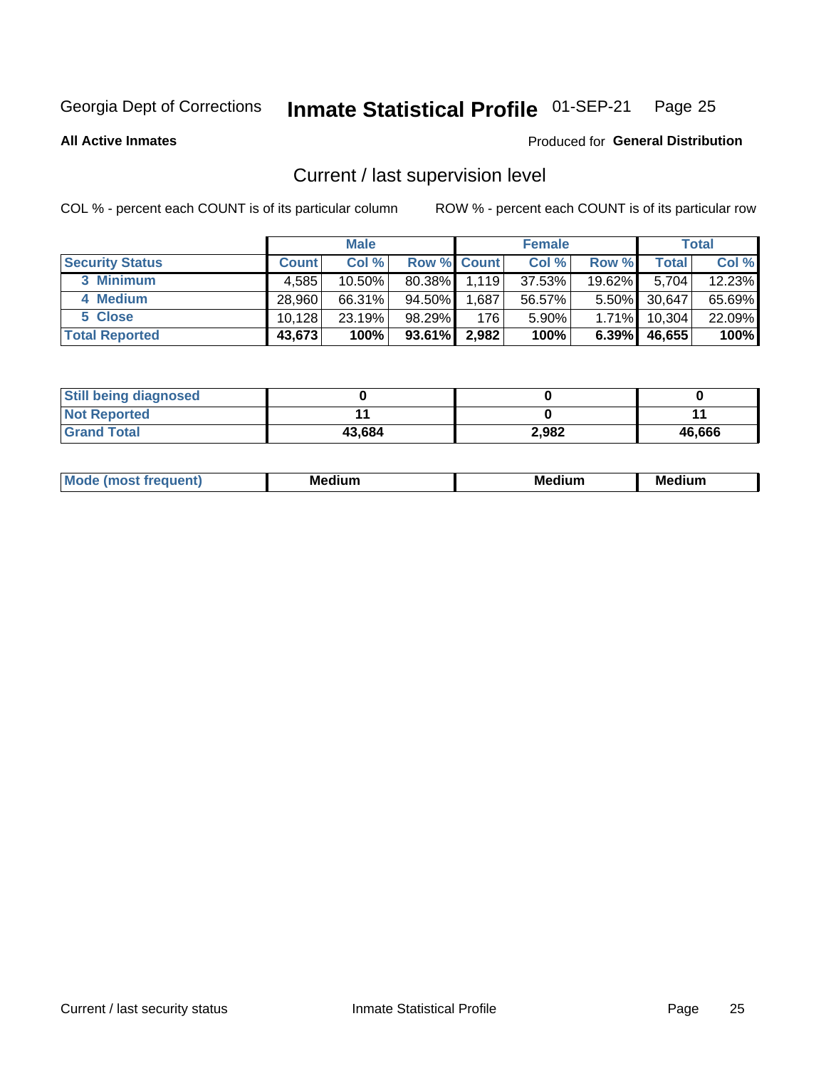Georgia Dept of Corrections **Inmate Statistical Profile** 01-SEP-21

**All Active Inmates**

Produced for **General Distribution**

## Current / last supervision level

COL % - percent each COUNT is of its particular column

ROW % - percent each COUNT is of its particular row

| | Male | | | Female | | | Total | |
|---|---|---|---|---|---|---|---|---|
| **Security Status** | **Count** | **Col %** | **Row %** | **Count** | **Col %** | **Row %** | **Total** | **Col %** |
| 3 Minimum | 4,585 | 10.50% | 80.38% | 1,119 | 37.53% | 19.62% | 5,704 | 12.23% |
| 4 Medium | 28,960 | 66.31% | 94.50% | 1,687 | 56.57% | 5.50% | 30,647 | 65.69% |
| 5 Close | 10,128 | 23.19% | 98.29% | 176 | 5.90% | 1.71% | 10,304 | 22.09% |
| **Total Reported** | **43,673** | **100%** | **93.61%** | **2,982** | **100%** | **6.39%** | **46,655** | **100%** |

| | Male | Female | Total |
|---|---|---|---|
| **Still being diagnosed** | **0** | **0** | **0** |
| **Not Reported** | **11** | **0** | **11** |
| **Grand Total** | **43,684** | **2,982** | **46,666** |

| | Male | Female | Total |
|---|---|---|---|
| **Mode (most frequent)** | **Medium** | **Medium** | **Medium** |

Current / last security status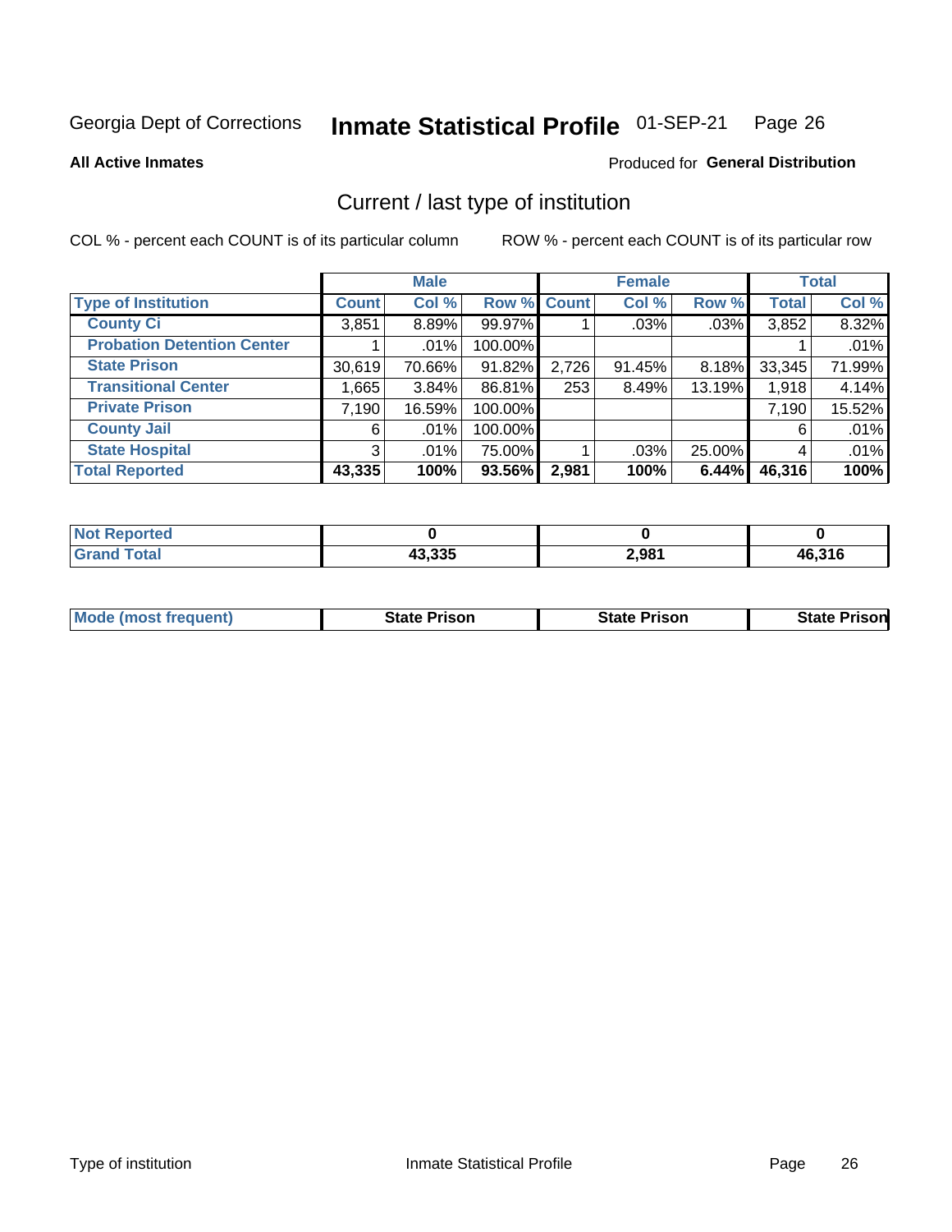Georgia Dept of Corrections **Inmate Statistical Profile** 01-SEP-21

**All Active Inmates**

Produced for **General Distribution**

## Current / last type of institution

COL % - percent each COUNT is of its particular column

ROW % - percent each COUNT is of its particular row

| | Male | | | Female | | | Total | |
|---|---|---|---|---|---|---|---|---|
| **Type of Institution** | **Count** | **Col %** | **Row %** | **Count** | **Col %** | **Row %** | **Total** | **Col %** |
| **County Ci** | 3,851 | 8.89% | 99.97% | 1 | .03% | .03% | 3,852 | 8.32% |
| **Probation Detention Center** | 1 | .01% | 100.00% | | | | 1 | .01% |
| **State Prison** | 30,619 | 70.66% | 91.82% | 2,726 | 91.45% | 8.18% | 33,345 | 71.99% |
| **Transitional Center** | 1,665 | 3.84% | 86.81% | 253 | 8.49% | 13.19% | 1,918 | 4.14% |
| **Private Prison** | 7,190 | 16.59% | 100.00% | | | | 7,190 | 15.52% |
| **County Jail** | 6 | .01% | 100.00% | | | | 6 | .01% |
| **State Hospital** | 3 | .01% | 75.00% | 1 | .03% | 25.00% | 4 | .01% |
| **Total Reported** | **43,335** | **100%** | **93.56%** | **2,981** | **100%** | **6.44%** | **46,316** | **100%** |

| | Male | Female | Total |
|---|---|---|---|
| **Not Reported** | **0** | **0** | **0** |
| **Grand Total** | **43,335** | **2,981** | **46,316** |

| | Male | Female | Total |
|---|---|---|---|
| **Mode (most frequent)** | **State Prison** | **State Prison** | **State Prison** |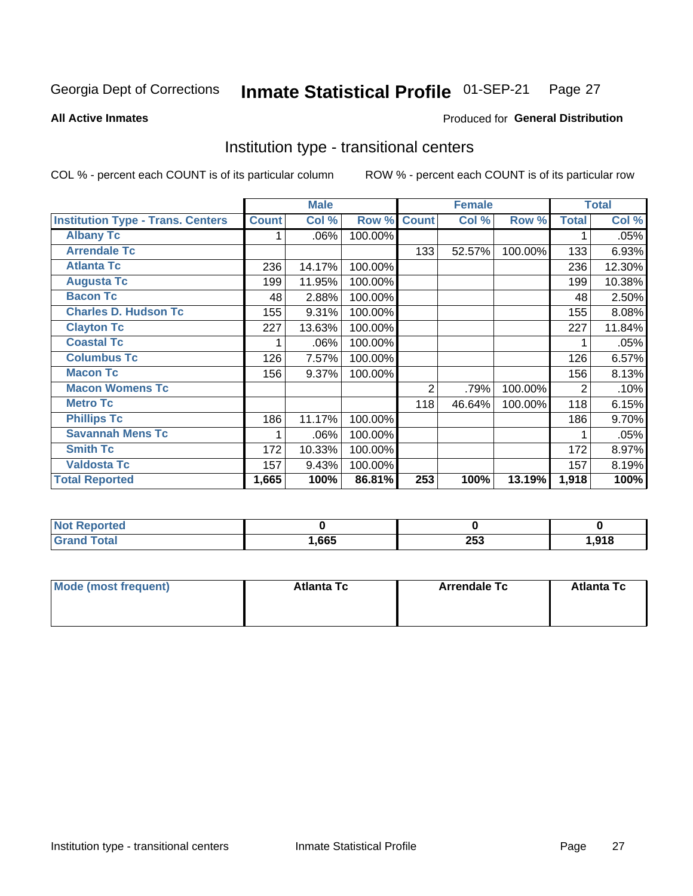Georgia Dept of Corrections **Inmate Statistical Profile** 01-SEP-21

**All Active Inmates**

Produced for **General Distribution**

## Institution type - transitional centers

COL % - percent each COUNT is of its particular column

ROW % - percent each COUNT is of its particular row

| | Male | | | Female | | | Total | |
|---|---|---|---|---|---|---|---|---|
| **Institution Type - Trans. Centers** | **Count** | **Col %** | **Row %** | **Count** | **Col %** | **Row %** | **Total** | **Col %** |
| **Albany Tc** | 1 | .06% | 100.00% | | | | 1 | .05% |
| **Arrendale Tc** | | | | 133 | 52.57% | 100.00% | 133 | 6.93% |
| **Atlanta Tc** | 236 | 14.17% | 100.00% | | | | 236 | 12.30% |
| **Augusta Tc** | 199 | 11.95% | 100.00% | | | | 199 | 10.38% |
| **Bacon Tc** | 48 | 2.88% | 100.00% | | | | 48 | 2.50% |
| **Charles D. Hudson Tc** | 155 | 9.31% | 100.00% | | | | 155 | 8.08% |
| **Clayton Tc** | 227 | 13.63% | 100.00% | | | | 227 | 11.84% |
| **Coastal Tc** | 1 | .06% | 100.00% | | | | 1 | .05% |
| **Columbus Tc** | 126 | 7.57% | 100.00% | | | | 126 | 6.57% |
| **Macon Tc** | 156 | 9.37% | 100.00% | | | | 156 | 8.13% |
| **Macon Womens Tc** | | | | 2 | .79% | 100.00% | 2 | .10% |
| **Metro Tc** | | | | 118 | 46.64% | 100.00% | 118 | 6.15% |
| **Phillips Tc** | 186 | 11.17% | 100.00% | | | | 186 | 9.70% |
| **Savannah Mens Tc** | 1 | .06% | 100.00% | | | | 1 | .05% |
| **Smith Tc** | 172 | 10.33% | 100.00% | | | | 172 | 8.97% |
| **Valdosta Tc** | 157 | 9.43% | 100.00% | | | | 157 | 8.19% |
| **Total Reported** | **1,665** | **100%** | **86.81%** | **253** | **100%** | **13.19%** | **1,918** | **100%** |

| | Male | Female | Total |
|---|---|---|---|
| **Not Reported** | **0** | **0** | **0** |
| **Grand Total** | **1,665** | **253** | **1,918** |

| | Male | Female | Total |
|---|---|---|---|
| **Mode (most frequent)** | **Atlanta Tc** | **Arrendale Tc** | **Atlanta Tc** |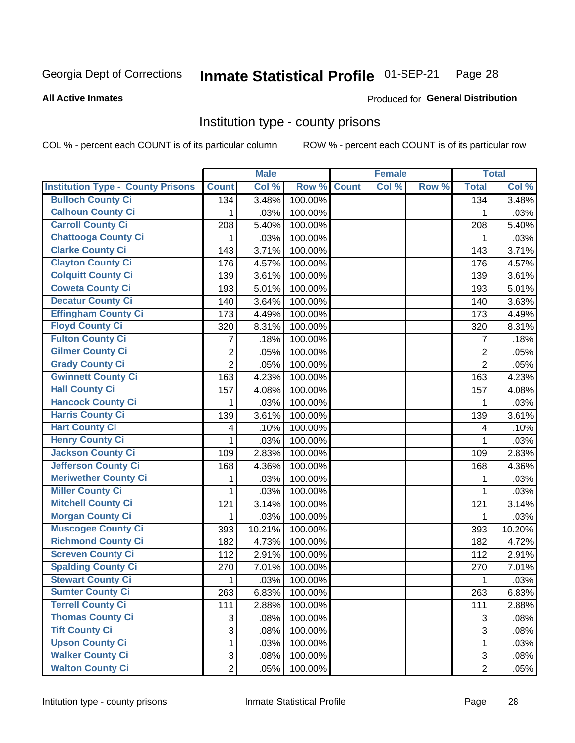Georgia Dept of Corrections **Inmate Statistical Profile** 01-SEP-21 Page 28

**All Active Inmates**

Produced for **General Distribution**

## Institution type - county prisons

COL % - percent each COUNT is of its particular column ROW % - percent each COUNT is of its particular row

| | Male | | | Female | | | Total | |
|---|---|---|---|---|---|---|---|---|
| **Institution Type - County Prisons** | **Count** | **Col %** | **Row %** | **Count** | **Col %** | **Row %** | **Total** | **Col %** |
| **Bulloch County Ci** | 134 | 3.48% | 100.00% | | | | 134 | 3.48% |
| **Calhoun County Ci** | 1 | .03% | 100.00% | | | | 1 | .03% |
| **Carroll County Ci** | 208 | 5.40% | 100.00% | | | | 208 | 5.40% |
| **Chattooga County Ci** | 1 | .03% | 100.00% | | | | 1 | .03% |
| **Clarke County Ci** | 143 | 3.71% | 100.00% | | | | 143 | 3.71% |
| **Clayton County Ci** | 176 | 4.57% | 100.00% | | | | 176 | 4.57% |
| **Colquitt County Ci** | 139 | 3.61% | 100.00% | | | | 139 | 3.61% |
| **Coweta County Ci** | 193 | 5.01% | 100.00% | | | | 193 | 5.01% |
| **Decatur County Ci** | 140 | 3.64% | 100.00% | | | | 140 | 3.63% |
| **Effingham County Ci** | 173 | 4.49% | 100.00% | | | | 173 | 4.49% |
| **Floyd County Ci** | 320 | 8.31% | 100.00% | | | | 320 | 8.31% |
| **Fulton County Ci** | 7 | .18% | 100.00% | | | | 7 | .18% |
| **Gilmer County Ci** | 2 | .05% | 100.00% | | | | 2 | .05% |
| **Grady County Ci** | 2 | .05% | 100.00% | | | | 2 | .05% |
| **Gwinnett County Ci** | 163 | 4.23% | 100.00% | | | | 163 | 4.23% |
| **Hall County Ci** | 157 | 4.08% | 100.00% | | | | 157 | 4.08% |
| **Hancock County Ci** | 1 | .03% | 100.00% | | | | 1 | .03% |
| **Harris County Ci** | 139 | 3.61% | 100.00% | | | | 139 | 3.61% |
| **Hart County Ci** | 4 | .10% | 100.00% | | | | 4 | .10% |
| **Henry County Ci** | 1 | .03% | 100.00% | | | | 1 | .03% |
| **Jackson County Ci** | 109 | 2.83% | 100.00% | | | | 109 | 2.83% |
| **Jefferson County Ci** | 168 | 4.36% | 100.00% | | | | 168 | 4.36% |
| **Meriwether County Ci** | 1 | .03% | 100.00% | | | | 1 | .03% |
| **Miller County Ci** | 1 | .03% | 100.00% | | | | 1 | .03% |
| **Mitchell County Ci** | 121 | 3.14% | 100.00% | | | | 121 | 3.14% |
| **Morgan County Ci** | 1 | .03% | 100.00% | | | | 1 | .03% |
| **Muscogee County Ci** | 393 | 10.21% | 100.00% | | | | 393 | 10.20% |
| **Richmond County Ci** | 182 | 4.73% | 100.00% | | | | 182 | 4.72% |
| **Screven County Ci** | 112 | 2.91% | 100.00% | | | | 112 | 2.91% |
| **Spalding County Ci** | 270 | 7.01% | 100.00% | | | | 270 | 7.01% |
| **Stewart County Ci** | 1 | .03% | 100.00% | | | | 1 | .03% |
| **Sumter County Ci** | 263 | 6.83% | 100.00% | | | | 263 | 6.83% |
| **Terrell County Ci** | 111 | 2.88% | 100.00% | | | | 111 | 2.88% |
| **Thomas County Ci** | 3 | .08% | 100.00% | | | | 3 | .08% |
| **Tift County Ci** | 3 | .08% | 100.00% | | | | 3 | .08% |
| **Upson County Ci** | 1 | .03% | 100.00% | | | | 1 | .03% |
| **Walker County Ci** | 3 | .08% | 100.00% | | | | 3 | .08% |
| **Walton County Ci** | 2 | .05% | 100.00% | | | | 2 | .05% |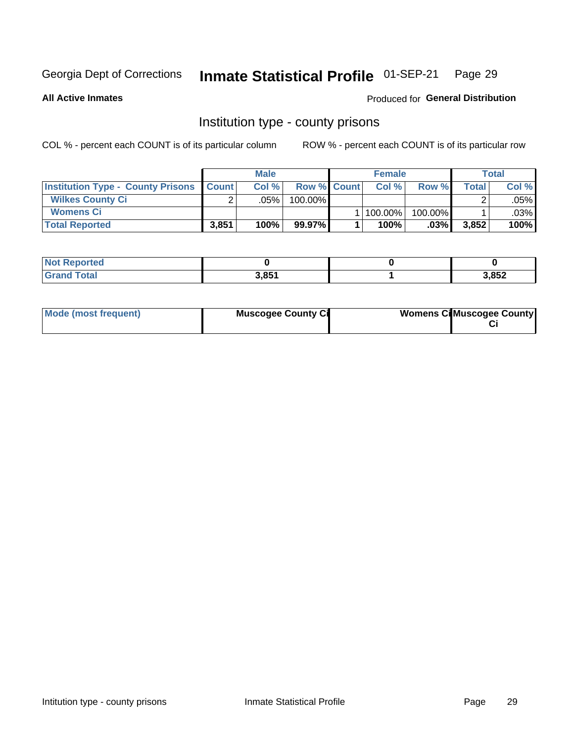Georgia Dept of Corrections **Inmate Statistical Profile** 01-SEP-21

**All Active Inmates**

Produced for **General Distribution**

## Institution type - county prisons

COL % - percent each COUNT is of its particular column     ROW % - percent each COUNT is of its particular row

| | Male | | | Female | | | Total | |
|---|---|---|---|---|---|---|---|---|
| **Institution Type - County Prisons** | **Count** | **Col %** | **Row %** | **Count** | **Col %** | **Row %** | **Total** | **Col %** |
| **Wilkes County Ci** | 2 | .05% | 100.00% | | | | 2 | .05% |
| **Womens Ci** | | | | 1 | 100.00% | 100.00% | 1 | .03% |
| **Total Reported** | **3,851** | **100%** | **99.97%** | **1** | **100%** | **.03%** | **3,852** | **100%** |

| | Male | Female | Total |
|---|---|---|---|
| **Not Reported** | **0** | **0** | **0** |
| **Grand Total** | **3,851** | **1** | **3,852** |

| | Male | Female | Total |
|---|---|---|---|
| **Mode (most frequent)** | **Muscogee County Ci** | **Womens Ci** | **Muscogee County Ci** |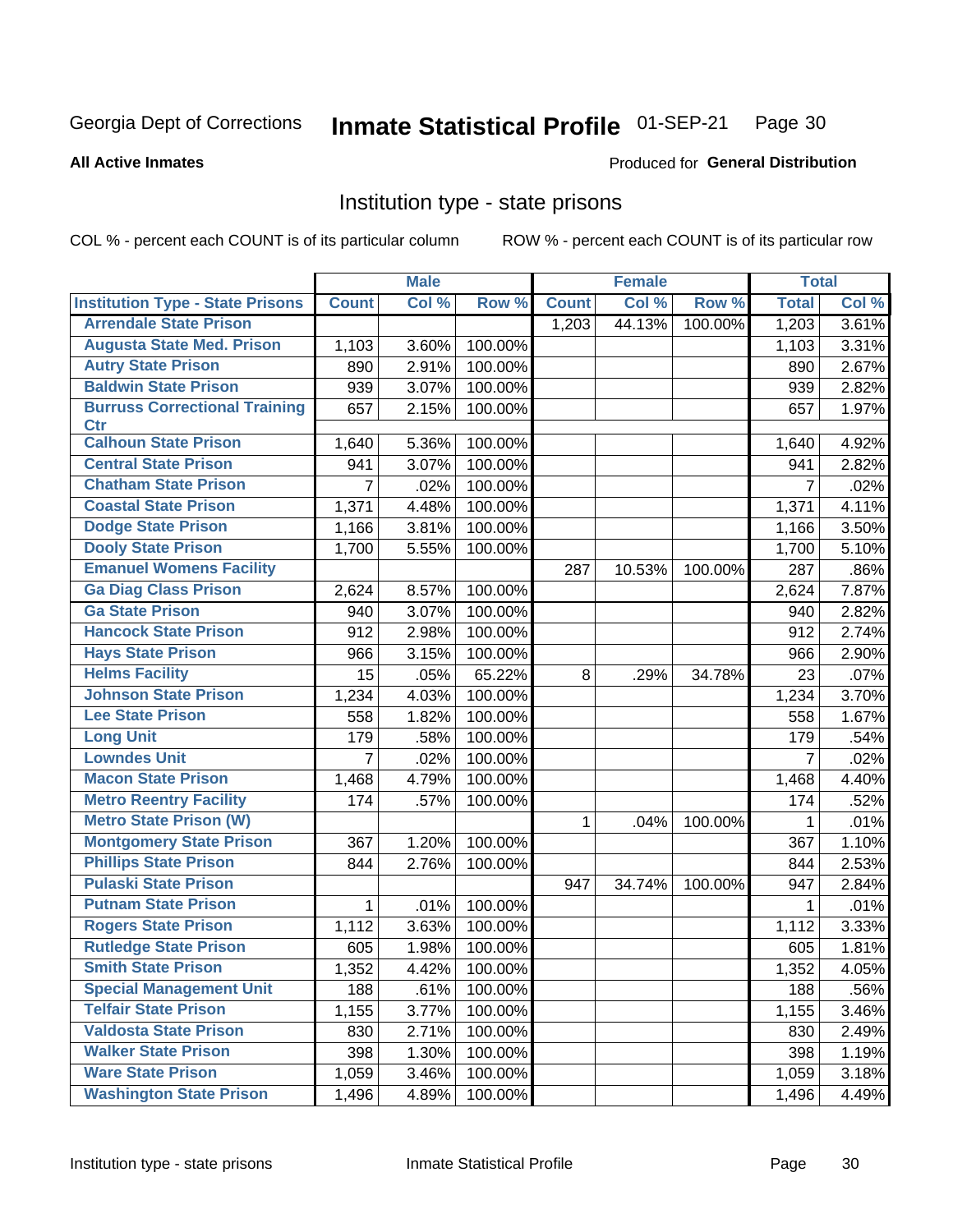Georgia Dept of Corrections **Inmate Statistical Profile** 01-SEP-21

**All Active Inmates**

Produced for **General Distribution**

## Institution type - state prisons

COL % - percent each COUNT is of its particular column    ROW % - percent each COUNT is of its particular row

| | Male | | | Female | | | Total | |
|---|---|---|---|---|---|---|---|---|
| **Institution Type - State Prisons** | **Count** | **Col %** | **Row %** | **Count** | **Col %** | **Row %** | **Total** | **Col %** |
| **Arrendale State Prison** | | | | 1,203 | 44.13% | 100.00% | 1,203 | 3.61% |
| **Augusta State Med. Prison** | 1,103 | 3.60% | 100.00% | | | | 1,103 | 3.31% |
| **Autry State Prison** | 890 | 2.91% | 100.00% | | | | 890 | 2.67% |
| **Baldwin State Prison** | 939 | 3.07% | 100.00% | | | | 939 | 2.82% |
| **Burruss Correctional Training Ctr** | 657 | 2.15% | 100.00% | | | | 657 | 1.97% |
| **Calhoun State Prison** | 1,640 | 5.36% | 100.00% | | | | 1,640 | 4.92% |
| **Central State Prison** | 941 | 3.07% | 100.00% | | | | 941 | 2.82% |
| **Chatham State Prison** | 7 | .02% | 100.00% | | | | 7 | .02% |
| **Coastal State Prison** | 1,371 | 4.48% | 100.00% | | | | 1,371 | 4.11% |
| **Dodge State Prison** | 1,166 | 3.81% | 100.00% | | | | 1,166 | 3.50% |
| **Dooly State Prison** | 1,700 | 5.55% | 100.00% | | | | 1,700 | 5.10% |
| **Emanuel Womens Facility** | | | | 287 | 10.53% | 100.00% | 287 | .86% |
| **Ga Diag Class Prison** | 2,624 | 8.57% | 100.00% | | | | 2,624 | 7.87% |
| **Ga State Prison** | 940 | 3.07% | 100.00% | | | | 940 | 2.82% |
| **Hancock State Prison** | 912 | 2.98% | 100.00% | | | | 912 | 2.74% |
| **Hays State Prison** | 966 | 3.15% | 100.00% | | | | 966 | 2.90% |
| **Helms Facility** | 15 | .05% | 65.22% | 8 | .29% | 34.78% | 23 | .07% |
| **Johnson State Prison** | 1,234 | 4.03% | 100.00% | | | | 1,234 | 3.70% |
| **Lee State Prison** | 558 | 1.82% | 100.00% | | | | 558 | 1.67% |
| **Long Unit** | 179 | .58% | 100.00% | | | | 179 | .54% |
| **Lowndes Unit** | 7 | .02% | 100.00% | | | | 7 | .02% |
| **Macon State Prison** | 1,468 | 4.79% | 100.00% | | | | 1,468 | 4.40% |
| **Metro Reentry Facility** | 174 | .57% | 100.00% | | | | 174 | .52% |
| **Metro State Prison (W)** | | | | 1 | .04% | 100.00% | 1 | .01% |
| **Montgomery State Prison** | 367 | 1.20% | 100.00% | | | | 367 | 1.10% |
| **Phillips State Prison** | 844 | 2.76% | 100.00% | | | | 844 | 2.53% |
| **Pulaski State Prison** | | | | 947 | 34.74% | 100.00% | 947 | 2.84% |
| **Putnam State Prison** | 1 | .01% | 100.00% | | | | 1 | .01% |
| **Rogers State Prison** | 1,112 | 3.63% | 100.00% | | | | 1,112 | 3.33% |
| **Rutledge State Prison** | 605 | 1.98% | 100.00% | | | | 605 | 1.81% |
| **Smith State Prison** | 1,352 | 4.42% | 100.00% | | | | 1,352 | 4.05% |
| **Special Management Unit** | 188 | .61% | 100.00% | | | | 188 | .56% |
| **Telfair State Prison** | 1,155 | 3.77% | 100.00% | | | | 1,155 | 3.46% |
| **Valdosta State Prison** | 830 | 2.71% | 100.00% | | | | 830 | 2.49% |
| **Walker State Prison** | 398 | 1.30% | 100.00% | | | | 398 | 1.19% |
| **Ware State Prison** | 1,059 | 3.46% | 100.00% | | | | 1,059 | 3.18% |
| **Washington State Prison** | 1,496 | 4.89% | 100.00% | | | | 1,496 | 4.49% |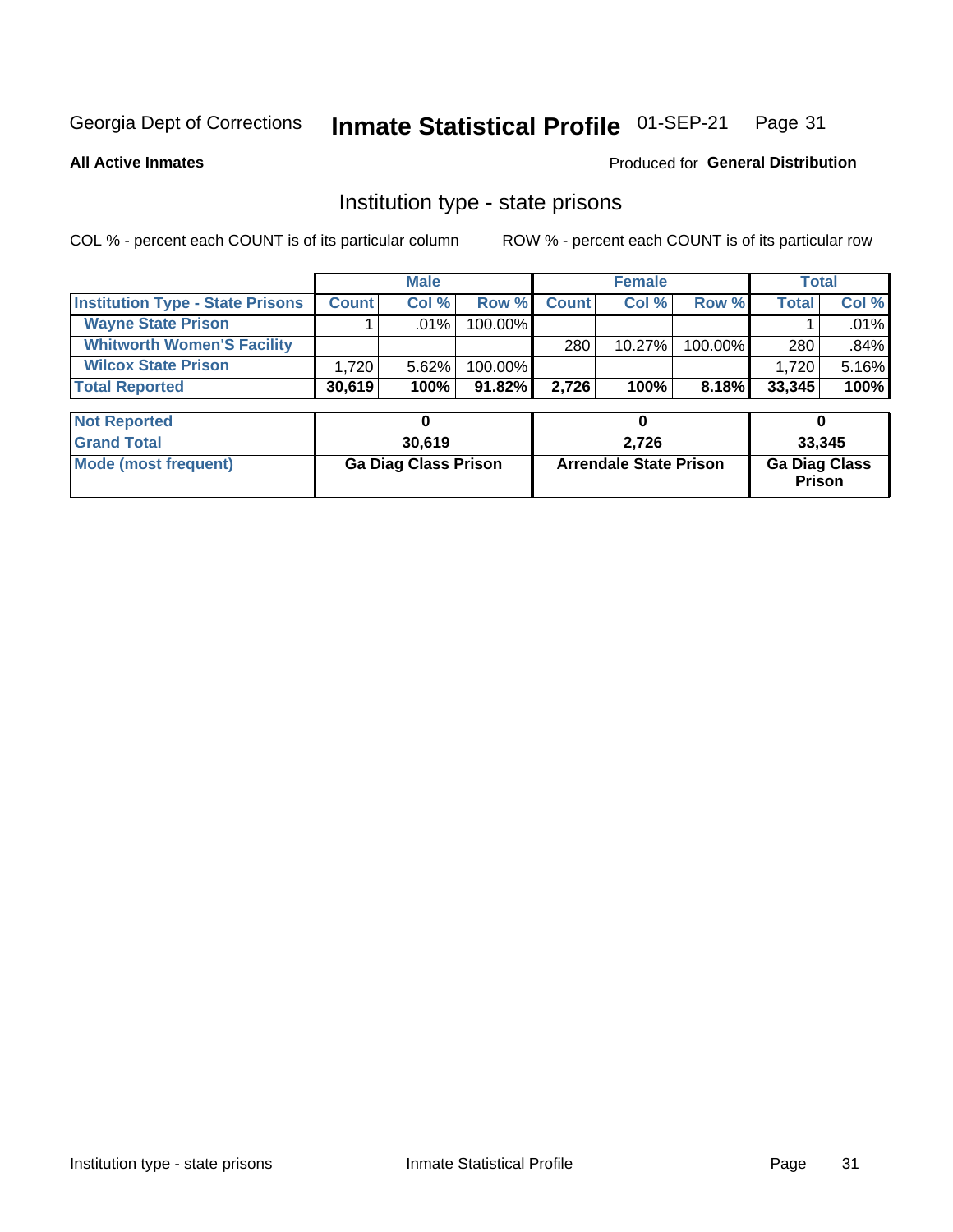Georgia Dept of Corrections **Inmate Statistical Profile** 01-SEP-21

**All Active Inmates**

Produced for **General Distribution**

## Institution type - state prisons

COL % - percent each COUNT is of its particular column ROW % - percent each COUNT is of its particular row

| | Male | | | Female | | | Total | |
|---|---|---|---|---|---|---|---|---|
| **Institution Type - State Prisons** | **Count** | **Col %** | **Row %** | **Count** | **Col %** | **Row %** | **Total** | **Col %** |
| **Wayne State Prison** | 1 | .01% | 100.00% | | | | 1 | .01% |
| **Whitworth Women'S Facility** | | | | 280 | 10.27% | 100.00% | 280 | .84% |
| **Wilcox State Prison** | 1,720 | 5.62% | 100.00% | | | | 1,720 | 5.16% |
| **Total Reported** | **30,619** | **100%** | **91.82%** | **2,726** | **100%** | **8.18%** | **33,345** | **100%** |
| **Not Reported** | **0** | | | **0** | | | **0** | |
| **Grand Total** | **30,619** | | | **2,726** | | | **33,345** | |
| **Mode (most frequent)** | **Ga Diag Class Prison** | | | **Arrendale State Prison** | | | **Ga Diag Class Prison** | |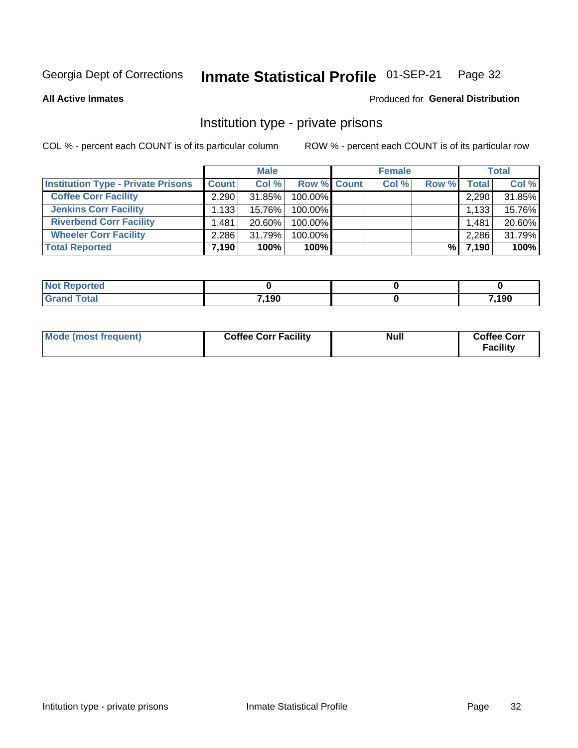Georgia Dept of Corrections **Inmate Statistical Profile** 01-SEP-21

**All Active Inmates**

Produced for **General Distribution**

## Institution type - private prisons

COL % - percent each COUNT is of its particular column

ROW % - percent each COUNT is of its particular row

| | Male | | | Female | | | Total | |
|---|---|---|---|---|---|---|---|---|
| **Institution Type - Private Prisons** | **Count** | **Col %** | **Row %** | **Count** | **Col %** | **Row %** | **Total** | **Col %** |
| **Coffee Corr Facility** | 2,290 | 31.85% | 100.00% | | | | 2,290 | 31.85% |
| **Jenkins Corr Facility** | 1,133 | 15.76% | 100.00% | | | | 1,133 | 15.76% |
| **Riverbend Corr Facility** | 1,481 | 20.60% | 100.00% | | | | 1,481 | 20.60% |
| **Wheeler Corr Facility** | 2,286 | 31.79% | 100.00% | | | | 2,286 | 31.79% |
| **Total Reported** | **7,190** | **100%** | **100%** | | | **%** | **7,190** | **100%** |

| | Male | Female | Total |
|---|---|---|---|
| **Not Reported** | **0** | **0** | **0** |
| **Grand Total** | **7,190** | **0** | **7,190** |

| | Male | Female | Total |
|---|---|---|---|
| **Mode (most frequent)** | **Coffee Corr Facility** | **Null** | **Coffee Corr Facility** |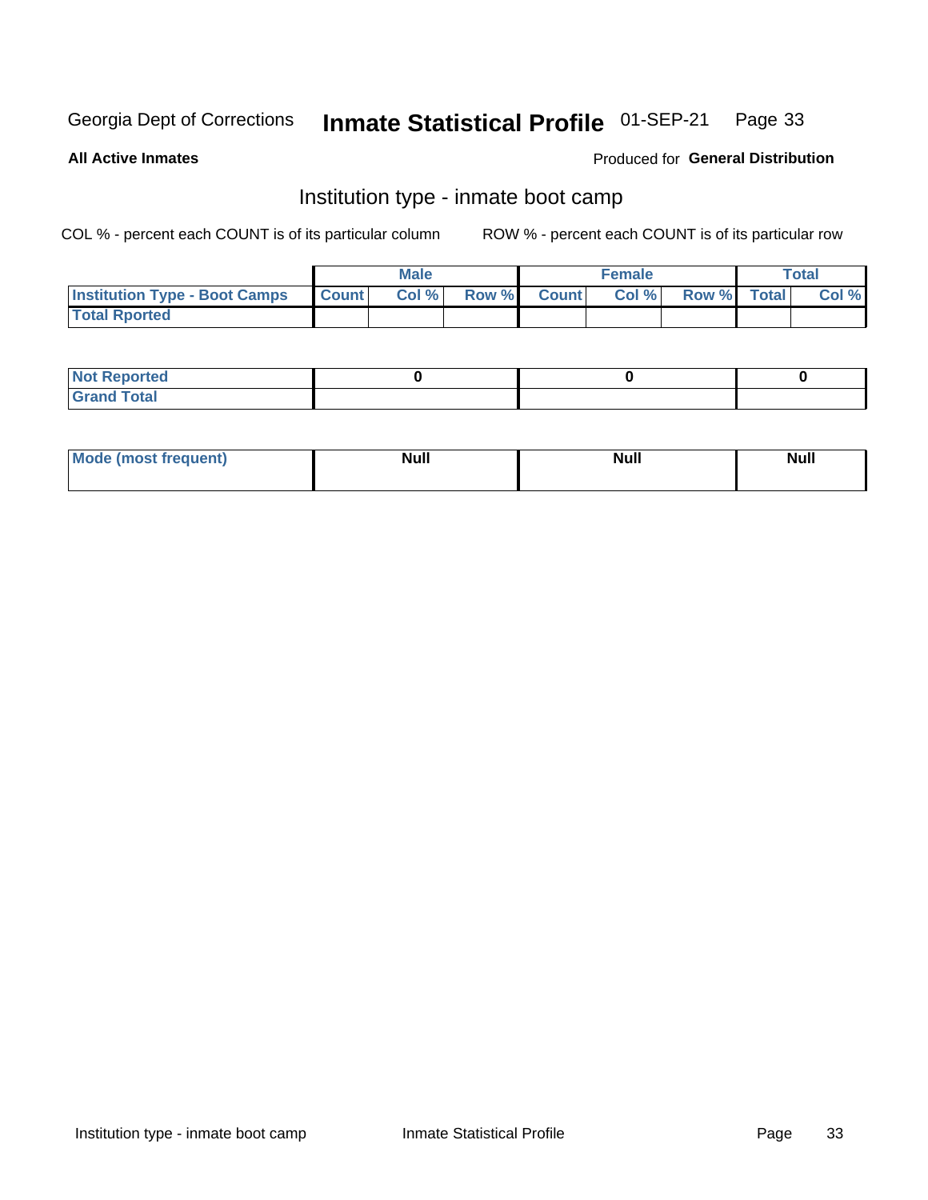Georgia Dept of Corrections **Inmate Statistical Profile** 01-SEP-21

**All Active Inmates**

Produced for **General Distribution**

## Institution type - inmate boot camp

COL % - percent each COUNT is of its particular column

ROW % - percent each COUNT is of its particular row

| | Male | | | Female | | | Total | |
|---|---|---|---|---|---|---|---|---|
| **Institution Type - Boot Camps** | **Count** | **Col %** | **Row %** | **Count** | **Col %** | **Row %** | **Total** | **Col %** |
| **Total Rported** | | | | | | | | |

| | Male | Female | Total |
|---|---|---|---|
| **Not Reported** | **0** | **0** | **0** |
| **Grand Total** | | | |

| | Male | Female | Total |
|---|---|---|---|
| **Mode (most frequent)** | **Null** | **Null** | **Null** |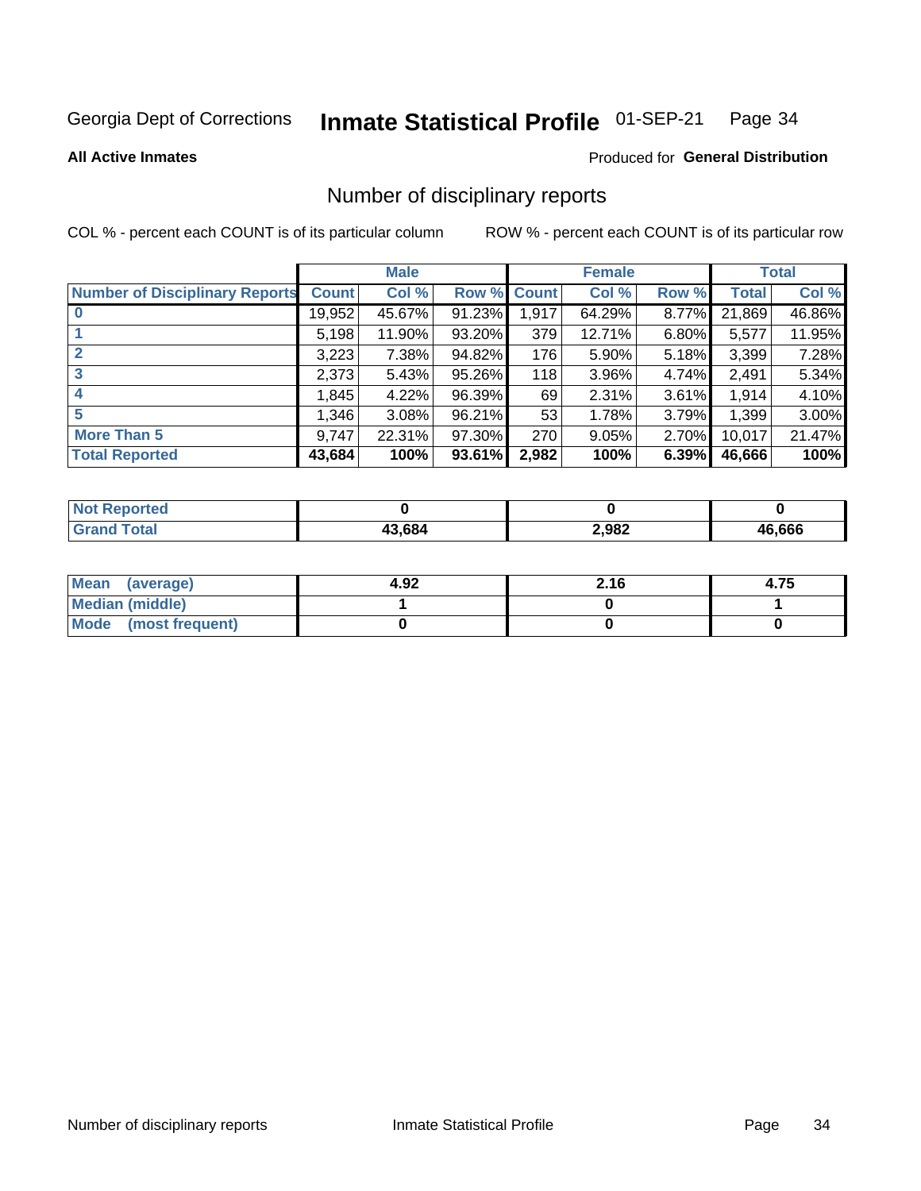Georgia Dept of Corrections **Inmate Statistical Profile** 01-SEP-21

**All Active Inmates**

Produced for **General Distribution**

## Number of disciplinary reports

COL % - percent each COUNT is of its particular column ROW % - percent each COUNT is of its particular row

| | Male | | | Female | | | Total | |
|---|---|---|---|---|---|---|---|---|
| Number of Disciplinary Reports | Count | Col % | Row % | Count | Col % | Row % | Total | Col % |
| 0 | 19,952 | 45.67% | 91.23% | 1,917 | 64.29% | 8.77% | 21,869 | 46.86% |
| 1 | 5,198 | 11.90% | 93.20% | 379 | 12.71% | 6.80% | 5,577 | 11.95% |
| 2 | 3,223 | 7.38% | 94.82% | 176 | 5.90% | 5.18% | 3,399 | 7.28% |
| 3 | 2,373 | 5.43% | 95.26% | 118 | 3.96% | 4.74% | 2,491 | 5.34% |
| 4 | 1,845 | 4.22% | 96.39% | 69 | 2.31% | 3.61% | 1,914 | 4.10% |
| 5 | 1,346 | 3.08% | 96.21% | 53 | 1.78% | 3.79% | 1,399 | 3.00% |
| More Than 5 | 9,747 | 22.31% | 97.30% | 270 | 9.05% | 2.70% | 10,017 | 21.47% |
| **Total Reported** | **43,684** | **100%** | **93.61%** | **2,982** | **100%** | **6.39%** | **46,666** | **100%** |

| | Male | Female | Total |
|---|---|---|---|
| Not Reported | 0 | 0 | 0 |
| Grand Total | 43,684 | 2,982 | 46,666 |

| | Male | Female | Total |
|---|---|---|---|
| Mean (average) | 4.92 | 2.16 | 4.75 |
| Median (middle) | 1 | 0 | 1 |
| Mode (most frequent) | 0 | 0 | 0 |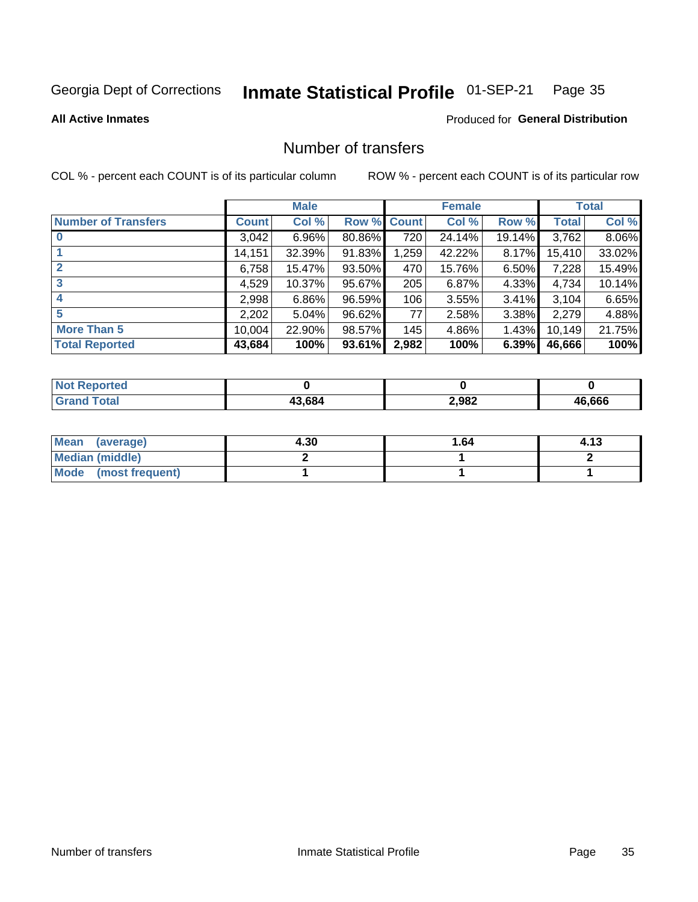Georgia Dept of Corrections **Inmate Statistical Profile** 01-SEP-21

**All Active Inmates**

Produced for **General Distribution**

## Number of transfers

COL % - percent each COUNT is of its particular column

ROW % - percent each COUNT is of its particular row

| | Male | | | Female | | | Total | |
|---|---|---|---|---|---|---|---|---|
| **Number of Transfers** | **Count** | **Col %** | **Row %** | **Count** | **Col %** | **Row %** | **Total** | **Col %** |
| **0** | 3,042 | 6.96% | 80.86% | 720 | 24.14% | 19.14% | 3,762 | 8.06% |
| **1** | 14,151 | 32.39% | 91.83% | 1,259 | 42.22% | 8.17% | 15,410 | 33.02% |
| **2** | 6,758 | 15.47% | 93.50% | 470 | 15.76% | 6.50% | 7,228 | 15.49% |
| **3** | 4,529 | 10.37% | 95.67% | 205 | 6.87% | 4.33% | 4,734 | 10.14% |
| **4** | 2,998 | 6.86% | 96.59% | 106 | 3.55% | 3.41% | 3,104 | 6.65% |
| **5** | 2,202 | 5.04% | 96.62% | 77 | 2.58% | 3.38% | 2,279 | 4.88% |
| **More Than 5** | 10,004 | 22.90% | 98.57% | 145 | 4.86% | 1.43% | 10,149 | 21.75% |
| **Total Reported** | **43,684** | **100%** | **93.61%** | **2,982** | **100%** | **6.39%** | **46,666** | **100%** |

| | Male | Female | Total |
|---|---|---|---|
| **Not Reported** | **0** | **0** | **0** |
| **Grand Total** | **43,684** | **2,982** | **46,666** |

| | Male | Female | Total |
|---|---|---|---|
| **Mean (average)** | **4.30** | **1.64** | **4.13** |
| **Median (middle)** | **2** | **1** | **2** |
| **Mode (most frequent)** | **1** | **1** | **1** |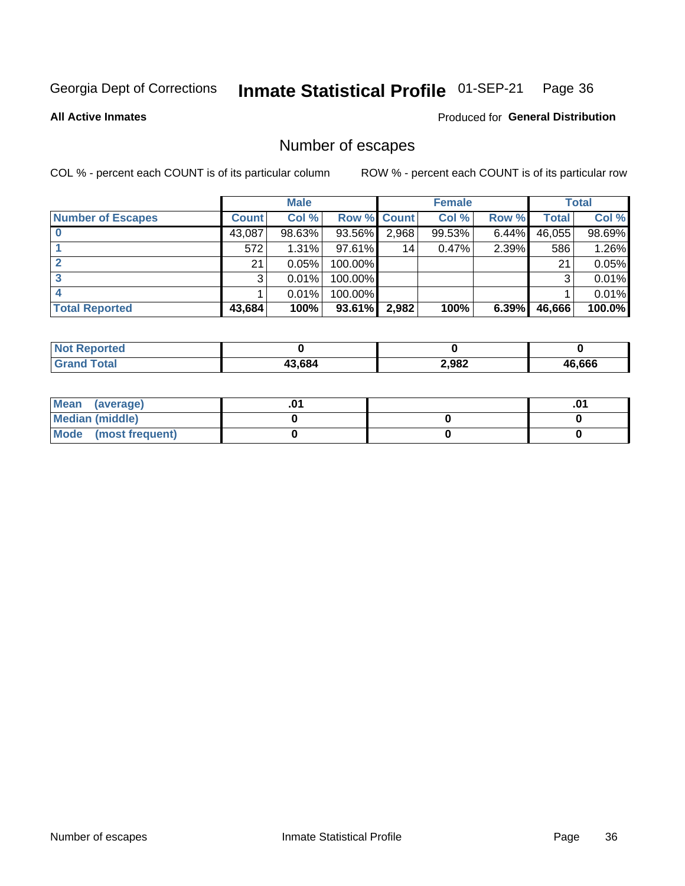Georgia Dept of Corrections **Inmate Statistical Profile** 01-SEP-21 Page 36

**All Active Inmates**

Produced for **General Distribution**

## Number of escapes

COL % - percent each COUNT is of its particular column ROW % - percent each COUNT is of its particular row

| | Male | | | Female | | | Total | |
|---|---|---|---|---|---|---|---|---|
| **Number of Escapes** | **Count** | **Col %** | **Row %** | **Count** | **Col %** | **Row %** | **Total** | **Col %** |
| **0** | 43,087 | 98.63% | 93.56% | 2,968 | 99.53% | 6.44% | 46,055 | 98.69% |
| **1** | 572 | 1.31% | 97.61% | 14 | 0.47% | 2.39% | 586 | 1.26% |
| **2** | 21 | 0.05% | 100.00% | | | | 21 | 0.05% |
| **3** | 3 | 0.01% | 100.00% | | | | 3 | 0.01% |
| **4** | 1 | 0.01% | 100.00% | | | | 1 | 0.01% |
| **Total Reported** | **43,684** | **100%** | **93.61%** | **2,982** | **100%** | **6.39%** | **46,666** | **100.0%** |

| | Male | Female | Total |
|---|---|---|---|
| **Not Reported** | **0** | **0** | **0** |
| **Grand Total** | **43,684** | **2,982** | **46,666** |

| | Male | Female | Total |
|---|---|---|---|
| **Mean (average)** | **.01** | | **.01** |
| **Median (middle)** | **0** | **0** | **0** |
| **Mode (most frequent)** | **0** | **0** | **0** |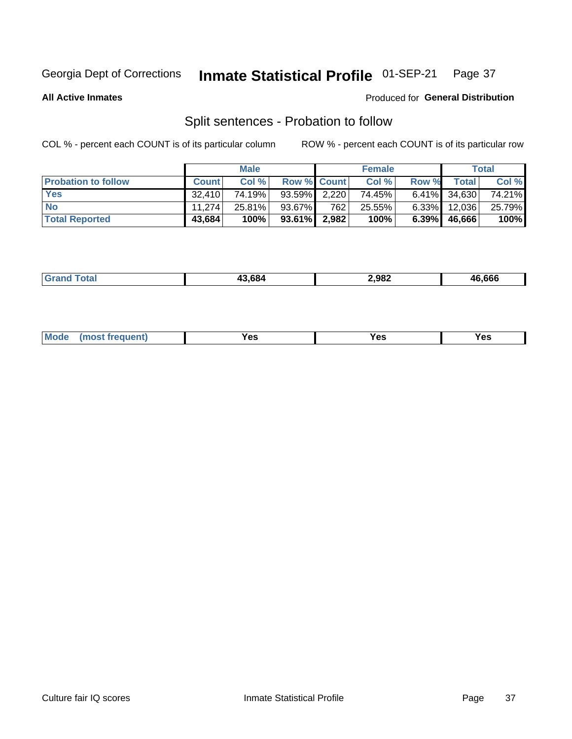Georgia Dept of Corrections **Inmate Statistical Profile** 01-SEP-21

**All Active Inmates** Produced for **General Distribution**

## Split sentences - Probation to follow

COL % - percent each COUNT is of its particular column ROW % - percent each COUNT is of its particular row

| | Male | | | Female | | | Total | |
|---|---|---|---|---|---|---|---|---|
| **Probation to follow** | **Count** | **Col %** | **Row %** | **Count** | **Col %** | **Row %** | **Total** | **Col %** |
| **Yes** | 32,410 | 74.19% | 93.59% | 2,220 | 74.45% | 6.41% | 34,630 | 74.21% |
| **No** | 11,274 | 25.81% | 93.67% | 762 | 25.55% | 6.33% | 12,036 | 25.79% |
| **Total Reported** | **43,684** | **100%** | **93.61%** | **2,982** | **100%** | **6.39%** | **46,666** | **100%** |

| | | | |
|---|---|---|---|
| **Grand Total** | **43,684** | **2,982** | **46,666** |

| | | | |
|---|---|---|---|
| **Mode (most frequent)** | **Yes** | **Yes** | **Yes** |

Culture fair IQ scores Inmate Statistical Profile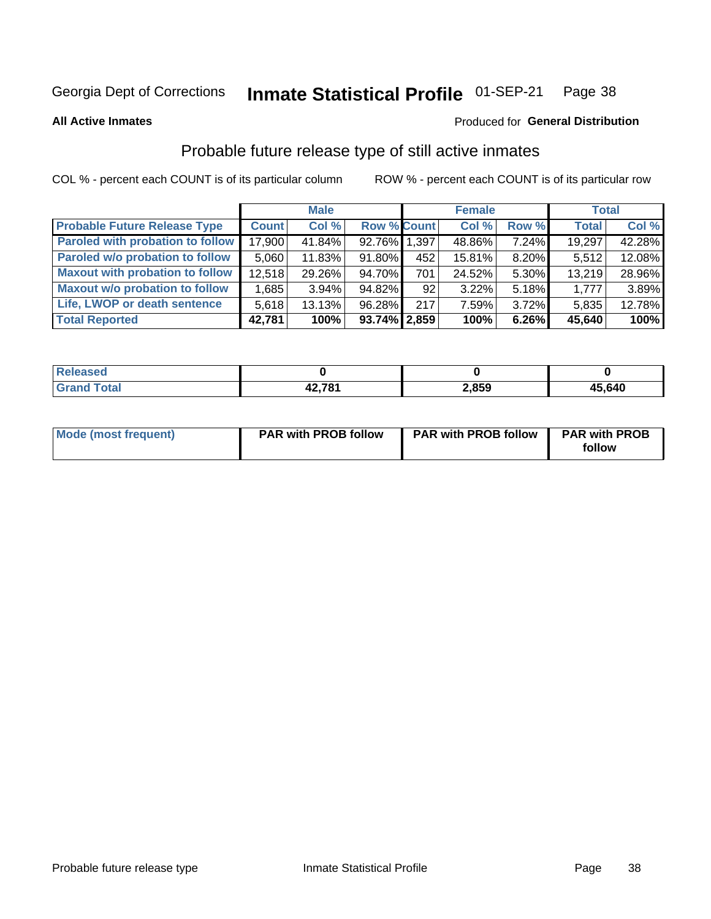Georgia Dept of Corrections **Inmate Statistical Profile** 01-SEP-21

**All Active Inmates**

Produced for **General Distribution**

## Probable future release type of still active inmates

COL % - percent each COUNT is of its particular column    ROW % - percent each COUNT is of its particular row

| | Male | | | Female | | | Total | |
|---|---|---|---|---|---|---|---|---|
| **Probable Future Release Type** | **Count** | **Col %** | **Row %** | **Count** | **Col %** | **Row %** | **Total** | **Col %** |
| **Paroled with probation to follow** | 17,900 | 41.84% | 92.76% | 1,397 | 48.86% | 7.24% | 19,297 | 42.28% |
| **Paroled w/o probation to follow** | 5,060 | 11.83% | 91.80% | 452 | 15.81% | 8.20% | 5,512 | 12.08% |
| **Maxout with probation to follow** | 12,518 | 29.26% | 94.70% | 701 | 24.52% | 5.30% | 13,219 | 28.96% |
| **Maxout w/o probation to follow** | 1,685 | 3.94% | 94.82% | 92 | 3.22% | 5.18% | 1,777 | 3.89% |
| **Life, LWOP or death sentence** | 5,618 | 13.13% | 96.28% | 217 | 7.59% | 3.72% | 5,835 | 12.78% |
| **Total Reported** | **42,781** | **100%** | **93.74%** | **2,859** | **100%** | **6.26%** | **45,640** | **100%** |

| | Male | Female | Total |
|---|---|---|---|
| **Released** | **0** | **0** | **0** |
| **Grand Total** | **42,781** | **2,859** | **45,640** |

| | Male | Female | Total |
|---|---|---|---|
| **Mode (most frequent)** | **PAR with PROB follow** | **PAR with PROB follow** | **PAR with PROB follow** |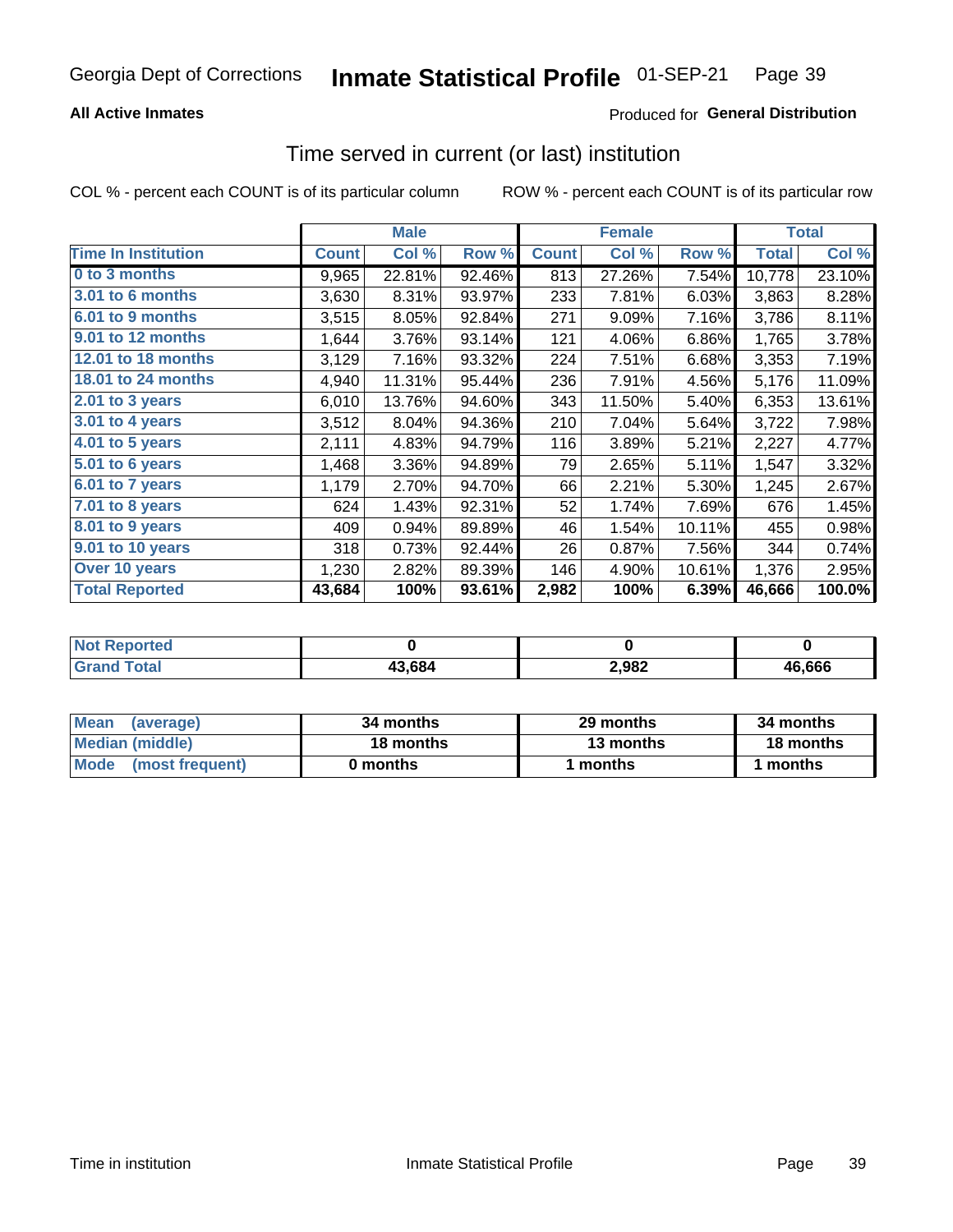Georgia Dept of Corrections **Inmate Statistical Profile** 01-SEP-21

**All Active Inmates**

Produced for **General Distribution**

## Time served in current (or last) institution

COL % - percent each COUNT is of its particular column

ROW % - percent each COUNT is of its particular row

| | Male | | | Female | | | Total | |
|---|---|---|---|---|---|---|---|---|
| **Time In Institution** | **Count** | **Col %** | **Row %** | **Count** | **Col %** | **Row %** | **Total** | **Col %** |
| 0 to 3 months | 9,965 | 22.81% | 92.46% | 813 | 27.26% | 7.54% | 10,778 | 23.10% |
| 3.01 to 6 months | 3,630 | 8.31% | 93.97% | 233 | 7.81% | 6.03% | 3,863 | 8.28% |
| 6.01 to 9 months | 3,515 | 8.05% | 92.84% | 271 | 9.09% | 7.16% | 3,786 | 8.11% |
| 9.01 to 12 months | 1,644 | 3.76% | 93.14% | 121 | 4.06% | 6.86% | 1,765 | 3.78% |
| 12.01 to 18 months | 3,129 | 7.16% | 93.32% | 224 | 7.51% | 6.68% | 3,353 | 7.19% |
| 18.01 to 24 months | 4,940 | 11.31% | 95.44% | 236 | 7.91% | 4.56% | 5,176 | 11.09% |
| 2.01 to 3 years | 6,010 | 13.76% | 94.60% | 343 | 11.50% | 5.40% | 6,353 | 13.61% |
| 3.01 to 4 years | 3,512 | 8.04% | 94.36% | 210 | 7.04% | 5.64% | 3,722 | 7.98% |
| 4.01 to 5 years | 2,111 | 4.83% | 94.79% | 116 | 3.89% | 5.21% | 2,227 | 4.77% |
| 5.01 to 6 years | 1,468 | 3.36% | 94.89% | 79 | 2.65% | 5.11% | 1,547 | 3.32% |
| 6.01 to 7 years | 1,179 | 2.70% | 94.70% | 66 | 2.21% | 5.30% | 1,245 | 2.67% |
| 7.01 to 8 years | 624 | 1.43% | 92.31% | 52 | 1.74% | 7.69% | 676 | 1.45% |
| 8.01 to 9 years | 409 | 0.94% | 89.89% | 46 | 1.54% | 10.11% | 455 | 0.98% |
| 9.01 to 10 years | 318 | 0.73% | 92.44% | 26 | 0.87% | 7.56% | 344 | 0.74% |
| Over 10 years | 1,230 | 2.82% | 89.39% | 146 | 4.90% | 10.61% | 1,376 | 2.95% |
| **Total Reported** | **43,684** | **100%** | **93.61%** | **2,982** | **100%** | **6.39%** | **46,666** | **100.0%** |

| | Male | Female | Total |
|---|---|---|---|
| Not Reported | 0 | 0 | 0 |
| Grand Total | 43,684 | 2,982 | 46,666 |

| | Male | Female | Total |
|---|---|---|---|
| Mean (average) | 34 months | 29 months | 34 months |
| Median (middle) | 18 months | 13 months | 18 months |
| Mode (most frequent) | 0 months | 1 months | 1 months |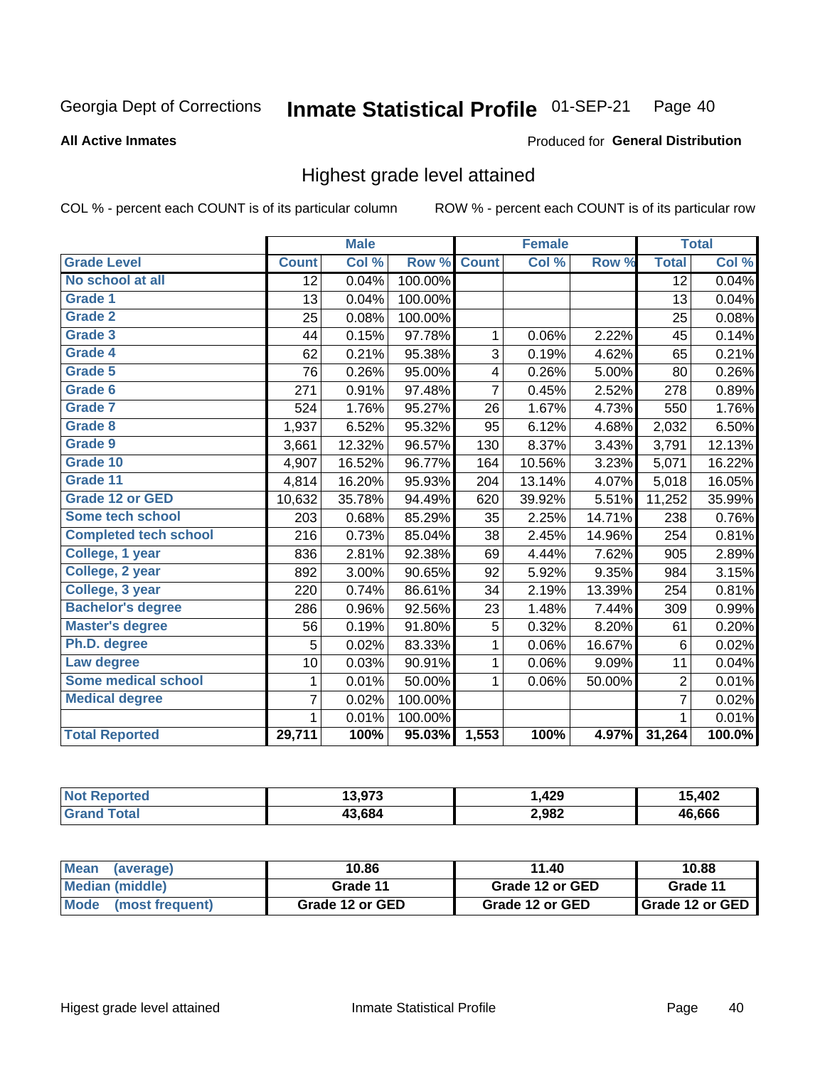Georgia Dept of Corrections **Inmate Statistical Profile** 01-SEP-21

**All Active Inmates**

Produced for **General Distribution**

## Highest grade level attained

COL % - percent each COUNT is of its particular column

ROW % - percent each COUNT is of its particular row

| | Male | | | Female | | | Total | |
|---|---|---|---|---|---|---|---|---|
| **Grade Level** | **Count** | **Col %** | **Row %** | **Count** | **Col %** | **Row %** | **Total** | **Col %** |
| No school at all | 12 | 0.04% | 100.00% | | | | 12 | 0.04% |
| Grade 1 | 13 | 0.04% | 100.00% | | | | 13 | 0.04% |
| Grade 2 | 25 | 0.08% | 100.00% | | | | 25 | 0.08% |
| Grade 3 | 44 | 0.15% | 97.78% | 1 | 0.06% | 2.22% | 45 | 0.14% |
| Grade 4 | 62 | 0.21% | 95.38% | 3 | 0.19% | 4.62% | 65 | 0.21% |
| Grade 5 | 76 | 0.26% | 95.00% | 4 | 0.26% | 5.00% | 80 | 0.26% |
| Grade 6 | 271 | 0.91% | 97.48% | 7 | 0.45% | 2.52% | 278 | 0.89% |
| Grade 7 | 524 | 1.76% | 95.27% | 26 | 1.67% | 4.73% | 550 | 1.76% |
| Grade 8 | 1,937 | 6.52% | 95.32% | 95 | 6.12% | 4.68% | 2,032 | 6.50% |
| Grade 9 | 3,661 | 12.32% | 96.57% | 130 | 8.37% | 3.43% | 3,791 | 12.13% |
| Grade 10 | 4,907 | 16.52% | 96.77% | 164 | 10.56% | 3.23% | 5,071 | 16.22% |
| Grade 11 | 4,814 | 16.20% | 95.93% | 204 | 13.14% | 4.07% | 5,018 | 16.05% |
| Grade 12 or GED | 10,632 | 35.78% | 94.49% | 620 | 39.92% | 5.51% | 11,252 | 35.99% |
| Some tech school | 203 | 0.68% | 85.29% | 35 | 2.25% | 14.71% | 238 | 0.76% |
| Completed tech school | 216 | 0.73% | 85.04% | 38 | 2.45% | 14.96% | 254 | 0.81% |
| College, 1 year | 836 | 2.81% | 92.38% | 69 | 4.44% | 7.62% | 905 | 2.89% |
| College, 2 year | 892 | 3.00% | 90.65% | 92 | 5.92% | 9.35% | 984 | 3.15% |
| College, 3 year | 220 | 0.74% | 86.61% | 34 | 2.19% | 13.39% | 254 | 0.81% |
| Bachelor's degree | 286 | 0.96% | 92.56% | 23 | 1.48% | 7.44% | 309 | 0.99% |
| Master's degree | 56 | 0.19% | 91.80% | 5 | 0.32% | 8.20% | 61 | 0.20% |
| Ph.D. degree | 5 | 0.02% | 83.33% | 1 | 0.06% | 16.67% | 6 | 0.02% |
| Law degree | 10 | 0.03% | 90.91% | 1 | 0.06% | 9.09% | 11 | 0.04% |
| Some medical school | 1 | 0.01% | 50.00% | 1 | 0.06% | 50.00% | 2 | 0.01% |
| Medical degree | 7 | 0.02% | 100.00% | | | | 7 | 0.02% |
| | 1 | 0.01% | 100.00% | | | | 1 | 0.01% |
| **Total Reported** | **29,711** | **100%** | **95.03%** | **1,553** | **100%** | **4.97%** | **31,264** | **100.0%** |

| | Male | Female | Total |
|---|---|---|---|
| Not Reported | 13,973 | 1,429 | 15,402 |
| Grand Total | 43,684 | 2,982 | 46,666 |

| | Male | Female | Total |
|---|---|---|---|
| Mean (average) | 10.86 | 11.40 | 10.88 |
| Median (middle) | Grade 11 | Grade 12 or GED | Grade 11 |
| Mode (most frequent) | Grade 12 or GED | Grade 12 or GED | Grade 12 or GED |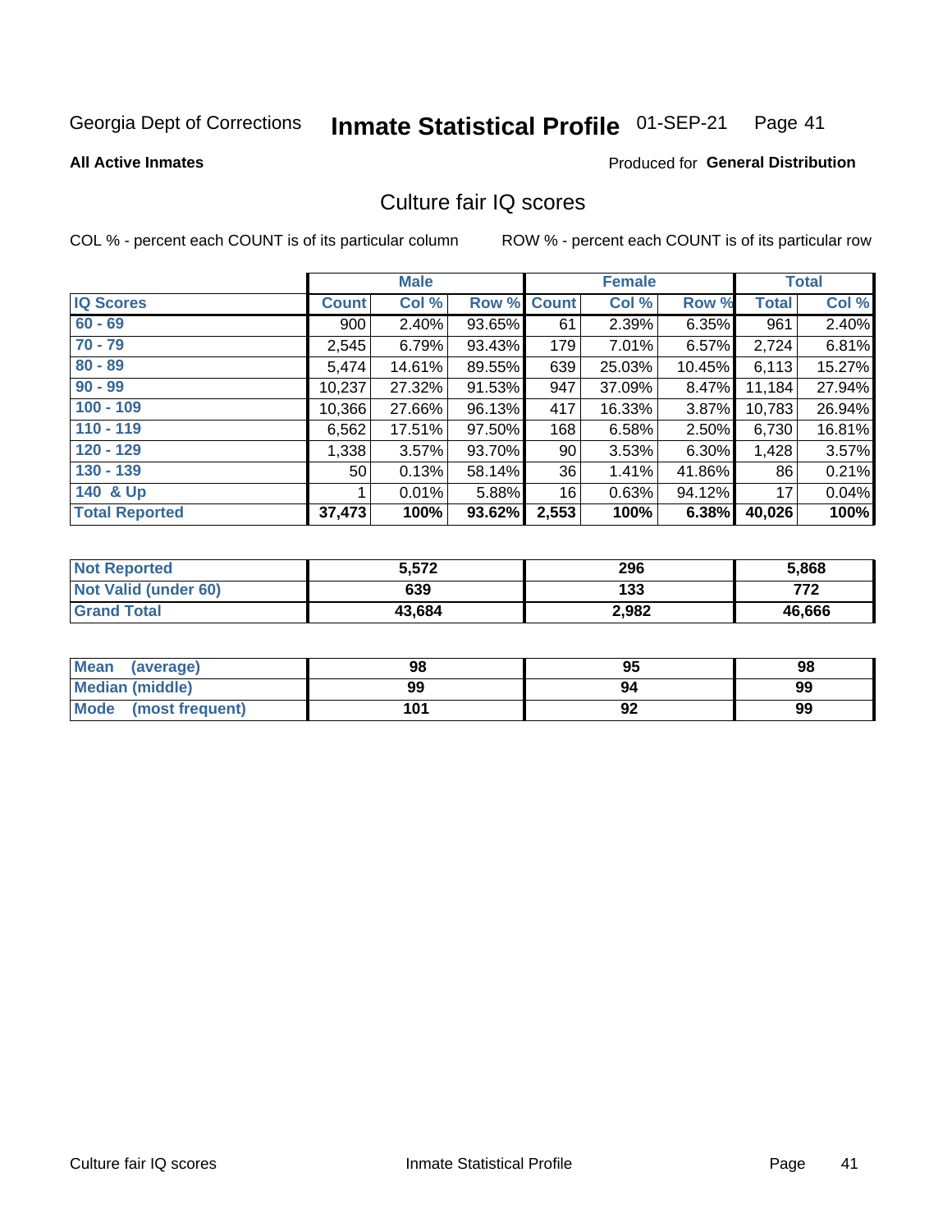Georgia Dept of Corrections **Inmate Statistical Profile** 01-SEP-21

**All Active Inmates**

Produced for **General Distribution**

## Culture fair IQ scores

COL % - percent each COUNT is of its particular column

ROW % - percent each COUNT is of its particular row

| | Male | | | Female | | | Total | |
|---|---|---|---|---|---|---|---|---|
| **IQ Scores** | **Count** | **Col %** | **Row %** | **Count** | **Col %** | **Row %** | **Total** | **Col %** |
| 60 - 69 | 900 | 2.40% | 93.65% | 61 | 2.39% | 6.35% | 961 | 2.40% |
| 70 - 79 | 2,545 | 6.79% | 93.43% | 179 | 7.01% | 6.57% | 2,724 | 6.81% |
| 80 - 89 | 5,474 | 14.61% | 89.55% | 639 | 25.03% | 10.45% | 6,113 | 15.27% |
| 90 - 99 | 10,237 | 27.32% | 91.53% | 947 | 37.09% | 8.47% | 11,184 | 27.94% |
| 100 - 109 | 10,366 | 27.66% | 96.13% | 417 | 16.33% | 3.87% | 10,783 | 26.94% |
| 110 - 119 | 6,562 | 17.51% | 97.50% | 168 | 6.58% | 2.50% | 6,730 | 16.81% |
| 120 - 129 | 1,338 | 3.57% | 93.70% | 90 | 3.53% | 6.30% | 1,428 | 3.57% |
| 130 - 139 | 50 | 0.13% | 58.14% | 36 | 1.41% | 41.86% | 86 | 0.21% |
| 140 & Up | 1 | 0.01% | 5.88% | 16 | 0.63% | 94.12% | 17 | 0.04% |
| **Total Reported** | **37,473** | **100%** | **93.62%** | **2,553** | **100%** | **6.38%** | **40,026** | **100%** |

| | Male | Female | Total |
|---|---|---|---|
| Not Reported | **5,572** | **296** | **5,868** |
| Not Valid (under 60) | **639** | **133** | **772** |
| Grand Total | **43,684** | **2,982** | **46,666** |

| | Male | Female | Total |
|---|---|---|---|
| Mean (average) | **98** | **95** | **98** |
| Median (middle) | **99** | **94** | **99** |
| Mode (most frequent) | **101** | **92** | **99** |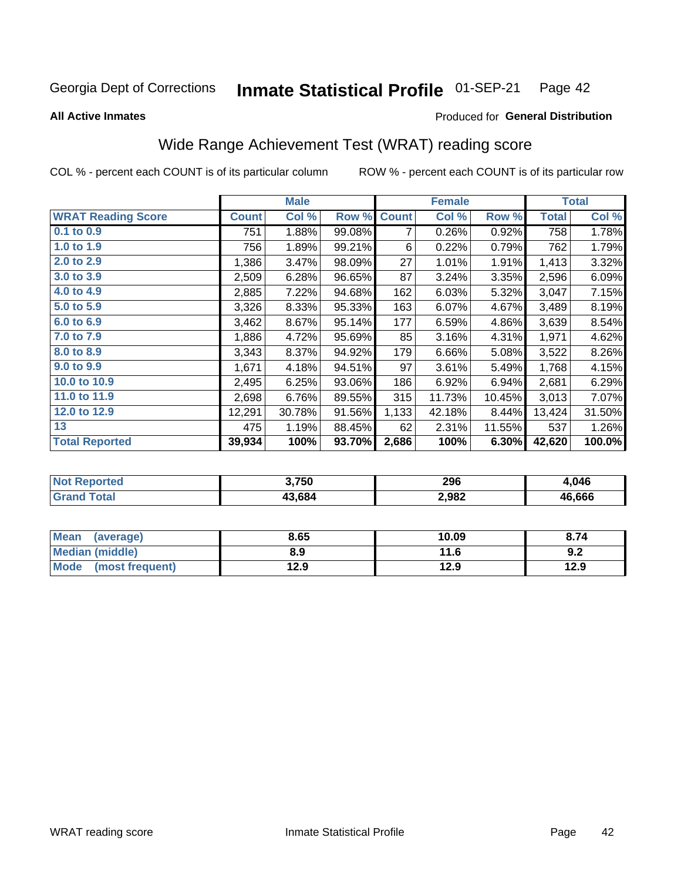Georgia Dept of Corrections **Inmate Statistical Profile** 01-SEP-21 Page 42

**All Active Inmates**

Produced for **General Distribution**

## Wide Range Achievement Test (WRAT) reading score

COL % - percent each COUNT is of its particular column ROW % - percent each COUNT is of its particular row

| | Male | | | Female | | | Total | |
|---|---|---|---|---|---|---|---|---|
| **WRAT Reading Score** | **Count** | **Col %** | **Row %** | **Count** | **Col %** | **Row %** | **Total** | **Col %** |
| 0.1 to 0.9 | 751 | 1.88% | 99.08% | 7 | 0.26% | 0.92% | 758 | 1.78% |
| 1.0 to 1.9 | 756 | 1.89% | 99.21% | 6 | 0.22% | 0.79% | 762 | 1.79% |
| 2.0 to 2.9 | 1,386 | 3.47% | 98.09% | 27 | 1.01% | 1.91% | 1,413 | 3.32% |
| 3.0 to 3.9 | 2,509 | 6.28% | 96.65% | 87 | 3.24% | 3.35% | 2,596 | 6.09% |
| 4.0 to 4.9 | 2,885 | 7.22% | 94.68% | 162 | 6.03% | 5.32% | 3,047 | 7.15% |
| 5.0 to 5.9 | 3,326 | 8.33% | 95.33% | 163 | 6.07% | 4.67% | 3,489 | 8.19% |
| 6.0 to 6.9 | 3,462 | 8.67% | 95.14% | 177 | 6.59% | 4.86% | 3,639 | 8.54% |
| 7.0 to 7.9 | 1,886 | 4.72% | 95.69% | 85 | 3.16% | 4.31% | 1,971 | 4.62% |
| 8.0 to 8.9 | 3,343 | 8.37% | 94.92% | 179 | 6.66% | 5.08% | 3,522 | 8.26% |
| 9.0 to 9.9 | 1,671 | 4.18% | 94.51% | 97 | 3.61% | 5.49% | 1,768 | 4.15% |
| 10.0 to 10.9 | 2,495 | 6.25% | 93.06% | 186 | 6.92% | 6.94% | 2,681 | 6.29% |
| 11.0 to 11.9 | 2,698 | 6.76% | 89.55% | 315 | 11.73% | 10.45% | 3,013 | 7.07% |
| 12.0 to 12.9 | 12,291 | 30.78% | 91.56% | 1,133 | 42.18% | 8.44% | 13,424 | 31.50% |
| 13 | 475 | 1.19% | 88.45% | 62 | 2.31% | 11.55% | 537 | 1.26% |
| **Total Reported** | **39,934** | **100%** | **93.70%** | **2,686** | **100%** | **6.30%** | **42,620** | **100.0%** |

| | Male | Female | Total |
|---|---|---|---|
| **Not Reported** | **3,750** | **296** | **4,046** |
| **Grand Total** | **43,684** | **2,982** | **46,666** |

| | Male | Female | Total |
|---|---|---|---|
| **Mean (average)** | **8.65** | **10.09** | **8.74** |
| **Median (middle)** | **8.9** | **11.6** | **9.2** |
| **Mode (most frequent)** | **12.9** | **12.9** | **12.9** |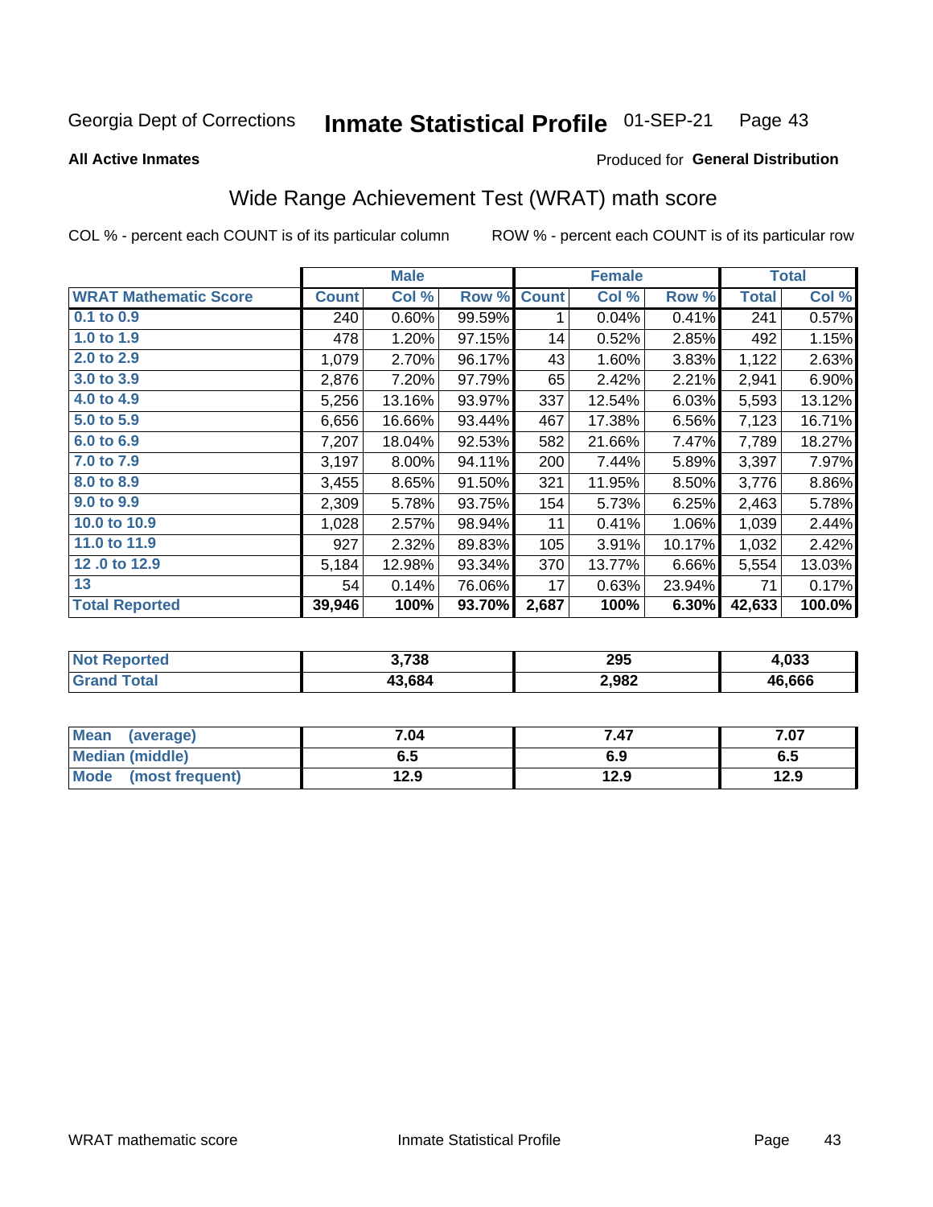Georgia Dept of Corrections **Inmate Statistical Profile** 01-SEP-21

**All Active Inmates**

Produced for **General Distribution**

## Wide Range Achievement Test (WRAT) math score

COL % - percent each COUNT is of its particular column ROW % - percent each COUNT is of its particular row

| | Male | | | Female | | | Total | |
|---|---|---|---|---|---|---|---|---|
| **WRAT Mathematic Score** | **Count** | **Col %** | **Row %** | **Count** | **Col %** | **Row %** | **Total** | **Col %** |
| **0.1 to 0.9** | 240 | 0.60% | 99.59% | 1 | 0.04% | 0.41% | 241 | 0.57% |
| **1.0 to 1.9** | 478 | 1.20% | 97.15% | 14 | 0.52% | 2.85% | 492 | 1.15% |
| **2.0 to 2.9** | 1,079 | 2.70% | 96.17% | 43 | 1.60% | 3.83% | 1,122 | 2.63% |
| **3.0 to 3.9** | 2,876 | 7.20% | 97.79% | 65 | 2.42% | 2.21% | 2,941 | 6.90% |
| **4.0 to 4.9** | 5,256 | 13.16% | 93.97% | 337 | 12.54% | 6.03% | 5,593 | 13.12% |
| **5.0 to 5.9** | 6,656 | 16.66% | 93.44% | 467 | 17.38% | 6.56% | 7,123 | 16.71% |
| **6.0 to 6.9** | 7,207 | 18.04% | 92.53% | 582 | 21.66% | 7.47% | 7,789 | 18.27% |
| **7.0 to 7.9** | 3,197 | 8.00% | 94.11% | 200 | 7.44% | 5.89% | 3,397 | 7.97% |
| **8.0 to 8.9** | 3,455 | 8.65% | 91.50% | 321 | 11.95% | 8.50% | 3,776 | 8.86% |
| **9.0 to 9.9** | 2,309 | 5.78% | 93.75% | 154 | 5.73% | 6.25% | 2,463 | 5.78% |
| **10.0 to 10.9** | 1,028 | 2.57% | 98.94% | 11 | 0.41% | 1.06% | 1,039 | 2.44% |
| **11.0 to 11.9** | 927 | 2.32% | 89.83% | 105 | 3.91% | 10.17% | 1,032 | 2.42% |
| **12 .0 to 12.9** | 5,184 | 12.98% | 93.34% | 370 | 13.77% | 6.66% | 5,554 | 13.03% |
| **13** | 54 | 0.14% | 76.06% | 17 | 0.63% | 23.94% | 71 | 0.17% |
| **Total Reported** | **39,946** | **100%** | **93.70%** | **2,687** | **100%** | **6.30%** | **42,633** | **100.0%** |

| | Male | Female | Total |
|---|---|---|---|
| **Not Reported** | **3,738** | **295** | **4,033** |
| **Grand Total** | **43,684** | **2,982** | **46,666** |

| | Male | Female | Total |
|---|---|---|---|
| **Mean (average)** | **7.04** | **7.47** | **7.07** |
| **Median (middle)** | **6.5** | **6.9** | **6.5** |
| **Mode (most frequent)** | **12.9** | **12.9** | **12.9** |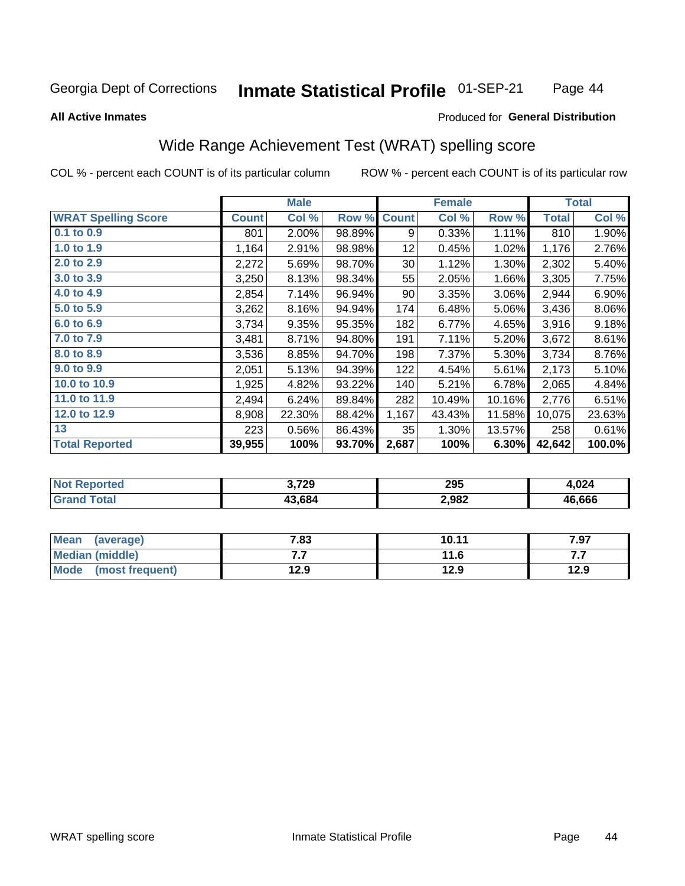Georgia Dept of Corrections **Inmate Statistical Profile** 01-SEP-21

**All Active Inmates**

Produced for **General Distribution**

## Wide Range Achievement Test (WRAT) spelling score

COL % - percent each COUNT is of its particular column

ROW % - percent each COUNT is of its particular row

| | Male | | | Female | | | Total | |
|---|---|---|---|---|---|---|---|---|
| **WRAT Spelling Score** | **Count** | **Col %** | **Row %** | **Count** | **Col %** | **Row %** | **Total** | **Col %** |
| 0.1 to 0.9 | 801 | 2.00% | 98.89% | 9 | 0.33% | 1.11% | 810 | 1.90% |
| 1.0 to 1.9 | 1,164 | 2.91% | 98.98% | 12 | 0.45% | 1.02% | 1,176 | 2.76% |
| 2.0 to 2.9 | 2,272 | 5.69% | 98.70% | 30 | 1.12% | 1.30% | 2,302 | 5.40% |
| 3.0 to 3.9 | 3,250 | 8.13% | 98.34% | 55 | 2.05% | 1.66% | 3,305 | 7.75% |
| 4.0 to 4.9 | 2,854 | 7.14% | 96.94% | 90 | 3.35% | 3.06% | 2,944 | 6.90% |
| 5.0 to 5.9 | 3,262 | 8.16% | 94.94% | 174 | 6.48% | 5.06% | 3,436 | 8.06% |
| 6.0 to 6.9 | 3,734 | 9.35% | 95.35% | 182 | 6.77% | 4.65% | 3,916 | 9.18% |
| 7.0 to 7.9 | 3,481 | 8.71% | 94.80% | 191 | 7.11% | 5.20% | 3,672 | 8.61% |
| 8.0 to 8.9 | 3,536 | 8.85% | 94.70% | 198 | 7.37% | 5.30% | 3,734 | 8.76% |
| 9.0 to 9.9 | 2,051 | 5.13% | 94.39% | 122 | 4.54% | 5.61% | 2,173 | 5.10% |
| 10.0 to 10.9 | 1,925 | 4.82% | 93.22% | 140 | 5.21% | 6.78% | 2,065 | 4.84% |
| 11.0 to 11.9 | 2,494 | 6.24% | 89.84% | 282 | 10.49% | 10.16% | 2,776 | 6.51% |
| 12.0 to 12.9 | 8,908 | 22.30% | 88.42% | 1,167 | 43.43% | 11.58% | 10,075 | 23.63% |
| 13 | 223 | 0.56% | 86.43% | 35 | 1.30% | 13.57% | 258 | 0.61% |
| **Total Reported** | **39,955** | **100%** | **93.70%** | **2,687** | **100%** | **6.30%** | **42,642** | **100.0%** |

| | Male | Female | Total |
|---|---|---|---|
| Not Reported | 3,729 | 295 | 4,024 |
| Grand Total | 43,684 | 2,982 | 46,666 |

| | Male | Female | Total |
|---|---|---|---|
| Mean (average) | 7.83 | 10.11 | 7.97 |
| Median (middle) | 7.7 | 11.6 | 7.7 |
| Mode (most frequent) | 12.9 | 12.9 | 12.9 |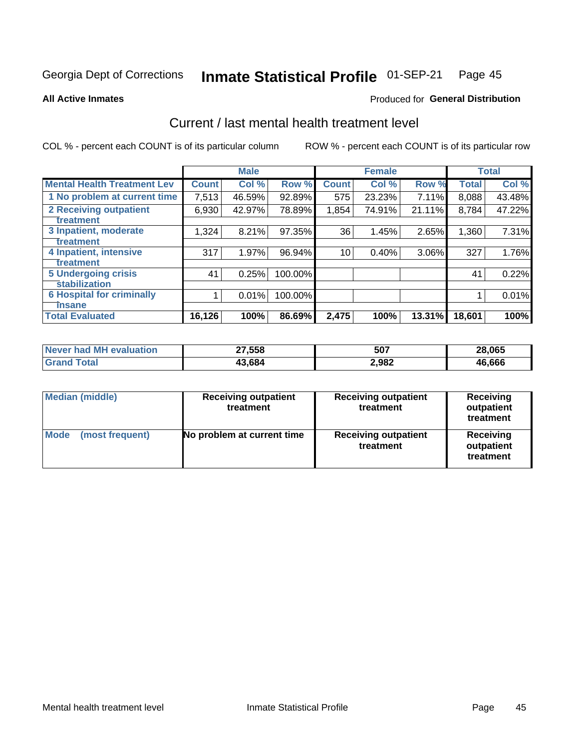Georgia Dept of Corrections **Inmate Statistical Profile** 01-SEP-21

**All Active Inmates**

Produced for **General Distribution**

## Current / last mental health treatment level

COL % - percent each COUNT is of its particular column ROW % - percent each COUNT is of its particular row

| | Male | | | Female | | | Total | |
|---|---|---|---|---|---|---|---|---|
| **Mental Health Treatment Lev** | **Count** | **Col %** | **Row %** | **Count** | **Col %** | **Row %** | **Total** | **Col %** |
| 1 No problem at current time | 7,513 | 46.59% | 92.89% | 575 | 23.23% | 7.11% | 8,088 | 43.48% |
| 2 Receiving outpatient treatment | 6,930 | 42.97% | 78.89% | 1,854 | 74.91% | 21.11% | 8,784 | 47.22% |
| 3 Inpatient, moderate treatment | 1,324 | 8.21% | 97.35% | 36 | 1.45% | 2.65% | 1,360 | 7.31% |
| 4 Inpatient, intensive treatment | 317 | 1.97% | 96.94% | 10 | 0.40% | 3.06% | 327 | 1.76% |
| 5 Undergoing crisis stabilization | 41 | 0.25% | 100.00% | | | | 41 | 0.22% |
| 6 Hospital for criminally insane | 1 | 0.01% | 100.00% | | | | 1 | 0.01% |
| **Total Evaluated** | **16,126** | **100%** | **86.69%** | **2,475** | **100%** | **13.31%** | **18,601** | **100%** |

| | Male | Female | Total |
|---|---|---|---|
| Never had MH evaluation | 27,558 | 507 | 28,065 |
| Grand Total | 43,684 | 2,982 | 46,666 |

| | Male | Female | Total |
|---|---|---|---|
| Median (middle) | Receiving outpatient treatment | Receiving outpatient treatment | Receiving outpatient treatment |
| Mode (most frequent) | No problem at current time | Receiving outpatient treatment | Receiving outpatient treatment |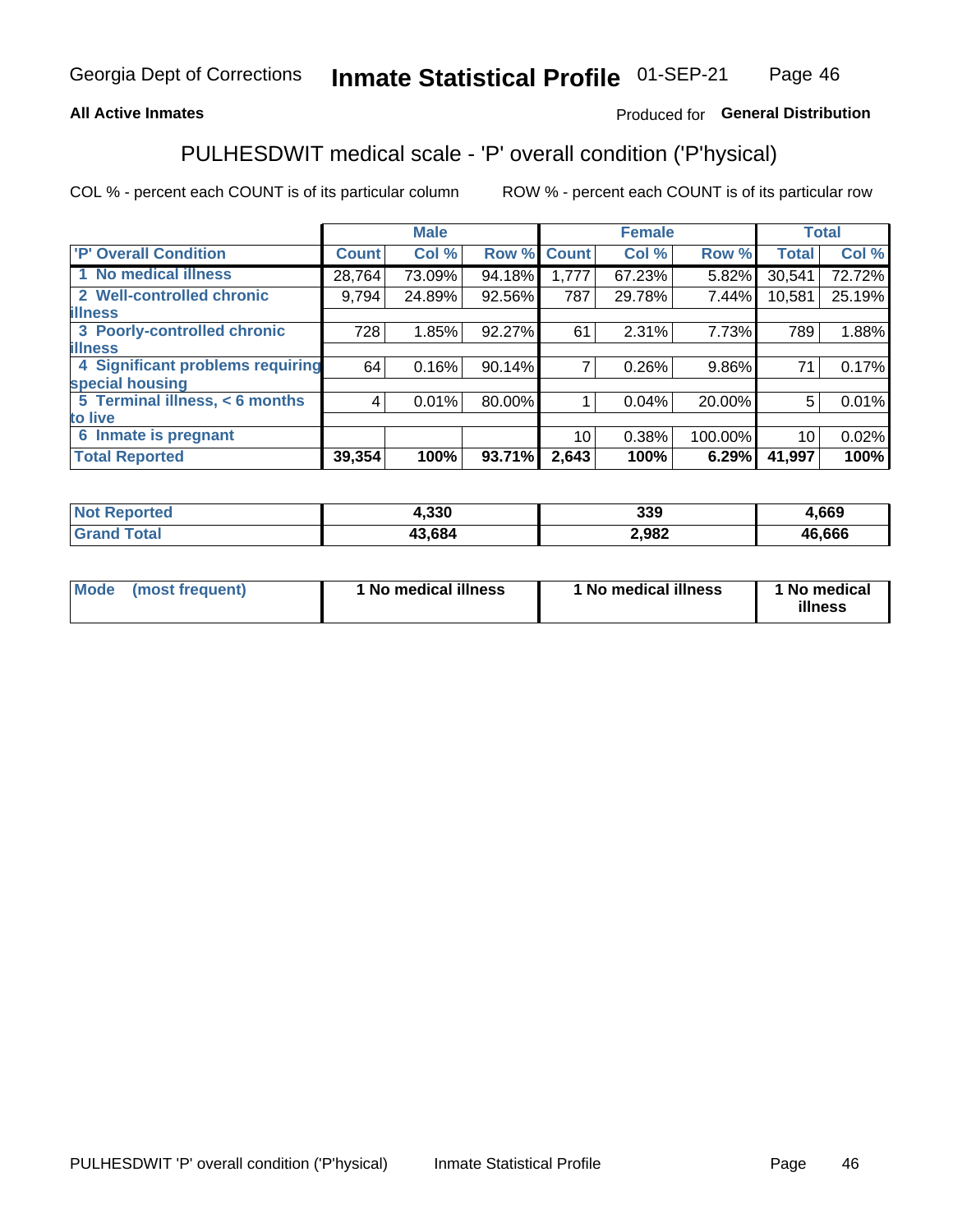Georgia Dept of Corrections **Inmate Statistical Profile** 01-SEP-21

**All Active Inmates**

Produced for **General Distribution**

## PULHESDWIT medical scale - 'P' overall condition ('P'hysical)

COL % - percent each COUNT is of its particular column

ROW % - percent each COUNT is of its particular row

| | Male | | | Female | | | Total | |
|---|---|---|---|---|---|---|---|---|
| 'P' Overall Condition | Count | Col % | Row % | Count | Col % | Row % | Total | Col % |
| 1 No medical illness | 28,764 | 73.09% | 94.18% | 1,777 | 67.23% | 5.82% | 30,541 | 72.72% |
| 2 Well-controlled chronic illness | 9,794 | 24.89% | 92.56% | 787 | 29.78% | 7.44% | 10,581 | 25.19% |
| 3 Poorly-controlled chronic illness | 728 | 1.85% | 92.27% | 61 | 2.31% | 7.73% | 789 | 1.88% |
| 4 Significant problems requiring special housing | 64 | 0.16% | 90.14% | 7 | 0.26% | 9.86% | 71 | 0.17% |
| 5 Terminal illness, < 6 months to live | 4 | 0.01% | 80.00% | 1 | 0.04% | 20.00% | 5 | 0.01% |
| 6 Inmate is pregnant | | | | 10 | 0.38% | 100.00% | 10 | 0.02% |
| **Total Reported** | **39,354** | **100%** | **93.71%** | **2,643** | **100%** | **6.29%** | **41,997** | **100%** |

| | Male | Female | Total |
|---|---|---|---|
| Not Reported | 4,330 | 339 | 4,669 |
| Grand Total | 43,684 | 2,982 | 46,666 |

| | Male | Female | Total |
|---|---|---|---|
| Mode (most frequent) | 1 No medical illness | 1 No medical illness | 1 No medical illness |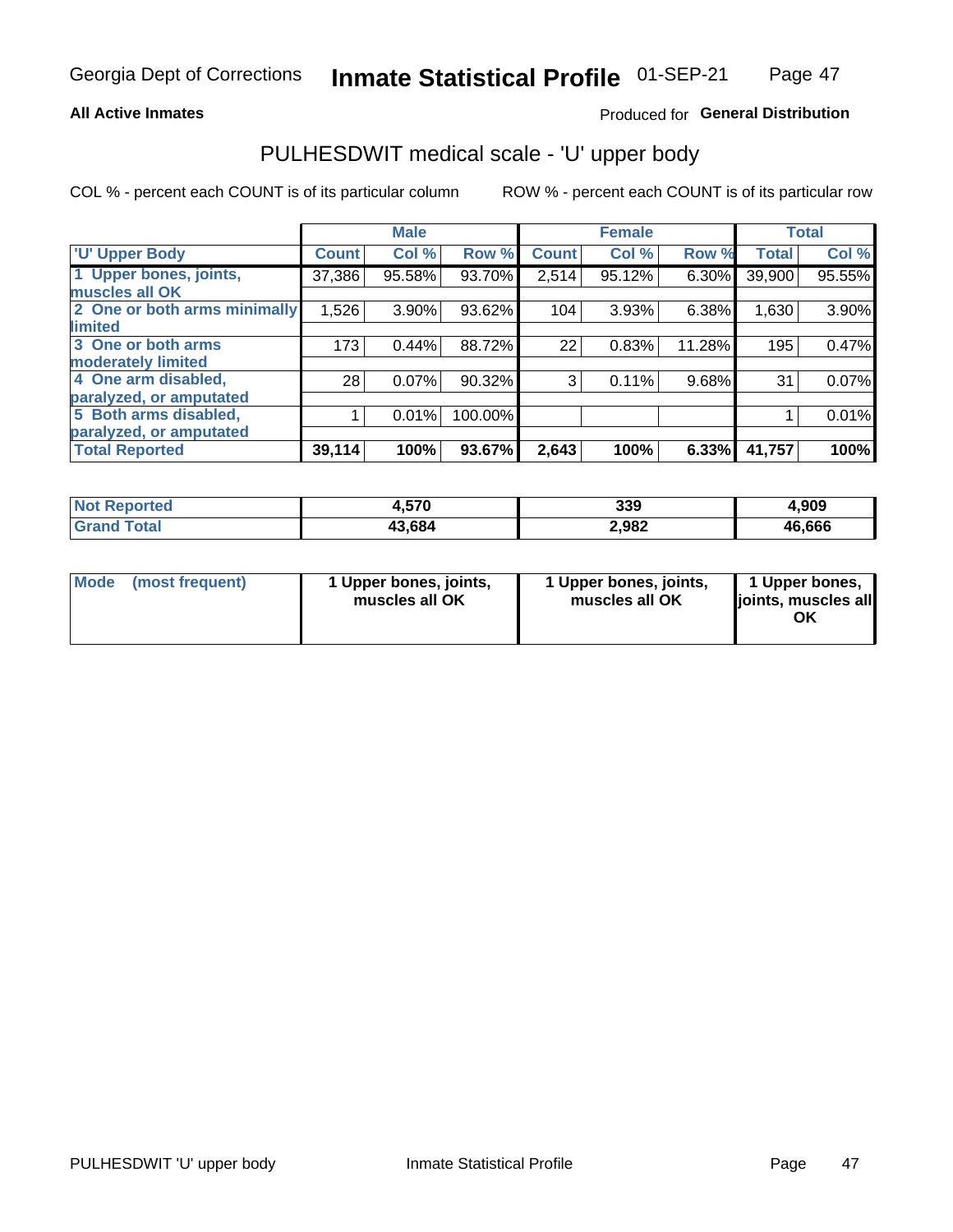Georgia Dept of Corrections **Inmate Statistical Profile** 01-SEP-21

**All Active Inmates**

Produced for **General Distribution**

## PULHESDWIT medical scale - 'U' upper body

COL % - percent each COUNT is of its particular column

ROW % - percent each COUNT is of its particular row

| | Male | | | Female | | | Total | |
|---|---|---|---|---|---|---|---|---|
| 'U' Upper Body | Count | Col % | Row % | Count | Col % | Row % | Total | Col % |
| 1 Upper bones, joints, muscles all OK | 37,386 | 95.58% | 93.70% | 2,514 | 95.12% | 6.30% | 39,900 | 95.55% |
| 2 One or both arms minimally limited | 1,526 | 3.90% | 93.62% | 104 | 3.93% | 6.38% | 1,630 | 3.90% |
| 3 One or both arms moderately limited | 173 | 0.44% | 88.72% | 22 | 0.83% | 11.28% | 195 | 0.47% |
| 4 One arm disabled, paralyzed, or amputated | 28 | 0.07% | 90.32% | 3 | 0.11% | 9.68% | 31 | 0.07% |
| 5 Both arms disabled, paralyzed, or amputated | 1 | 0.01% | 100.00% | | | | 1 | 0.01% |
| **Total Reported** | **39,114** | **100%** | **93.67%** | **2,643** | **100%** | **6.33%** | **41,757** | **100%** |

| | Male | Female | Total |
|---|---|---|---|
| **Not Reported** | **4,570** | **339** | **4,909** |
| **Grand Total** | **43,684** | **2,982** | **46,666** |

| | Male | Female | Total |
|---|---|---|---|
| **Mode (most frequent)** | **1 Upper bones, joints, muscles all OK** | **1 Upper bones, joints, muscles all OK** | **1 Upper bones, joints, muscles all OK** |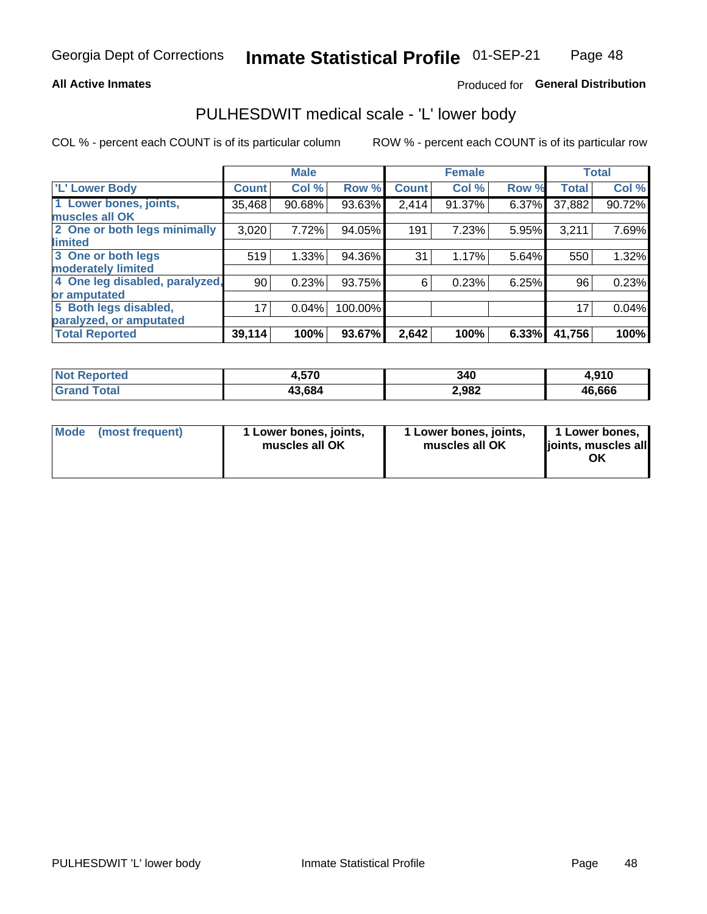Georgia Dept of Corrections **Inmate Statistical Profile** 01-SEP-21

**All Active Inmates**

Produced for **General Distribution**

# PULHESDWIT medical scale - 'L' lower body

COL % - percent each COUNT is of its particular column    ROW % - percent each COUNT is of its particular row

| | Male | | | Female | | | Total | |
|---|---|---|---|---|---|---|---|---|
| **'L' Lower Body** | **Count** | **Col %** | **Row %** | **Count** | **Col %** | **Row %** | **Total** | **Col %** |
| **1 Lower bones, joints, muscles all OK** | 35,468 | 90.68% | 93.63% | 2,414 | 91.37% | 6.37% | 37,882 | 90.72% |
| **2 One or both legs minimally limited** | 3,020 | 7.72% | 94.05% | 191 | 7.23% | 5.95% | 3,211 | 7.69% |
| **3 One or both legs moderately limited** | 519 | 1.33% | 94.36% | 31 | 1.17% | 5.64% | 550 | 1.32% |
| **4 One leg disabled, paralyzed, or amputated** | 90 | 0.23% | 93.75% | 6 | 0.23% | 6.25% | 96 | 0.23% |
| **5 Both legs disabled, paralyzed, or amputated** | 17 | 0.04% | 100.00% | | | | 17 | 0.04% |
| **Total Reported** | **39,114** | **100%** | **93.67%** | **2,642** | **100%** | **6.33%** | **41,756** | **100%** |

| | Male | Female | Total |
|---|---|---|---|
| **Not Reported** | **4,570** | **340** | **4,910** |
| **Grand Total** | **43,684** | **2,982** | **46,666** |

| | Male | Female | Total |
|---|---|---|---|
| **Mode (most frequent)** | **1 Lower bones, joints, muscles all OK** | **1 Lower bones, joints, muscles all OK** | **1 Lower bones, joints, muscles all OK** |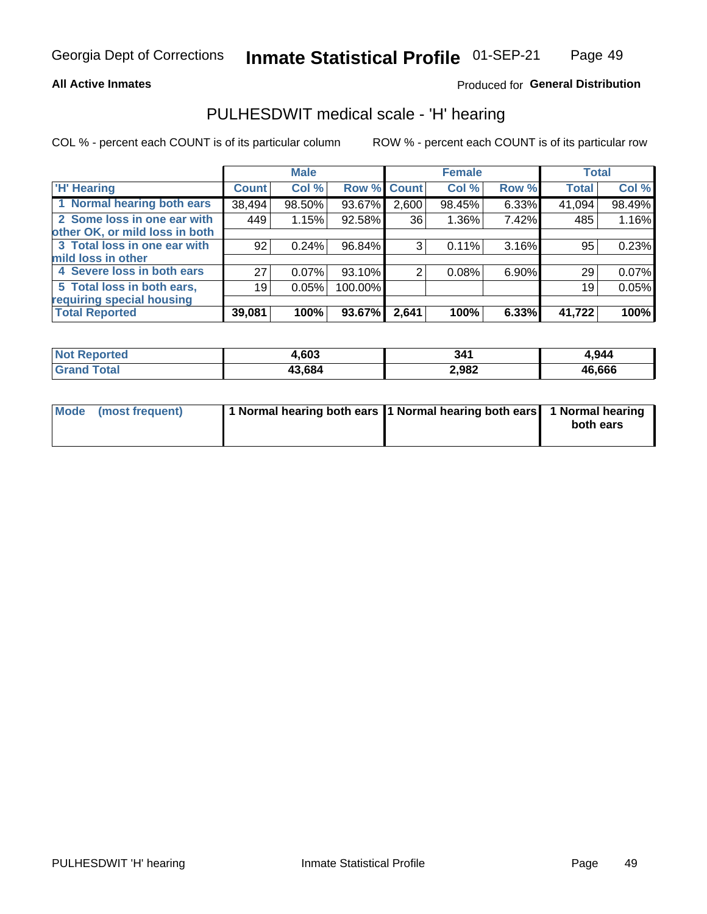Georgia Dept of Corrections **Inmate Statistical Profile** 01-SEP-21

**All Active Inmates**

Produced for **General Distribution**

## PULHESDWIT medical scale - 'H' hearing

COL % - percent each COUNT is of its particular column

ROW % - percent each COUNT is of its particular row

| 'H' Hearing | Male | | | Female | | | Total | |
|---|---|---|---|---|---|---|---|---|
| | Count | Col % | Row % | Count | Col % | Row % | Total | Col % |
| 1 Normal hearing both ears | 38,494 | 98.50% | 93.67% | 2,600 | 98.45% | 6.33% | 41,094 | 98.49% |
| 2 Some loss in one ear with other OK, or mild loss in both | 449 | 1.15% | 92.58% | 36 | 1.36% | 7.42% | 485 | 1.16% |
| 3 Total loss in one ear with mild loss in other | 92 | 0.24% | 96.84% | 3 | 0.11% | 3.16% | 95 | 0.23% |
| 4 Severe loss in both ears | 27 | 0.07% | 93.10% | 2 | 0.08% | 6.90% | 29 | 0.07% |
| 5 Total loss in both ears, requiring special housing | 19 | 0.05% | 100.00% | | | | 19 | 0.05% |
| **Total Reported** | **39,081** | **100%** | **93.67%** | **2,641** | **100%** | **6.33%** | **41,722** | **100%** |

| | Male | Female | Total |
|---|---|---|---|
| **Not Reported** | **4,603** | **341** | **4,944** |
| **Grand Total** | **43,684** | **2,982** | **46,666** |

| | Male | Female | Total |
|---|---|---|---|
| **Mode (most frequent)** | **1 Normal hearing both ears** | **1 Normal hearing both ears** | **1 Normal hearing both ears** |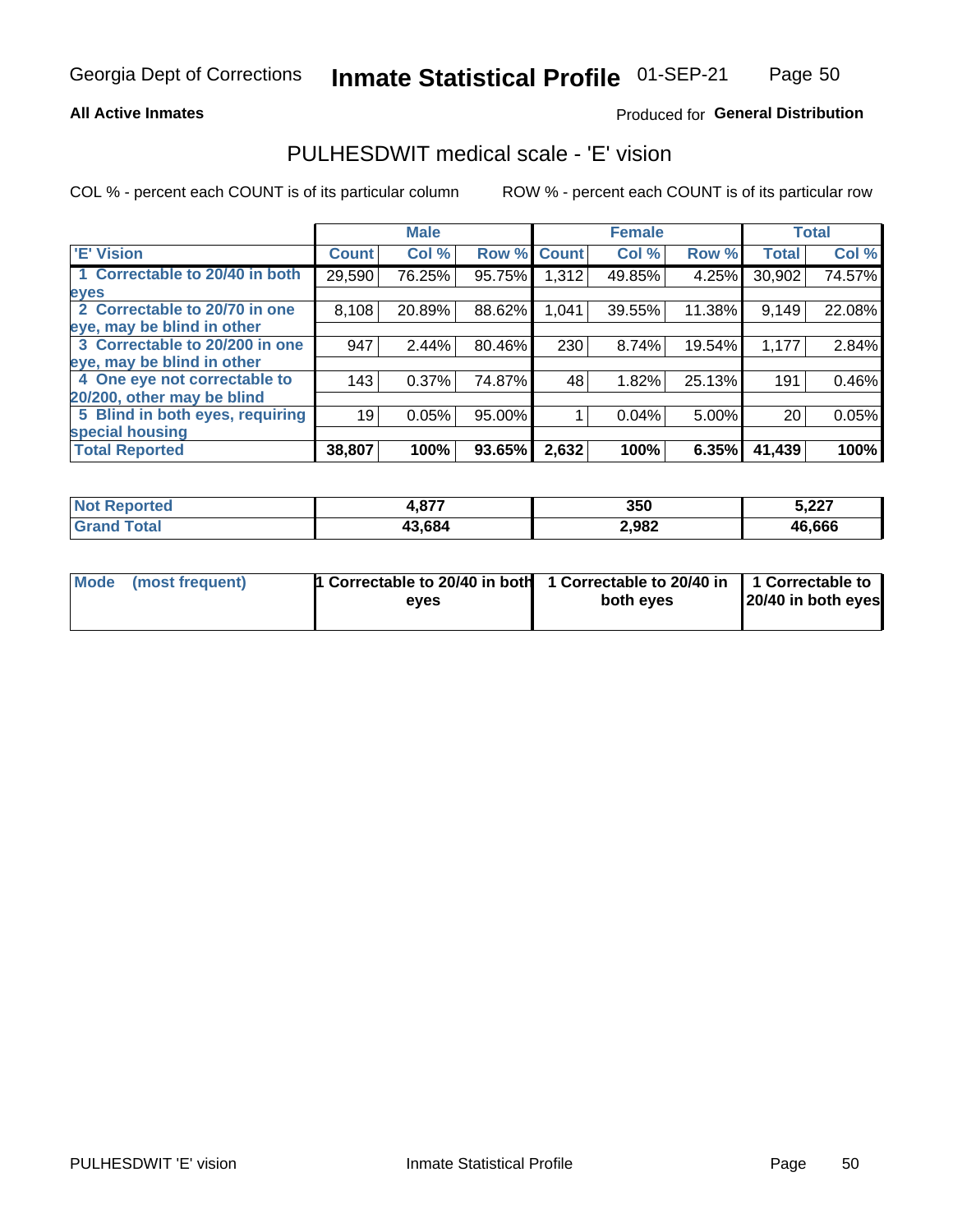Georgia Dept of Corrections **Inmate Statistical Profile** 01-SEP-21

**All Active Inmates**

Produced for **General Distribution**

## PULHESDWIT medical scale - 'E' vision

COL % - percent each COUNT is of its particular column

ROW % - percent each COUNT is of its particular row

| | Male | | | Female | | | Total | |
|---|---|---|---|---|---|---|---|---|
| 'E' Vision | Count | Col % | Row % | Count | Col % | Row % | Total | Col % |
| 1 Correctable to 20/40 in both eyes | 29,590 | 76.25% | 95.75% | 1,312 | 49.85% | 4.25% | 30,902 | 74.57% |
| 2 Correctable to 20/70 in one eye, may be blind in other | 8,108 | 20.89% | 88.62% | 1,041 | 39.55% | 11.38% | 9,149 | 22.08% |
| 3 Correctable to 20/200 in one eye, may be blind in other | 947 | 2.44% | 80.46% | 230 | 8.74% | 19.54% | 1,177 | 2.84% |
| 4 One eye not correctable to 20/200, other may be blind | 143 | 0.37% | 74.87% | 48 | 1.82% | 25.13% | 191 | 0.46% |
| 5 Blind in both eyes, requiring special housing | 19 | 0.05% | 95.00% | 1 | 0.04% | 5.00% | 20 | 0.05% |
| **Total Reported** | **38,807** | **100%** | **93.65%** | **2,632** | **100%** | **6.35%** | **41,439** | **100%** |

| | Male | Female | Total |
|---|---|---|---|
| Not Reported | 4,877 | 350 | 5,227 |
| Grand Total | 43,684 | 2,982 | 46,666 |

| | Male | Female | Total |
|---|---|---|---|
| Mode (most frequent) | 1 Correctable to 20/40 in both eyes | 1 Correctable to 20/40 in both eyes | 1 Correctable to 20/40 in both eyes |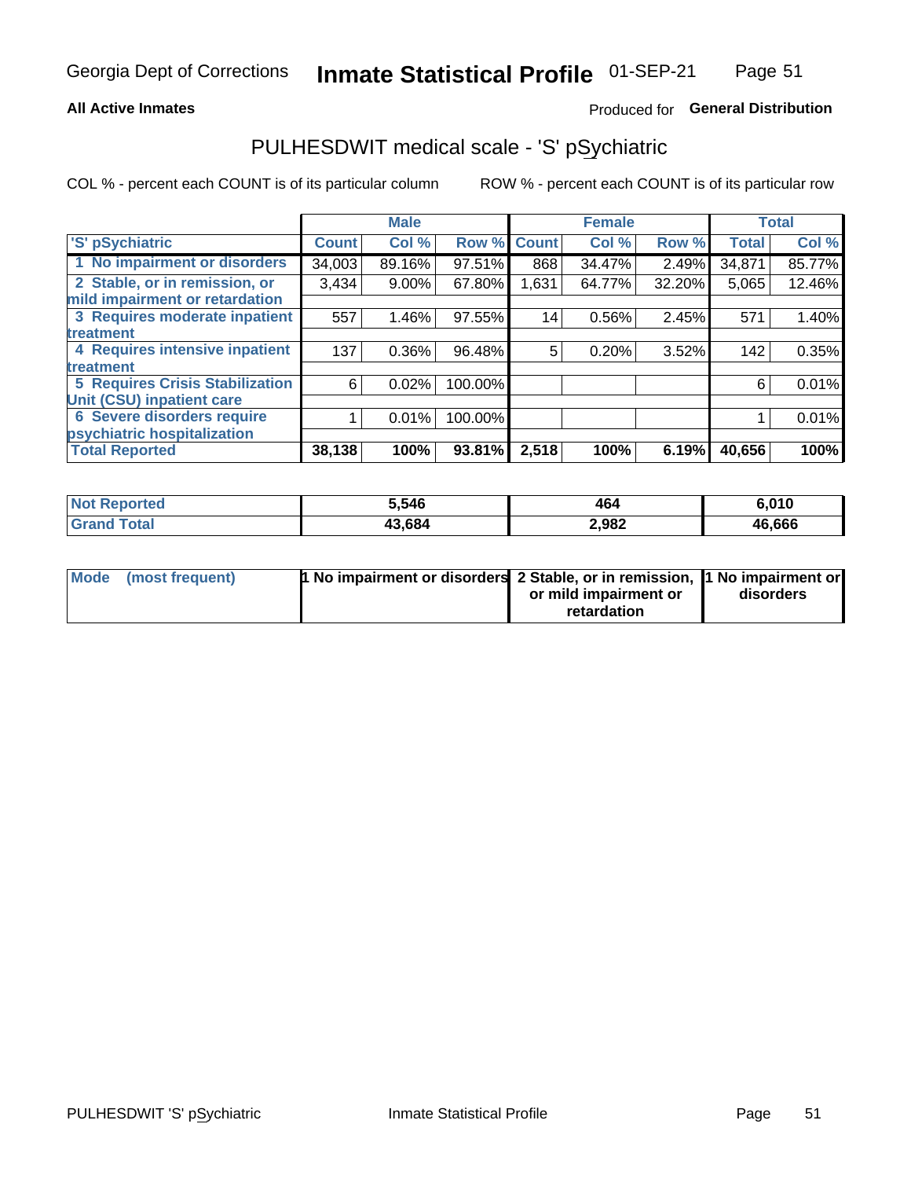Georgia Dept of Corrections **Inmate Statistical Profile** 01-SEP-21

**All Active Inmates**

Produced for **General Distribution**

## PULHESDWIT medical scale - 'S' pSychiatric

COL % - percent each COUNT is of its particular column

ROW % - percent each COUNT is of its particular row

| | Male | | | Female | | | Total | |
|---|---|---|---|---|---|---|---|---|
| 'S' pSychiatric | Count | Col % | Row % | Count | Col % | Row % | Total | Col % |
| 1 No impairment or disorders | 34,003 | 89.16% | 97.51% | 868 | 34.47% | 2.49% | 34,871 | 85.77% |
| 2 Stable, or in remission, or mild impairment or retardation | 3,434 | 9.00% | 67.80% | 1,631 | 64.77% | 32.20% | 5,065 | 12.46% |
| 3 Requires moderate inpatient treatment | 557 | 1.46% | 97.55% | 14 | 0.56% | 2.45% | 571 | 1.40% |
| 4 Requires intensive inpatient treatment | 137 | 0.36% | 96.48% | 5 | 0.20% | 3.52% | 142 | 0.35% |
| 5 Requires Crisis Stabilization Unit (CSU) inpatient care | 6 | 0.02% | 100.00% | | | | 6 | 0.01% |
| 6 Severe disorders require psychiatric hospitalization | 1 | 0.01% | 100.00% | | | | 1 | 0.01% |
| **Total Reported** | **38,138** | **100%** | **93.81%** | **2,518** | **100%** | **6.19%** | **40,656** | **100%** |

| | Male | Female | Total |
|---|---|---|---|
| Not Reported | 5,546 | 464 | 6,010 |
| Grand Total | 43,684 | 2,982 | 46,666 |

| | Male | Female | Total |
|---|---|---|---|
| Mode (most frequent) | 1 No impairment or disorders | 2 Stable, or in remission, or mild impairment or retardation | 1 No impairment or disorders |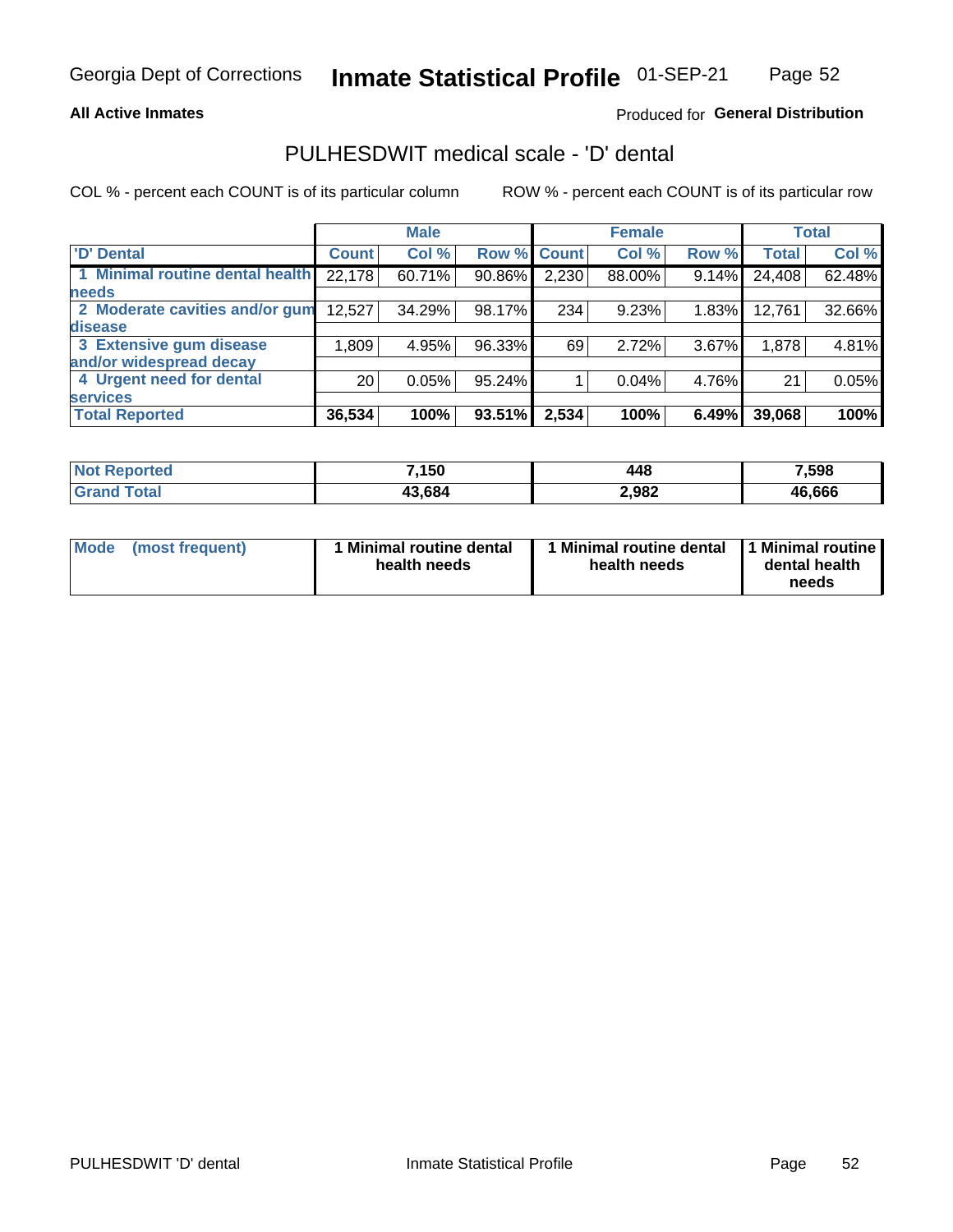Georgia Dept of Corrections **Inmate Statistical Profile** 01-SEP-21

**All Active Inmates**

Produced for **General Distribution**

## PULHESDWIT medical scale - 'D' dental

COL % - percent each COUNT is of its particular column

ROW % - percent each COUNT is of its particular row

| | Male | | | Female | | | Total | |
|---|---|---|---|---|---|---|---|---|
| 'D' Dental | Count | Col % | Row % | Count | Col % | Row % | Total | Col % |
| 1 Minimal routine dental health needs | 22,178 | 60.71% | 90.86% | 2,230 | 88.00% | 9.14% | 24,408 | 62.48% |
| 2 Moderate cavities and/or gum disease | 12,527 | 34.29% | 98.17% | 234 | 9.23% | 1.83% | 12,761 | 32.66% |
| 3 Extensive gum disease and/or widespread decay | 1,809 | 4.95% | 96.33% | 69 | 2.72% | 3.67% | 1,878 | 4.81% |
| 4 Urgent need for dental services | 20 | 0.05% | 95.24% | 1 | 0.04% | 4.76% | 21 | 0.05% |
| **Total Reported** | **36,534** | **100%** | **93.51%** | **2,534** | **100%** | **6.49%** | **39,068** | **100%** |

| | Male | Female | Total |
|---|---|---|---|
| Not Reported | 7,150 | 448 | 7,598 |
| Grand Total | 43,684 | 2,982 | 46,666 |

| | Male | Female | Total |
|---|---|---|---|
| Mode (most frequent) | 1 Minimal routine dental health needs | 1 Minimal routine dental health needs | 1 Minimal routine dental health needs |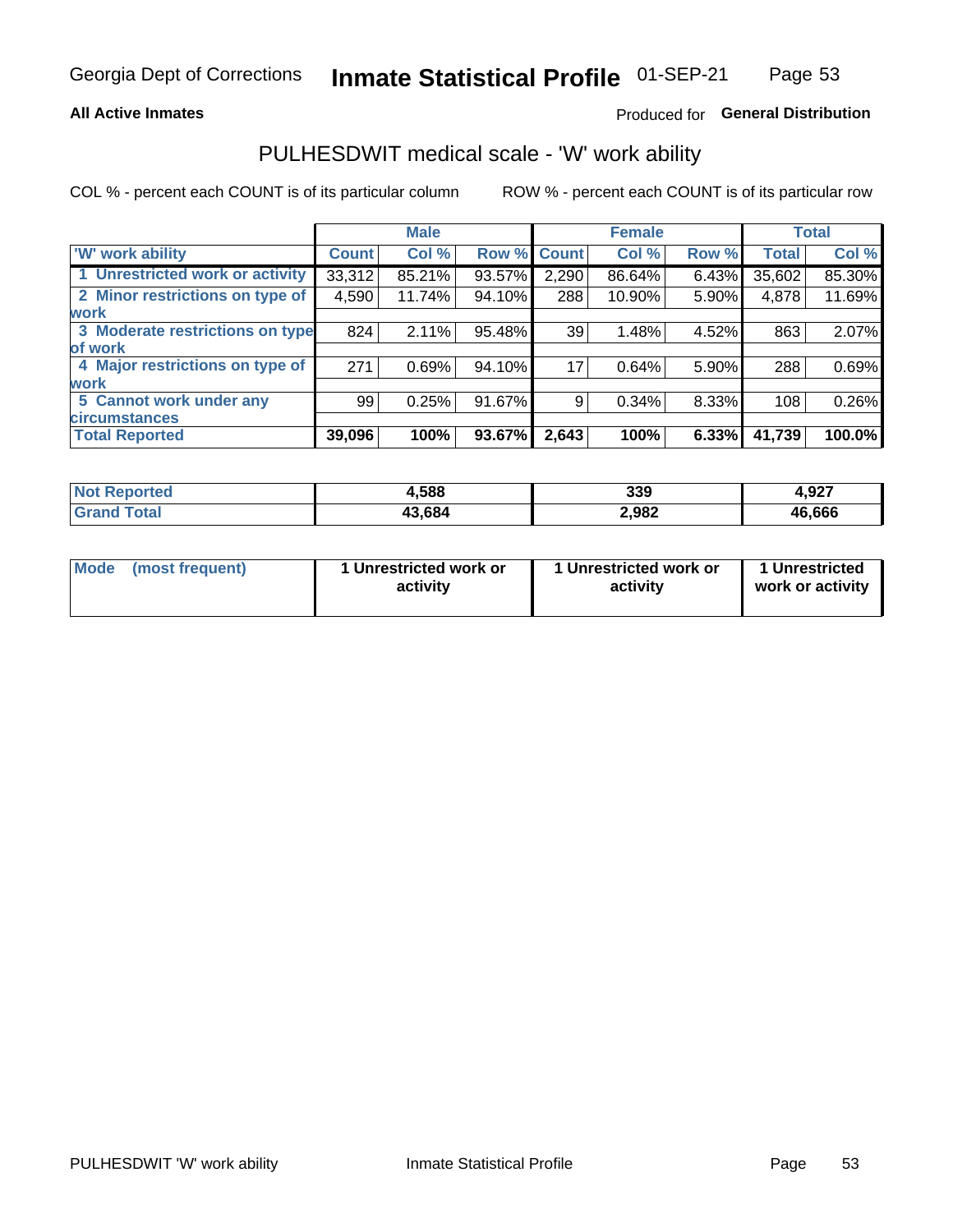Georgia Dept of Corrections **Inmate Statistical Profile** 01-SEP-21

**All Active Inmates**

Produced for **General Distribution**

## PULHESDWIT medical scale - 'W' work ability

COL % - percent each COUNT is of its particular column

ROW % - percent each COUNT is of its particular row

| | Male | | | Female | | | Total | |
|---|---|---|---|---|---|---|---|---|
| **'W' work ability** | **Count** | **Col %** | **Row %** | **Count** | **Col %** | **Row %** | **Total** | **Col %** |
| 1 Unrestricted work or activity | 33,312 | 85.21% | 93.57% | 2,290 | 86.64% | 6.43% | 35,602 | 85.30% |
| 2 Minor restrictions on type of work | 4,590 | 11.74% | 94.10% | 288 | 10.90% | 5.90% | 4,878 | 11.69% |
| 3 Moderate restrictions on type of work | 824 | 2.11% | 95.48% | 39 | 1.48% | 4.52% | 863 | 2.07% |
| 4 Major restrictions on type of work | 271 | 0.69% | 94.10% | 17 | 0.64% | 5.90% | 288 | 0.69% |
| 5 Cannot work under any circumstances | 99 | 0.25% | 91.67% | 9 | 0.34% | 8.33% | 108 | 0.26% |
| **Total Reported** | **39,096** | **100%** | **93.67%** | **2,643** | **100%** | **6.33%** | **41,739** | **100.0%** |

| | Male | Female | Total |
|---|---|---|---|
| **Not Reported** | **4,588** | **339** | **4,927** |
| **Grand Total** | **43,684** | **2,982** | **46,666** |

| | Male | Female | Total |
|---|---|---|---|
| **Mode (most frequent)** | **1 Unrestricted work or activity** | **1 Unrestricted work or activity** | **1 Unrestricted work or activity** |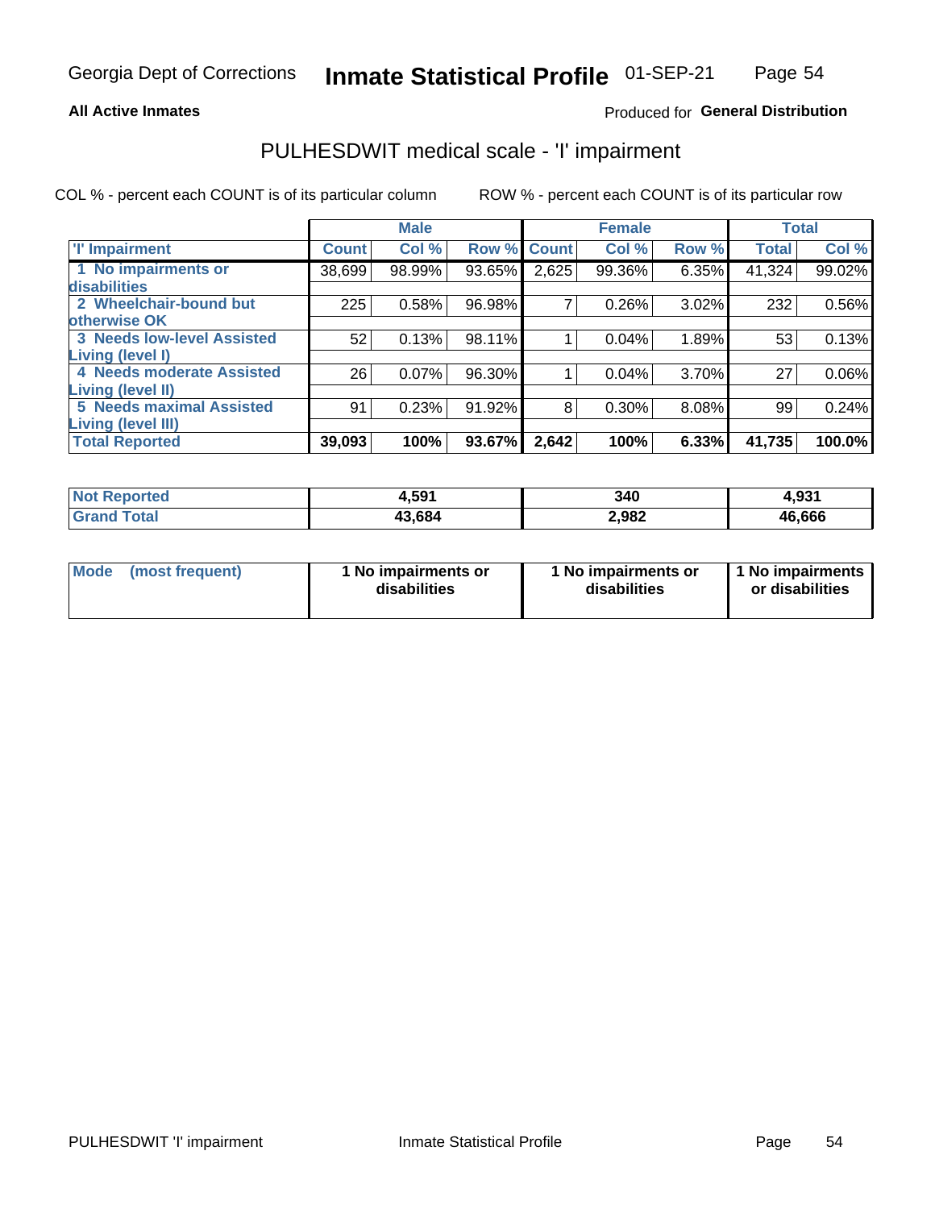Georgia Dept of Corrections **Inmate Statistical Profile** 01-SEP-21

**All Active Inmates**

Produced for **General Distribution**

## PULHESDWIT medical scale - 'I' impairment

COL % - percent each COUNT is of its particular column ROW % - percent each COUNT is of its particular row

| | Male | | | Female | | | Total | |
|---|---|---|---|---|---|---|---|---|
| **'I' Impairment** | **Count** | **Col %** | **Row %** | **Count** | **Col %** | **Row %** | **Total** | **Col %** |
| **1 No impairments or disabilities** | 38,699 | 98.99% | 93.65% | 2,625 | 99.36% | 6.35% | 41,324 | 99.02% |
| **2 Wheelchair-bound but otherwise OK** | 225 | 0.58% | 96.98% | 7 | 0.26% | 3.02% | 232 | 0.56% |
| **3 Needs low-level Assisted Living (level I)** | 52 | 0.13% | 98.11% | 1 | 0.04% | 1.89% | 53 | 0.13% |
| **4 Needs moderate Assisted Living (level II)** | 26 | 0.07% | 96.30% | 1 | 0.04% | 3.70% | 27 | 0.06% |
| **5 Needs maximal Assisted Living (level III)** | 91 | 0.23% | 91.92% | 8 | 0.30% | 8.08% | 99 | 0.24% |
| **Total Reported** | **39,093** | **100%** | **93.67%** | **2,642** | **100%** | **6.33%** | **41,735** | **100.0%** |

| | Male | Female | Total |
|---|---|---|---|
| **Not Reported** | **4,591** | **340** | **4,931** |
| **Grand Total** | **43,684** | **2,982** | **46,666** |

| | Male | Female | Total |
|---|---|---|---|
| **Mode (most frequent)** | **1 No impairments or disabilities** | **1 No impairments or disabilities** | **1 No impairments or disabilities** |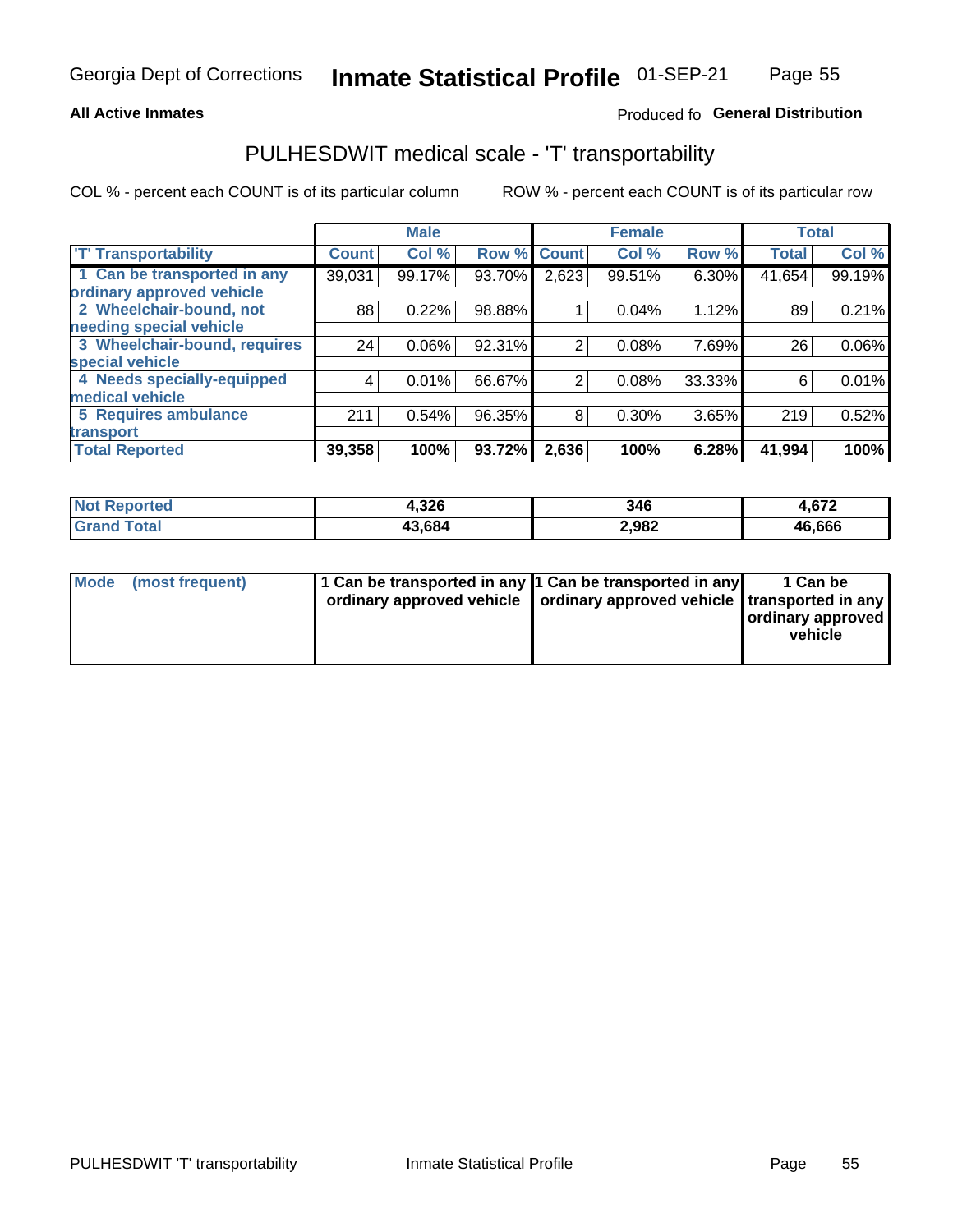Georgia Dept of Corrections **Inmate Statistical Profile** 01-SEP-21

**All Active Inmates** Produced fo **General Distribution**

## PULHESDWIT medical scale - 'T' transportability

COL % - percent each COUNT is of its particular column ROW % - percent each COUNT is of its particular row

| | Male | | | Female | | | Total | |
|---|---|---|---|---|---|---|---|---|
| 'T' Transportability | Count | Col % | Row % | Count | Col % | Row % | Total | Col % |
| 1 Can be transported in any ordinary approved vehicle | 39,031 | 99.17% | 93.70% | 2,623 | 99.51% | 6.30% | 41,654 | 99.19% |
| 2 Wheelchair-bound, not needing special vehicle | 88 | 0.22% | 98.88% | 1 | 0.04% | 1.12% | 89 | 0.21% |
| 3 Wheelchair-bound, requires special vehicle | 24 | 0.06% | 92.31% | 2 | 0.08% | 7.69% | 26 | 0.06% |
| 4 Needs specially-equipped medical vehicle | 4 | 0.01% | 66.67% | 2 | 0.08% | 33.33% | 6 | 0.01% |
| 5 Requires ambulance transport | 211 | 0.54% | 96.35% | 8 | 0.30% | 3.65% | 219 | 0.52% |
| **Total Reported** | **39,358** | **100%** | **93.72%** | **2,636** | **100%** | **6.28%** | **41,994** | **100%** |

| | Male | Female | Total |
|---|---|---|---|
| Not Reported | 4,326 | 346 | 4,672 |
| Grand Total | 43,684 | 2,982 | 46,666 |

| | Male | Female | Total |
|---|---|---|---|
| Mode (most frequent) | 1 Can be transported in any ordinary approved vehicle | 1 Can be transported in any ordinary approved vehicle | 1 Can be transported in any ordinary approved vehicle |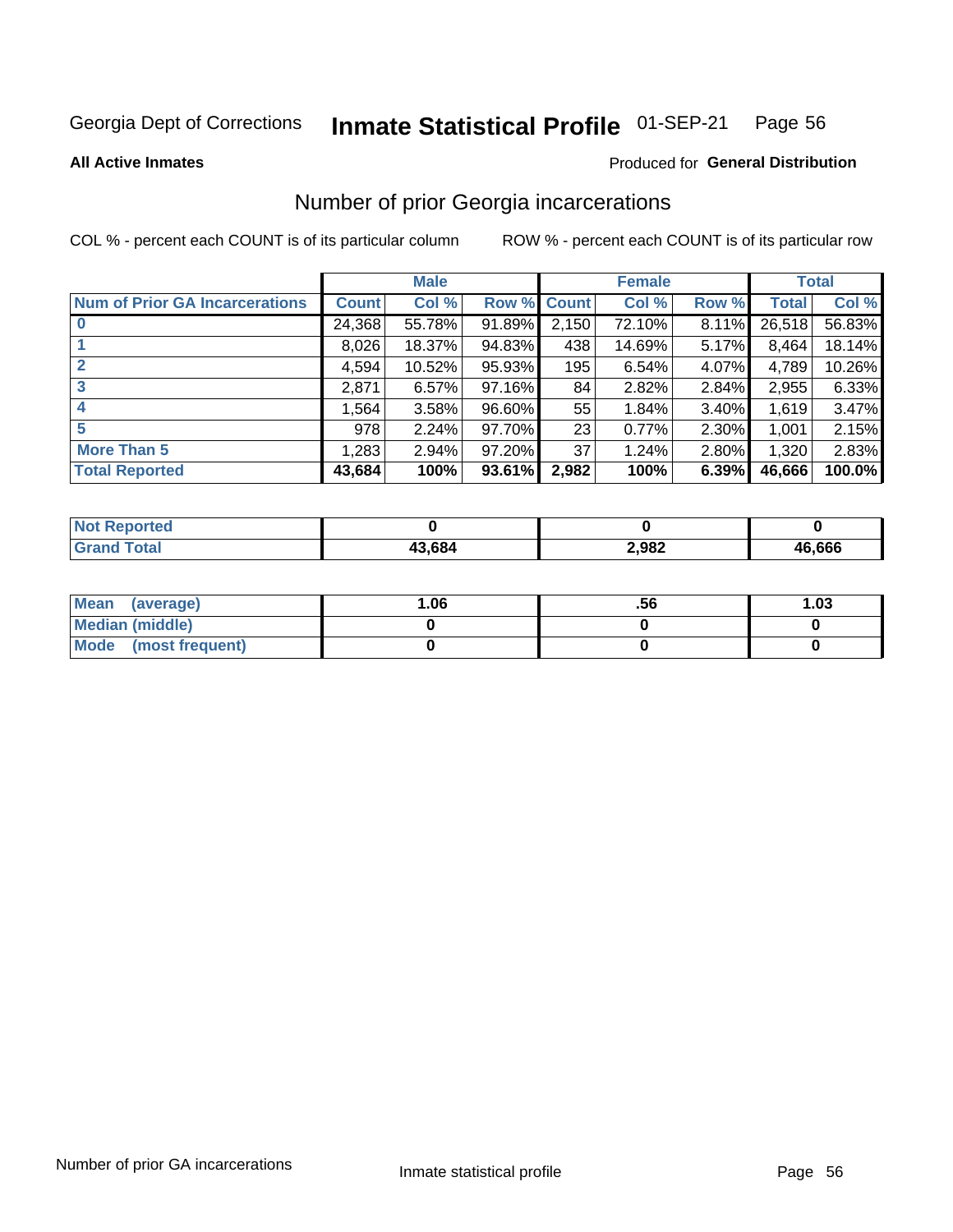Georgia Dept of Corrections **Inmate Statistical Profile** 01-SEP-21

**All Active Inmates**

Produced for **General Distribution**

## Number of prior Georgia incarcerations

COL % - percent each COUNT is of its particular column

ROW % - percent each COUNT is of its particular row

| | Male | | | Female | | | Total | |
|---|---|---|---|---|---|---|---|---|
| **Num of Prior GA Incarcerations** | **Count** | **Col %** | **Row %** | **Count** | **Col %** | **Row %** | **Total** | **Col %** |
| **0** | 24,368 | 55.78% | 91.89% | 2,150 | 72.10% | 8.11% | 26,518 | 56.83% |
| **1** | 8,026 | 18.37% | 94.83% | 438 | 14.69% | 5.17% | 8,464 | 18.14% |
| **2** | 4,594 | 10.52% | 95.93% | 195 | 6.54% | 4.07% | 4,789 | 10.26% |
| **3** | 2,871 | 6.57% | 97.16% | 84 | 2.82% | 2.84% | 2,955 | 6.33% |
| **4** | 1,564 | 3.58% | 96.60% | 55 | 1.84% | 3.40% | 1,619 | 3.47% |
| **5** | 978 | 2.24% | 97.70% | 23 | 0.77% | 2.30% | 1,001 | 2.15% |
| **More Than 5** | 1,283 | 2.94% | 97.20% | 37 | 1.24% | 2.80% | 1,320 | 2.83% |
| **Total Reported** | **43,684** | **100%** | **93.61%** | **2,982** | **100%** | **6.39%** | **46,666** | **100.0%** |

| | Male | Female | Total |
|---|---|---|---|
| **Not Reported** | **0** | **0** | **0** |
| **Grand Total** | **43,684** | **2,982** | **46,666** |

| | Male | Female | Total |
|---|---|---|---|
| **Mean (average)** | **1.06** | **.56** | **1.03** |
| **Median (middle)** | **0** | **0** | **0** |
| **Mode (most frequent)** | **0** | **0** | **0** |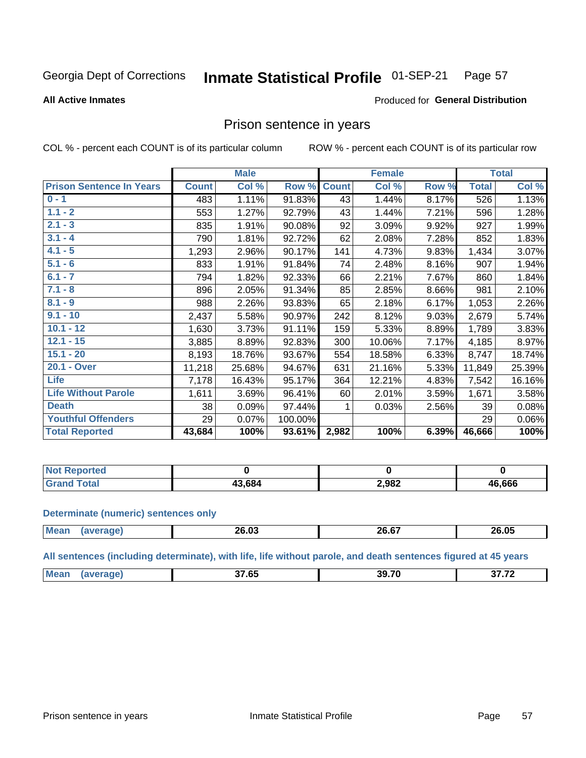Georgia Dept of Corrections **Inmate Statistical Profile** 01-SEP-21 Page 57

**All Active Inmates**

Produced for **General Distribution**

## Prison sentence in years

COL % - percent each COUNT is of its particular column ROW % - percent each COUNT is of its particular row

| | Male | | | Female | | | Total | |
|---|---|---|---|---|---|---|---|---|
| **Prison Sentence In Years** | **Count** | **Col %** | **Row %** | **Count** | **Col %** | **Row %** | **Total** | **Col %** |
| **0 - 1** | 483 | 1.11% | 91.83% | 43 | 1.44% | 8.17% | 526 | 1.13% |
| **1.1 - 2** | 553 | 1.27% | 92.79% | 43 | 1.44% | 7.21% | 596 | 1.28% |
| **2.1 - 3** | 835 | 1.91% | 90.08% | 92 | 3.09% | 9.92% | 927 | 1.99% |
| **3.1 - 4** | 790 | 1.81% | 92.72% | 62 | 2.08% | 7.28% | 852 | 1.83% |
| **4.1 - 5** | 1,293 | 2.96% | 90.17% | 141 | 4.73% | 9.83% | 1,434 | 3.07% |
| **5.1 - 6** | 833 | 1.91% | 91.84% | 74 | 2.48% | 8.16% | 907 | 1.94% |
| **6.1 - 7** | 794 | 1.82% | 92.33% | 66 | 2.21% | 7.67% | 860 | 1.84% |
| **7.1 - 8** | 896 | 2.05% | 91.34% | 85 | 2.85% | 8.66% | 981 | 2.10% |
| **8.1 - 9** | 988 | 2.26% | 93.83% | 65 | 2.18% | 6.17% | 1,053 | 2.26% |
| **9.1 - 10** | 2,437 | 5.58% | 90.97% | 242 | 8.12% | 9.03% | 2,679 | 5.74% |
| **10.1 - 12** | 1,630 | 3.73% | 91.11% | 159 | 5.33% | 8.89% | 1,789 | 3.83% |
| **12.1 - 15** | 3,885 | 8.89% | 92.83% | 300 | 10.06% | 7.17% | 4,185 | 8.97% |
| **15.1 - 20** | 8,193 | 18.76% | 93.67% | 554 | 18.58% | 6.33% | 8,747 | 18.74% |
| **20.1 - Over** | 11,218 | 25.68% | 94.67% | 631 | 21.16% | 5.33% | 11,849 | 25.39% |
| **Life** | 7,178 | 16.43% | 95.17% | 364 | 12.21% | 4.83% | 7,542 | 16.16% |
| **Life Without Parole** | 1,611 | 3.69% | 96.41% | 60 | 2.01% | 3.59% | 1,671 | 3.58% |
| **Death** | 38 | 0.09% | 97.44% | 1 | 0.03% | 2.56% | 39 | 0.08% |
| **Youthful Offenders** | 29 | 0.07% | 100.00% | | | | 29 | 0.06% |
| **Total Reported** | **43,684** | **100%** | **93.61%** | **2,982** | **100%** | **6.39%** | **46,666** | **100%** |

| | Male | Female | Total |
|---|---|---|---|
| **Not Reported** | **0** | **0** | **0** |
| **Grand Total** | **43,684** | **2,982** | **46,666** |

**Determinate (numeric) sentences only**

| | Male | Female | Total |
|---|---|---|---|
| **Mean (average)** | **26.03** | **26.67** | **26.05** |

**All sentences (including determinate), with life, life without parole, and death sentences figured at 45 years**

| | Male | Female | Total |
|---|---|---|---|
| **Mean (average)** | **37.65** | **39.70** | **37.72** |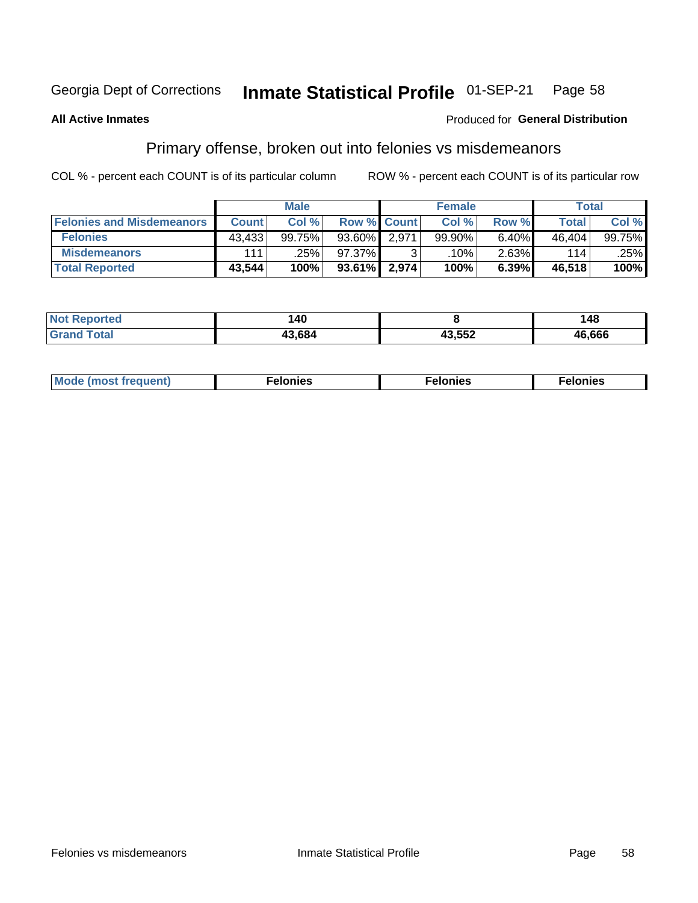Georgia Dept of Corrections **Inmate Statistical Profile** 01-SEP-21 Page 58

**All Active Inmates**

Produced for **General Distribution**

## Primary offense, broken out into felonies vs misdemeanors

COL % - percent each COUNT is of its particular column ROW % - percent each COUNT is of its particular row

| | Male | | | Female | | | Total | |
|---|---|---|---|---|---|---|---|---|
| **Felonies and Misdemeanors** | **Count** | **Col %** | **Row %** | **Count** | **Col %** | **Row %** | **Total** | **Col %** |
| **Felonies** | 43,433 | 99.75% | 93.60% | 2,971 | 99.90% | 6.40% | 46,404 | 99.75% |
| **Misdemeanors** | 111 | .25% | 97.37% | 3 | .10% | 2.63% | 114 | .25% |
| **Total Reported** | **43,544** | **100%** | **93.61%** | **2,974** | **100%** | **6.39%** | **46,518** | **100%** |

| | Male | Female | Total |
|---|---|---|---|
| **Not Reported** | **140** | **8** | **148** |
| **Grand Total** | **43,684** | **43,552** | **46,666** |

| | Male | Female | Total |
|---|---|---|---|
| **Mode (most frequent)** | **Felonies** | **Felonies** | **Felonies** |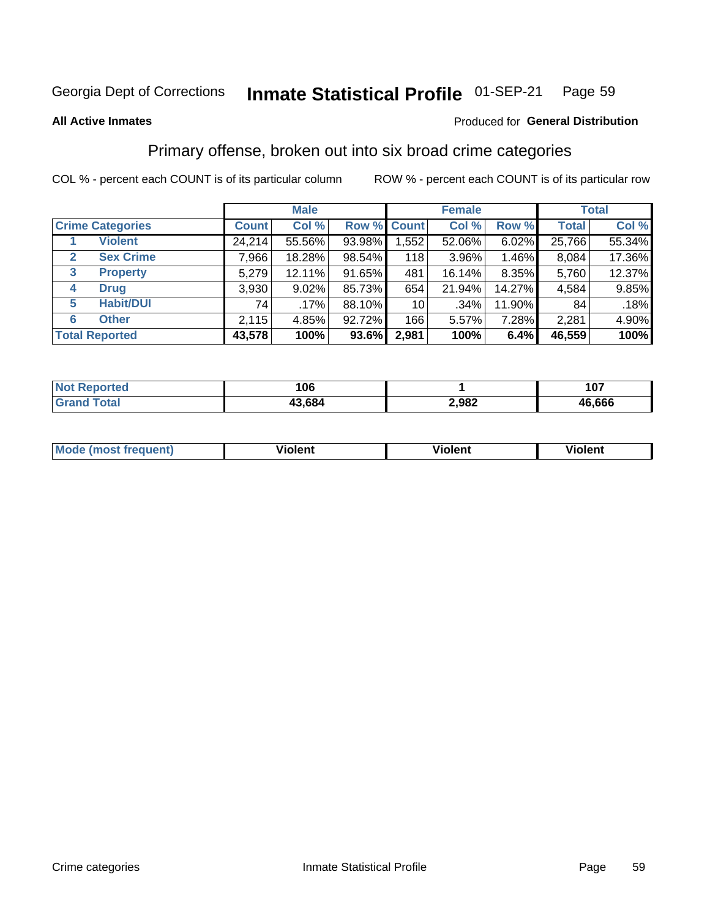Georgia Dept of Corrections **Inmate Statistical Profile** 01-SEP-21

**All Active Inmates**

Produced for **General Distribution**

## Primary offense, broken out into six broad crime categories

COL % - percent each COUNT is of its particular column     ROW % - percent each COUNT is of its particular row

| Crime Categories | | Male | | | Female | | | Total | |
|---|---|---|---|---|---|---|---|---|---|
| | | Count | Col % | Row % | Count | Col % | Row % | Total | Col % |
| 1 | Violent | 24,214 | 55.56% | 93.98% | 1,552 | 52.06% | 6.02% | 25,766 | 55.34% |
| 2 | Sex Crime | 7,966 | 18.28% | 98.54% | 118 | 3.96% | 1.46% | 8,084 | 17.36% |
| 3 | Property | 5,279 | 12.11% | 91.65% | 481 | 16.14% | 8.35% | 5,760 | 12.37% |
| 4 | Drug | 3,930 | 9.02% | 85.73% | 654 | 21.94% | 14.27% | 4,584 | 9.85% |
| 5 | Habit/DUI | 74 | .17% | 88.10% | 10 | .34% | 11.90% | 84 | .18% |
| 6 | Other | 2,115 | 4.85% | 92.72% | 166 | 5.57% | 7.28% | 2,281 | 4.90% |
| **Total Reported** | | **43,578** | **100%** | **93.6%** | **2,981** | **100%** | **6.4%** | **46,559** | **100%** |

| | Male | Female | Total |
|---|---|---|---|
| Not Reported | 106 | 1 | 107 |
| Grand Total | 43,684 | 2,982 | 46,666 |

| | Male | Female | Total |
|---|---|---|---|
| Mode (most frequent) | Violent | Violent | Violent |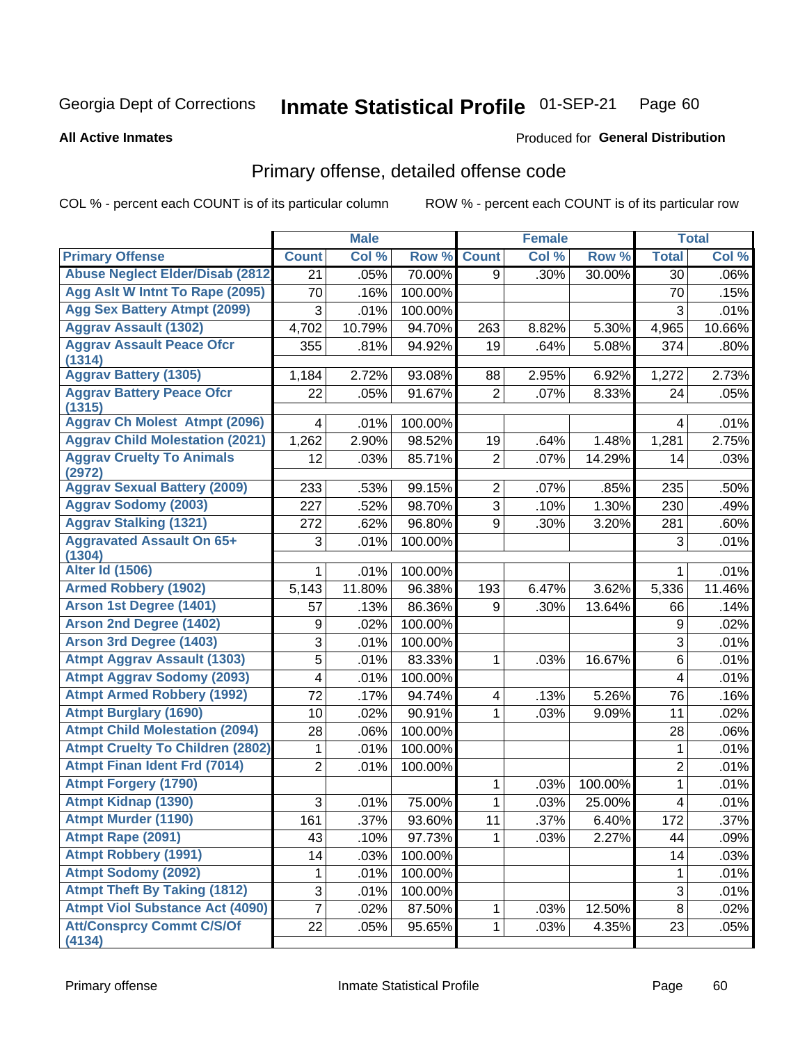Georgia Dept of Corrections **Inmate Statistical Profile** 01-SEP-21

**All Active Inmates**

Produced for **General Distribution**

## Primary offense, detailed offense code

COL % - percent each COUNT is of its particular column ROW % - percent each COUNT is of its particular row

| | Male | | | Female | | | Total | |
|---|---|---|---|---|---|---|---|---|
| Primary Offense | Count | Col % | Row % | Count | Col % | Row % | Total | Col % |
| Abuse Neglect Elder/Disab (2812 | 21 | .05% | 70.00% | 9 | .30% | 30.00% | 30 | .06% |
| Agg Aslt W Intnt To Rape (2095) | 70 | .16% | 100.00% | | | | 70 | .15% |
| Agg Sex Battery Atmpt (2099) | 3 | .01% | 100.00% | | | | 3 | .01% |
| Aggrav Assault (1302) | 4,702 | 10.79% | 94.70% | 263 | 8.82% | 5.30% | 4,965 | 10.66% |
| Aggrav Assault Peace Ofcr (1314) | 355 | .81% | 94.92% | 19 | .64% | 5.08% | 374 | .80% |
| Aggrav Battery (1305) | 1,184 | 2.72% | 93.08% | 88 | 2.95% | 6.92% | 1,272 | 2.73% |
| Aggrav Battery Peace Ofcr (1315) | 22 | .05% | 91.67% | 2 | .07% | 8.33% | 24 | .05% |
| Aggrav Ch Molest Atmpt (2096) | 4 | .01% | 100.00% | | | | 4 | .01% |
| Aggrav Child Molestation (2021) | 1,262 | 2.90% | 98.52% | 19 | .64% | 1.48% | 1,281 | 2.75% |
| Aggrav Cruelty To Animals (2972) | 12 | .03% | 85.71% | 2 | .07% | 14.29% | 14 | .03% |
| Aggrav Sexual Battery (2009) | 233 | .53% | 99.15% | 2 | .07% | .85% | 235 | .50% |
| Aggrav Sodomy (2003) | 227 | .52% | 98.70% | 3 | .10% | 1.30% | 230 | .49% |
| Aggrav Stalking (1321) | 272 | .62% | 96.80% | 9 | .30% | 3.20% | 281 | .60% |
| Aggravated Assault On 65+ (1304) | 3 | .01% | 100.00% | | | | 3 | .01% |
| Alter Id (1506) | 1 | .01% | 100.00% | | | | 1 | .01% |
| Armed Robbery (1902) | 5,143 | 11.80% | 96.38% | 193 | 6.47% | 3.62% | 5,336 | 11.46% |
| Arson 1st Degree (1401) | 57 | .13% | 86.36% | 9 | .30% | 13.64% | 66 | .14% |
| Arson 2nd Degree (1402) | 9 | .02% | 100.00% | | | | 9 | .02% |
| Arson 3rd Degree (1403) | 3 | .01% | 100.00% | | | | 3 | .01% |
| Atmpt Aggrav Assault (1303) | 5 | .01% | 83.33% | 1 | .03% | 16.67% | 6 | .01% |
| Atmpt Aggrav Sodomy (2093) | 4 | .01% | 100.00% | | | | 4 | .01% |
| Atmpt Armed Robbery (1992) | 72 | .17% | 94.74% | 4 | .13% | 5.26% | 76 | .16% |
| Atmpt Burglary (1690) | 10 | .02% | 90.91% | 1 | .03% | 9.09% | 11 | .02% |
| Atmpt Child Molestation (2094) | 28 | .06% | 100.00% | | | | 28 | .06% |
| Atmpt Cruelty To Children (2802) | 1 | .01% | 100.00% | | | | 1 | .01% |
| Atmpt Finan Ident Frd (7014) | 2 | .01% | 100.00% | | | | 2 | .01% |
| Atmpt Forgery (1790) | | | | 1 | .03% | 100.00% | 1 | .01% |
| Atmpt Kidnap (1390) | 3 | .01% | 75.00% | 1 | .03% | 25.00% | 4 | .01% |
| Atmpt Murder (1190) | 161 | .37% | 93.60% | 11 | .37% | 6.40% | 172 | .37% |
| Atmpt Rape (2091) | 43 | .10% | 97.73% | 1 | .03% | 2.27% | 44 | .09% |
| Atmpt Robbery (1991) | 14 | .03% | 100.00% | | | | 14 | .03% |
| Atmpt Sodomy (2092) | 1 | .01% | 100.00% | | | | 1 | .01% |
| Atmpt Theft By Taking (1812) | 3 | .01% | 100.00% | | | | 3 | .01% |
| Atmpt Viol Substance Act (4090) | 7 | .02% | 87.50% | 1 | .03% | 12.50% | 8 | .02% |
| Att/Consprcy Commt C/S/Of (4134) | 22 | .05% | 95.65% | 1 | .03% | 4.35% | 23 | .05% |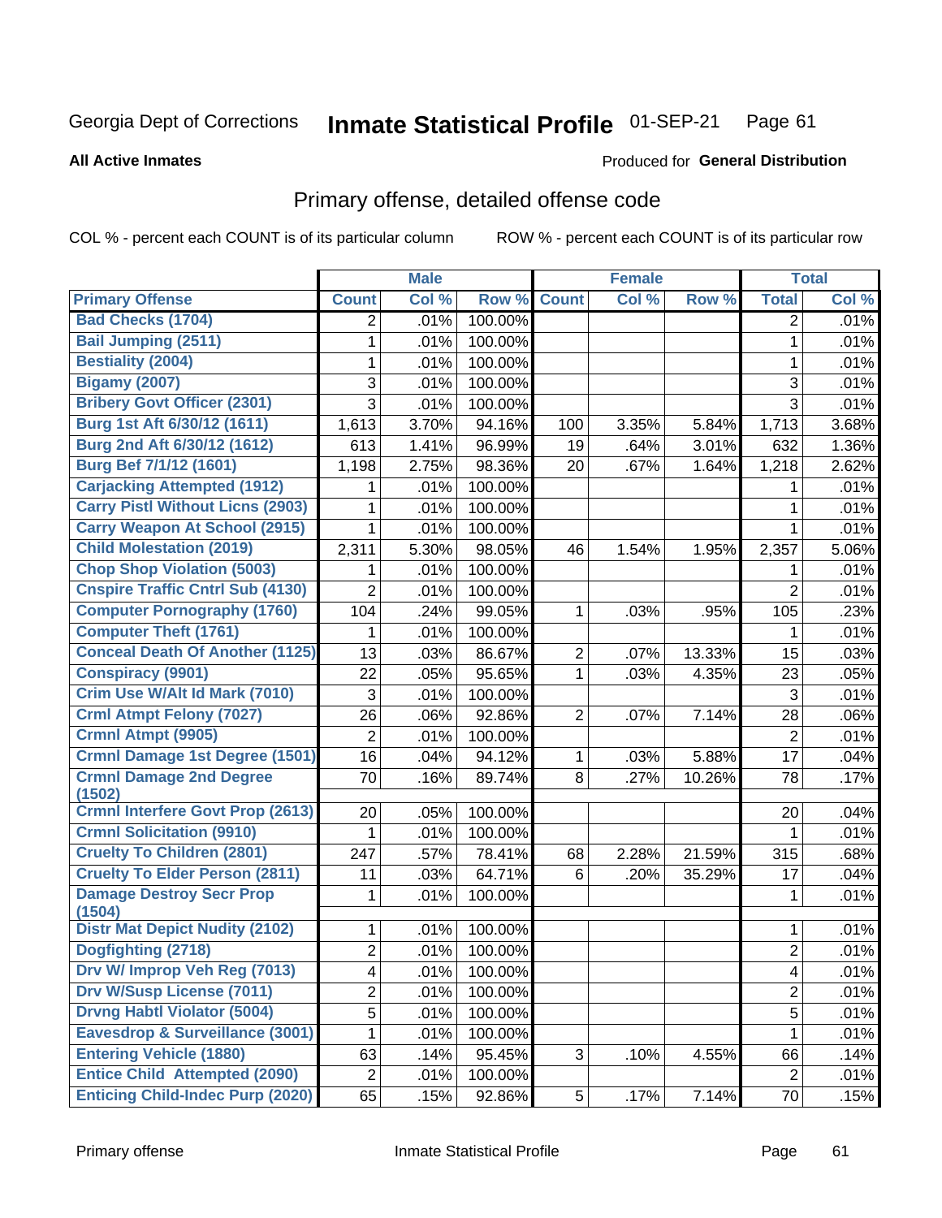Georgia Dept of Corrections **Inmate Statistical Profile** 01-SEP-21

**All Active Inmates**

Produced for **General Distribution**

## Primary offense, detailed offense code

COL % - percent each COUNT is of its particular column ROW % - percent each COUNT is of its particular row

| | Male | | | Female | | | Total | |
|---|---|---|---|---|---|---|---|---|
| **Primary Offense** | **Count** | **Col %** | **Row %** | **Count** | **Col %** | **Row %** | **Total** | **Col %** |
| Bad Checks (1704) | 2 | .01% | 100.00% | | | | 2 | .01% |
| Bail Jumping (2511) | 1 | .01% | 100.00% | | | | 1 | .01% |
| Bestiality (2004) | 1 | .01% | 100.00% | | | | 1 | .01% |
| Bigamy (2007) | 3 | .01% | 100.00% | | | | 3 | .01% |
| Bribery Govt Officer (2301) | 3 | .01% | 100.00% | | | | 3 | .01% |
| Burg 1st Aft 6/30/12 (1611) | 1,613 | 3.70% | 94.16% | 100 | 3.35% | 5.84% | 1,713 | 3.68% |
| Burg 2nd Aft 6/30/12 (1612) | 613 | 1.41% | 96.99% | 19 | .64% | 3.01% | 632 | 1.36% |
| Burg Bef 7/1/12 (1601) | 1,198 | 2.75% | 98.36% | 20 | .67% | 1.64% | 1,218 | 2.62% |
| Carjacking Attempted (1912) | 1 | .01% | 100.00% | | | | 1 | .01% |
| Carry Pistl Without Licns (2903) | 1 | .01% | 100.00% | | | | 1 | .01% |
| Carry Weapon At School (2915) | 1 | .01% | 100.00% | | | | 1 | .01% |
| Child Molestation (2019) | 2,311 | 5.30% | 98.05% | 46 | 1.54% | 1.95% | 2,357 | 5.06% |
| Chop Shop Violation (5003) | 1 | .01% | 100.00% | | | | 1 | .01% |
| Cnspire Traffic Cntrl Sub (4130) | 2 | .01% | 100.00% | | | | 2 | .01% |
| Computer Pornography (1760) | 104 | .24% | 99.05% | 1 | .03% | .95% | 105 | .23% |
| Computer Theft (1761) | 1 | .01% | 100.00% | | | | 1 | .01% |
| Conceal Death Of Another (1125) | 13 | .03% | 86.67% | 2 | .07% | 13.33% | 15 | .03% |
| Conspiracy (9901) | 22 | .05% | 95.65% | 1 | .03% | 4.35% | 23 | .05% |
| Crim Use W/Alt Id Mark (7010) | 3 | .01% | 100.00% | | | | 3 | .01% |
| Crml Atmpt Felony (7027) | 26 | .06% | 92.86% | 2 | .07% | 7.14% | 28 | .06% |
| Crmnl Atmpt (9905) | 2 | .01% | 100.00% | | | | 2 | .01% |
| Crmnl Damage 1st Degree (1501) | 16 | .04% | 94.12% | 1 | .03% | 5.88% | 17 | .04% |
| Crmnl Damage 2nd Degree (1502) | 70 | .16% | 89.74% | 8 | .27% | 10.26% | 78 | .17% |
| Crmnl Interfere Govt Prop (2613) | 20 | .05% | 100.00% | | | | 20 | .04% |
| Crmnl Solicitation (9910) | 1 | .01% | 100.00% | | | | 1 | .01% |
| Cruelty To Children (2801) | 247 | .57% | 78.41% | 68 | 2.28% | 21.59% | 315 | .68% |
| Cruelty To Elder Person (2811) | 11 | .03% | 64.71% | 6 | .20% | 35.29% | 17 | .04% |
| Damage Destroy Secr Prop (1504) | 1 | .01% | 100.00% | | | | 1 | .01% |
| Distr Mat Depict Nudity (2102) | 1 | .01% | 100.00% | | | | 1 | .01% |
| Dogfighting (2718) | 2 | .01% | 100.00% | | | | 2 | .01% |
| Drv W/ Improp Veh Reg (7013) | 4 | .01% | 100.00% | | | | 4 | .01% |
| Drv W/Susp License (7011) | 2 | .01% | 100.00% | | | | 2 | .01% |
| Drvng Habtl Violator (5004) | 5 | .01% | 100.00% | | | | 5 | .01% |
| Eavesdrop & Surveillance (3001) | 1 | .01% | 100.00% | | | | 1 | .01% |
| Entering Vehicle (1880) | 63 | .14% | 95.45% | 3 | .10% | 4.55% | 66 | .14% |
| Entice Child Attempted (2090) | 2 | .01% | 100.00% | | | | 2 | .01% |
| Enticing Child-Indec Purp (2020) | 65 | .15% | 92.86% | 5 | .17% | 7.14% | 70 | .15% |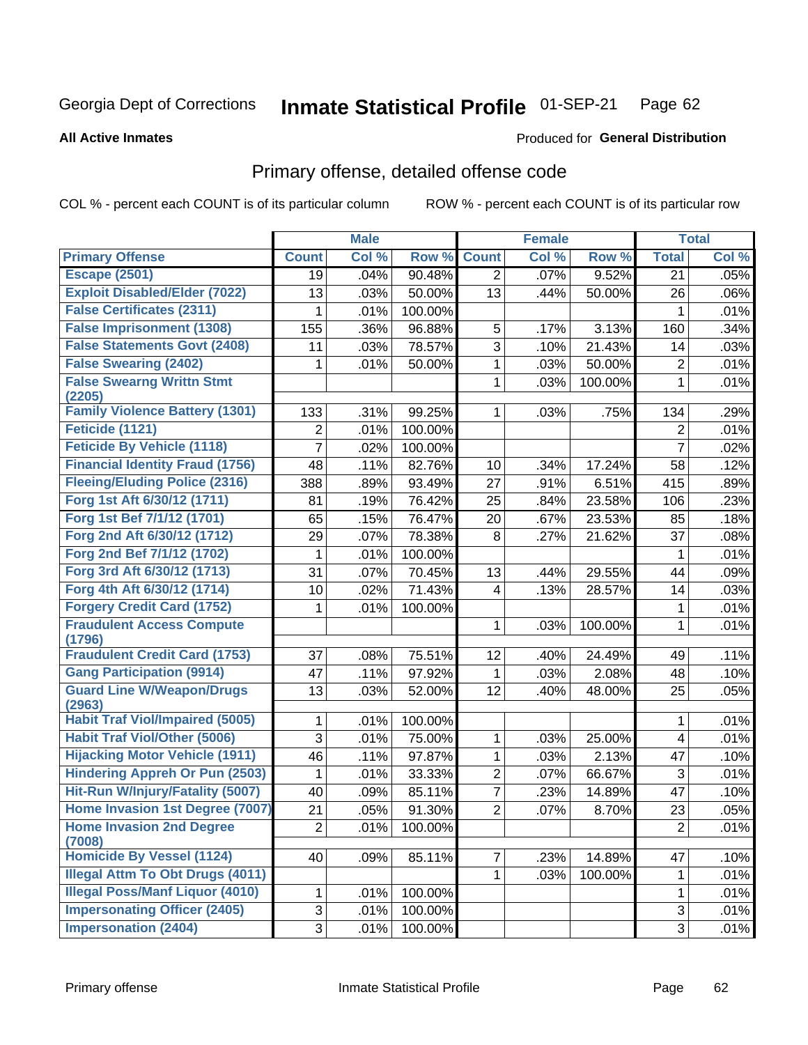Georgia Dept of Corrections **Inmate Statistical Profile** 01-SEP-21

**All Active Inmates**

Produced for **General Distribution**

## Primary offense, detailed offense code

COL % - percent each COUNT is of its particular column ROW % - percent each COUNT is of its particular row

| | Male | | | Female | | | Total | |
|---|---|---|---|---|---|---|---|---|
| **Primary Offense** | **Count** | **Col %** | **Row %** | **Count** | **Col %** | **Row %** | **Total** | **Col %** |
| Escape (2501) | 19 | .04% | 90.48% | 2 | .07% | 9.52% | 21 | .05% |
| Exploit Disabled/Elder (7022) | 13 | .03% | 50.00% | 13 | .44% | 50.00% | 26 | .06% |
| False Certificates (2311) | 1 | .01% | 100.00% | | | | 1 | .01% |
| False Imprisonment (1308) | 155 | .36% | 96.88% | 5 | .17% | 3.13% | 160 | .34% |
| False Statements Govt (2408) | 11 | .03% | 78.57% | 3 | .10% | 21.43% | 14 | .03% |
| False Swearing (2402) | 1 | .01% | 50.00% | 1 | .03% | 50.00% | 2 | .01% |
| False Swearng Writtn Stmt (2205) | | | | 1 | .03% | 100.00% | 1 | .01% |
| Family Violence Battery (1301) | 133 | .31% | 99.25% | 1 | .03% | .75% | 134 | .29% |
| Feticide (1121) | 2 | .01% | 100.00% | | | | 2 | .01% |
| Feticide By Vehicle (1118) | 7 | .02% | 100.00% | | | | 7 | .02% |
| Financial Identity Fraud (1756) | 48 | .11% | 82.76% | 10 | .34% | 17.24% | 58 | .12% |
| Fleeing/Eluding Police (2316) | 388 | .89% | 93.49% | 27 | .91% | 6.51% | 415 | .89% |
| Forg 1st Aft 6/30/12 (1711) | 81 | .19% | 76.42% | 25 | .84% | 23.58% | 106 | .23% |
| Forg 1st Bef 7/1/12 (1701) | 65 | .15% | 76.47% | 20 | .67% | 23.53% | 85 | .18% |
| Forg 2nd Aft 6/30/12 (1712) | 29 | .07% | 78.38% | 8 | .27% | 21.62% | 37 | .08% |
| Forg 2nd Bef 7/1/12 (1702) | 1 | .01% | 100.00% | | | | 1 | .01% |
| Forg 3rd Aft 6/30/12 (1713) | 31 | .07% | 70.45% | 13 | .44% | 29.55% | 44 | .09% |
| Forg 4th Aft 6/30/12 (1714) | 10 | .02% | 71.43% | 4 | .13% | 28.57% | 14 | .03% |
| Forgery Credit Card (1752) | 1 | .01% | 100.00% | | | | 1 | .01% |
| Fraudulent Access Compute (1796) | | | | 1 | .03% | 100.00% | 1 | .01% |
| Fraudulent Credit Card (1753) | 37 | .08% | 75.51% | 12 | .40% | 24.49% | 49 | .11% |
| Gang Participation (9914) | 47 | .11% | 97.92% | 1 | .03% | 2.08% | 48 | .10% |
| Guard Line W/Weapon/Drugs (2963) | 13 | .03% | 52.00% | 12 | .40% | 48.00% | 25 | .05% |
| Habit Traf Viol/Impaired (5005) | 1 | .01% | 100.00% | | | | 1 | .01% |
| Habit Traf Viol/Other (5006) | 3 | .01% | 75.00% | 1 | .03% | 25.00% | 4 | .01% |
| Hijacking Motor Vehicle (1911) | 46 | .11% | 97.87% | 1 | .03% | 2.13% | 47 | .10% |
| Hindering Appreh Or Pun (2503) | 1 | .01% | 33.33% | 2 | .07% | 66.67% | 3 | .01% |
| Hit-Run W/Injury/Fatality (5007) | 40 | .09% | 85.11% | 7 | .23% | 14.89% | 47 | .10% |
| Home Invasion 1st Degree (7007) | 21 | .05% | 91.30% | 2 | .07% | 8.70% | 23 | .05% |
| Home Invasion 2nd Degree (7008) | 2 | .01% | 100.00% | | | | 2 | .01% |
| Homicide By Vessel (1124) | 40 | .09% | 85.11% | 7 | .23% | 14.89% | 47 | .10% |
| Illegal Attm To Obt Drugs (4011) | | | | 1 | .03% | 100.00% | 1 | .01% |
| Illegal Poss/Manf Liquor (4010) | 1 | .01% | 100.00% | | | | 1 | .01% |
| Impersonating Officer (2405) | 3 | .01% | 100.00% | | | | 3 | .01% |
| Impersonation (2404) | 3 | .01% | 100.00% | | | | 3 | .01% |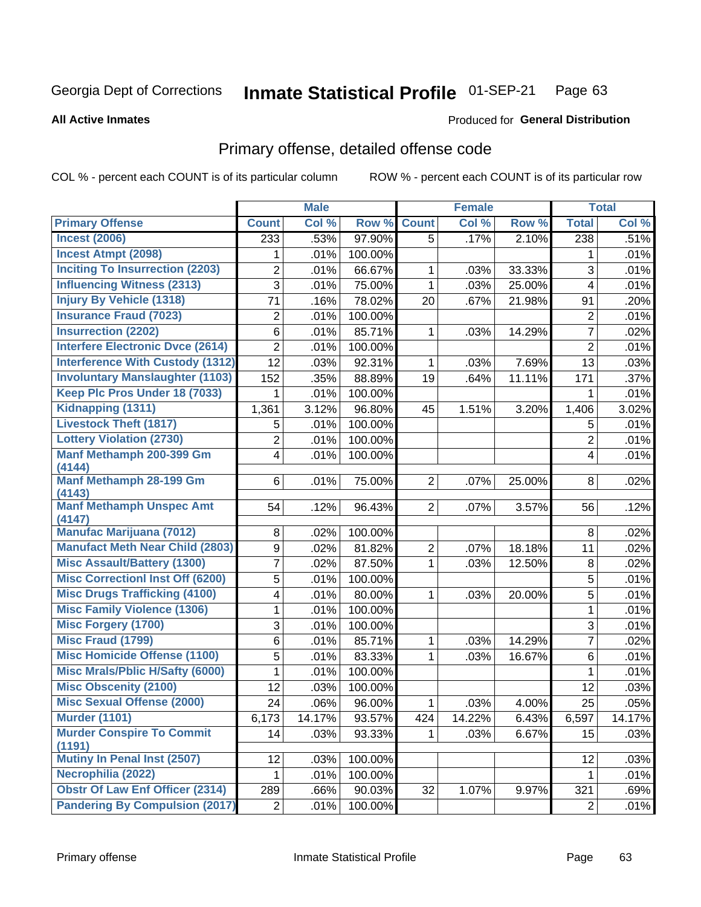Georgia Dept of Corrections **Inmate Statistical Profile** 01-SEP-21

**All Active Inmates**

Produced for **General Distribution**

## Primary offense, detailed offense code

COL % - percent each COUNT is of its particular column

ROW % - percent each COUNT is of its particular row

| | Male | | | Female | | | Total | |
|---|---|---|---|---|---|---|---|---|
| **Primary Offense** | **Count** | **Col %** | **Row %** | **Count** | **Col %** | **Row %** | **Total** | **Col %** |
| Incest (2006) | 233 | .53% | 97.90% | 5 | .17% | 2.10% | 238 | .51% |
| Incest Atmpt (2098) | 1 | .01% | 100.00% | | | | 1 | .01% |
| Inciting To Insurrection (2203) | 2 | .01% | 66.67% | 1 | .03% | 33.33% | 3 | .01% |
| Influencing Witness (2313) | 3 | .01% | 75.00% | 1 | .03% | 25.00% | 4 | .01% |
| Injury By Vehicle (1318) | 71 | .16% | 78.02% | 20 | .67% | 21.98% | 91 | .20% |
| Insurance Fraud (7023) | 2 | .01% | 100.00% | | | | 2 | .01% |
| Insurrection (2202) | 6 | .01% | 85.71% | 1 | .03% | 14.29% | 7 | .02% |
| Interfere Electronic Dvce (2614) | 2 | .01% | 100.00% | | | | 2 | .01% |
| Interference With Custody (1312) | 12 | .03% | 92.31% | 1 | .03% | 7.69% | 13 | .03% |
| Involuntary Manslaughter (1103) | 152 | .35% | 88.89% | 19 | .64% | 11.11% | 171 | .37% |
| Keep Plc Pros Under 18 (7033) | 1 | .01% | 100.00% | | | | 1 | .01% |
| Kidnapping (1311) | 1,361 | 3.12% | 96.80% | 45 | 1.51% | 3.20% | 1,406 | 3.02% |
| Livestock Theft (1817) | 5 | .01% | 100.00% | | | | 5 | .01% |
| Lottery Violation (2730) | 2 | .01% | 100.00% | | | | 2 | .01% |
| Manf Methamph 200-399 Gm (4144) | 4 | .01% | 100.00% | | | | 4 | .01% |
| Manf Methamph 28-199 Gm (4143) | 6 | .01% | 75.00% | 2 | .07% | 25.00% | 8 | .02% |
| Manf Methamph Unspec Amt (4147) | 54 | .12% | 96.43% | 2 | .07% | 3.57% | 56 | .12% |
| Manufac Marijuana (7012) | 8 | .02% | 100.00% | | | | 8 | .02% |
| Manufact Meth Near Child (2803) | 9 | .02% | 81.82% | 2 | .07% | 18.18% | 11 | .02% |
| Misc Assault/Battery (1300) | 7 | .02% | 87.50% | 1 | .03% | 12.50% | 8 | .02% |
| Misc Correctionl Inst Off (6200) | 5 | .01% | 100.00% | | | | 5 | .01% |
| Misc Drugs Trafficking (4100) | 4 | .01% | 80.00% | 1 | .03% | 20.00% | 5 | .01% |
| Misc Family Violence (1306) | 1 | .01% | 100.00% | | | | 1 | .01% |
| Misc Forgery (1700) | 3 | .01% | 100.00% | | | | 3 | .01% |
| Misc Fraud (1799) | 6 | .01% | 85.71% | 1 | .03% | 14.29% | 7 | .02% |
| Misc Homicide Offense (1100) | 5 | .01% | 83.33% | 1 | .03% | 16.67% | 6 | .01% |
| Misc Mrals/Pblic H/Safty (6000) | 1 | .01% | 100.00% | | | | 1 | .01% |
| Misc Obscenity (2100) | 12 | .03% | 100.00% | | | | 12 | .03% |
| Misc Sexual Offense (2000) | 24 | .06% | 96.00% | 1 | .03% | 4.00% | 25 | .05% |
| Murder (1101) | 6,173 | 14.17% | 93.57% | 424 | 14.22% | 6.43% | 6,597 | 14.17% |
| Murder Conspire To Commit (1191) | 14 | .03% | 93.33% | 1 | .03% | 6.67% | 15 | .03% |
| Mutiny In Penal Inst (2507) | 12 | .03% | 100.00% | | | | 12 | .03% |
| Necrophilia (2022) | 1 | .01% | 100.00% | | | | 1 | .01% |
| Obstr Of Law Enf Officer (2314) | 289 | .66% | 90.03% | 32 | 1.07% | 9.97% | 321 | .69% |
| Pandering By Compulsion (2017) | 2 | .01% | 100.00% | | | | 2 | .01% |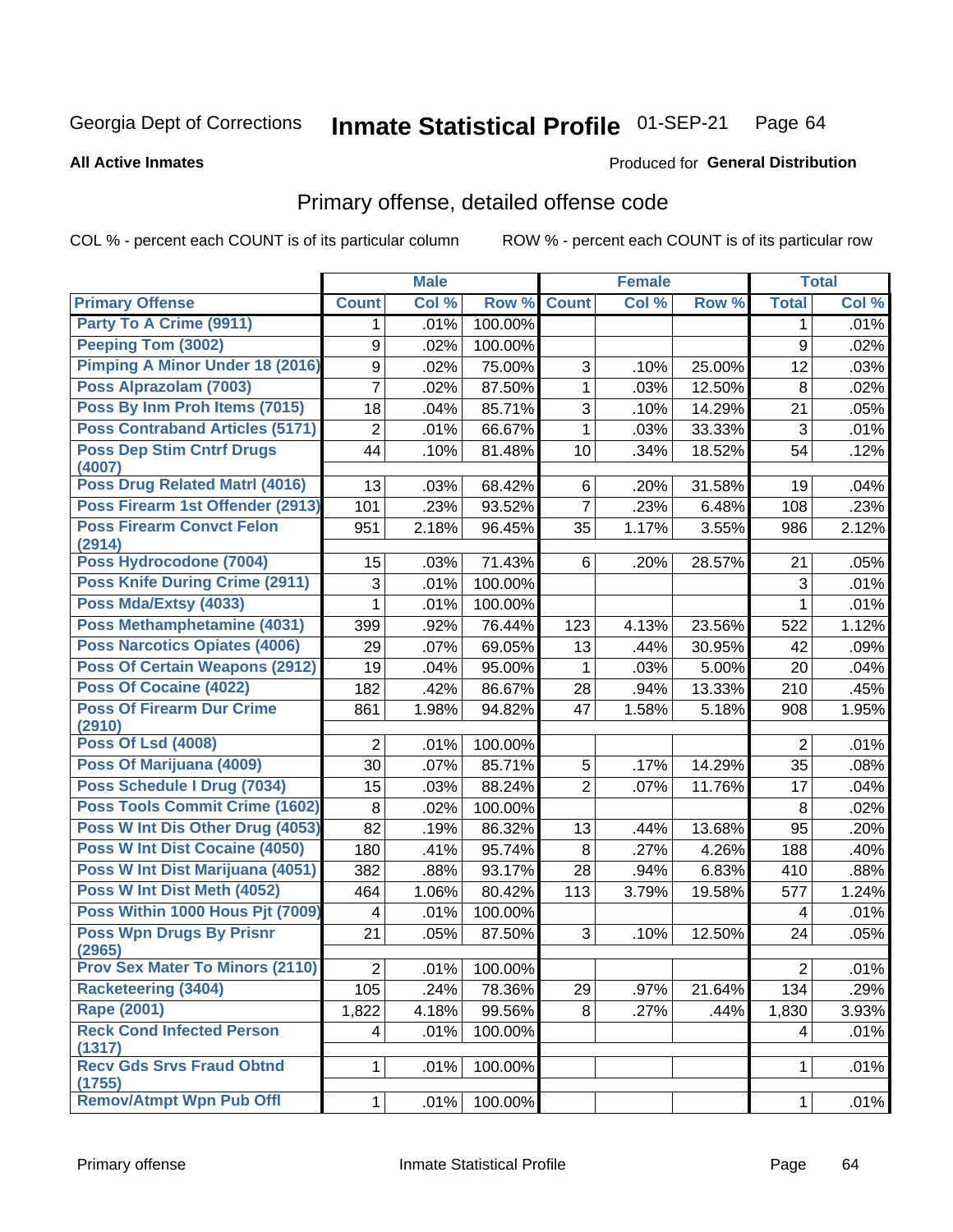Georgia Dept of Corrections **Inmate Statistical Profile** 01-SEP-21

**All Active Inmates**

Produced for **General Distribution**

## Primary offense, detailed offense code

COL % - percent each COUNT is of its particular column ROW % - percent each COUNT is of its particular row

| | Male | | | Female | | | Total | |
|---|---|---|---|---|---|---|---|---|
| **Primary Offense** | **Count** | **Col %** | **Row %** | **Count** | **Col %** | **Row %** | **Total** | **Col %** |
| Party To A Crime (9911) | 1 | .01% | 100.00% | | | | 1 | .01% |
| Peeping Tom (3002) | 9 | .02% | 100.00% | | | | 9 | .02% |
| Pimping A Minor Under 18 (2016) | 9 | .02% | 75.00% | 3 | .10% | 25.00% | 12 | .03% |
| Poss Alprazolam (7003) | 7 | .02% | 87.50% | 1 | .03% | 12.50% | 8 | .02% |
| Poss By Inm Proh Items (7015) | 18 | .04% | 85.71% | 3 | .10% | 14.29% | 21 | .05% |
| Poss Contraband Articles (5171) | 2 | .01% | 66.67% | 1 | .03% | 33.33% | 3 | .01% |
| Poss Dep Stim Cntrf Drugs (4007) | 44 | .10% | 81.48% | 10 | .34% | 18.52% | 54 | .12% |
| Poss Drug Related Matrl (4016) | 13 | .03% | 68.42% | 6 | .20% | 31.58% | 19 | .04% |
| Poss Firearm 1st Offender (2913) | 101 | .23% | 93.52% | 7 | .23% | 6.48% | 108 | .23% |
| Poss Firearm Convct Felon (2914) | 951 | 2.18% | 96.45% | 35 | 1.17% | 3.55% | 986 | 2.12% |
| Poss Hydrocodone (7004) | 15 | .03% | 71.43% | 6 | .20% | 28.57% | 21 | .05% |
| Poss Knife During Crime (2911) | 3 | .01% | 100.00% | | | | 3 | .01% |
| Poss Mda/Extsy (4033) | 1 | .01% | 100.00% | | | | 1 | .01% |
| Poss Methamphetamine (4031) | 399 | .92% | 76.44% | 123 | 4.13% | 23.56% | 522 | 1.12% |
| Poss Narcotics Opiates (4006) | 29 | .07% | 69.05% | 13 | .44% | 30.95% | 42 | .09% |
| Poss Of Certain Weapons (2912) | 19 | .04% | 95.00% | 1 | .03% | 5.00% | 20 | .04% |
| Poss Of Cocaine (4022) | 182 | .42% | 86.67% | 28 | .94% | 13.33% | 210 | .45% |
| Poss Of Firearm Dur Crime (2910) | 861 | 1.98% | 94.82% | 47 | 1.58% | 5.18% | 908 | 1.95% |
| Poss Of Lsd (4008) | 2 | .01% | 100.00% | | | | 2 | .01% |
| Poss Of Marijuana (4009) | 30 | .07% | 85.71% | 5 | .17% | 14.29% | 35 | .08% |
| Poss Schedule I Drug (7034) | 15 | .03% | 88.24% | 2 | .07% | 11.76% | 17 | .04% |
| Poss Tools Commit Crime (1602) | 8 | .02% | 100.00% | | | | 8 | .02% |
| Poss W Int Dis Other Drug (4053) | 82 | .19% | 86.32% | 13 | .44% | 13.68% | 95 | .20% |
| Poss W Int Dist Cocaine (4050) | 180 | .41% | 95.74% | 8 | .27% | 4.26% | 188 | .40% |
| Poss W Int Dist Marijuana (4051) | 382 | .88% | 93.17% | 28 | .94% | 6.83% | 410 | .88% |
| Poss W Int Dist Meth (4052) | 464 | 1.06% | 80.42% | 113 | 3.79% | 19.58% | 577 | 1.24% |
| Poss Within 1000 Hous Pjt (7009) | 4 | .01% | 100.00% | | | | 4 | .01% |
| Poss Wpn Drugs By Prisnr (2965) | 21 | .05% | 87.50% | 3 | .10% | 12.50% | 24 | .05% |
| Prov Sex Mater To Minors (2110) | 2 | .01% | 100.00% | | | | 2 | .01% |
| Racketeering (3404) | 105 | .24% | 78.36% | 29 | .97% | 21.64% | 134 | .29% |
| Rape (2001) | 1,822 | 4.18% | 99.56% | 8 | .27% | .44% | 1,830 | 3.93% |
| Reck Cond Infected Person (1317) | 4 | .01% | 100.00% | | | | 4 | .01% |
| Recv Gds Srvs Fraud Obtnd (1755) | 1 | .01% | 100.00% | | | | 1 | .01% |
| Remov/Atmpt Wpn Pub Offl | 1 | .01% | 100.00% | | | | 1 | .01% |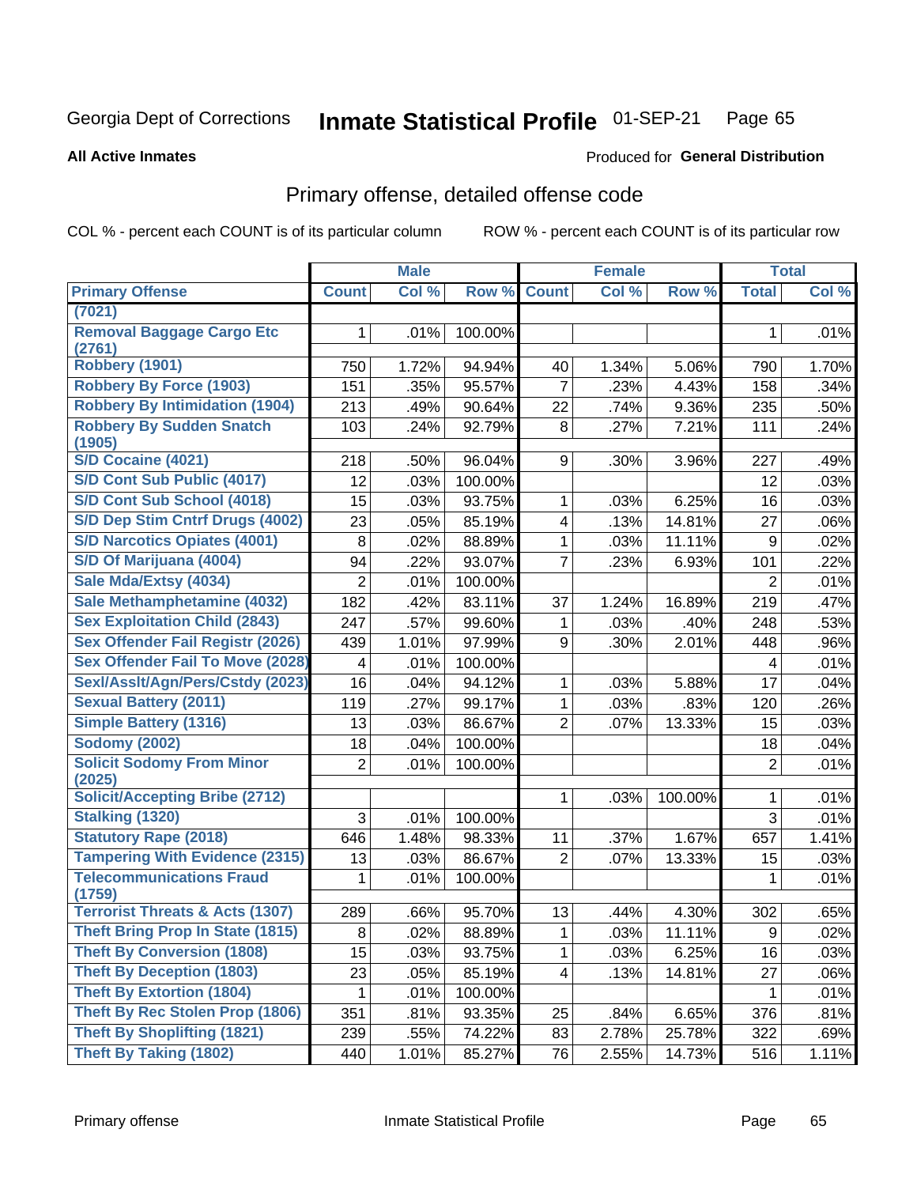Georgia Dept of Corrections **Inmate Statistical Profile** 01-SEP-21

**All Active Inmates**

Produced for **General Distribution**

## Primary offense, detailed offense code

COL % - percent each COUNT is of its particular column ROW % - percent each COUNT is of its particular row

| | Male | | | Female | | | Total | |
|---|---|---|---|---|---|---|---|---|
| Primary Offense | Count | Col % | Row % | Count | Col % | Row % | Total | Col % |
| (7021) | | | | | | | | |
| Removal Baggage Cargo Etc (2761) | 1 | .01% | 100.00% | | | | 1 | .01% |
| Robbery (1901) | 750 | 1.72% | 94.94% | 40 | 1.34% | 5.06% | 790 | 1.70% |
| Robbery By Force (1903) | 151 | .35% | 95.57% | 7 | .23% | 4.43% | 158 | .34% |
| Robbery By Intimidation (1904) | 213 | .49% | 90.64% | 22 | .74% | 9.36% | 235 | .50% |
| Robbery By Sudden Snatch (1905) | 103 | .24% | 92.79% | 8 | .27% | 7.21% | 111 | .24% |
| S/D Cocaine (4021) | 218 | .50% | 96.04% | 9 | .30% | 3.96% | 227 | .49% |
| S/D Cont Sub Public (4017) | 12 | .03% | 100.00% | | | | 12 | .03% |
| S/D Cont Sub School (4018) | 15 | .03% | 93.75% | 1 | .03% | 6.25% | 16 | .03% |
| S/D Dep Stim Cntrf Drugs (4002) | 23 | .05% | 85.19% | 4 | .13% | 14.81% | 27 | .06% |
| S/D Narcotics Opiates (4001) | 8 | .02% | 88.89% | 1 | .03% | 11.11% | 9 | .02% |
| S/D Of Marijuana (4004) | 94 | .22% | 93.07% | 7 | .23% | 6.93% | 101 | .22% |
| Sale Mda/Extsy (4034) | 2 | .01% | 100.00% | | | | 2 | .01% |
| Sale Methamphetamine (4032) | 182 | .42% | 83.11% | 37 | 1.24% | 16.89% | 219 | .47% |
| Sex Exploitation Child (2843) | 247 | .57% | 99.60% | 1 | .03% | .40% | 248 | .53% |
| Sex Offender Fail Registr (2026) | 439 | 1.01% | 97.99% | 9 | .30% | 2.01% | 448 | .96% |
| Sex Offender Fail To Move (2028) | 4 | .01% | 100.00% | | | | 4 | .01% |
| Sexl/Asslt/Agn/Pers/Cstdy (2023) | 16 | .04% | 94.12% | 1 | .03% | 5.88% | 17 | .04% |
| Sexual Battery (2011) | 119 | .27% | 99.17% | 1 | .03% | .83% | 120 | .26% |
| Simple Battery (1316) | 13 | .03% | 86.67% | 2 | .07% | 13.33% | 15 | .03% |
| Sodomy (2002) | 18 | .04% | 100.00% | | | | 18 | .04% |
| Solicit Sodomy From Minor (2025) | 2 | .01% | 100.00% | | | | 2 | .01% |
| Solicit/Accepting Bribe (2712) | | | | 1 | .03% | 100.00% | 1 | .01% |
| Stalking (1320) | 3 | .01% | 100.00% | | | | 3 | .01% |
| Statutory Rape (2018) | 646 | 1.48% | 98.33% | 11 | .37% | 1.67% | 657 | 1.41% |
| Tampering With Evidence (2315) | 13 | .03% | 86.67% | 2 | .07% | 13.33% | 15 | .03% |
| Telecommunications Fraud (1759) | 1 | .01% | 100.00% | | | | 1 | .01% |
| Terrorist Threats & Acts (1307) | 289 | .66% | 95.70% | 13 | .44% | 4.30% | 302 | .65% |
| Theft Bring Prop In State (1815) | 8 | .02% | 88.89% | 1 | .03% | 11.11% | 9 | .02% |
| Theft By Conversion (1808) | 15 | .03% | 93.75% | 1 | .03% | 6.25% | 16 | .03% |
| Theft By Deception (1803) | 23 | .05% | 85.19% | 4 | .13% | 14.81% | 27 | .06% |
| Theft By Extortion (1804) | 1 | .01% | 100.00% | | | | 1 | .01% |
| Theft By Rec Stolen Prop (1806) | 351 | .81% | 93.35% | 25 | .84% | 6.65% | 376 | .81% |
| Theft By Shoplifting (1821) | 239 | .55% | 74.22% | 83 | 2.78% | 25.78% | 322 | .69% |
| Theft By Taking (1802) | 440 | 1.01% | 85.27% | 76 | 2.55% | 14.73% | 516 | 1.11% |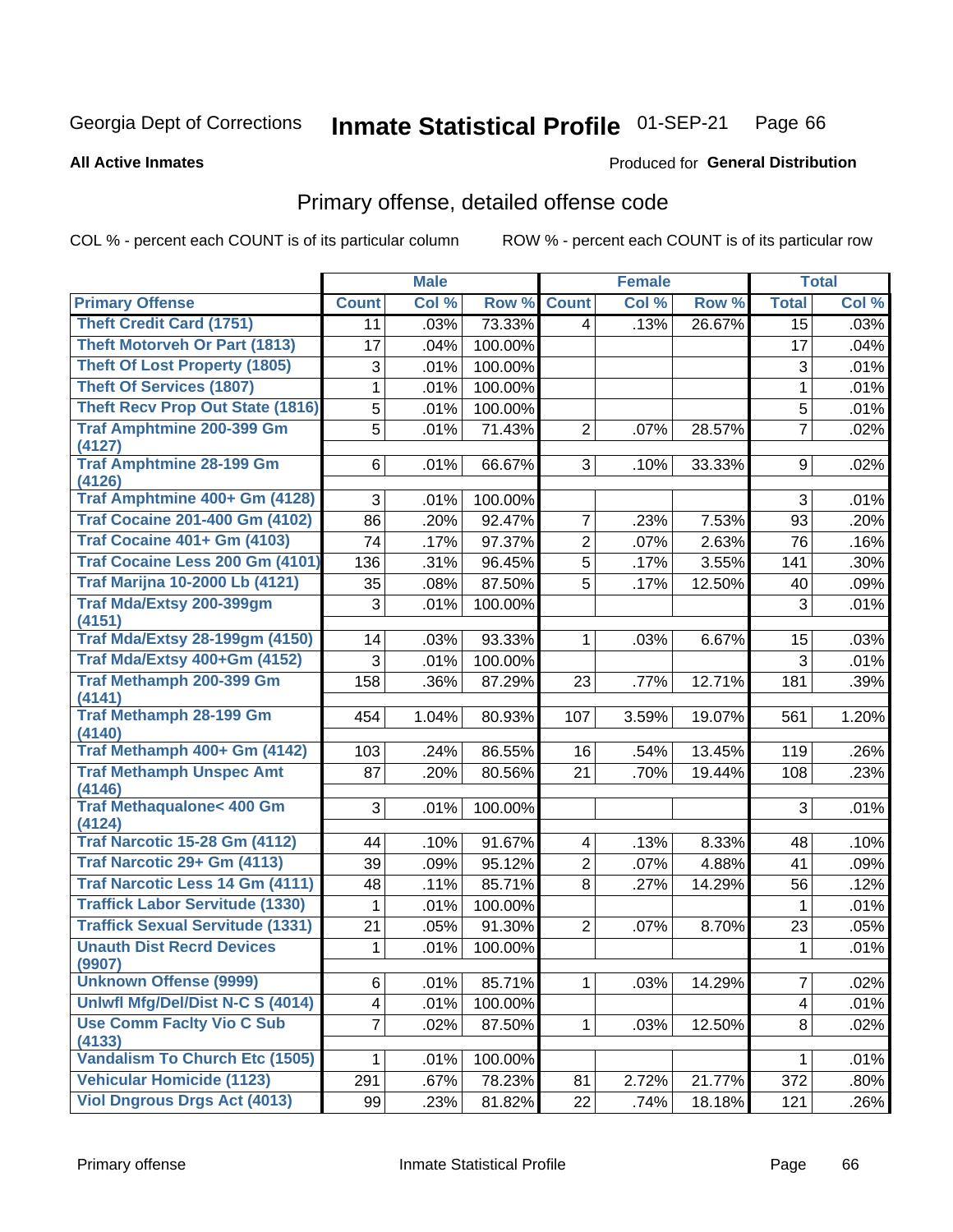Georgia Dept of Corrections **Inmate Statistical Profile** 01-SEP-21

**All Active Inmates**

Produced for **General Distribution**

## Primary offense, detailed offense code

COL % - percent each COUNT is of its particular column ROW % - percent each COUNT is of its particular row

| | Male | | | Female | | | Total | |
|---|---|---|---|---|---|---|---|---|
| **Primary Offense** | **Count** | **Col %** | **Row %** | **Count** | **Col %** | **Row %** | **Total** | **Col %** |
| Theft Credit Card (1751) | 11 | .03% | 73.33% | 4 | .13% | 26.67% | 15 | .03% |
| Theft Motorveh Or Part (1813) | 17 | .04% | 100.00% | | | | 17 | .04% |
| Theft Of Lost Property (1805) | 3 | .01% | 100.00% | | | | 3 | .01% |
| Theft Of Services (1807) | 1 | .01% | 100.00% | | | | 1 | .01% |
| Theft Recv Prop Out State (1816) | 5 | .01% | 100.00% | | | | 5 | .01% |
| Traf Amphtmine 200-399 Gm (4127) | 5 | .01% | 71.43% | 2 | .07% | 28.57% | 7 | .02% |
| Traf Amphtmine 28-199 Gm (4126) | 6 | .01% | 66.67% | 3 | .10% | 33.33% | 9 | .02% |
| Traf Amphtmine 400+ Gm (4128) | 3 | .01% | 100.00% | | | | 3 | .01% |
| Traf Cocaine 201-400 Gm (4102) | 86 | .20% | 92.47% | 7 | .23% | 7.53% | 93 | .20% |
| Traf Cocaine 401+ Gm (4103) | 74 | .17% | 97.37% | 2 | .07% | 2.63% | 76 | .16% |
| Traf Cocaine Less 200 Gm (4101) | 136 | .31% | 96.45% | 5 | .17% | 3.55% | 141 | .30% |
| Traf Marijna 10-2000 Lb (4121) | 35 | .08% | 87.50% | 5 | .17% | 12.50% | 40 | .09% |
| Traf Mda/Extsy 200-399gm (4151) | 3 | .01% | 100.00% | | | | 3 | .01% |
| Traf Mda/Extsy 28-199gm (4150) | 14 | .03% | 93.33% | 1 | .03% | 6.67% | 15 | .03% |
| Traf Mda/Extsy 400+Gm (4152) | 3 | .01% | 100.00% | | | | 3 | .01% |
| Traf Methamph 200-399 Gm (4141) | 158 | .36% | 87.29% | 23 | .77% | 12.71% | 181 | .39% |
| Traf Methamph 28-199 Gm (4140) | 454 | 1.04% | 80.93% | 107 | 3.59% | 19.07% | 561 | 1.20% |
| Traf Methamph 400+ Gm (4142) | 103 | .24% | 86.55% | 16 | .54% | 13.45% | 119 | .26% |
| Traf Methamph Unspec Amt (4146) | 87 | .20% | 80.56% | 21 | .70% | 19.44% | 108 | .23% |
| Traf Methaqualone< 400 Gm (4124) | 3 | .01% | 100.00% | | | | 3 | .01% |
| Traf Narcotic 15-28 Gm (4112) | 44 | .10% | 91.67% | 4 | .13% | 8.33% | 48 | .10% |
| Traf Narcotic 29+ Gm (4113) | 39 | .09% | 95.12% | 2 | .07% | 4.88% | 41 | .09% |
| Traf Narcotic Less 14 Gm (4111) | 48 | .11% | 85.71% | 8 | .27% | 14.29% | 56 | .12% |
| Traffick Labor Servitude (1330) | 1 | .01% | 100.00% | | | | 1 | .01% |
| Traffick Sexual Servitude (1331) | 21 | .05% | 91.30% | 2 | .07% | 8.70% | 23 | .05% |
| Unauth Dist Recrd Devices (9907) | 1 | .01% | 100.00% | | | | 1 | .01% |
| Unknown Offense (9999) | 6 | .01% | 85.71% | 1 | .03% | 14.29% | 7 | .02% |
| Unlwfl Mfg/Del/Dist N-C S (4014) | 4 | .01% | 100.00% | | | | 4 | .01% |
| Use Comm Faclty Vio C Sub (4133) | 7 | .02% | 87.50% | 1 | .03% | 12.50% | 8 | .02% |
| Vandalism To Church Etc (1505) | 1 | .01% | 100.00% | | | | 1 | .01% |
| Vehicular Homicide (1123) | 291 | .67% | 78.23% | 81 | 2.72% | 21.77% | 372 | .80% |
| Viol Dngrous Drgs Act (4013) | 99 | .23% | 81.82% | 22 | .74% | 18.18% | 121 | .26% |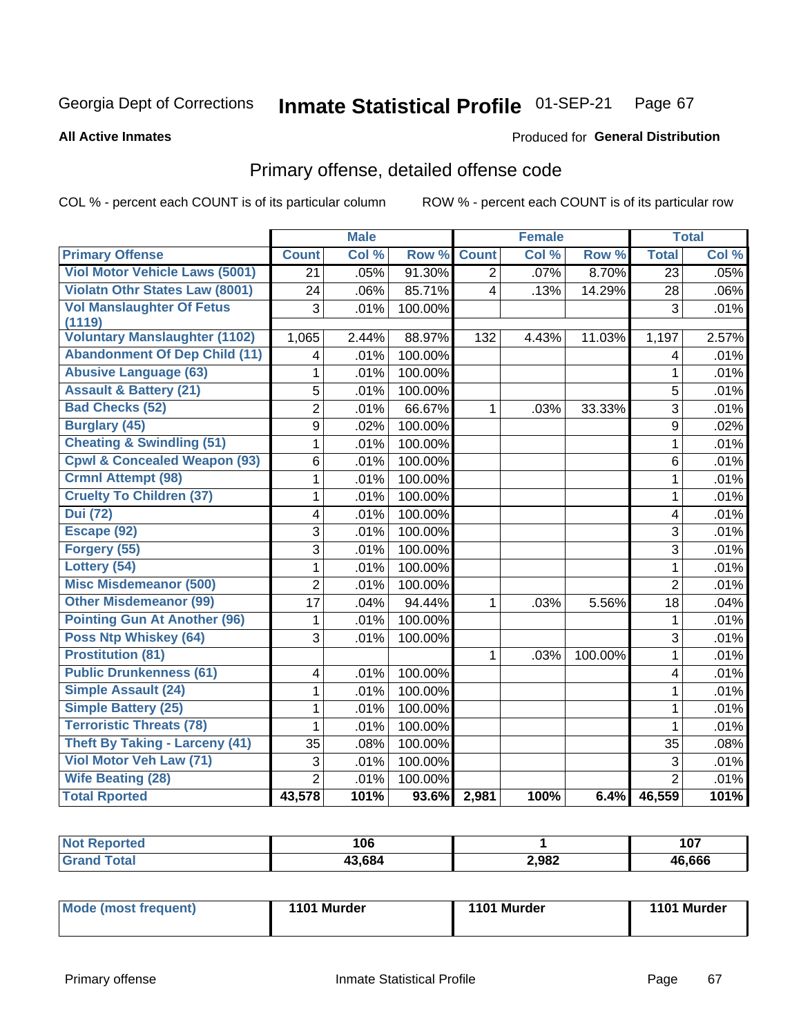Georgia Dept of Corrections **Inmate Statistical Profile** 01-SEP-21

**All Active Inmates**

Produced for **General Distribution**

## Primary offense, detailed offense code

COL % - percent each COUNT is of its particular column

ROW % - percent each COUNT is of its particular row

| | Male | | | Female | | | Total | |
|---|---|---|---|---|---|---|---|---|
| **Primary Offense** | **Count** | **Col %** | **Row %** | **Count** | **Col %** | **Row %** | **Total** | **Col %** |
| Viol Motor Vehicle Laws (5001) | 21 | .05% | 91.30% | 2 | .07% | 8.70% | 23 | .05% |
| Violatn Othr States Law (8001) | 24 | .06% | 85.71% | 4 | .13% | 14.29% | 28 | .06% |
| Vol Manslaughter Of Fetus (1119) | 3 | .01% | 100.00% | | | | 3 | .01% |
| Voluntary Manslaughter (1102) | 1,065 | 2.44% | 88.97% | 132 | 4.43% | 11.03% | 1,197 | 2.57% |
| Abandonment Of Dep Child (11) | 4 | .01% | 100.00% | | | | 4 | .01% |
| Abusive Language (63) | 1 | .01% | 100.00% | | | | 1 | .01% |
| Assault & Battery (21) | 5 | .01% | 100.00% | | | | 5 | .01% |
| Bad Checks (52) | 2 | .01% | 66.67% | 1 | .03% | 33.33% | 3 | .01% |
| Burglary (45) | 9 | .02% | 100.00% | | | | 9 | .02% |
| Cheating & Swindling (51) | 1 | .01% | 100.00% | | | | 1 | .01% |
| Cpwl & Concealed Weapon (93) | 6 | .01% | 100.00% | | | | 6 | .01% |
| Crmnl Attempt (98) | 1 | .01% | 100.00% | | | | 1 | .01% |
| Cruelty To Children (37) | 1 | .01% | 100.00% | | | | 1 | .01% |
| Dui (72) | 4 | .01% | 100.00% | | | | 4 | .01% |
| Escape (92) | 3 | .01% | 100.00% | | | | 3 | .01% |
| Forgery (55) | 3 | .01% | 100.00% | | | | 3 | .01% |
| Lottery (54) | 1 | .01% | 100.00% | | | | 1 | .01% |
| Misc Misdemeanor (500) | 2 | .01% | 100.00% | | | | 2 | .01% |
| Other Misdemeanor (99) | 17 | .04% | 94.44% | 1 | .03% | 5.56% | 18 | .04% |
| Pointing Gun At Another (96) | 1 | .01% | 100.00% | | | | 1 | .01% |
| Poss Ntp Whiskey (64) | 3 | .01% | 100.00% | | | | 3 | .01% |
| Prostitution (81) | | | | 1 | .03% | 100.00% | 1 | .01% |
| Public Drunkenness (61) | 4 | .01% | 100.00% | | | | 4 | .01% |
| Simple Assault (24) | 1 | .01% | 100.00% | | | | 1 | .01% |
| Simple Battery (25) | 1 | .01% | 100.00% | | | | 1 | .01% |
| Terroristic Threats (78) | 1 | .01% | 100.00% | | | | 1 | .01% |
| Theft By Taking - Larceny (41) | 35 | .08% | 100.00% | | | | 35 | .08% |
| Viol Motor Veh Law (71) | 3 | .01% | 100.00% | | | | 3 | .01% |
| Wife Beating (28) | 2 | .01% | 100.00% | | | | 2 | .01% |
| **Total Rported** | **43,578** | **101%** | **93.6%** | **2,981** | **100%** | **6.4%** | **46,559** | **101%** |

| | Male | Female | Total |
|---|---|---|---|
| **Not Reported** | **106** | **1** | **107** |
| **Grand Total** | **43,684** | **2,982** | **46,666** |

| | Male | Female | Total |
|---|---|---|---|
| **Mode (most frequent)** | **1101 Murder** | **1101 Murder** | **1101 Murder** |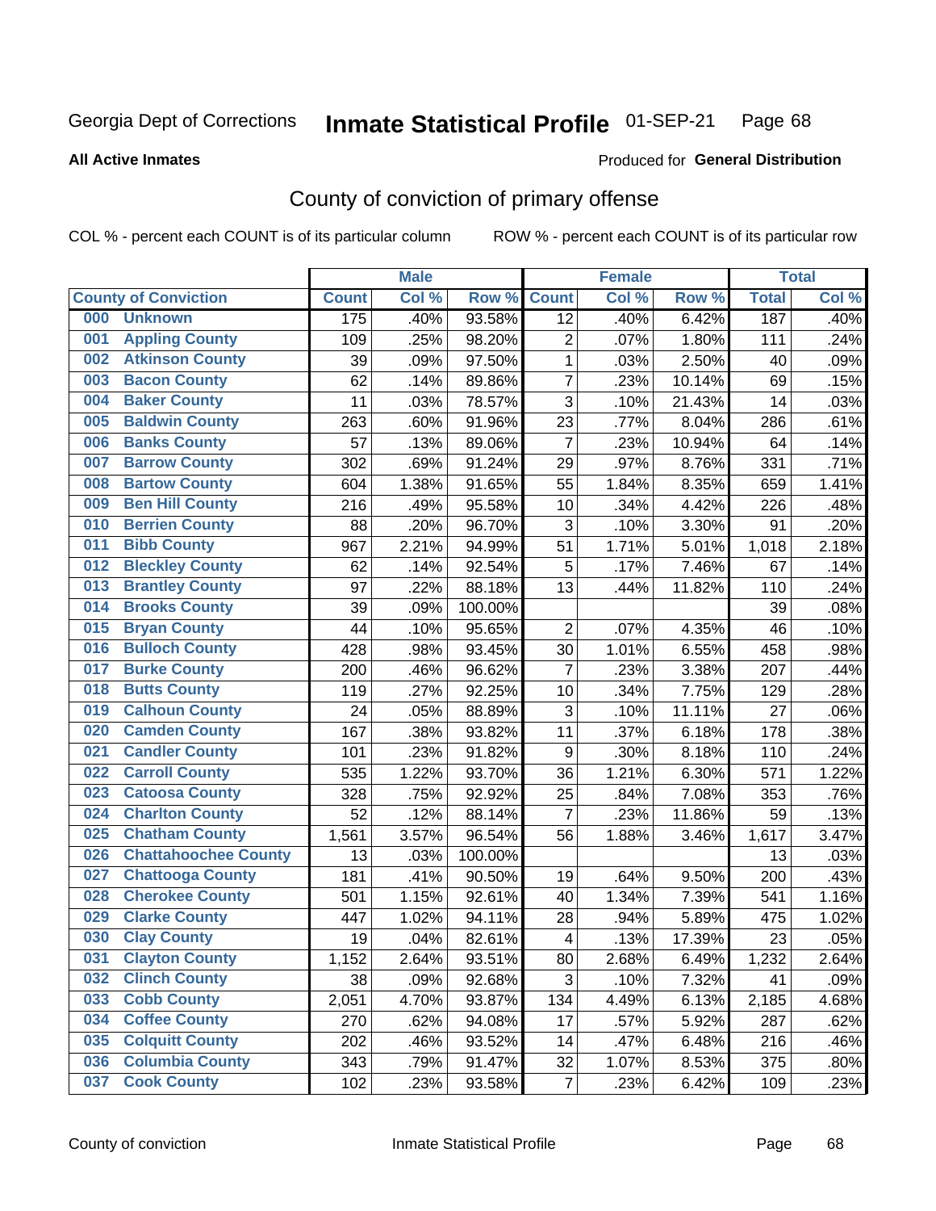Georgia Dept of Corrections **Inmate Statistical Profile** 01-SEP-21 Page 68

**All Active Inmates**

Produced for **General Distribution**

# County of conviction of primary offense

COL % - percent each COUNT is of its particular column

ROW % - percent each COUNT is of its particular row

| County of Conviction | Male | | | Female | | | Total | |
|---|---|---|---|---|---|---|---|---|
| | Count | Col % | Row % | Count | Col % | Row % | Total | Col % |
| 000 Unknown | 175 | .40% | 93.58% | 12 | .40% | 6.42% | 187 | .40% |
| 001 Appling County | 109 | .25% | 98.20% | 2 | .07% | 1.80% | 111 | .24% |
| 002 Atkinson County | 39 | .09% | 97.50% | 1 | .03% | 2.50% | 40 | .09% |
| 003 Bacon County | 62 | .14% | 89.86% | 7 | .23% | 10.14% | 69 | .15% |
| 004 Baker County | 11 | .03% | 78.57% | 3 | .10% | 21.43% | 14 | .03% |
| 005 Baldwin County | 263 | .60% | 91.96% | 23 | .77% | 8.04% | 286 | .61% |
| 006 Banks County | 57 | .13% | 89.06% | 7 | .23% | 10.94% | 64 | .14% |
| 007 Barrow County | 302 | .69% | 91.24% | 29 | .97% | 8.76% | 331 | .71% |
| 008 Bartow County | 604 | 1.38% | 91.65% | 55 | 1.84% | 8.35% | 659 | 1.41% |
| 009 Ben Hill County | 216 | .49% | 95.58% | 10 | .34% | 4.42% | 226 | .48% |
| 010 Berrien County | 88 | .20% | 96.70% | 3 | .10% | 3.30% | 91 | .20% |
| 011 Bibb County | 967 | 2.21% | 94.99% | 51 | 1.71% | 5.01% | 1,018 | 2.18% |
| 012 Bleckley County | 62 | .14% | 92.54% | 5 | .17% | 7.46% | 67 | .14% |
| 013 Brantley County | 97 | .22% | 88.18% | 13 | .44% | 11.82% | 110 | .24% |
| 014 Brooks County | 39 | .09% | 100.00% | | | | 39 | .08% |
| 015 Bryan County | 44 | .10% | 95.65% | 2 | .07% | 4.35% | 46 | .10% |
| 016 Bulloch County | 428 | .98% | 93.45% | 30 | 1.01% | 6.55% | 458 | .98% |
| 017 Burke County | 200 | .46% | 96.62% | 7 | .23% | 3.38% | 207 | .44% |
| 018 Butts County | 119 | .27% | 92.25% | 10 | .34% | 7.75% | 129 | .28% |
| 019 Calhoun County | 24 | .05% | 88.89% | 3 | .10% | 11.11% | 27 | .06% |
| 020 Camden County | 167 | .38% | 93.82% | 11 | .37% | 6.18% | 178 | .38% |
| 021 Candler County | 101 | .23% | 91.82% | 9 | .30% | 8.18% | 110 | .24% |
| 022 Carroll County | 535 | 1.22% | 93.70% | 36 | 1.21% | 6.30% | 571 | 1.22% |
| 023 Catoosa County | 328 | .75% | 92.92% | 25 | .84% | 7.08% | 353 | .76% |
| 024 Charlton County | 52 | .12% | 88.14% | 7 | .23% | 11.86% | 59 | .13% |
| 025 Chatham County | 1,561 | 3.57% | 96.54% | 56 | 1.88% | 3.46% | 1,617 | 3.47% |
| 026 Chattahoochee County | 13 | .03% | 100.00% | | | | 13 | .03% |
| 027 Chattooga County | 181 | .41% | 90.50% | 19 | .64% | 9.50% | 200 | .43% |
| 028 Cherokee County | 501 | 1.15% | 92.61% | 40 | 1.34% | 7.39% | 541 | 1.16% |
| 029 Clarke County | 447 | 1.02% | 94.11% | 28 | .94% | 5.89% | 475 | 1.02% |
| 030 Clay County | 19 | .04% | 82.61% | 4 | .13% | 17.39% | 23 | .05% |
| 031 Clayton County | 1,152 | 2.64% | 93.51% | 80 | 2.68% | 6.49% | 1,232 | 2.64% |
| 032 Clinch County | 38 | .09% | 92.68% | 3 | .10% | 7.32% | 41 | .09% |
| 033 Cobb County | 2,051 | 4.70% | 93.87% | 134 | 4.49% | 6.13% | 2,185 | 4.68% |
| 034 Coffee County | 270 | .62% | 94.08% | 17 | .57% | 5.92% | 287 | .62% |
| 035 Colquitt County | 202 | .46% | 93.52% | 14 | .47% | 6.48% | 216 | .46% |
| 036 Columbia County | 343 | .79% | 91.47% | 32 | 1.07% | 8.53% | 375 | .80% |
| 037 Cook County | 102 | .23% | 93.58% | 7 | .23% | 6.42% | 109 | .23% |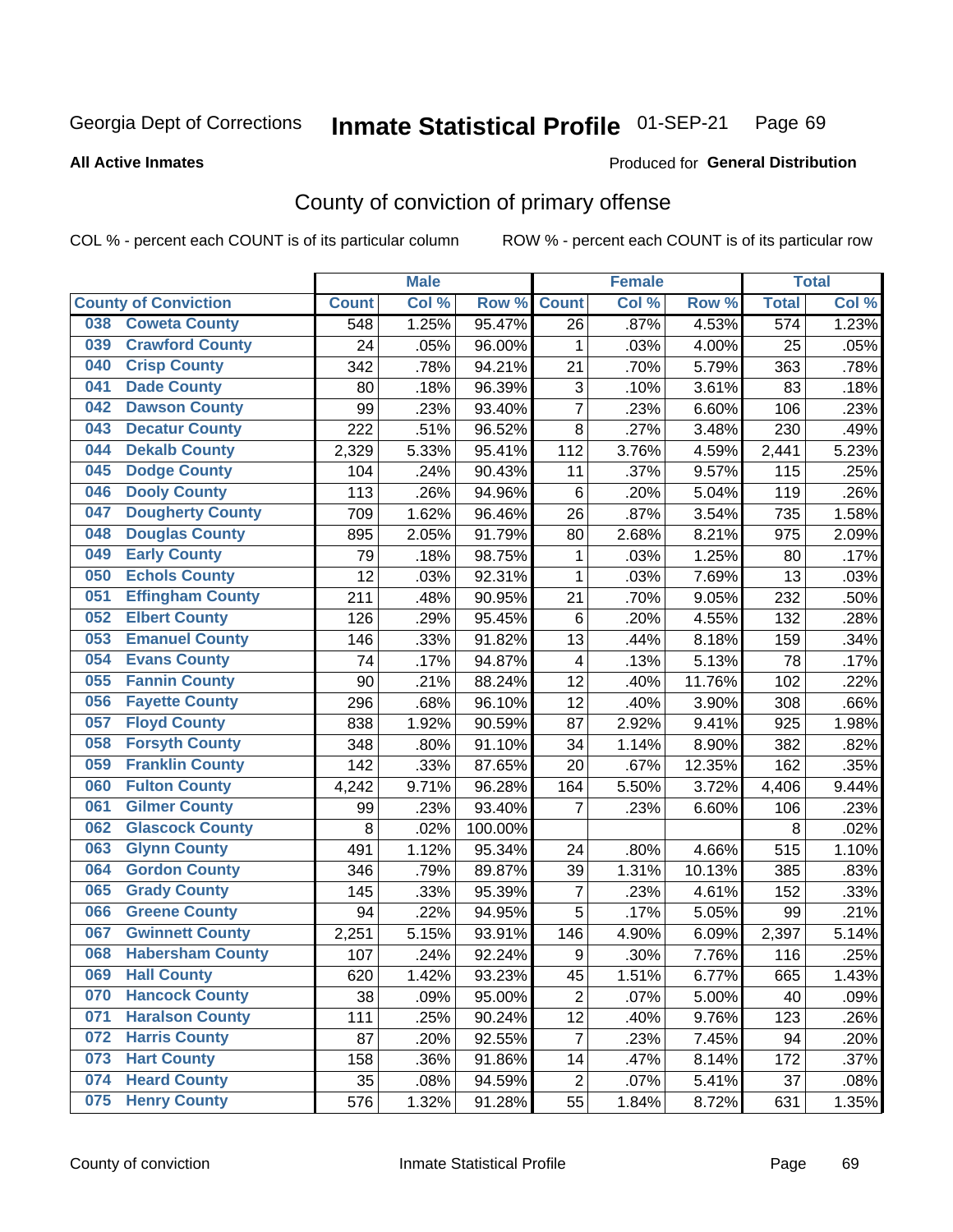Georgia Dept of Corrections **Inmate Statistical Profile** 01-SEP-21

**All Active Inmates**

Produced for **General Distribution**

## County of conviction of primary offense

COL % - percent each COUNT is of its particular column ROW % - percent each COUNT is of its particular row

| County of Conviction | Male | | | Female | | | Total | |
|---|---|---|---|---|---|---|---|---|
| | Count | Col % | Row % | Count | Col % | Row % | Total | Col % |
| 038 Coweta County | 548 | 1.25% | 95.47% | 26 | .87% | 4.53% | 574 | 1.23% |
| 039 Crawford County | 24 | .05% | 96.00% | 1 | .03% | 4.00% | 25 | .05% |
| 040 Crisp County | 342 | .78% | 94.21% | 21 | .70% | 5.79% | 363 | .78% |
| 041 Dade County | 80 | .18% | 96.39% | 3 | .10% | 3.61% | 83 | .18% |
| 042 Dawson County | 99 | .23% | 93.40% | 7 | .23% | 6.60% | 106 | .23% |
| 043 Decatur County | 222 | .51% | 96.52% | 8 | .27% | 3.48% | 230 | .49% |
| 044 Dekalb County | 2,329 | 5.33% | 95.41% | 112 | 3.76% | 4.59% | 2,441 | 5.23% |
| 045 Dodge County | 104 | .24% | 90.43% | 11 | .37% | 9.57% | 115 | .25% |
| 046 Dooly County | 113 | .26% | 94.96% | 6 | .20% | 5.04% | 119 | .26% |
| 047 Dougherty County | 709 | 1.62% | 96.46% | 26 | .87% | 3.54% | 735 | 1.58% |
| 048 Douglas County | 895 | 2.05% | 91.79% | 80 | 2.68% | 8.21% | 975 | 2.09% |
| 049 Early County | 79 | .18% | 98.75% | 1 | .03% | 1.25% | 80 | .17% |
| 050 Echols County | 12 | .03% | 92.31% | 1 | .03% | 7.69% | 13 | .03% |
| 051 Effingham County | 211 | .48% | 90.95% | 21 | .70% | 9.05% | 232 | .50% |
| 052 Elbert County | 126 | .29% | 95.45% | 6 | .20% | 4.55% | 132 | .28% |
| 053 Emanuel County | 146 | .33% | 91.82% | 13 | .44% | 8.18% | 159 | .34% |
| 054 Evans County | 74 | .17% | 94.87% | 4 | .13% | 5.13% | 78 | .17% |
| 055 Fannin County | 90 | .21% | 88.24% | 12 | .40% | 11.76% | 102 | .22% |
| 056 Fayette County | 296 | .68% | 96.10% | 12 | .40% | 3.90% | 308 | .66% |
| 057 Floyd County | 838 | 1.92% | 90.59% | 87 | 2.92% | 9.41% | 925 | 1.98% |
| 058 Forsyth County | 348 | .80% | 91.10% | 34 | 1.14% | 8.90% | 382 | .82% |
| 059 Franklin County | 142 | .33% | 87.65% | 20 | .67% | 12.35% | 162 | .35% |
| 060 Fulton County | 4,242 | 9.71% | 96.28% | 164 | 5.50% | 3.72% | 4,406 | 9.44% |
| 061 Gilmer County | 99 | .23% | 93.40% | 7 | .23% | 6.60% | 106 | .23% |
| 062 Glascock County | 8 | .02% | 100.00% | | | | 8 | .02% |
| 063 Glynn County | 491 | 1.12% | 95.34% | 24 | .80% | 4.66% | 515 | 1.10% |
| 064 Gordon County | 346 | .79% | 89.87% | 39 | 1.31% | 10.13% | 385 | .83% |
| 065 Grady County | 145 | .33% | 95.39% | 7 | .23% | 4.61% | 152 | .33% |
| 066 Greene County | 94 | .22% | 94.95% | 5 | .17% | 5.05% | 99 | .21% |
| 067 Gwinnett County | 2,251 | 5.15% | 93.91% | 146 | 4.90% | 6.09% | 2,397 | 5.14% |
| 068 Habersham County | 107 | .24% | 92.24% | 9 | .30% | 7.76% | 116 | .25% |
| 069 Hall County | 620 | 1.42% | 93.23% | 45 | 1.51% | 6.77% | 665 | 1.43% |
| 070 Hancock County | 38 | .09% | 95.00% | 2 | .07% | 5.00% | 40 | .09% |
| 071 Haralson County | 111 | .25% | 90.24% | 12 | .40% | 9.76% | 123 | .26% |
| 072 Harris County | 87 | .20% | 92.55% | 7 | .23% | 7.45% | 94 | .20% |
| 073 Hart County | 158 | .36% | 91.86% | 14 | .47% | 8.14% | 172 | .37% |
| 074 Heard County | 35 | .08% | 94.59% | 2 | .07% | 5.41% | 37 | .08% |
| 075 Henry County | 576 | 1.32% | 91.28% | 55 | 1.84% | 8.72% | 631 | 1.35% |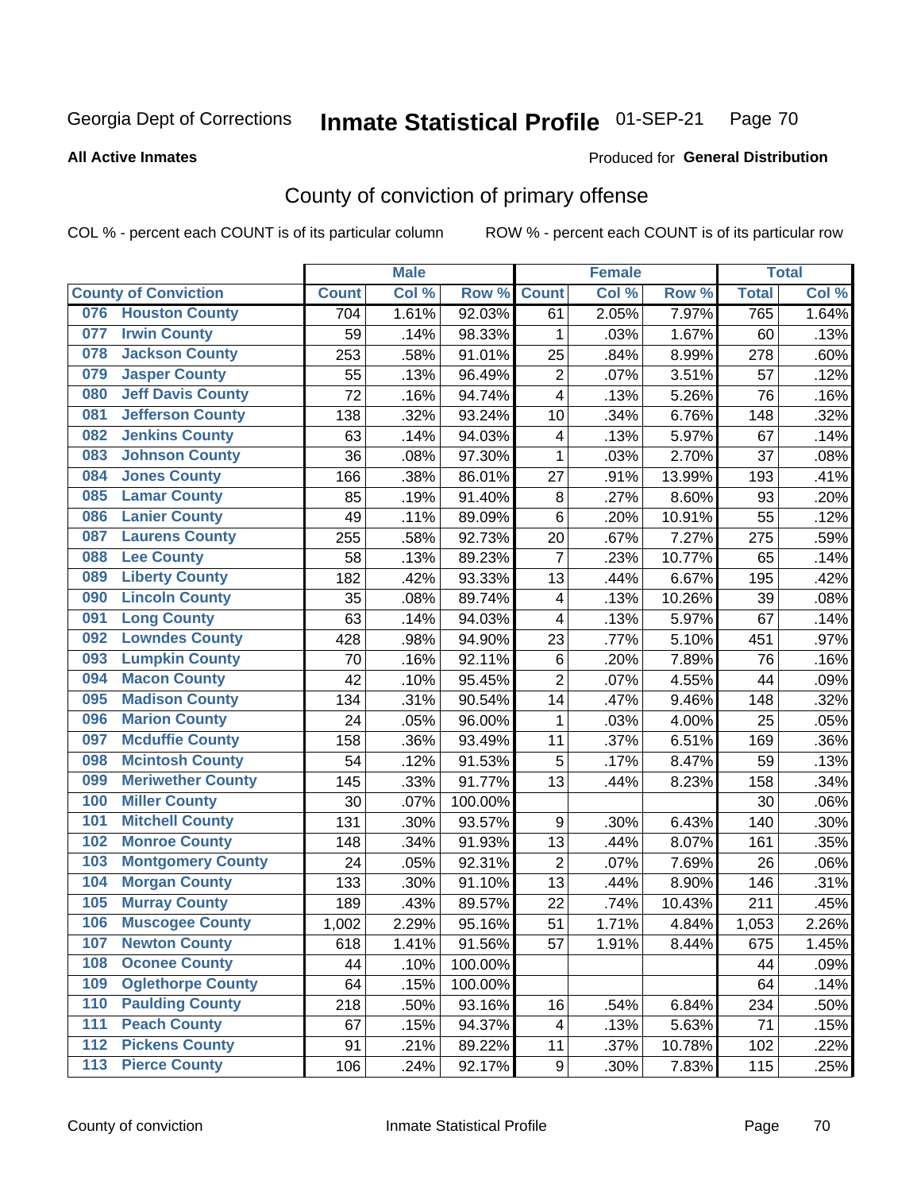Georgia Dept of Corrections **Inmate Statistical Profile** 01-SEP-21

**All Active Inmates**

Produced for **General Distribution**

# County of conviction of primary offense

COL % - percent each COUNT is of its particular column    ROW % - percent each COUNT is of its particular row

| County of Conviction | Male | | | Female | | | Total | |
|---|---|---|---|---|---|---|---|---|
| | Count | Col % | Row % | Count | Col % | Row % | Total | Col % |
| 076 Houston County | 704 | 1.61% | 92.03% | 61 | 2.05% | 7.97% | 765 | 1.64% |
| 077 Irwin County | 59 | .14% | 98.33% | 1 | .03% | 1.67% | 60 | .13% |
| 078 Jackson County | 253 | .58% | 91.01% | 25 | .84% | 8.99% | 278 | .60% |
| 079 Jasper County | 55 | .13% | 96.49% | 2 | .07% | 3.51% | 57 | .12% |
| 080 Jeff Davis County | 72 | .16% | 94.74% | 4 | .13% | 5.26% | 76 | .16% |
| 081 Jefferson County | 138 | .32% | 93.24% | 10 | .34% | 6.76% | 148 | .32% |
| 082 Jenkins County | 63 | .14% | 94.03% | 4 | .13% | 5.97% | 67 | .14% |
| 083 Johnson County | 36 | .08% | 97.30% | 1 | .03% | 2.70% | 37 | .08% |
| 084 Jones County | 166 | .38% | 86.01% | 27 | .91% | 13.99% | 193 | .41% |
| 085 Lamar County | 85 | .19% | 91.40% | 8 | .27% | 8.60% | 93 | .20% |
| 086 Lanier County | 49 | .11% | 89.09% | 6 | .20% | 10.91% | 55 | .12% |
| 087 Laurens County | 255 | .58% | 92.73% | 20 | .67% | 7.27% | 275 | .59% |
| 088 Lee County | 58 | .13% | 89.23% | 7 | .23% | 10.77% | 65 | .14% |
| 089 Liberty County | 182 | .42% | 93.33% | 13 | .44% | 6.67% | 195 | .42% |
| 090 Lincoln County | 35 | .08% | 89.74% | 4 | .13% | 10.26% | 39 | .08% |
| 091 Long County | 63 | .14% | 94.03% | 4 | .13% | 5.97% | 67 | .14% |
| 092 Lowndes County | 428 | .98% | 94.90% | 23 | .77% | 5.10% | 451 | .97% |
| 093 Lumpkin County | 70 | .16% | 92.11% | 6 | .20% | 7.89% | 76 | .16% |
| 094 Macon County | 42 | .10% | 95.45% | 2 | .07% | 4.55% | 44 | .09% |
| 095 Madison County | 134 | .31% | 90.54% | 14 | .47% | 9.46% | 148 | .32% |
| 096 Marion County | 24 | .05% | 96.00% | 1 | .03% | 4.00% | 25 | .05% |
| 097 Mcduffie County | 158 | .36% | 93.49% | 11 | .37% | 6.51% | 169 | .36% |
| 098 Mcintosh County | 54 | .12% | 91.53% | 5 | .17% | 8.47% | 59 | .13% |
| 099 Meriwether County | 145 | .33% | 91.77% | 13 | .44% | 8.23% | 158 | .34% |
| 100 Miller County | 30 | .07% | 100.00% | | | | 30 | .06% |
| 101 Mitchell County | 131 | .30% | 93.57% | 9 | .30% | 6.43% | 140 | .30% |
| 102 Monroe County | 148 | .34% | 91.93% | 13 | .44% | 8.07% | 161 | .35% |
| 103 Montgomery County | 24 | .05% | 92.31% | 2 | .07% | 7.69% | 26 | .06% |
| 104 Morgan County | 133 | .30% | 91.10% | 13 | .44% | 8.90% | 146 | .31% |
| 105 Murray County | 189 | .43% | 89.57% | 22 | .74% | 10.43% | 211 | .45% |
| 106 Muscogee County | 1,002 | 2.29% | 95.16% | 51 | 1.71% | 4.84% | 1,053 | 2.26% |
| 107 Newton County | 618 | 1.41% | 91.56% | 57 | 1.91% | 8.44% | 675 | 1.45% |
| 108 Oconee County | 44 | .10% | 100.00% | | | | 44 | .09% |
| 109 Oglethorpe County | 64 | .15% | 100.00% | | | | 64 | .14% |
| 110 Paulding County | 218 | .50% | 93.16% | 16 | .54% | 6.84% | 234 | .50% |
| 111 Peach County | 67 | .15% | 94.37% | 4 | .13% | 5.63% | 71 | .15% |
| 112 Pickens County | 91 | .21% | 89.22% | 11 | .37% | 10.78% | 102 | .22% |
| 113 Pierce County | 106 | .24% | 92.17% | 9 | .30% | 7.83% | 115 | .25% |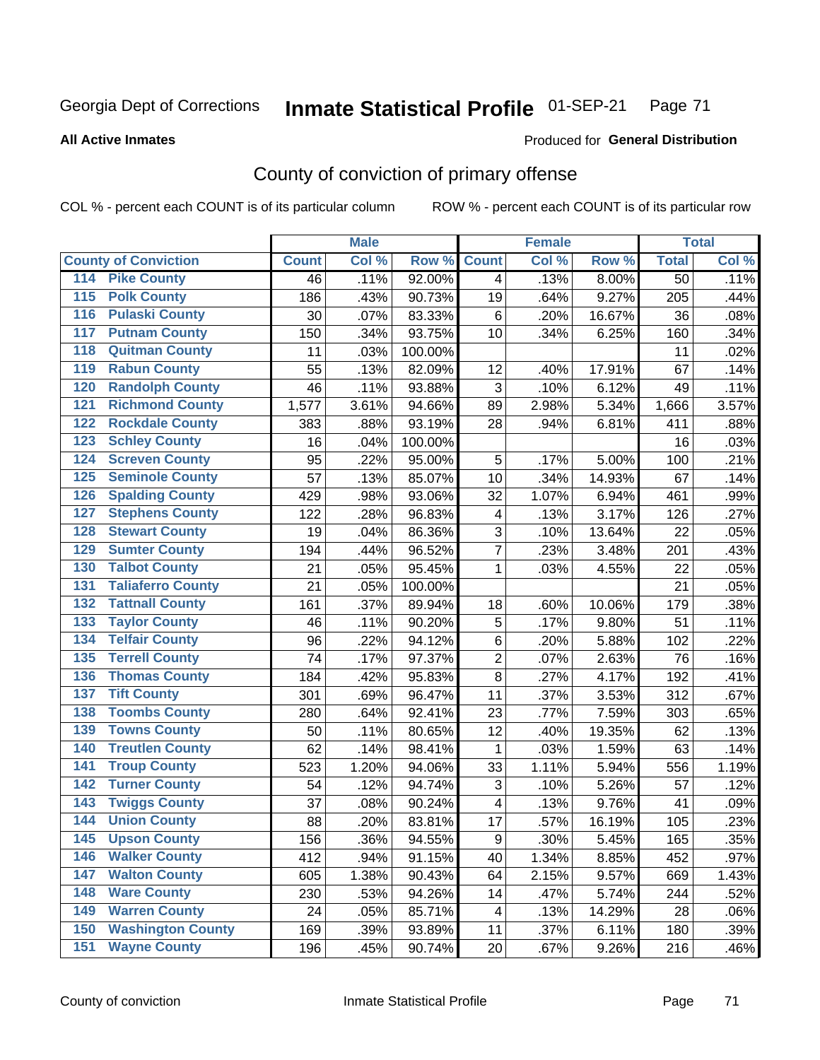Georgia Dept of Corrections **Inmate Statistical Profile** 01-SEP-21

**All Active Inmates**

Produced for **General Distribution**

## County of conviction of primary offense

COL % - percent each COUNT is of its particular column ROW % - percent each COUNT is of its particular row

| County of Conviction | Male | | | Female | | | Total | |
|---|---|---|---|---|---|---|---|---|
| | Count | Col % | Row % | Count | Col % | Row % | Total | Col % |
| 114 Pike County | 46 | .11% | 92.00% | 4 | .13% | 8.00% | 50 | .11% |
| 115 Polk County | 186 | .43% | 90.73% | 19 | .64% | 9.27% | 205 | .44% |
| 116 Pulaski County | 30 | .07% | 83.33% | 6 | .20% | 16.67% | 36 | .08% |
| 117 Putnam County | 150 | .34% | 93.75% | 10 | .34% | 6.25% | 160 | .34% |
| 118 Quitman County | 11 | .03% | 100.00% | | | | 11 | .02% |
| 119 Rabun County | 55 | .13% | 82.09% | 12 | .40% | 17.91% | 67 | .14% |
| 120 Randolph County | 46 | .11% | 93.88% | 3 | .10% | 6.12% | 49 | .11% |
| 121 Richmond County | 1,577 | 3.61% | 94.66% | 89 | 2.98% | 5.34% | 1,666 | 3.57% |
| 122 Rockdale County | 383 | .88% | 93.19% | 28 | .94% | 6.81% | 411 | .88% |
| 123 Schley County | 16 | .04% | 100.00% | | | | 16 | .03% |
| 124 Screven County | 95 | .22% | 95.00% | 5 | .17% | 5.00% | 100 | .21% |
| 125 Seminole County | 57 | .13% | 85.07% | 10 | .34% | 14.93% | 67 | .14% |
| 126 Spalding County | 429 | .98% | 93.06% | 32 | 1.07% | 6.94% | 461 | .99% |
| 127 Stephens County | 122 | .28% | 96.83% | 4 | .13% | 3.17% | 126 | .27% |
| 128 Stewart County | 19 | .04% | 86.36% | 3 | .10% | 13.64% | 22 | .05% |
| 129 Sumter County | 194 | .44% | 96.52% | 7 | .23% | 3.48% | 201 | .43% |
| 130 Talbot County | 21 | .05% | 95.45% | 1 | .03% | 4.55% | 22 | .05% |
| 131 Taliaferro County | 21 | .05% | 100.00% | | | | 21 | .05% |
| 132 Tattnall County | 161 | .37% | 89.94% | 18 | .60% | 10.06% | 179 | .38% |
| 133 Taylor County | 46 | .11% | 90.20% | 5 | .17% | 9.80% | 51 | .11% |
| 134 Telfair County | 96 | .22% | 94.12% | 6 | .20% | 5.88% | 102 | .22% |
| 135 Terrell County | 74 | .17% | 97.37% | 2 | .07% | 2.63% | 76 | .16% |
| 136 Thomas County | 184 | .42% | 95.83% | 8 | .27% | 4.17% | 192 | .41% |
| 137 Tift County | 301 | .69% | 96.47% | 11 | .37% | 3.53% | 312 | .67% |
| 138 Toombs County | 280 | .64% | 92.41% | 23 | .77% | 7.59% | 303 | .65% |
| 139 Towns County | 50 | .11% | 80.65% | 12 | .40% | 19.35% | 62 | .13% |
| 140 Treutlen County | 62 | .14% | 98.41% | 1 | .03% | 1.59% | 63 | .14% |
| 141 Troup County | 523 | 1.20% | 94.06% | 33 | 1.11% | 5.94% | 556 | 1.19% |
| 142 Turner County | 54 | .12% | 94.74% | 3 | .10% | 5.26% | 57 | .12% |
| 143 Twiggs County | 37 | .08% | 90.24% | 4 | .13% | 9.76% | 41 | .09% |
| 144 Union County | 88 | .20% | 83.81% | 17 | .57% | 16.19% | 105 | .23% |
| 145 Upson County | 156 | .36% | 94.55% | 9 | .30% | 5.45% | 165 | .35% |
| 146 Walker County | 412 | .94% | 91.15% | 40 | 1.34% | 8.85% | 452 | .97% |
| 147 Walton County | 605 | 1.38% | 90.43% | 64 | 2.15% | 9.57% | 669 | 1.43% |
| 148 Ware County | 230 | .53% | 94.26% | 14 | .47% | 5.74% | 244 | .52% |
| 149 Warren County | 24 | .05% | 85.71% | 4 | .13% | 14.29% | 28 | .06% |
| 150 Washington County | 169 | .39% | 93.89% | 11 | .37% | 6.11% | 180 | .39% |
| 151 Wayne County | 196 | .45% | 90.74% | 20 | .67% | 9.26% | 216 | .46% |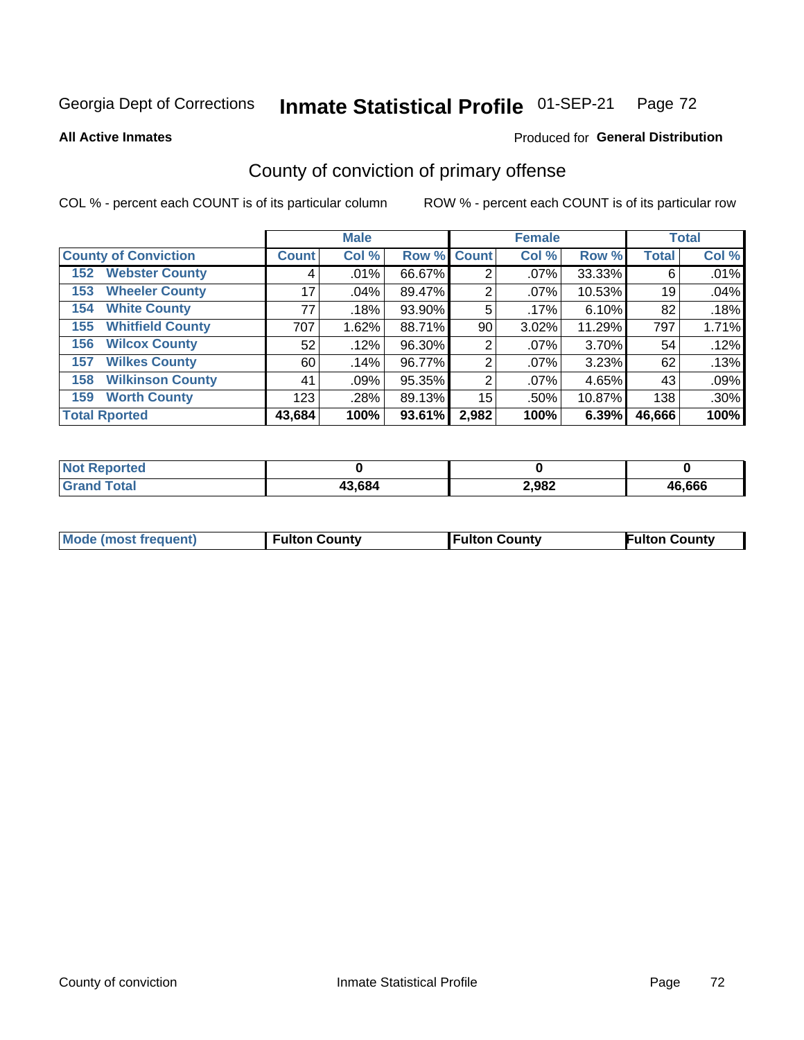Georgia Dept of Corrections **Inmate Statistical Profile** 01-SEP-21 Page 72

**All Active Inmates**

Produced for **General Distribution**

## County of conviction of primary offense

COL % - percent each COUNT is of its particular column

ROW % - percent each COUNT is of its particular row

| County of Conviction | Male | | | Female | | | Total | |
|---|---|---|---|---|---|---|---|---|
| | Count | Col % | Row % | Count | Col % | Row % | Total | Col % |
| 152 Webster County | 4 | .01% | 66.67% | 2 | .07% | 33.33% | 6 | .01% |
| 153 Wheeler County | 17 | .04% | 89.47% | 2 | .07% | 10.53% | 19 | .04% |
| 154 White County | 77 | .18% | 93.90% | 5 | .17% | 6.10% | 82 | .18% |
| 155 Whitfield County | 707 | 1.62% | 88.71% | 90 | 3.02% | 11.29% | 797 | 1.71% |
| 156 Wilcox County | 52 | .12% | 96.30% | 2 | .07% | 3.70% | 54 | .12% |
| 157 Wilkes County | 60 | .14% | 96.77% | 2 | .07% | 3.23% | 62 | .13% |
| 158 Wilkinson County | 41 | .09% | 95.35% | 2 | .07% | 4.65% | 43 | .09% |
| 159 Worth County | 123 | .28% | 89.13% | 15 | .50% | 10.87% | 138 | .30% |
| **Total Rported** | **43,684** | **100%** | **93.61%** | **2,982** | **100%** | **6.39%** | **46,666** | **100%** |

| | Male | Female | Total |
|---|---|---|---|
| Not Reported | **0** | **0** | **0** |
| Grand Total | **43,684** | **2,982** | **46,666** |

| | Male | Female | Total |
|---|---|---|---|
| Mode (most frequent) | **Fulton County** | **Fulton County** | **Fulton County** |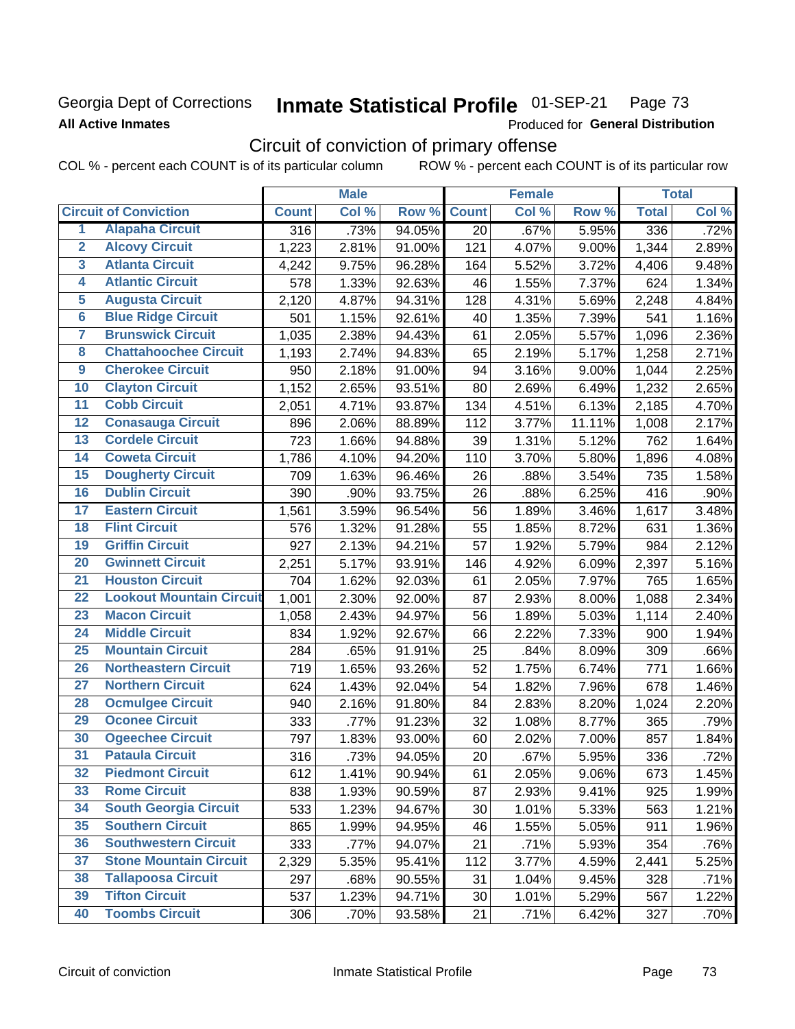Georgia Dept of Corrections **Inmate Statistical Profile** 01-SEP-21

**All Active Inmates** Produced for **General Distribution**

## Circuit of conviction of primary offense

COL % - percent each COUNT is of its particular column ROW % - percent each COUNT is of its particular row

| | | Male | | | Female | | | Total | |
|---|---|---|---|---|---|---|---|---|---|
| | **Circuit of Conviction** | **Count** | **Col %** | **Row %** | **Count** | **Col %** | **Row %** | **Total** | **Col %** |
| 1 | **Alapaha Circuit** | 316 | .73% | 94.05% | 20 | .67% | 5.95% | 336 | .72% |
| 2 | **Alcovy Circuit** | 1,223 | 2.81% | 91.00% | 121 | 4.07% | 9.00% | 1,344 | 2.89% |
| 3 | **Atlanta Circuit** | 4,242 | 9.75% | 96.28% | 164 | 5.52% | 3.72% | 4,406 | 9.48% |
| 4 | **Atlantic Circuit** | 578 | 1.33% | 92.63% | 46 | 1.55% | 7.37% | 624 | 1.34% |
| 5 | **Augusta Circuit** | 2,120 | 4.87% | 94.31% | 128 | 4.31% | 5.69% | 2,248 | 4.84% |
| 6 | **Blue Ridge Circuit** | 501 | 1.15% | 92.61% | 40 | 1.35% | 7.39% | 541 | 1.16% |
| 7 | **Brunswick Circuit** | 1,035 | 2.38% | 94.43% | 61 | 2.05% | 5.57% | 1,096 | 2.36% |
| 8 | **Chattahoochee Circuit** | 1,193 | 2.74% | 94.83% | 65 | 2.19% | 5.17% | 1,258 | 2.71% |
| 9 | **Cherokee Circuit** | 950 | 2.18% | 91.00% | 94 | 3.16% | 9.00% | 1,044 | 2.25% |
| 10 | **Clayton Circuit** | 1,152 | 2.65% | 93.51% | 80 | 2.69% | 6.49% | 1,232 | 2.65% |
| 11 | **Cobb Circuit** | 2,051 | 4.71% | 93.87% | 134 | 4.51% | 6.13% | 2,185 | 4.70% |
| 12 | **Conasauga Circuit** | 896 | 2.06% | 88.89% | 112 | 3.77% | 11.11% | 1,008 | 2.17% |
| 13 | **Cordele Circuit** | 723 | 1.66% | 94.88% | 39 | 1.31% | 5.12% | 762 | 1.64% |
| 14 | **Coweta Circuit** | 1,786 | 4.10% | 94.20% | 110 | 3.70% | 5.80% | 1,896 | 4.08% |
| 15 | **Dougherty Circuit** | 709 | 1.63% | 96.46% | 26 | .88% | 3.54% | 735 | 1.58% |
| 16 | **Dublin Circuit** | 390 | .90% | 93.75% | 26 | .88% | 6.25% | 416 | .90% |
| 17 | **Eastern Circuit** | 1,561 | 3.59% | 96.54% | 56 | 1.89% | 3.46% | 1,617 | 3.48% |
| 18 | **Flint Circuit** | 576 | 1.32% | 91.28% | 55 | 1.85% | 8.72% | 631 | 1.36% |
| 19 | **Griffin Circuit** | 927 | 2.13% | 94.21% | 57 | 1.92% | 5.79% | 984 | 2.12% |
| 20 | **Gwinnett Circuit** | 2,251 | 5.17% | 93.91% | 146 | 4.92% | 6.09% | 2,397 | 5.16% |
| 21 | **Houston Circuit** | 704 | 1.62% | 92.03% | 61 | 2.05% | 7.97% | 765 | 1.65% |
| 22 | **Lookout Mountain Circuit** | 1,001 | 2.30% | 92.00% | 87 | 2.93% | 8.00% | 1,088 | 2.34% |
| 23 | **Macon Circuit** | 1,058 | 2.43% | 94.97% | 56 | 1.89% | 5.03% | 1,114 | 2.40% |
| 24 | **Middle Circuit** | 834 | 1.92% | 92.67% | 66 | 2.22% | 7.33% | 900 | 1.94% |
| 25 | **Mountain Circuit** | 284 | .65% | 91.91% | 25 | .84% | 8.09% | 309 | .66% |
| 26 | **Northeastern Circuit** | 719 | 1.65% | 93.26% | 52 | 1.75% | 6.74% | 771 | 1.66% |
| 27 | **Northern Circuit** | 624 | 1.43% | 92.04% | 54 | 1.82% | 7.96% | 678 | 1.46% |
| 28 | **Ocmulgee Circuit** | 940 | 2.16% | 91.80% | 84 | 2.83% | 8.20% | 1,024 | 2.20% |
| 29 | **Oconee Circuit** | 333 | .77% | 91.23% | 32 | 1.08% | 8.77% | 365 | .79% |
| 30 | **Ogeechee Circuit** | 797 | 1.83% | 93.00% | 60 | 2.02% | 7.00% | 857 | 1.84% |
| 31 | **Pataula Circuit** | 316 | .73% | 94.05% | 20 | .67% | 5.95% | 336 | .72% |
| 32 | **Piedmont Circuit** | 612 | 1.41% | 90.94% | 61 | 2.05% | 9.06% | 673 | 1.45% |
| 33 | **Rome Circuit** | 838 | 1.93% | 90.59% | 87 | 2.93% | 9.41% | 925 | 1.99% |
| 34 | **South Georgia Circuit** | 533 | 1.23% | 94.67% | 30 | 1.01% | 5.33% | 563 | 1.21% |
| 35 | **Southern Circuit** | 865 | 1.99% | 94.95% | 46 | 1.55% | 5.05% | 911 | 1.96% |
| 36 | **Southwestern Circuit** | 333 | .77% | 94.07% | 21 | .71% | 5.93% | 354 | .76% |
| 37 | **Stone Mountain Circuit** | 2,329 | 5.35% | 95.41% | 112 | 3.77% | 4.59% | 2,441 | 5.25% |
| 38 | **Tallapoosa Circuit** | 297 | .68% | 90.55% | 31 | 1.04% | 9.45% | 328 | .71% |
| 39 | **Tifton Circuit** | 537 | 1.23% | 94.71% | 30 | 1.01% | 5.29% | 567 | 1.22% |
| 40 | **Toombs Circuit** | 306 | .70% | 93.58% | 21 | .71% | 6.42% | 327 | .70% |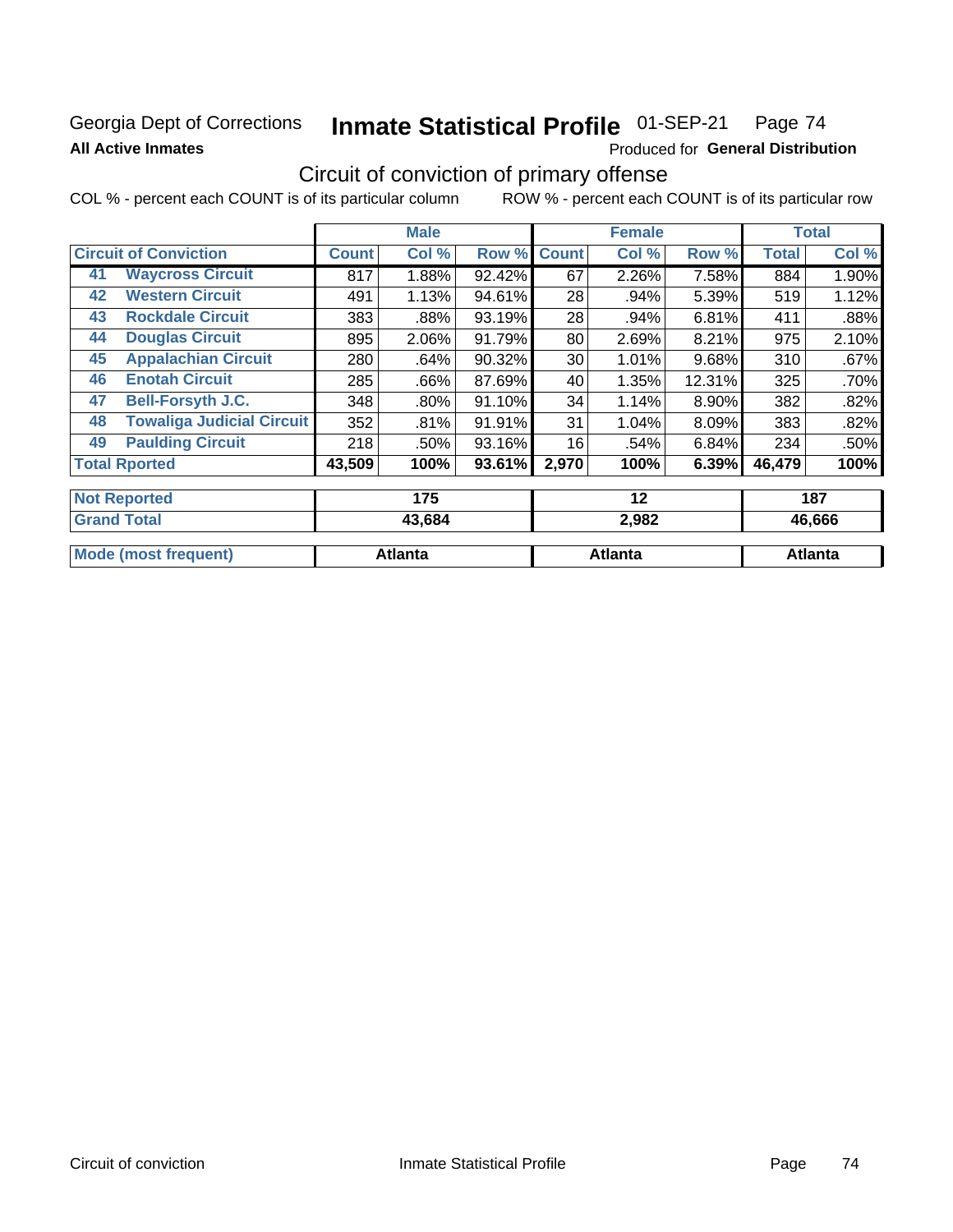Georgia Dept of Corrections **Inmate Statistical Profile** 01-SEP-21 Page 74

**All Active Inmates**

Produced for **General Distribution**

## Circuit of conviction of primary offense

COL % - percent each COUNT is of its particular column ROW % - percent each COUNT is of its particular row

| | | Male | | | Female | | | Total | |
|---|---|---|---|---|---|---|---|---|---|
| **Circuit of Conviction** | | **Count** | **Col %** | **Row %** | **Count** | **Col %** | **Row %** | **Total** | **Col %** |
| 41 | **Waycross Circuit** | 817 | 1.88% | 92.42% | 67 | 2.26% | 7.58% | 884 | 1.90% |
| 42 | **Western Circuit** | 491 | 1.13% | 94.61% | 28 | .94% | 5.39% | 519 | 1.12% |
| 43 | **Rockdale Circuit** | 383 | .88% | 93.19% | 28 | .94% | 6.81% | 411 | .88% |
| 44 | **Douglas Circuit** | 895 | 2.06% | 91.79% | 80 | 2.69% | 8.21% | 975 | 2.10% |
| 45 | **Appalachian Circuit** | 280 | .64% | 90.32% | 30 | 1.01% | 9.68% | 310 | .67% |
| 46 | **Enotah Circuit** | 285 | .66% | 87.69% | 40 | 1.35% | 12.31% | 325 | .70% |
| 47 | **Bell-Forsyth J.C.** | 348 | .80% | 91.10% | 34 | 1.14% | 8.90% | 382 | .82% |
| 48 | **Towaliga Judicial Circuit** | 352 | .81% | 91.91% | 31 | 1.04% | 8.09% | 383 | .82% |
| 49 | **Paulding Circuit** | 218 | .50% | 93.16% | 16 | .54% | 6.84% | 234 | .50% |
| **Total Rported** | | **43,509** | **100%** | **93.61%** | **2,970** | **100%** | **6.39%** | **46,479** | **100%** |
| **Not Reported** | | **175** | | | **12** | | | **187** | |
| **Grand Total** | | **43,684** | | | **2,982** | | | **46,666** | |
| **Mode (most frequent)** | | **Atlanta** | | | **Atlanta** | | | **Atlanta** | |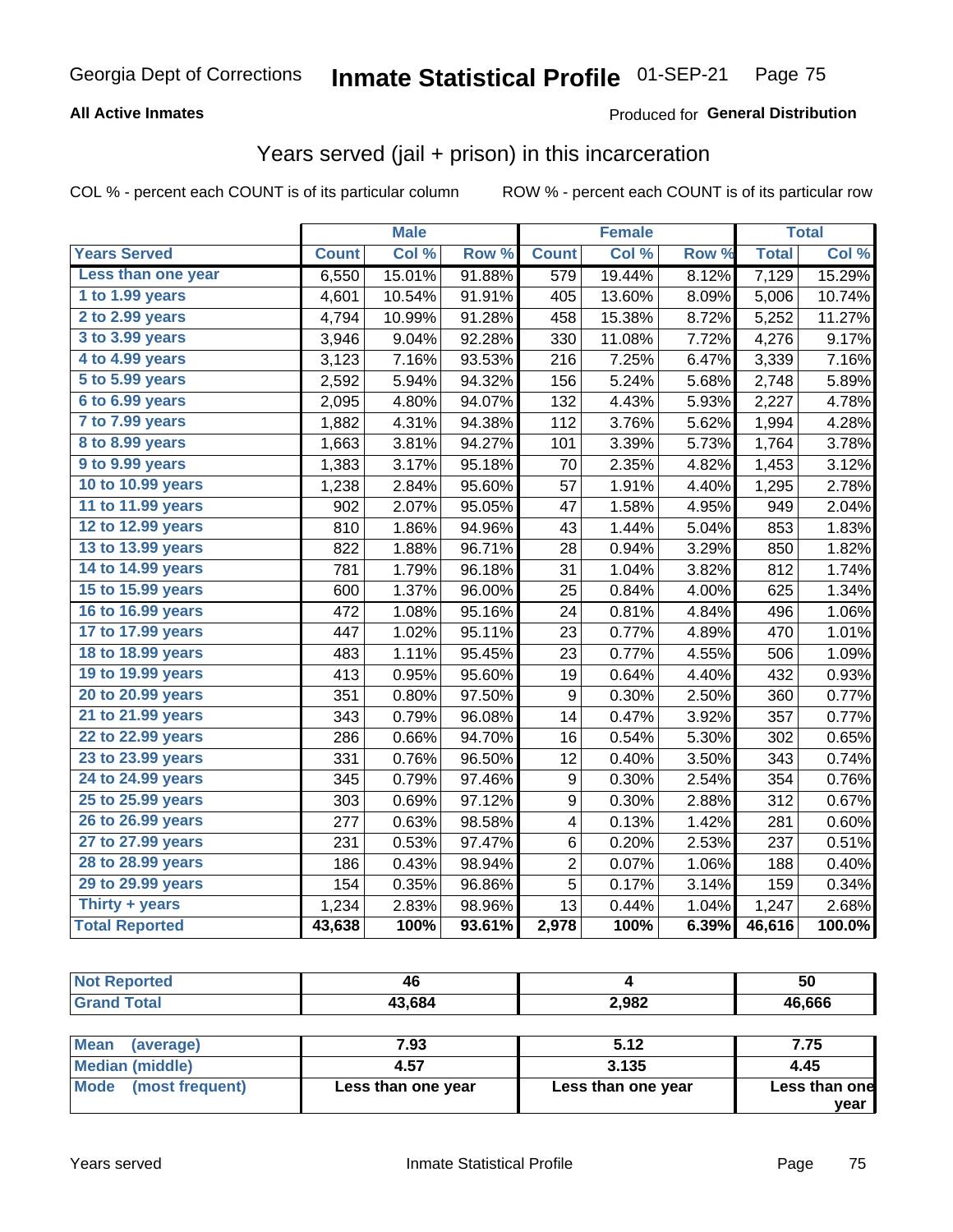Georgia Dept of Corrections **Inmate Statistical Profile** 01-SEP-21

**All Active Inmates**

Produced for **General Distribution**

## Years served (jail + prison) in this incarceration

COL % - percent each COUNT is of its particular column ROW % - percent each COUNT is of its particular row

| Years Served | Male | | | Female | | | Total | |
|---|---|---|---|---|---|---|---|---|
| | Count | Col % | Row % | Count | Col % | Row % | Total | Col % |
| Less than one year | 6,550 | 15.01% | 91.88% | 579 | 19.44% | 8.12% | 7,129 | 15.29% |
| 1 to 1.99 years | 4,601 | 10.54% | 91.91% | 405 | 13.60% | 8.09% | 5,006 | 10.74% |
| 2 to 2.99 years | 4,794 | 10.99% | 91.28% | 458 | 15.38% | 8.72% | 5,252 | 11.27% |
| 3 to 3.99 years | 3,946 | 9.04% | 92.28% | 330 | 11.08% | 7.72% | 4,276 | 9.17% |
| 4 to 4.99 years | 3,123 | 7.16% | 93.53% | 216 | 7.25% | 6.47% | 3,339 | 7.16% |
| 5 to 5.99 years | 2,592 | 5.94% | 94.32% | 156 | 5.24% | 5.68% | 2,748 | 5.89% |
| 6 to 6.99 years | 2,095 | 4.80% | 94.07% | 132 | 4.43% | 5.93% | 2,227 | 4.78% |
| 7 to 7.99 years | 1,882 | 4.31% | 94.38% | 112 | 3.76% | 5.62% | 1,994 | 4.28% |
| 8 to 8.99 years | 1,663 | 3.81% | 94.27% | 101 | 3.39% | 5.73% | 1,764 | 3.78% |
| 9 to 9.99 years | 1,383 | 3.17% | 95.18% | 70 | 2.35% | 4.82% | 1,453 | 3.12% |
| 10 to 10.99 years | 1,238 | 2.84% | 95.60% | 57 | 1.91% | 4.40% | 1,295 | 2.78% |
| 11 to 11.99 years | 902 | 2.07% | 95.05% | 47 | 1.58% | 4.95% | 949 | 2.04% |
| 12 to 12.99 years | 810 | 1.86% | 94.96% | 43 | 1.44% | 5.04% | 853 | 1.83% |
| 13 to 13.99 years | 822 | 1.88% | 96.71% | 28 | 0.94% | 3.29% | 850 | 1.82% |
| 14 to 14.99 years | 781 | 1.79% | 96.18% | 31 | 1.04% | 3.82% | 812 | 1.74% |
| 15 to 15.99 years | 600 | 1.37% | 96.00% | 25 | 0.84% | 4.00% | 625 | 1.34% |
| 16 to 16.99 years | 472 | 1.08% | 95.16% | 24 | 0.81% | 4.84% | 496 | 1.06% |
| 17 to 17.99 years | 447 | 1.02% | 95.11% | 23 | 0.77% | 4.89% | 470 | 1.01% |
| 18 to 18.99 years | 483 | 1.11% | 95.45% | 23 | 0.77% | 4.55% | 506 | 1.09% |
| 19 to 19.99 years | 413 | 0.95% | 95.60% | 19 | 0.64% | 4.40% | 432 | 0.93% |
| 20 to 20.99 years | 351 | 0.80% | 97.50% | 9 | 0.30% | 2.50% | 360 | 0.77% |
| 21 to 21.99 years | 343 | 0.79% | 96.08% | 14 | 0.47% | 3.92% | 357 | 0.77% |
| 22 to 22.99 years | 286 | 0.66% | 94.70% | 16 | 0.54% | 5.30% | 302 | 0.65% |
| 23 to 23.99 years | 331 | 0.76% | 96.50% | 12 | 0.40% | 3.50% | 343 | 0.74% |
| 24 to 24.99 years | 345 | 0.79% | 97.46% | 9 | 0.30% | 2.54% | 354 | 0.76% |
| 25 to 25.99 years | 303 | 0.69% | 97.12% | 9 | 0.30% | 2.88% | 312 | 0.67% |
| 26 to 26.99 years | 277 | 0.63% | 98.58% | 4 | 0.13% | 1.42% | 281 | 0.60% |
| 27 to 27.99 years | 231 | 0.53% | 97.47% | 6 | 0.20% | 2.53% | 237 | 0.51% |
| 28 to 28.99 years | 186 | 0.43% | 98.94% | 2 | 0.07% | 1.06% | 188 | 0.40% |
| 29 to 29.99 years | 154 | 0.35% | 96.86% | 5 | 0.17% | 3.14% | 159 | 0.34% |
| Thirty + years | 1,234 | 2.83% | 98.96% | 13 | 0.44% | 1.04% | 1,247 | 2.68% |
| **Total Reported** | **43,638** | **100%** | **93.61%** | **2,978** | **100%** | **6.39%** | **46,616** | **100.0%** |

| | Male | Female | Total |
|---|---|---|---|
| Not Reported | 46 | 4 | 50 |
| Grand Total | 43,684 | 2,982 | 46,666 |

| | Male | Female | Total |
|---|---|---|---|
| Mean (average) | 7.93 | 5.12 | 7.75 |
| Median (middle) | 4.57 | 3.135 | 4.45 |
| Mode (most frequent) | Less than one year | Less than one year | Less than one year |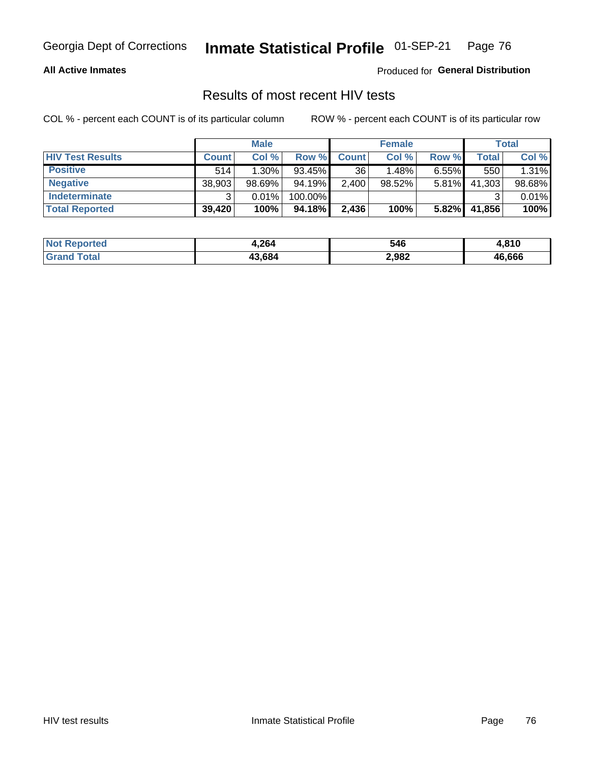**All Active Inmates**

Produced for **General Distribution**

## Results of most recent HIV tests

COL % - percent each COUNT is of its particular column

ROW % - percent each COUNT is of its particular row

| | Male | | | Female | | | Total | |
|---|---|---|---|---|---|---|---|---|
| **HIV Test Results** | **Count** | **Col %** | **Row %** | **Count** | **Col %** | **Row %** | **Total** | **Col %** |
| **Positive** | 514 | 1.30% | 93.45% | 36 | 1.48% | 6.55% | 550 | 1.31% |
| **Negative** | 38,903 | 98.69% | 94.19% | 2,400 | 98.52% | 5.81% | 41,303 | 98.68% |
| **Indeterminate** | 3 | 0.01% | 100.00% | | | | 3 | 0.01% |
| **Total Reported** | **39,420** | **100%** | **94.18%** | **2,436** | **100%** | **5.82%** | **41,856** | **100%** |

| | Male | Female | Total |
|---|---|---|---|
| **Not Reported** | **4,264** | **546** | **4,810** |
| **Grand Total** | **43,684** | **2,982** | **46,666** |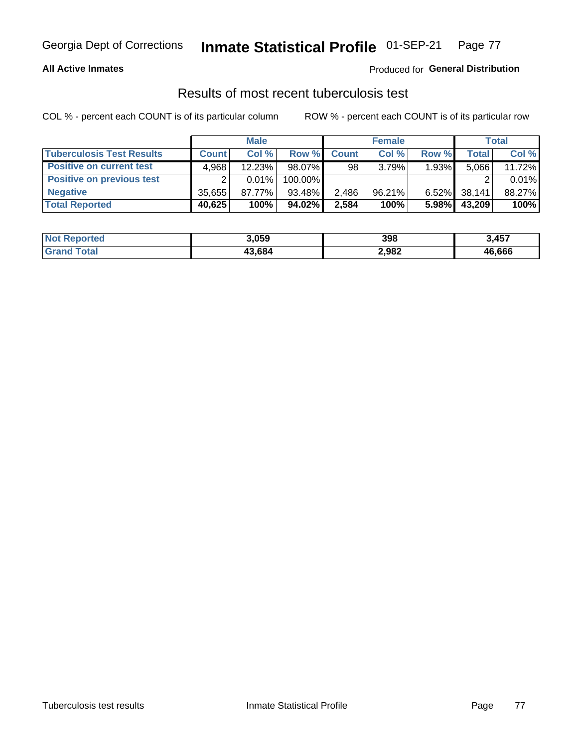Georgia Dept of Corrections **Inmate Statistical Profile** 01-SEP-21

**All Active Inmates**

Produced for **General Distribution**

## Results of most recent tuberculosis test

COL % - percent each COUNT is of its particular column        ROW % - percent each COUNT is of its particular row

| | Male | | | Female | | | Total | |
|---|---|---|---|---|---|---|---|---|
| **Tuberculosis Test Results** | **Count** | **Col %** | **Row %** | **Count** | **Col %** | **Row %** | **Total** | **Col %** |
| **Positive on current test** | 4,968 | 12.23% | 98.07% | 98 | 3.79% | 1.93% | 5,066 | 11.72% |
| **Positive on previous test** | 2 | 0.01% | 100.00% | | | | 2 | 0.01% |
| **Negative** | 35,655 | 87.77% | 93.48% | 2,486 | 96.21% | 6.52% | 38,141 | 88.27% |
| **Total Reported** | **40,625** | **100%** | **94.02%** | **2,584** | **100%** | **5.98%** | **43,209** | **100%** |

| | Male | Female | Total |
|---|---|---|---|
| **Not Reported** | **3,059** | **398** | **3,457** |
| **Grand Total** | **43,684** | **2,982** | **46,666** |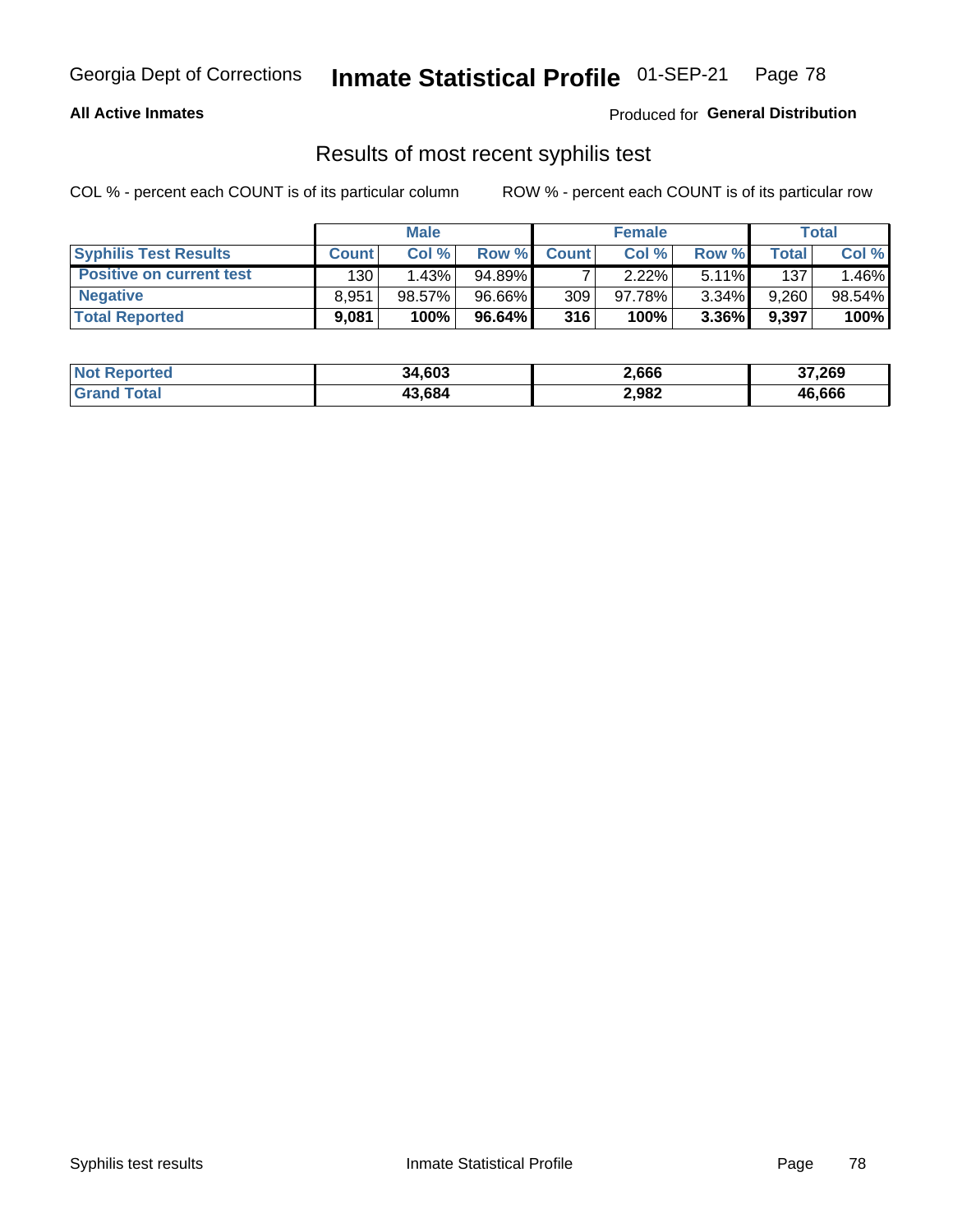Georgia Dept of Corrections **Inmate Statistical Profile** 01-SEP-21

**All Active Inmates**

Produced for **General Distribution**

## Results of most recent syphilis test

COL % - percent each COUNT is of its particular column        ROW % - percent each COUNT is of its particular row

| | Male | | | Female | | | Total | |
|---|---|---|---|---|---|---|---|---|
| **Syphilis Test Results** | **Count** | **Col %** | **Row %** | **Count** | **Col %** | **Row %** | **Total** | **Col %** |
| **Positive on current test** | 130 | 1.43% | 94.89% | 7 | 2.22% | 5.11% | 137 | 1.46% |
| **Negative** | 8,951 | 98.57% | 96.66% | 309 | 97.78% | 3.34% | 9,260 | 98.54% |
| **Total Reported** | **9,081** | **100%** | **96.64%** | **316** | **100%** | **3.36%** | **9,397** | **100%** |

| | Male | Female | Total |
|---|---|---|---|
| **Not Reported** | **34,603** | **2,666** | **37,269** |
| **Grand Total** | **43,684** | **2,982** | **46,666** |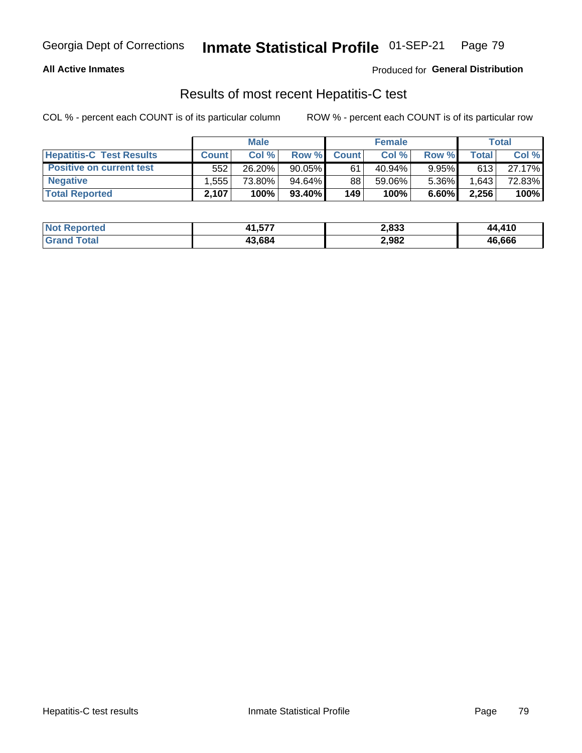Georgia Dept of Corrections **Inmate Statistical Profile** 01-SEP-21

**All Active Inmates**

Produced for **General Distribution**

## Results of most recent Hepatitis-C test

COL % - percent each COUNT is of its particular column

ROW % - percent each COUNT is of its particular row

| | Male | | | Female | | | Total | |
|---|---|---|---|---|---|---|---|---|
| **Hepatitis-C Test Results** | **Count** | **Col %** | **Row %** | **Count** | **Col %** | **Row %** | **Total** | **Col %** |
| **Positive on current test** | 552 | 26.20% | 90.05% | 61 | 40.94% | 9.95% | 613 | 27.17% |
| **Negative** | 1,555 | 73.80% | 94.64% | 88 | 59.06% | 5.36% | 1,643 | 72.83% |
| **Total Reported** | **2,107** | **100%** | **93.40%** | **149** | **100%** | **6.60%** | **2,256** | **100%** |

| | Male | Female | Total |
|---|---|---|---|
| **Not Reported** | **41,577** | **2,833** | **44,410** |
| **Grand Total** | **43,684** | **2,982** | **46,666** |